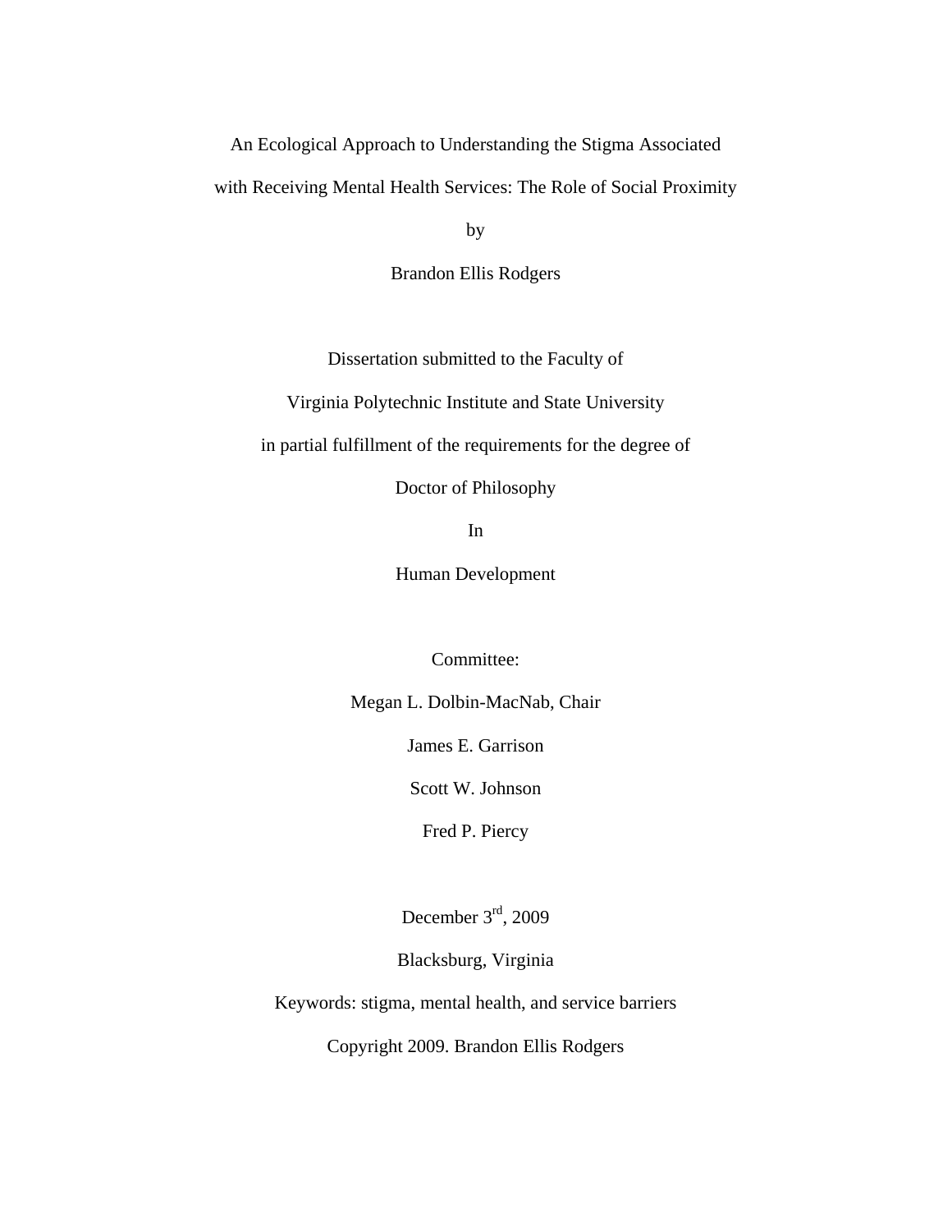# An Ecological Approach to Understanding the Stigma Associated with Receiving Mental Health Services: The Role of Social Proximity

by

Brandon Ellis Rodgers

Dissertation submitted to the Faculty of

Virginia Polytechnic Institute and State University

in partial fulfillment of the requirements for the degree of

Doctor of Philosophy

In

Human Development

Committee:

Megan L. Dolbin-MacNab, Chair

James E. Garrison

Scott W. Johnson

Fred P. Piercy

December 3rd, 2009

Blacksburg, Virginia

Keywords: stigma, mental health, and service barriers

Copyright 2009. Brandon Ellis Rodgers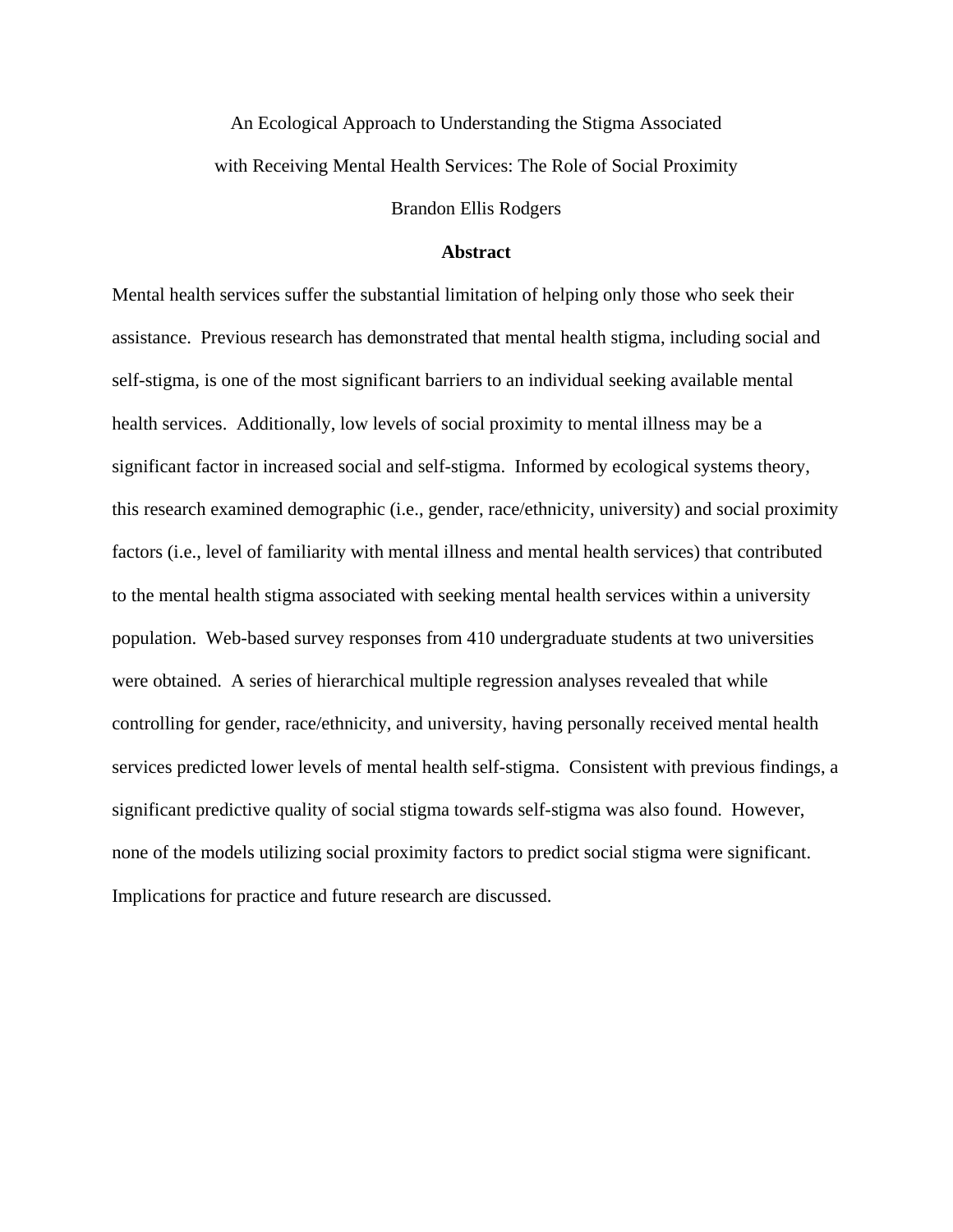An Ecological Approach to Understanding the Stigma Associated with Receiving Mental Health Services: The Role of Social Proximity

Brandon Ellis Rodgers

## Abstract

Mental health services suffer the substantial limitation of helping only those who seek their assistance. Previous research has demonstrated that mental health stigma, including social and self-stigma, is one of the most significant barriers to an individual seeking available mental health services. Additionally, low levels of social proximity to mental illness may be a significant factor in increased social and self-stigma. Informed by ecological systems theory, this research examined demographic (i.e., gender, race/ethnicity, university) and social proximity factors (i.e., level of familiarity with mental illness and mental health services) that contributed to the mental health stigma associated with seeking mental health services within a university population. Web-based survey responses from 410 undergraduate students at two universities were obtained. A series of hierarchical multiple regression analyses revealed that while controlling for gender, race/ethnicity, and university, having personally received mental health services predicted lower levels of mental health self-stigma. Consistent with previous findings, a significant predictive quality of social stigma towards self-stigma was also found. However, none of the models utilizing social proximity factors to predict social stigma were significant. Implications for practice and future research are discussed.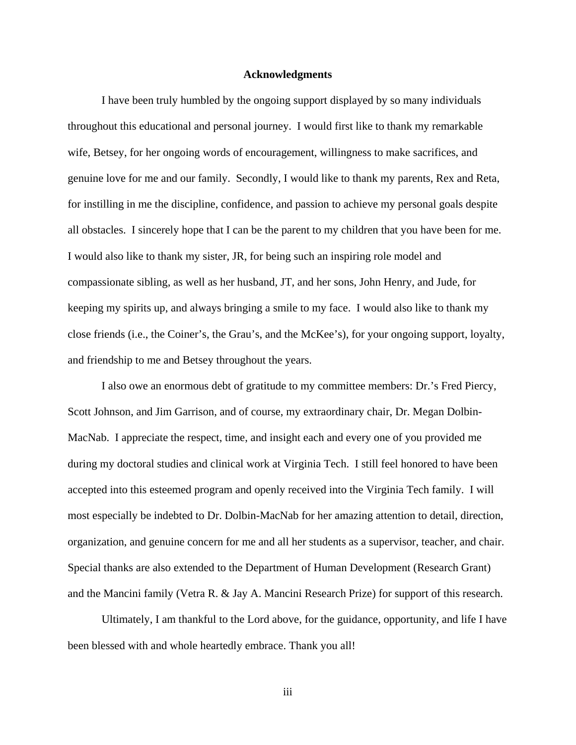# Acknowledgments

I have been truly humbled by the ongoing support displayed by so many individuals throughout this educational and personal journey. I would first like to thank my remarkable wife, Betsey, for her ongoing words of encouragement, willingness to make sacrifices, and genuine love for me and our family. Secondly, I would like to thank my parents, Rex and Reta, for instilling in me the discipline, confidence, and passion to achieve my personal goals despite all obstacles. I sincerely hope that I can be the parent to my children that you have been for me. I would also like to thank my sister, JR, for being such an inspiring role model and compassionate sibling, as well as her husband, JT, and her sons, John Henry, and Jude, for keeping my spirits up, and always bringing a smile to my face. I would also like to thank my close friends (i.e., the Coiner's, the Grau's, and the McKee's), for your ongoing support, loyalty, and friendship to me and Betsey throughout the years.

I also owe an enormous debt of gratitude to my committee members: Dr.'s Fred Piercy, Scott Johnson, and Jim Garrison, and of course, my extraordinary chair, Dr. Megan Dolbin-MacNab. I appreciate the respect, time, and insight each and every one of you provided me during my doctoral studies and clinical work at Virginia Tech. I still feel honored to have been accepted into this esteemed program and openly received into the Virginia Tech family. I will most especially be indebted to Dr. Dolbin-MacNab for her amazing attention to detail, direction, organization, and genuine concern for me and all her students as a supervisor, teacher, and chair. Special thanks are also extended to the Department of Human Development (Research Grant) and the Mancini family (Vetra R. & Jay A. Mancini Research Prize) for support of this research.

Ultimately, I am thankful to the Lord above, for the guidance, opportunity, and life I have been blessed with and whole heartedly embrace. Thank you all!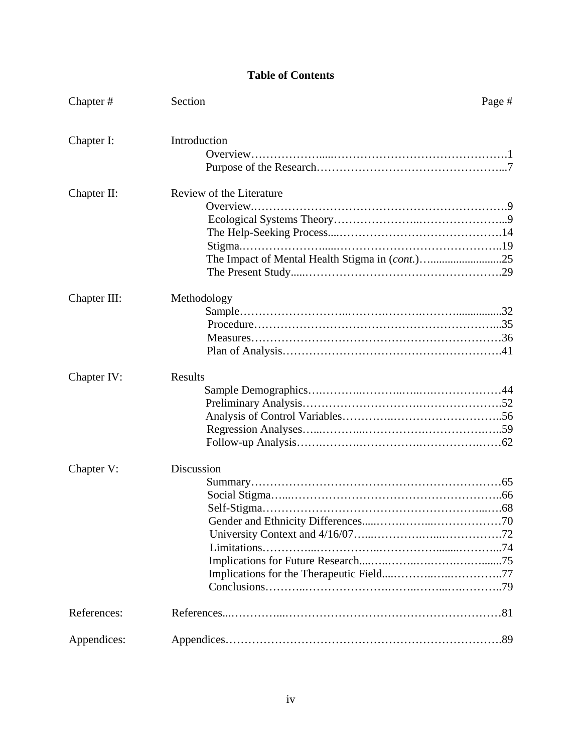**Table of Contents**

| Chapter # | Section | Page # |
|---|---|---|
| Chapter I: | Introduction | |
| | Overview | 1 |
| | Purpose of the Research | 7 |
| Chapter II: | Review of the Literature | |
| | Overview | 9 |
| | Ecological Systems Theory | 9 |
| | The Help-Seeking Process | 14 |
| | Stigma | 19 |
| | The Impact of Mental Health Stigma in (*cont.*) | 25 |
| | The Present Study | 29 |
| Chapter III: | Methodology | |
| | Sample | 32 |
| | Procedure | 35 |
| | Measures | 36 |
| | Plan of Analysis | 41 |
| Chapter IV: | Results | |
| | Sample Demographics | 44 |
| | Preliminary Analysis | 52 |
| | Analysis of Control Variables | 56 |
| | Regression Analyses | 59 |
| | Follow-up Analysis | 62 |
| Chapter V: | Discussion | |
| | Summary | 65 |
| | Social Stigma | 66 |
| | Self-Stigma | 68 |
| | Gender and Ethnicity Differences | 70 |
| | University Context and 4/16/07 | 72 |
| | Limitations | 74 |
| | Implications for Future Research | 75 |
| | Implications for the Therapeutic Field | 77 |
| | Conclusions | 79 |
| References: | References | 81 |
| Appendices: | Appendices | 89 |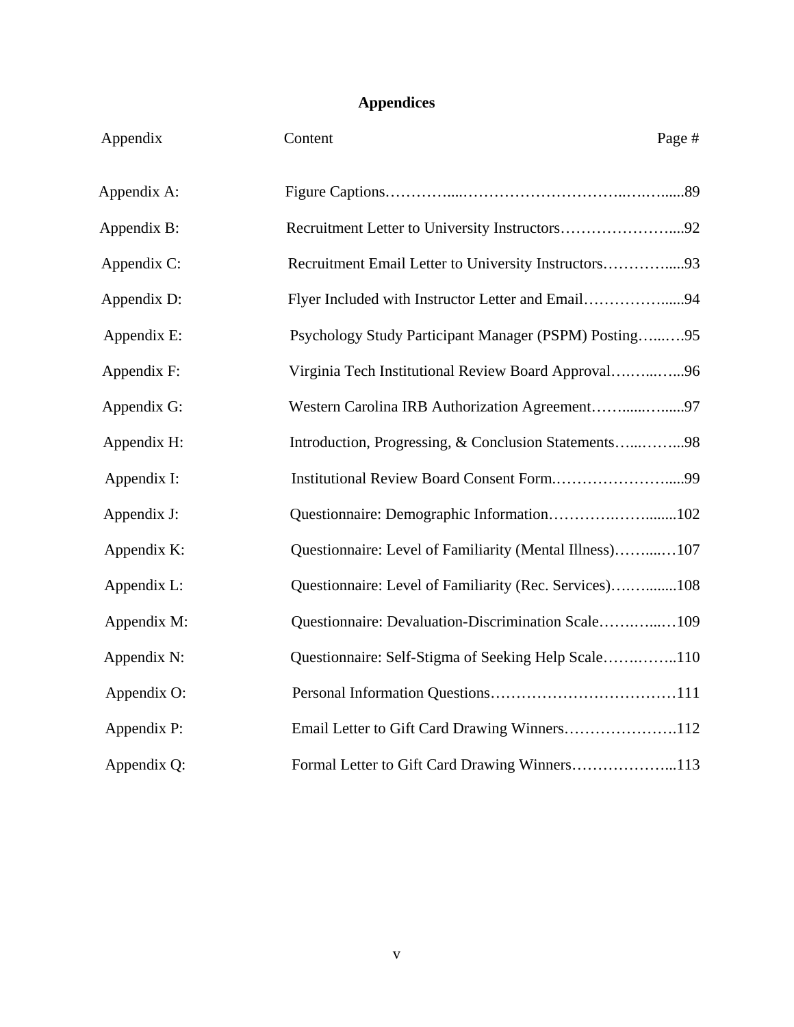# Appendices

| Appendix | Content | Page # |
|---|---|---|
| Appendix A: | Figure Captions | 89 |
| Appendix B: | Recruitment Letter to University Instructors | 92 |
| Appendix C: | Recruitment Email Letter to University Instructors | 93 |
| Appendix D: | Flyer Included with Instructor Letter and Email | 94 |
| Appendix E: | Psychology Study Participant Manager (PSPM) Posting | 95 |
| Appendix F: | Virginia Tech Institutional Review Board Approval | 96 |
| Appendix G: | Western Carolina IRB Authorization Agreement | 97 |
| Appendix H: | Introduction, Progressing, & Conclusion Statements | 98 |
| Appendix I: | Institutional Review Board Consent Form. | 99 |
| Appendix J: | Questionnaire: Demographic Information | 102 |
| Appendix K: | Questionnaire: Level of Familiarity (Mental Illness) | 107 |
| Appendix L: | Questionnaire: Level of Familiarity (Rec. Services) | 108 |
| Appendix M: | Questionnaire: Devaluation-Discrimination Scale | 109 |
| Appendix N: | Questionnaire: Self-Stigma of Seeking Help Scale | 110 |
| Appendix O: | Personal Information Questions | 111 |
| Appendix P: | Email Letter to Gift Card Drawing Winners | 112 |
| Appendix Q: | Formal Letter to Gift Card Drawing Winners | 113 |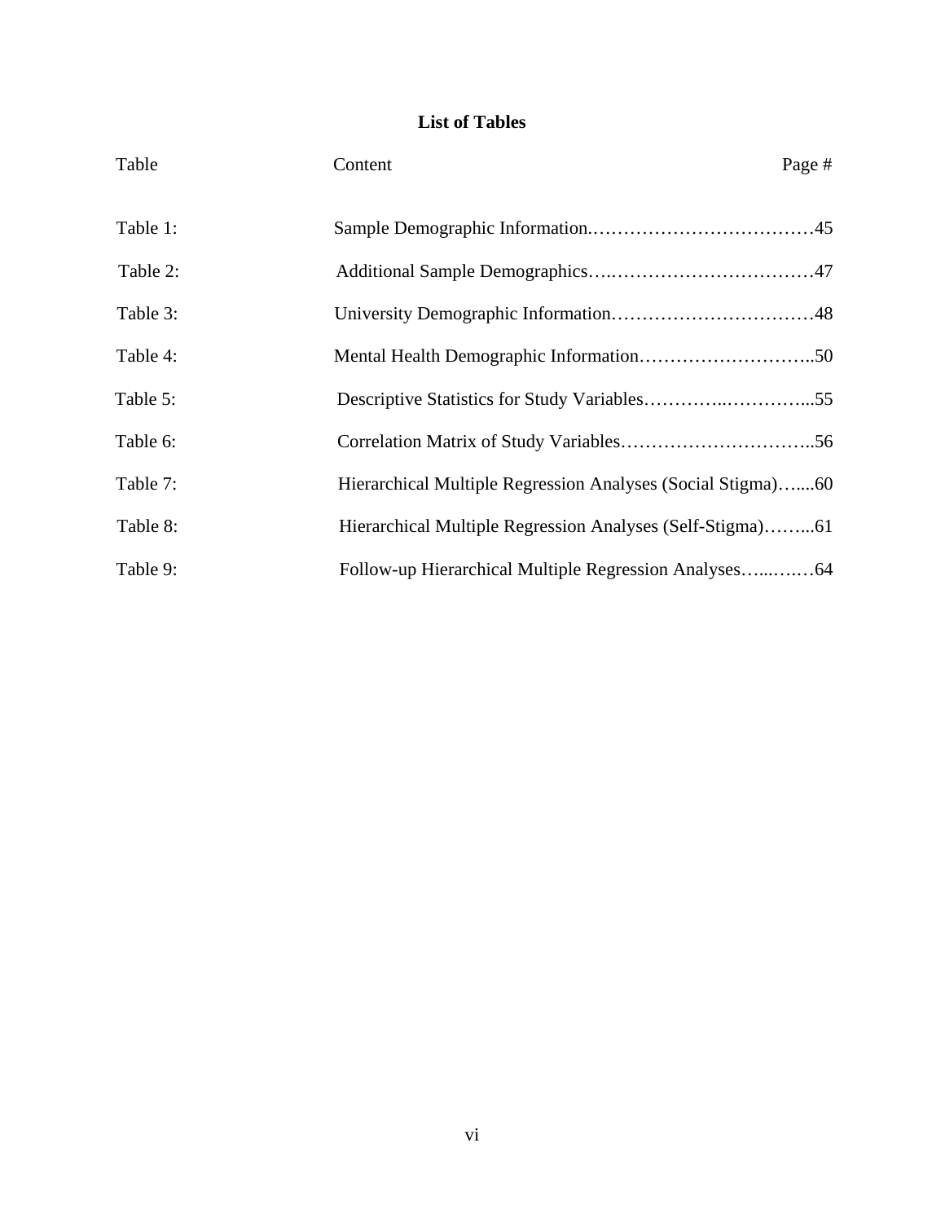# List of Tables

| Table | Content | Page # |
|---|---|---|
| Table 1: | Sample Demographic Information | 45 |
| Table 2: | Additional Sample Demographics | 47 |
| Table 3: | University Demographic Information | 48 |
| Table 4: | Mental Health Demographic Information | 50 |
| Table 5: | Descriptive Statistics for Study Variables | 55 |
| Table 6: | Correlation Matrix of Study Variables | 56 |
| Table 7: | Hierarchical Multiple Regression Analyses (Social Stigma) | 60 |
| Table 8: | Hierarchical Multiple Regression Analyses (Self-Stigma) | 61 |
| Table 9: | Follow-up Hierarchical Multiple Regression Analyses | 64 |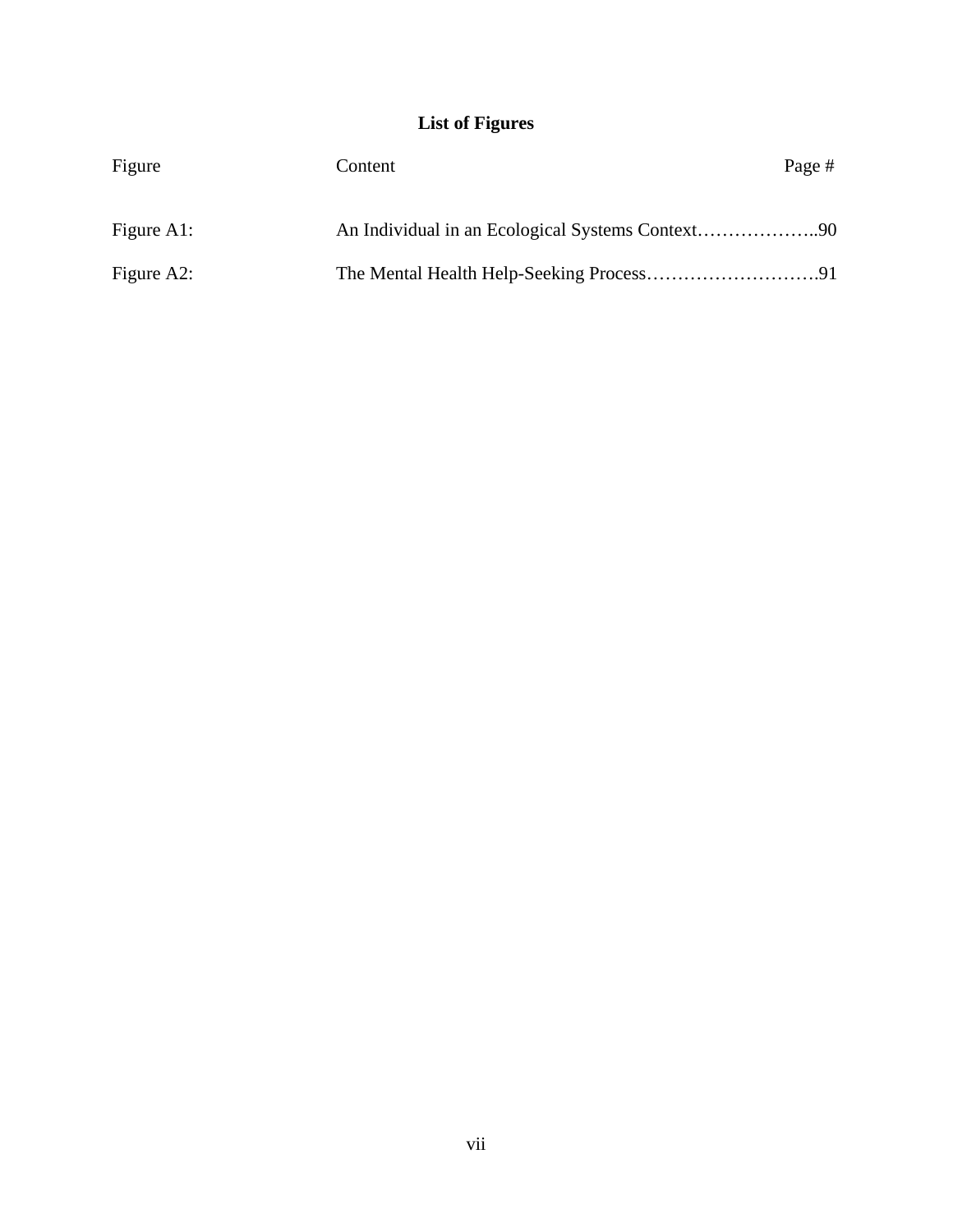# List of Figures

| Figure | Content | Page # |
|---|---|---|
| Figure A1: | An Individual in an Ecological Systems Context | 90 |
| Figure A2: | The Mental Health Help-Seeking Process | 91 |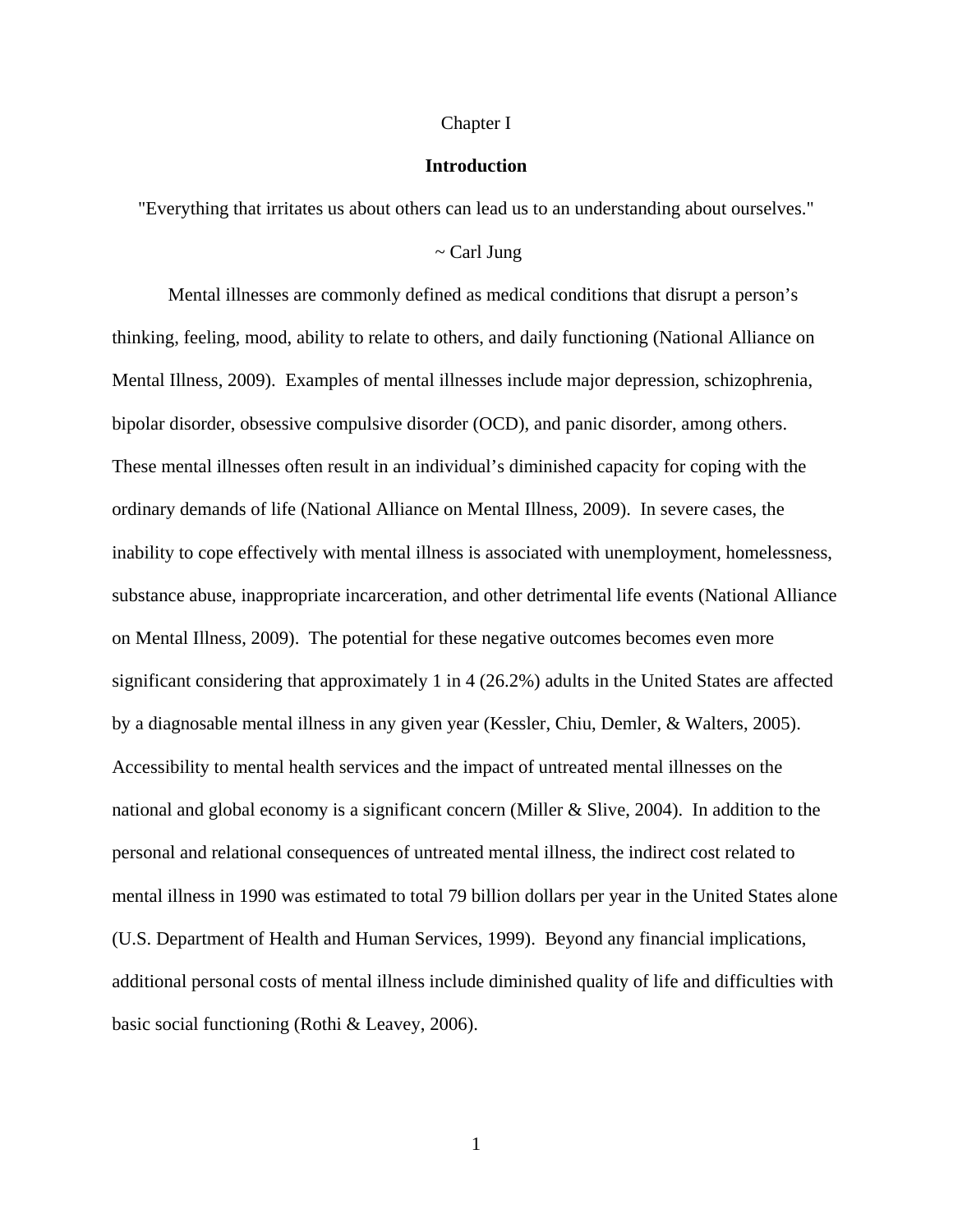# Chapter I

## Introduction

"Everything that irritates us about others can lead us to an understanding about ourselves."

~ Carl Jung

Mental illnesses are commonly defined as medical conditions that disrupt a person's thinking, feeling, mood, ability to relate to others, and daily functioning (National Alliance on Mental Illness, 2009). Examples of mental illnesses include major depression, schizophrenia, bipolar disorder, obsessive compulsive disorder (OCD), and panic disorder, among others. These mental illnesses often result in an individual's diminished capacity for coping with the ordinary demands of life (National Alliance on Mental Illness, 2009). In severe cases, the inability to cope effectively with mental illness is associated with unemployment, homelessness, substance abuse, inappropriate incarceration, and other detrimental life events (National Alliance on Mental Illness, 2009). The potential for these negative outcomes becomes even more significant considering that approximately 1 in 4 (26.2%) adults in the United States are affected by a diagnosable mental illness in any given year (Kessler, Chiu, Demler, & Walters, 2005). Accessibility to mental health services and the impact of untreated mental illnesses on the national and global economy is a significant concern (Miller & Slive, 2004). In addition to the personal and relational consequences of untreated mental illness, the indirect cost related to mental illness in 1990 was estimated to total 79 billion dollars per year in the United States alone (U.S. Department of Health and Human Services, 1999). Beyond any financial implications, additional personal costs of mental illness include diminished quality of life and difficulties with basic social functioning (Rothi & Leavey, 2006).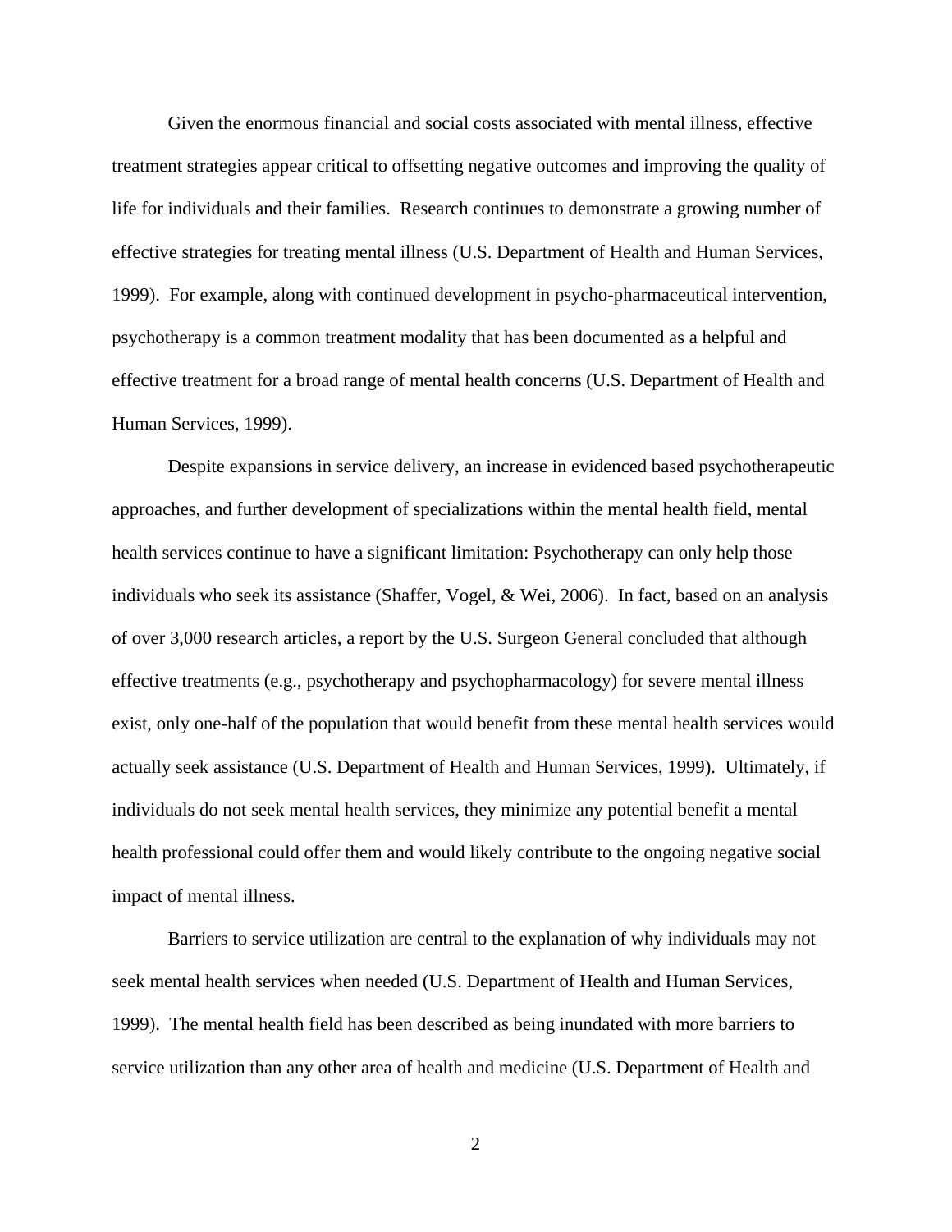Given the enormous financial and social costs associated with mental illness, effective treatment strategies appear critical to offsetting negative outcomes and improving the quality of life for individuals and their families. Research continues to demonstrate a growing number of effective strategies for treating mental illness (U.S. Department of Health and Human Services, 1999). For example, along with continued development in psycho-pharmaceutical intervention, psychotherapy is a common treatment modality that has been documented as a helpful and effective treatment for a broad range of mental health concerns (U.S. Department of Health and Human Services, 1999).

Despite expansions in service delivery, an increase in evidenced based psychotherapeutic approaches, and further development of specializations within the mental health field, mental health services continue to have a significant limitation: Psychotherapy can only help those individuals who seek its assistance (Shaffer, Vogel, & Wei, 2006). In fact, based on an analysis of over 3,000 research articles, a report by the U.S. Surgeon General concluded that although effective treatments (e.g., psychotherapy and psychopharmacology) for severe mental illness exist, only one-half of the population that would benefit from these mental health services would actually seek assistance (U.S. Department of Health and Human Services, 1999). Ultimately, if individuals do not seek mental health services, they minimize any potential benefit a mental health professional could offer them and would likely contribute to the ongoing negative social impact of mental illness.

Barriers to service utilization are central to the explanation of why individuals may not seek mental health services when needed (U.S. Department of Health and Human Services, 1999). The mental health field has been described as being inundated with more barriers to service utilization than any other area of health and medicine (U.S. Department of Health and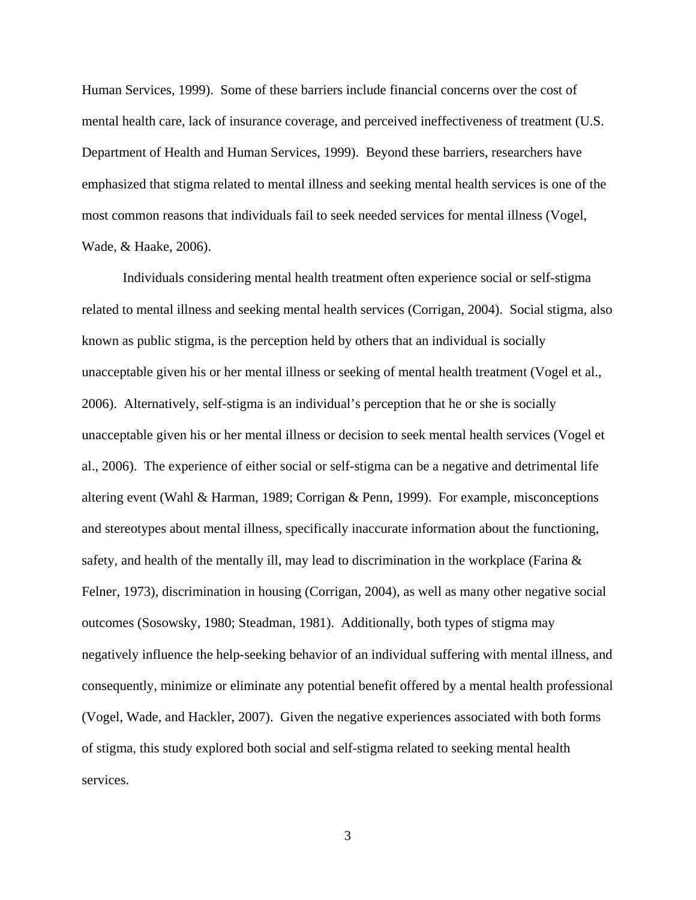Human Services, 1999). Some of these barriers include financial concerns over the cost of mental health care, lack of insurance coverage, and perceived ineffectiveness of treatment (U.S. Department of Health and Human Services, 1999). Beyond these barriers, researchers have emphasized that stigma related to mental illness and seeking mental health services is one of the most common reasons that individuals fail to seek needed services for mental illness (Vogel, Wade, & Haake, 2006).

Individuals considering mental health treatment often experience social or self-stigma related to mental illness and seeking mental health services (Corrigan, 2004). Social stigma, also known as public stigma, is the perception held by others that an individual is socially unacceptable given his or her mental illness or seeking of mental health treatment (Vogel et al., 2006). Alternatively, self-stigma is an individual's perception that he or she is socially unacceptable given his or her mental illness or decision to seek mental health services (Vogel et al., 2006). The experience of either social or self-stigma can be a negative and detrimental life altering event (Wahl & Harman, 1989; Corrigan & Penn, 1999). For example, misconceptions and stereotypes about mental illness, specifically inaccurate information about the functioning, safety, and health of the mentally ill, may lead to discrimination in the workplace (Farina & Felner, 1973), discrimination in housing (Corrigan, 2004), as well as many other negative social outcomes (Sosowsky, 1980; Steadman, 1981). Additionally, both types of stigma may negatively influence the help-seeking behavior of an individual suffering with mental illness, and consequently, minimize or eliminate any potential benefit offered by a mental health professional (Vogel, Wade, and Hackler, 2007). Given the negative experiences associated with both forms of stigma, this study explored both social and self-stigma related to seeking mental health services.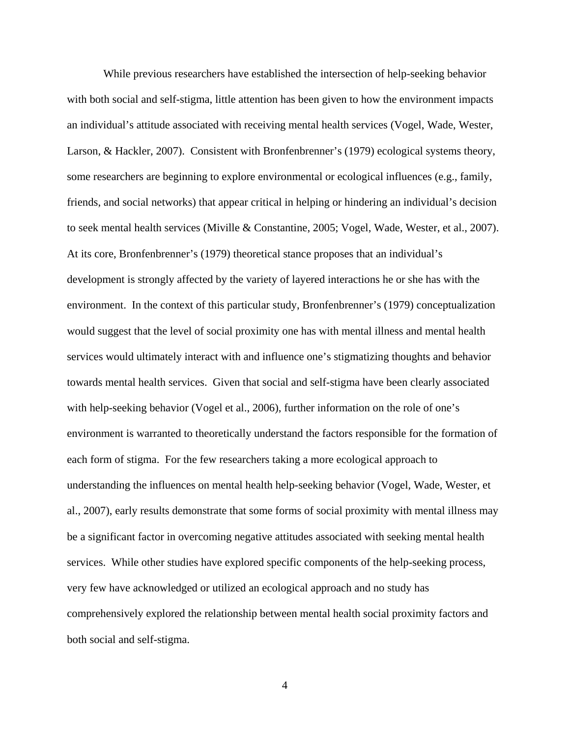While previous researchers have established the intersection of help-seeking behavior with both social and self-stigma, little attention has been given to how the environment impacts an individual's attitude associated with receiving mental health services (Vogel, Wade, Wester, Larson, & Hackler, 2007). Consistent with Bronfenbrenner's (1979) ecological systems theory, some researchers are beginning to explore environmental or ecological influences (e.g., family, friends, and social networks) that appear critical in helping or hindering an individual's decision to seek mental health services (Miville & Constantine, 2005; Vogel, Wade, Wester, et al., 2007). At its core, Bronfenbrenner's (1979) theoretical stance proposes that an individual's development is strongly affected by the variety of layered interactions he or she has with the environment. In the context of this particular study, Bronfenbrenner's (1979) conceptualization would suggest that the level of social proximity one has with mental illness and mental health services would ultimately interact with and influence one's stigmatizing thoughts and behavior towards mental health services. Given that social and self-stigma have been clearly associated with help-seeking behavior (Vogel et al., 2006), further information on the role of one's environment is warranted to theoretically understand the factors responsible for the formation of each form of stigma. For the few researchers taking a more ecological approach to understanding the influences on mental health help-seeking behavior (Vogel, Wade, Wester, et al., 2007), early results demonstrate that some forms of social proximity with mental illness may be a significant factor in overcoming negative attitudes associated with seeking mental health services. While other studies have explored specific components of the help-seeking process, very few have acknowledged or utilized an ecological approach and no study has comprehensively explored the relationship between mental health social proximity factors and both social and self-stigma.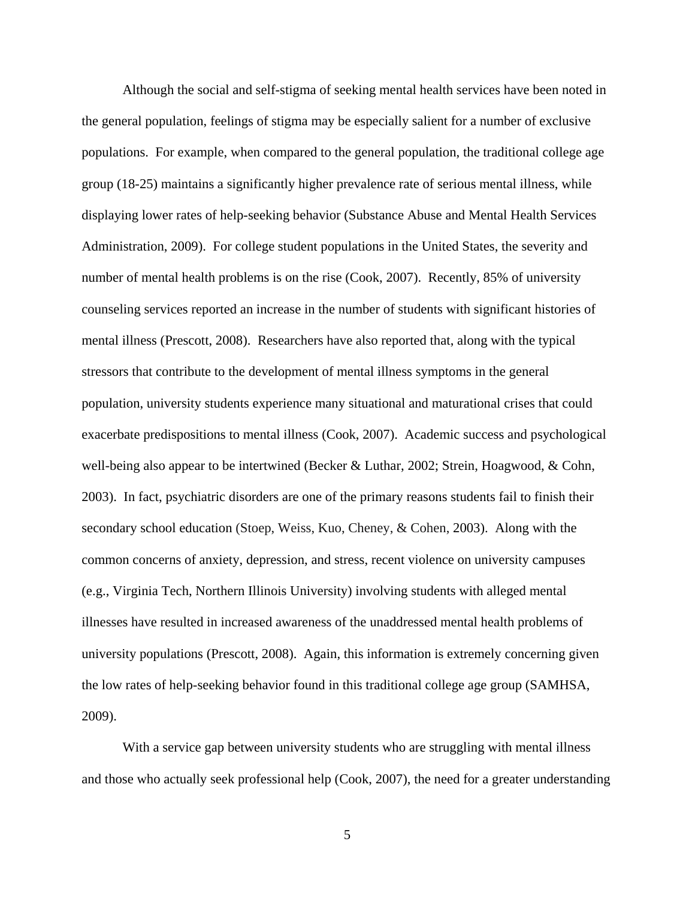Although the social and self-stigma of seeking mental health services have been noted in the general population, feelings of stigma may be especially salient for a number of exclusive populations. For example, when compared to the general population, the traditional college age group (18-25) maintains a significantly higher prevalence rate of serious mental illness, while displaying lower rates of help-seeking behavior (Substance Abuse and Mental Health Services Administration, 2009). For college student populations in the United States, the severity and number of mental health problems is on the rise (Cook, 2007). Recently, 85% of university counseling services reported an increase in the number of students with significant histories of mental illness (Prescott, 2008). Researchers have also reported that, along with the typical stressors that contribute to the development of mental illness symptoms in the general population, university students experience many situational and maturational crises that could exacerbate predispositions to mental illness (Cook, 2007). Academic success and psychological well-being also appear to be intertwined (Becker & Luthar, 2002; Strein, Hoagwood, & Cohn, 2003). In fact, psychiatric disorders are one of the primary reasons students fail to finish their secondary school education (Stoep, Weiss, Kuo, Cheney, & Cohen, 2003). Along with the common concerns of anxiety, depression, and stress, recent violence on university campuses (e.g., Virginia Tech, Northern Illinois University) involving students with alleged mental illnesses have resulted in increased awareness of the unaddressed mental health problems of university populations (Prescott, 2008). Again, this information is extremely concerning given the low rates of help-seeking behavior found in this traditional college age group (SAMHSA, 2009).

With a service gap between university students who are struggling with mental illness and those who actually seek professional help (Cook, 2007), the need for a greater understanding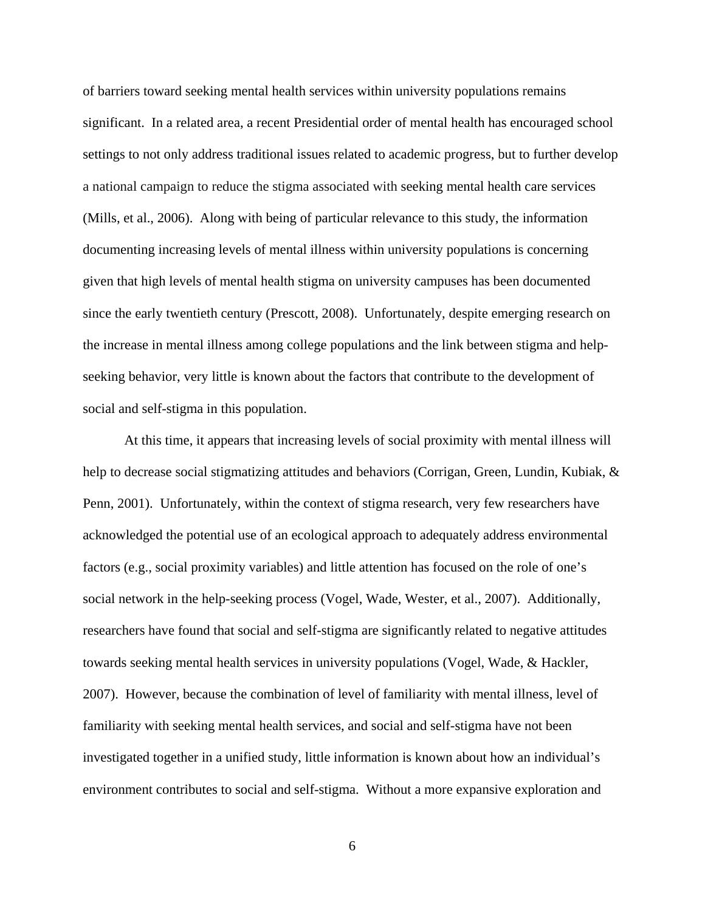of barriers toward seeking mental health services within university populations remains significant. In a related area, a recent Presidential order of mental health has encouraged school settings to not only address traditional issues related to academic progress, but to further develop a national campaign to reduce the stigma associated with seeking mental health care services (Mills, et al., 2006). Along with being of particular relevance to this study, the information documenting increasing levels of mental illness within university populations is concerning given that high levels of mental health stigma on university campuses has been documented since the early twentieth century (Prescott, 2008). Unfortunately, despite emerging research on the increase in mental illness among college populations and the link between stigma and help-seeking behavior, very little is known about the factors that contribute to the development of social and self-stigma in this population.

At this time, it appears that increasing levels of social proximity with mental illness will help to decrease social stigmatizing attitudes and behaviors (Corrigan, Green, Lundin, Kubiak, & Penn, 2001). Unfortunately, within the context of stigma research, very few researchers have acknowledged the potential use of an ecological approach to adequately address environmental factors (e.g., social proximity variables) and little attention has focused on the role of one's social network in the help-seeking process (Vogel, Wade, Wester, et al., 2007). Additionally, researchers have found that social and self-stigma are significantly related to negative attitudes towards seeking mental health services in university populations (Vogel, Wade, & Hackler, 2007). However, because the combination of level of familiarity with mental illness, level of familiarity with seeking mental health services, and social and self-stigma have not been investigated together in a unified study, little information is known about how an individual's environment contributes to social and self-stigma. Without a more expansive exploration and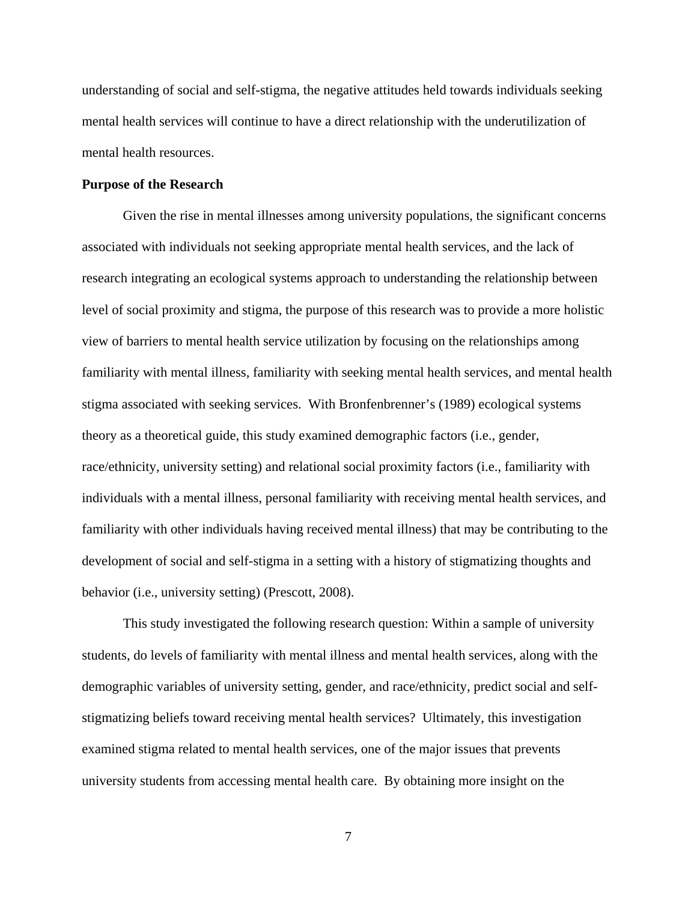understanding of social and self-stigma, the negative attitudes held towards individuals seeking mental health services will continue to have a direct relationship with the underutilization of mental health resources.

**Purpose of the Research**

Given the rise in mental illnesses among university populations, the significant concerns associated with individuals not seeking appropriate mental health services, and the lack of research integrating an ecological systems approach to understanding the relationship between level of social proximity and stigma, the purpose of this research was to provide a more holistic view of barriers to mental health service utilization by focusing on the relationships among familiarity with mental illness, familiarity with seeking mental health services, and mental health stigma associated with seeking services. With Bronfenbrenner's (1989) ecological systems theory as a theoretical guide, this study examined demographic factors (i.e., gender, race/ethnicity, university setting) and relational social proximity factors (i.e., familiarity with individuals with a mental illness, personal familiarity with receiving mental health services, and familiarity with other individuals having received mental illness) that may be contributing to the development of social and self-stigma in a setting with a history of stigmatizing thoughts and behavior (i.e., university setting) (Prescott, 2008).

This study investigated the following research question: Within a sample of university students, do levels of familiarity with mental illness and mental health services, along with the demographic variables of university setting, gender, and race/ethnicity, predict social and self-stigmatizing beliefs toward receiving mental health services? Ultimately, this investigation examined stigma related to mental health services, one of the major issues that prevents university students from accessing mental health care. By obtaining more insight on the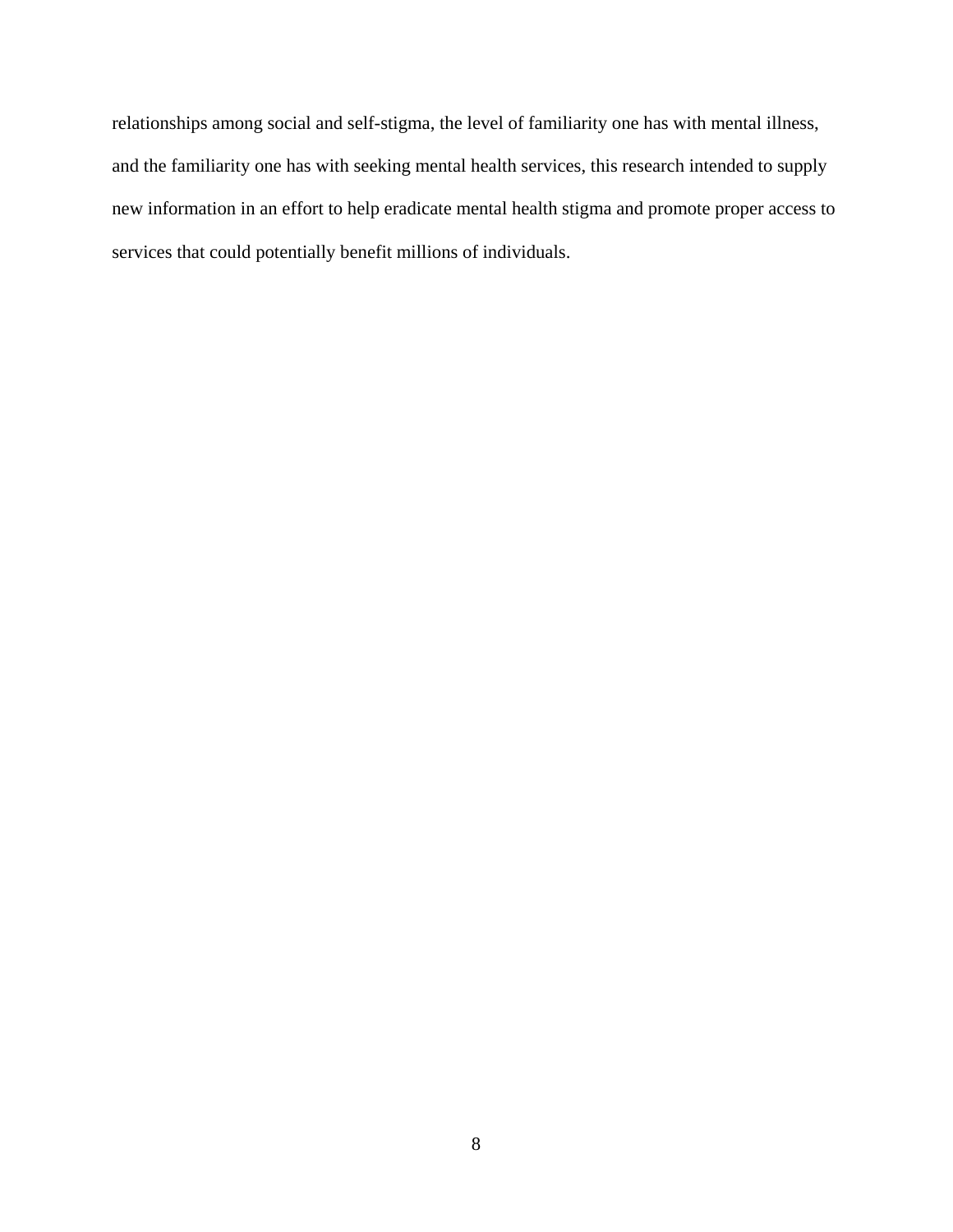relationships among social and self-stigma, the level of familiarity one has with mental illness, and the familiarity one has with seeking mental health services, this research intended to supply new information in an effort to help eradicate mental health stigma and promote proper access to services that could potentially benefit millions of individuals.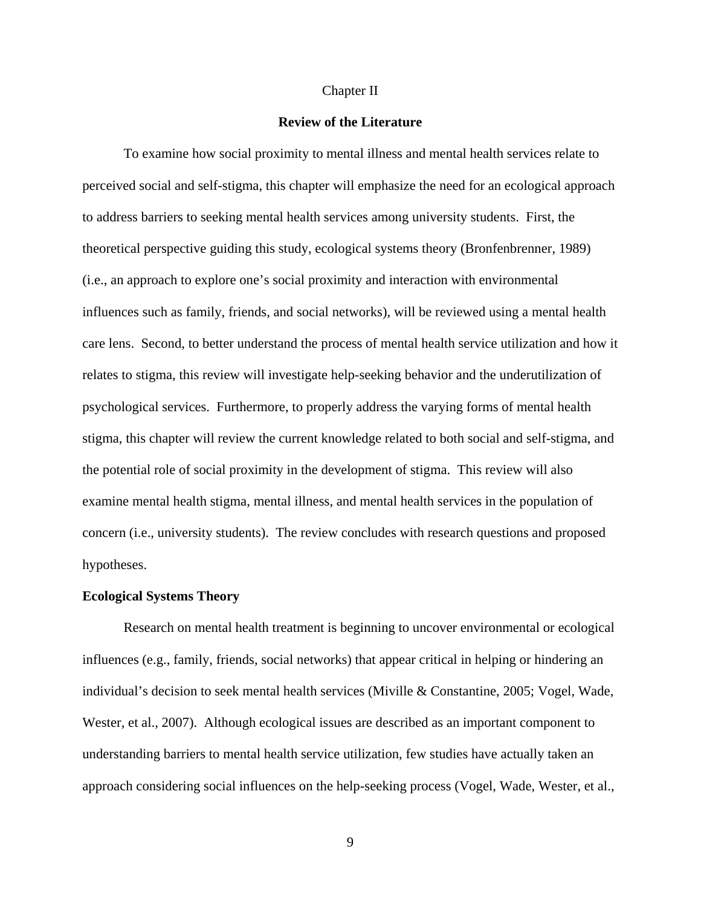# Chapter II

## Review of the Literature

To examine how social proximity to mental illness and mental health services relate to perceived social and self-stigma, this chapter will emphasize the need for an ecological approach to address barriers to seeking mental health services among university students. First, the theoretical perspective guiding this study, ecological systems theory (Bronfenbrenner, 1989) (i.e., an approach to explore one's social proximity and interaction with environmental influences such as family, friends, and social networks), will be reviewed using a mental health care lens. Second, to better understand the process of mental health service utilization and how it relates to stigma, this review will investigate help-seeking behavior and the underutilization of psychological services. Furthermore, to properly address the varying forms of mental health stigma, this chapter will review the current knowledge related to both social and self-stigma, and the potential role of social proximity in the development of stigma. This review will also examine mental health stigma, mental illness, and mental health services in the population of concern (i.e., university students). The review concludes with research questions and proposed hypotheses.

### Ecological Systems Theory

Research on mental health treatment is beginning to uncover environmental or ecological influences (e.g., family, friends, social networks) that appear critical in helping or hindering an individual's decision to seek mental health services (Miville & Constantine, 2005; Vogel, Wade, Wester, et al., 2007). Although ecological issues are described as an important component to understanding barriers to mental health service utilization, few studies have actually taken an approach considering social influences on the help-seeking process (Vogel, Wade, Wester, et al.,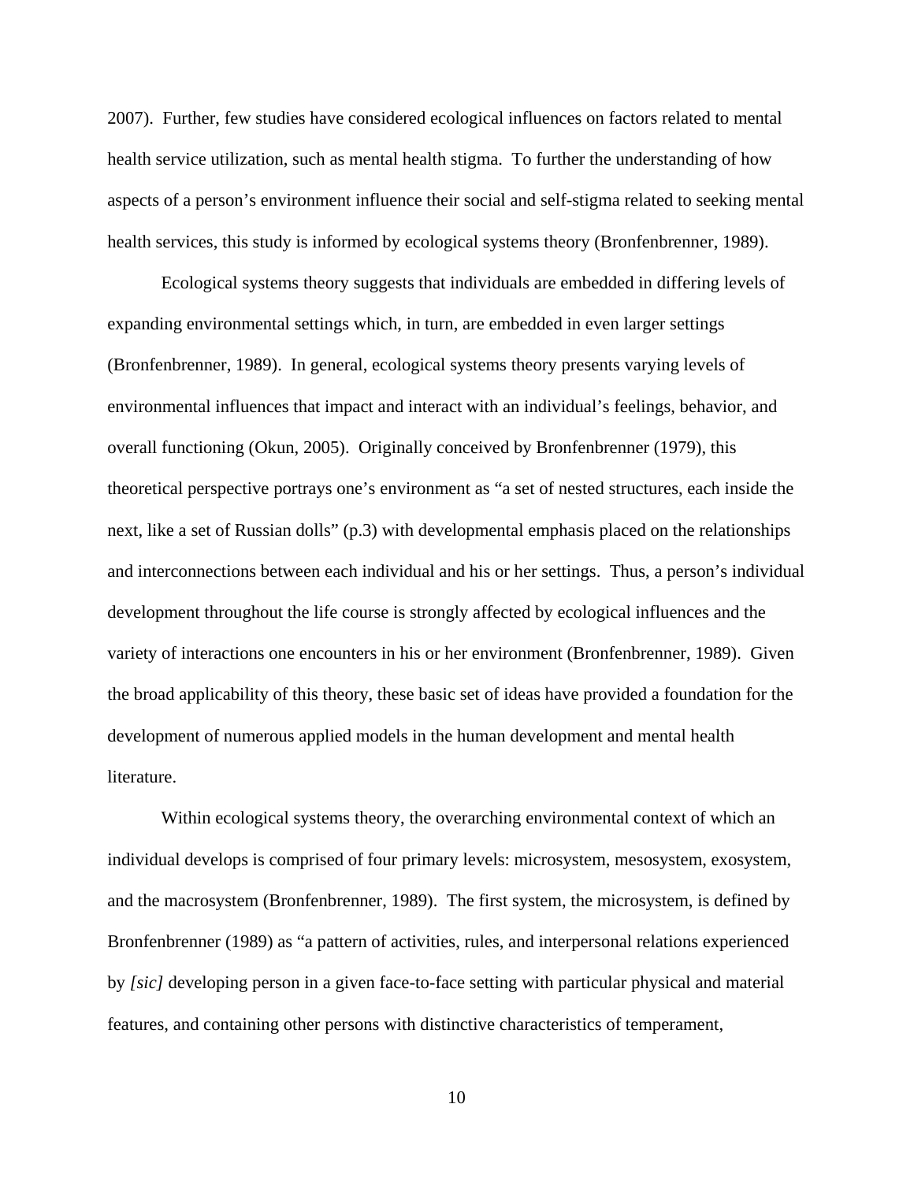2007). Further, few studies have considered ecological influences on factors related to mental health service utilization, such as mental health stigma. To further the understanding of how aspects of a person's environment influence their social and self-stigma related to seeking mental health services, this study is informed by ecological systems theory (Bronfenbrenner, 1989).

Ecological systems theory suggests that individuals are embedded in differing levels of expanding environmental settings which, in turn, are embedded in even larger settings (Bronfenbrenner, 1989). In general, ecological systems theory presents varying levels of environmental influences that impact and interact with an individual's feelings, behavior, and overall functioning (Okun, 2005). Originally conceived by Bronfenbrenner (1979), this theoretical perspective portrays one's environment as "a set of nested structures, each inside the next, like a set of Russian dolls" (p.3) with developmental emphasis placed on the relationships and interconnections between each individual and his or her settings. Thus, a person's individual development throughout the life course is strongly affected by ecological influences and the variety of interactions one encounters in his or her environment (Bronfenbrenner, 1989). Given the broad applicability of this theory, these basic set of ideas have provided a foundation for the development of numerous applied models in the human development and mental health literature.

Within ecological systems theory, the overarching environmental context of which an individual develops is comprised of four primary levels: microsystem, mesosystem, exosystem, and the macrosystem (Bronfenbrenner, 1989). The first system, the microsystem, is defined by Bronfenbrenner (1989) as "a pattern of activities, rules, and interpersonal relations experienced by *[sic]* developing person in a given face-to-face setting with particular physical and material features, and containing other persons with distinctive characteristics of temperament,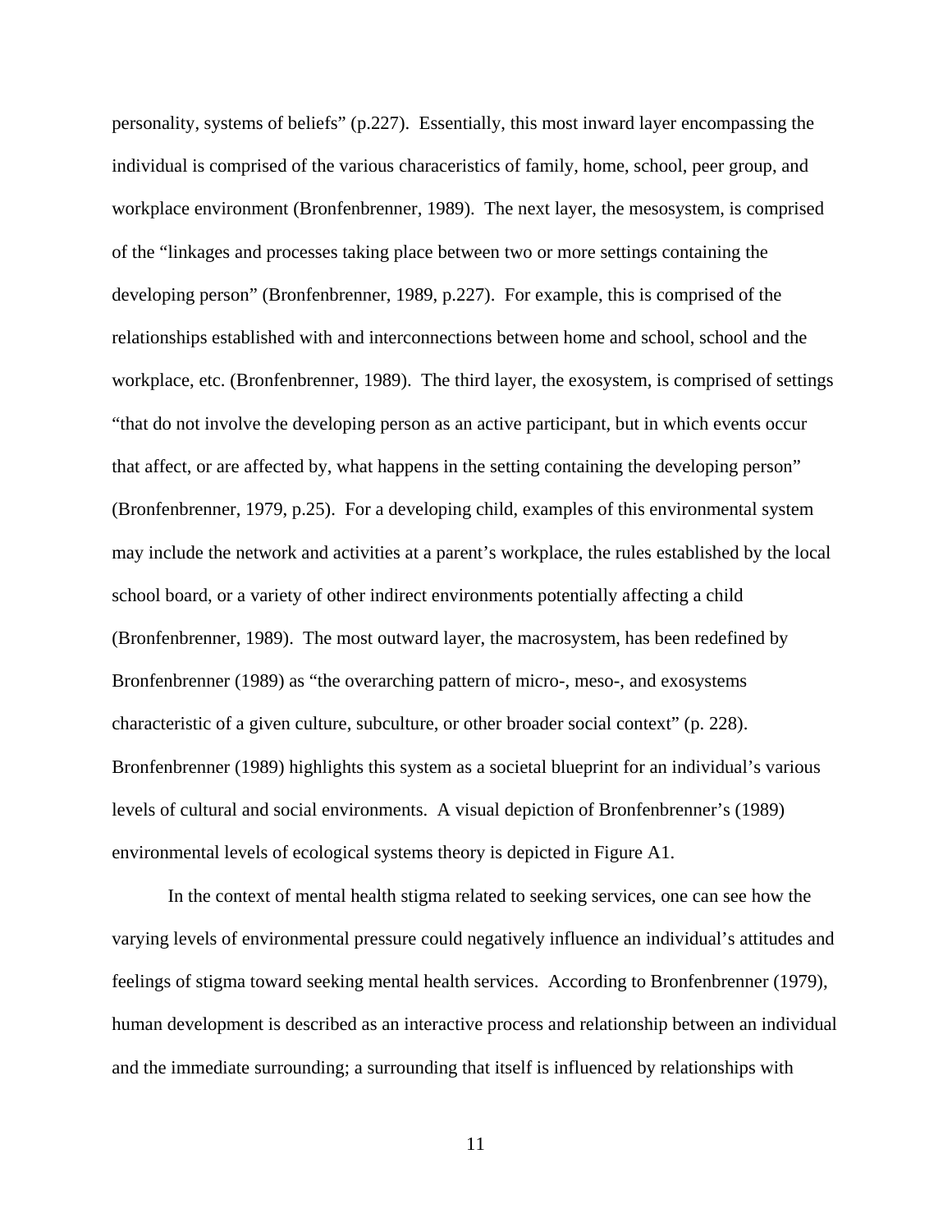personality, systems of beliefs" (p.227). Essentially, this most inward layer encompassing the individual is comprised of the various characeristics of family, home, school, peer group, and workplace environment (Bronfenbrenner, 1989). The next layer, the mesosystem, is comprised of the "linkages and processes taking place between two or more settings containing the developing person" (Bronfenbrenner, 1989, p.227). For example, this is comprised of the relationships established with and interconnections between home and school, school and the workplace, etc. (Bronfenbrenner, 1989). The third layer, the exosystem, is comprised of settings "that do not involve the developing person as an active participant, but in which events occur that affect, or are affected by, what happens in the setting containing the developing person" (Bronfenbrenner, 1979, p.25). For a developing child, examples of this environmental system may include the network and activities at a parent's workplace, the rules established by the local school board, or a variety of other indirect environments potentially affecting a child (Bronfenbrenner, 1989). The most outward layer, the macrosystem, has been redefined by Bronfenbrenner (1989) as "the overarching pattern of micro-, meso-, and exosystems characteristic of a given culture, subculture, or other broader social context" (p. 228). Bronfenbrenner (1989) highlights this system as a societal blueprint for an individual's various levels of cultural and social environments. A visual depiction of Bronfenbrenner's (1989) environmental levels of ecological systems theory is depicted in Figure A1.

In the context of mental health stigma related to seeking services, one can see how the varying levels of environmental pressure could negatively influence an individual's attitudes and feelings of stigma toward seeking mental health services. According to Bronfenbrenner (1979), human development is described as an interactive process and relationship between an individual and the immediate surrounding; a surrounding that itself is influenced by relationships with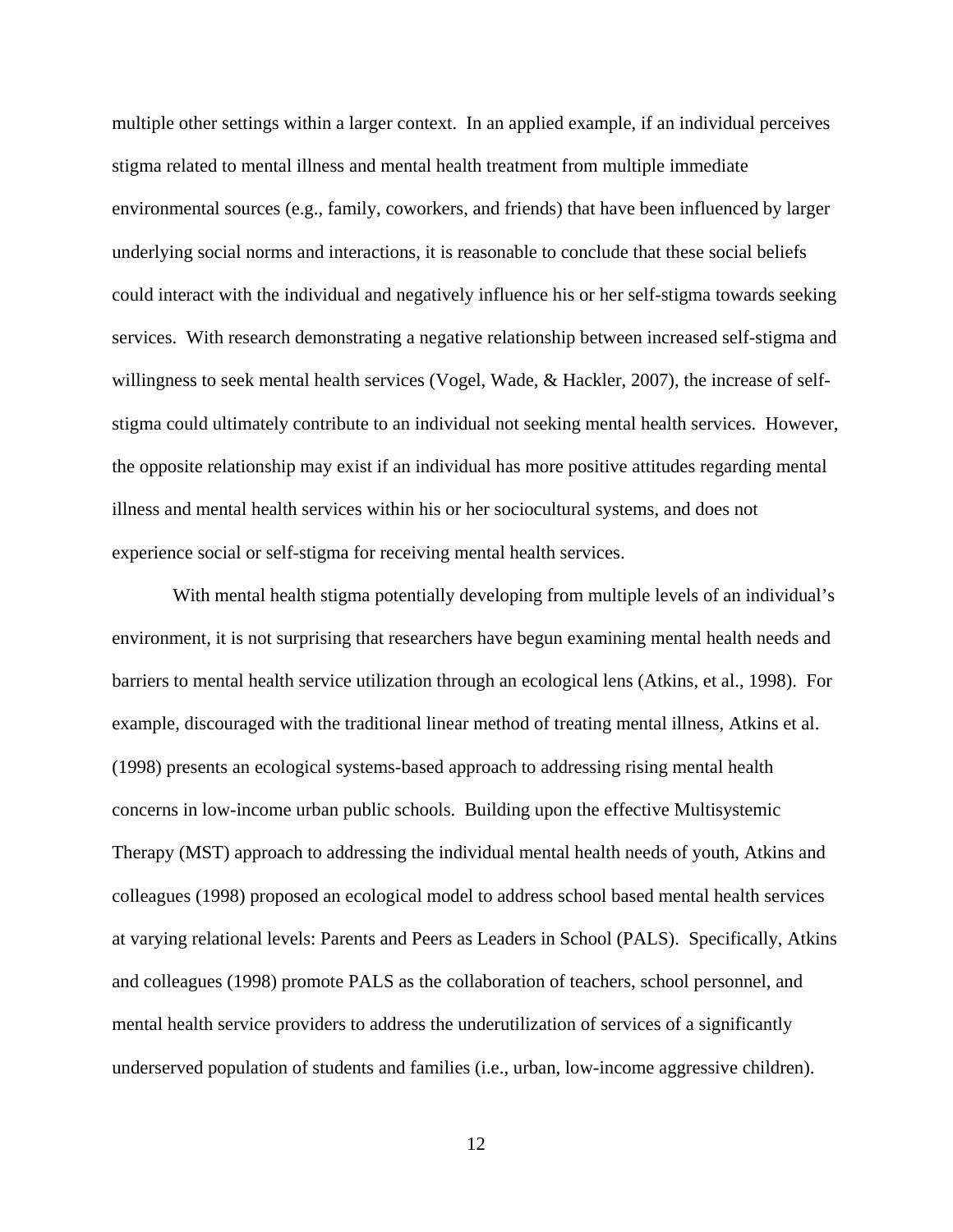multiple other settings within a larger context. In an applied example, if an individual perceives stigma related to mental illness and mental health treatment from multiple immediate environmental sources (e.g., family, coworkers, and friends) that have been influenced by larger underlying social norms and interactions, it is reasonable to conclude that these social beliefs could interact with the individual and negatively influence his or her self-stigma towards seeking services. With research demonstrating a negative relationship between increased self-stigma and willingness to seek mental health services (Vogel, Wade, & Hackler, 2007), the increase of self-stigma could ultimately contribute to an individual not seeking mental health services. However, the opposite relationship may exist if an individual has more positive attitudes regarding mental illness and mental health services within his or her sociocultural systems, and does not experience social or self-stigma for receiving mental health services.

With mental health stigma potentially developing from multiple levels of an individual's environment, it is not surprising that researchers have begun examining mental health needs and barriers to mental health service utilization through an ecological lens (Atkins, et al., 1998). For example, discouraged with the traditional linear method of treating mental illness, Atkins et al. (1998) presents an ecological systems-based approach to addressing rising mental health concerns in low-income urban public schools. Building upon the effective Multisystemic Therapy (MST) approach to addressing the individual mental health needs of youth, Atkins and colleagues (1998) proposed an ecological model to address school based mental health services at varying relational levels: Parents and Peers as Leaders in School (PALS). Specifically, Atkins and colleagues (1998) promote PALS as the collaboration of teachers, school personnel, and mental health service providers to address the underutilization of services of a significantly underserved population of students and families (i.e., urban, low-income aggressive children).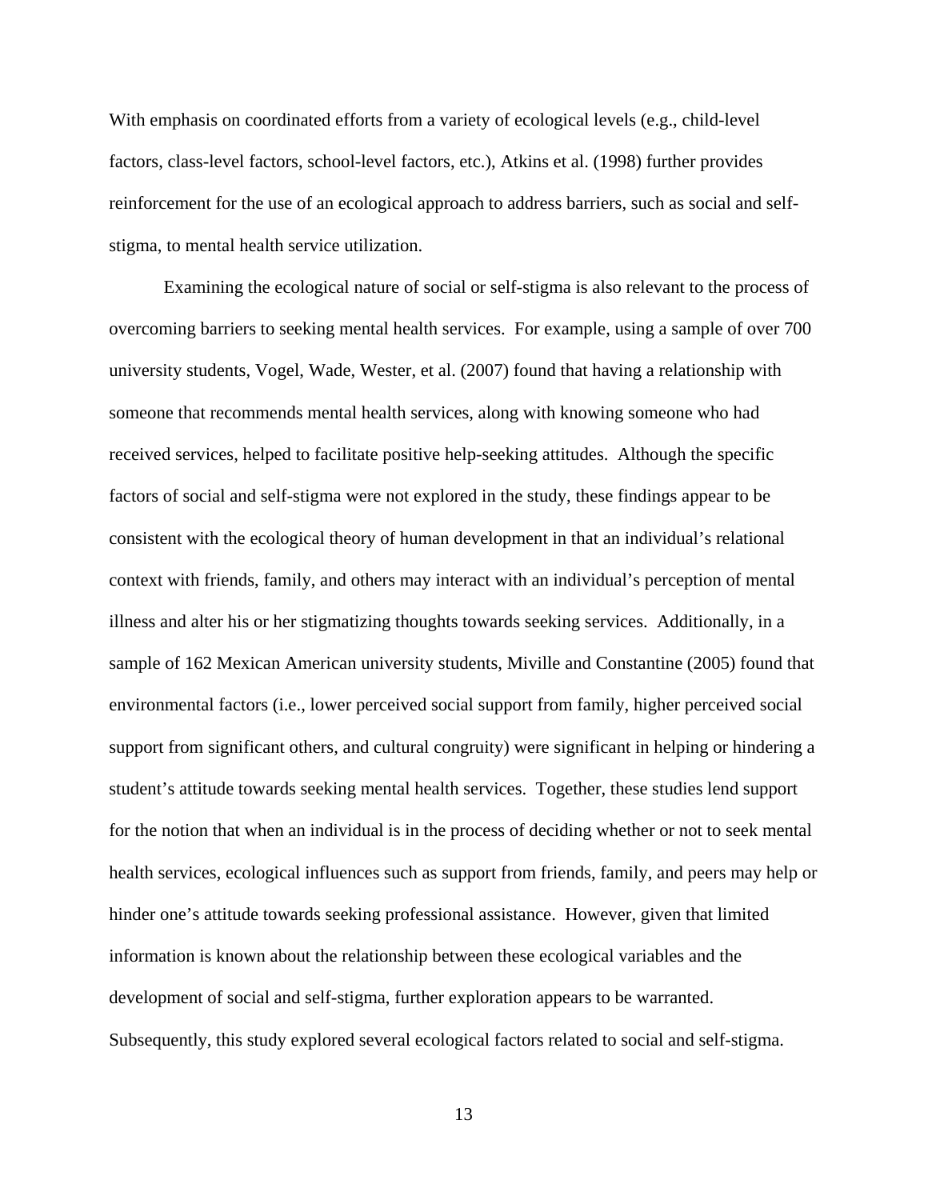With emphasis on coordinated efforts from a variety of ecological levels (e.g., child-level factors, class-level factors, school-level factors, etc.), Atkins et al. (1998) further provides reinforcement for the use of an ecological approach to address barriers, such as social and self-stigma, to mental health service utilization.

Examining the ecological nature of social or self-stigma is also relevant to the process of overcoming barriers to seeking mental health services. For example, using a sample of over 700 university students, Vogel, Wade, Wester, et al. (2007) found that having a relationship with someone that recommends mental health services, along with knowing someone who had received services, helped to facilitate positive help-seeking attitudes. Although the specific factors of social and self-stigma were not explored in the study, these findings appear to be consistent with the ecological theory of human development in that an individual's relational context with friends, family, and others may interact with an individual's perception of mental illness and alter his or her stigmatizing thoughts towards seeking services. Additionally, in a sample of 162 Mexican American university students, Miville and Constantine (2005) found that environmental factors (i.e., lower perceived social support from family, higher perceived social support from significant others, and cultural congruity) were significant in helping or hindering a student's attitude towards seeking mental health services. Together, these studies lend support for the notion that when an individual is in the process of deciding whether or not to seek mental health services, ecological influences such as support from friends, family, and peers may help or hinder one's attitude towards seeking professional assistance. However, given that limited information is known about the relationship between these ecological variables and the development of social and self-stigma, further exploration appears to be warranted. Subsequently, this study explored several ecological factors related to social and self-stigma.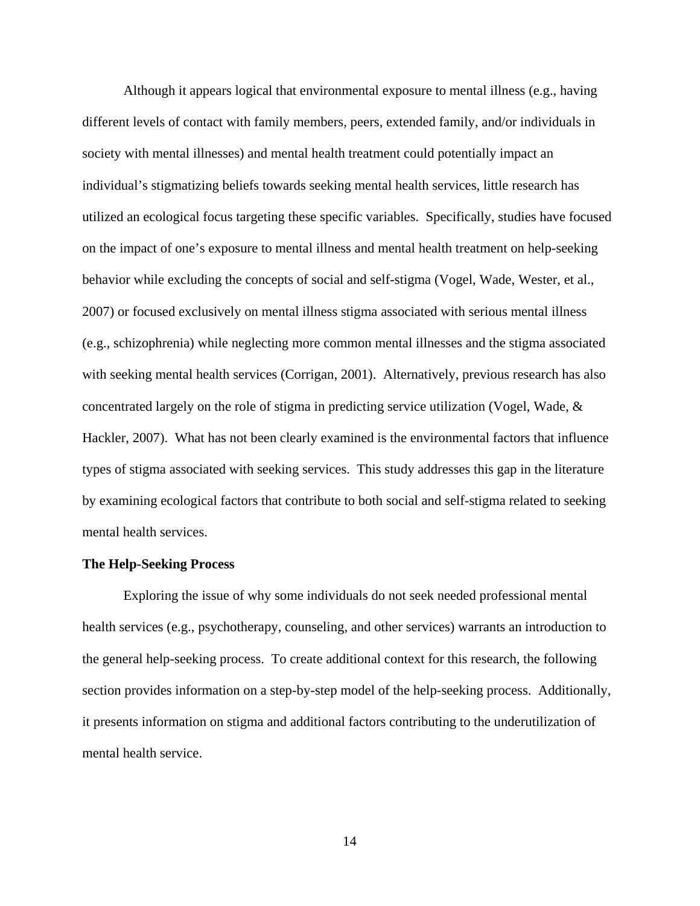Although it appears logical that environmental exposure to mental illness (e.g., having different levels of contact with family members, peers, extended family, and/or individuals in society with mental illnesses) and mental health treatment could potentially impact an individual's stigmatizing beliefs towards seeking mental health services, little research has utilized an ecological focus targeting these specific variables. Specifically, studies have focused on the impact of one's exposure to mental illness and mental health treatment on help-seeking behavior while excluding the concepts of social and self-stigma (Vogel, Wade, Wester, et al., 2007) or focused exclusively on mental illness stigma associated with serious mental illness (e.g., schizophrenia) while neglecting more common mental illnesses and the stigma associated with seeking mental health services (Corrigan, 2001). Alternatively, previous research has also concentrated largely on the role of stigma in predicting service utilization (Vogel, Wade, & Hackler, 2007). What has not been clearly examined is the environmental factors that influence types of stigma associated with seeking services. This study addresses this gap in the literature by examining ecological factors that contribute to both social and self-stigma related to seeking mental health services.

**The Help-Seeking Process**

Exploring the issue of why some individuals do not seek needed professional mental health services (e.g., psychotherapy, counseling, and other services) warrants an introduction to the general help-seeking process. To create additional context for this research, the following section provides information on a step-by-step model of the help-seeking process. Additionally, it presents information on stigma and additional factors contributing to the underutilization of mental health service.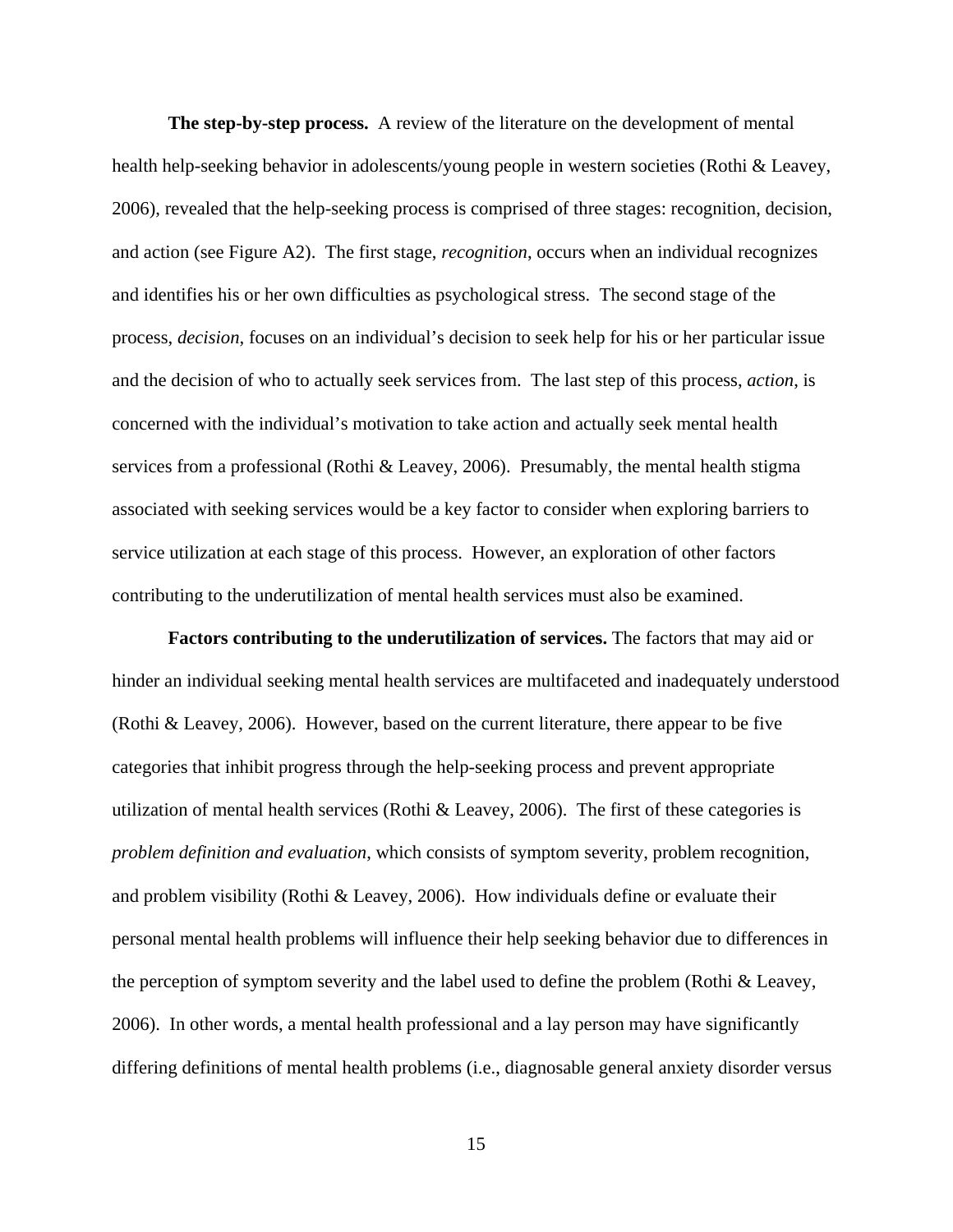**The step-by-step process.** A review of the literature on the development of mental health help-seeking behavior in adolescents/young people in western societies (Rothi & Leavey, 2006), revealed that the help-seeking process is comprised of three stages: recognition, decision, and action (see Figure A2). The first stage, *recognition*, occurs when an individual recognizes and identifies his or her own difficulties as psychological stress. The second stage of the process, *decision*, focuses on an individual's decision to seek help for his or her particular issue and the decision of who to actually seek services from. The last step of this process, *action*, is concerned with the individual's motivation to take action and actually seek mental health services from a professional (Rothi & Leavey, 2006). Presumably, the mental health stigma associated with seeking services would be a key factor to consider when exploring barriers to service utilization at each stage of this process. However, an exploration of other factors contributing to the underutilization of mental health services must also be examined.

**Factors contributing to the underutilization of services.** The factors that may aid or hinder an individual seeking mental health services are multifaceted and inadequately understood (Rothi & Leavey, 2006). However, based on the current literature, there appear to be five categories that inhibit progress through the help-seeking process and prevent appropriate utilization of mental health services (Rothi & Leavey, 2006). The first of these categories is *problem definition and evaluation*, which consists of symptom severity, problem recognition, and problem visibility (Rothi & Leavey, 2006). How individuals define or evaluate their personal mental health problems will influence their help seeking behavior due to differences in the perception of symptom severity and the label used to define the problem (Rothi & Leavey, 2006). In other words, a mental health professional and a lay person may have significantly differing definitions of mental health problems (i.e., diagnosable general anxiety disorder versus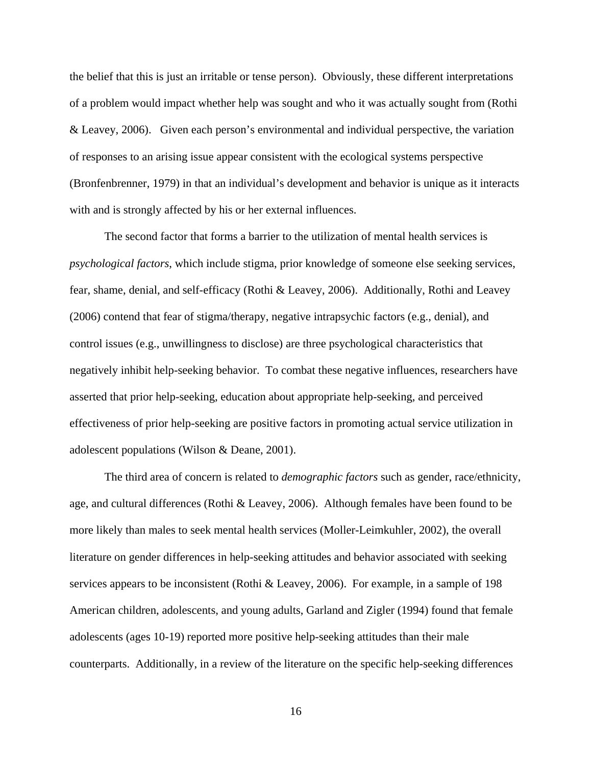the belief that this is just an irritable or tense person). Obviously, these different interpretations of a problem would impact whether help was sought and who it was actually sought from (Rothi & Leavey, 2006). Given each person's environmental and individual perspective, the variation of responses to an arising issue appear consistent with the ecological systems perspective (Bronfenbrenner, 1979) in that an individual's development and behavior is unique as it interacts with and is strongly affected by his or her external influences.

The second factor that forms a barrier to the utilization of mental health services is *psychological factors*, which include stigma, prior knowledge of someone else seeking services, fear, shame, denial, and self-efficacy (Rothi & Leavey, 2006). Additionally, Rothi and Leavey (2006) contend that fear of stigma/therapy, negative intrapsychic factors (e.g., denial), and control issues (e.g., unwillingness to disclose) are three psychological characteristics that negatively inhibit help-seeking behavior. To combat these negative influences, researchers have asserted that prior help-seeking, education about appropriate help-seeking, and perceived effectiveness of prior help-seeking are positive factors in promoting actual service utilization in adolescent populations (Wilson & Deane, 2001).

The third area of concern is related to *demographic factors* such as gender, race/ethnicity, age, and cultural differences (Rothi & Leavey, 2006). Although females have been found to be more likely than males to seek mental health services (Moller-Leimkuhler, 2002), the overall literature on gender differences in help-seeking attitudes and behavior associated with seeking services appears to be inconsistent (Rothi & Leavey, 2006). For example, in a sample of 198 American children, adolescents, and young adults, Garland and Zigler (1994) found that female adolescents (ages 10-19) reported more positive help-seeking attitudes than their male counterparts. Additionally, in a review of the literature on the specific help-seeking differences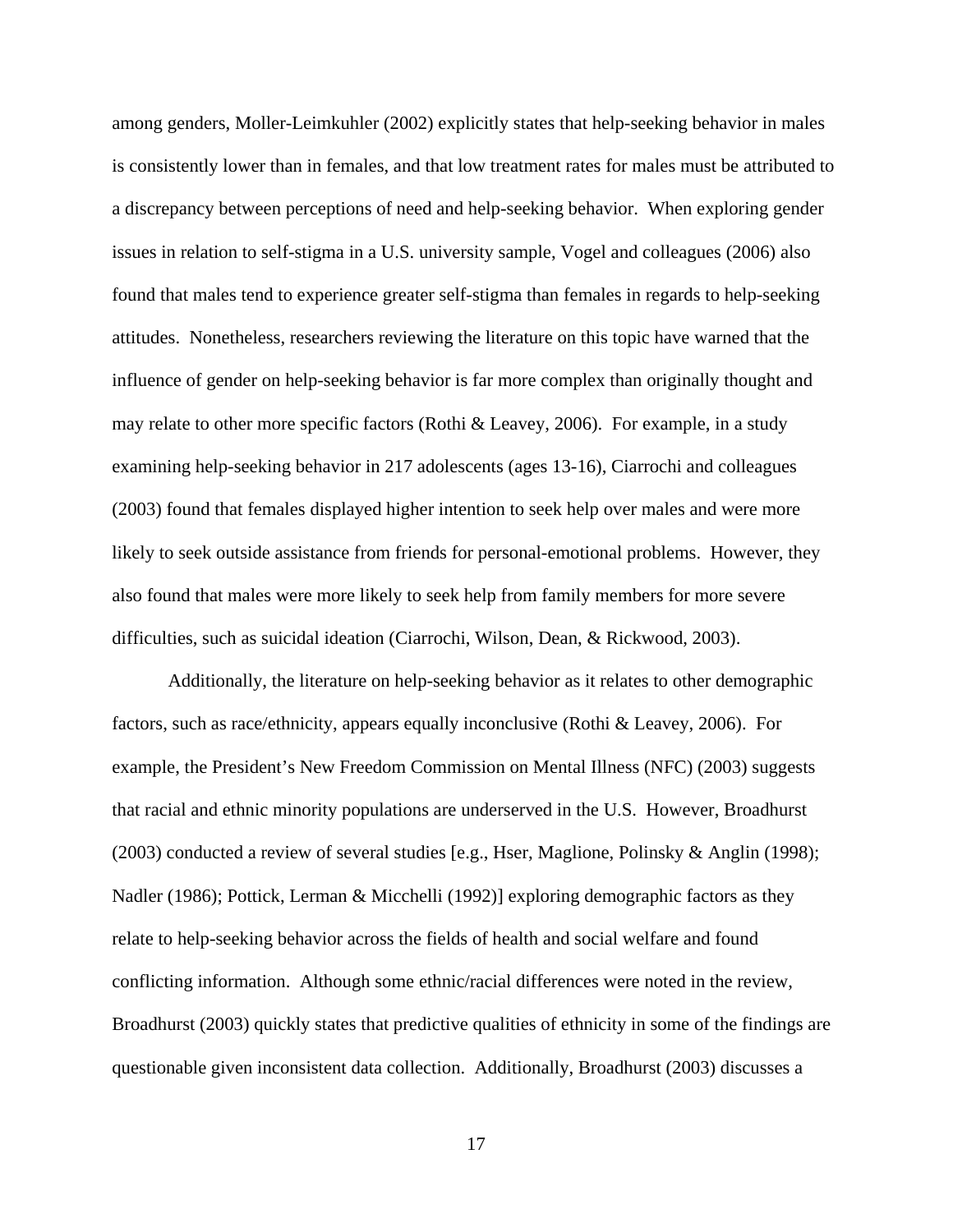among genders, Moller-Leimkuhler (2002) explicitly states that help-seeking behavior in males is consistently lower than in females, and that low treatment rates for males must be attributed to a discrepancy between perceptions of need and help-seeking behavior. When exploring gender issues in relation to self-stigma in a U.S. university sample, Vogel and colleagues (2006) also found that males tend to experience greater self-stigma than females in regards to help-seeking attitudes. Nonetheless, researchers reviewing the literature on this topic have warned that the influence of gender on help-seeking behavior is far more complex than originally thought and may relate to other more specific factors (Rothi & Leavey, 2006). For example, in a study examining help-seeking behavior in 217 adolescents (ages 13-16), Ciarrochi and colleagues (2003) found that females displayed higher intention to seek help over males and were more likely to seek outside assistance from friends for personal-emotional problems. However, they also found that males were more likely to seek help from family members for more severe difficulties, such as suicidal ideation (Ciarrochi, Wilson, Dean, & Rickwood, 2003).

Additionally, the literature on help-seeking behavior as it relates to other demographic factors, such as race/ethnicity, appears equally inconclusive (Rothi & Leavey, 2006). For example, the President's New Freedom Commission on Mental Illness (NFC) (2003) suggests that racial and ethnic minority populations are underserved in the U.S. However, Broadhurst (2003) conducted a review of several studies [e.g., Hser, Maglione, Polinsky & Anglin (1998); Nadler (1986); Pottick, Lerman & Micchelli (1992)] exploring demographic factors as they relate to help-seeking behavior across the fields of health and social welfare and found conflicting information. Although some ethnic/racial differences were noted in the review, Broadhurst (2003) quickly states that predictive qualities of ethnicity in some of the findings are questionable given inconsistent data collection. Additionally, Broadhurst (2003) discusses a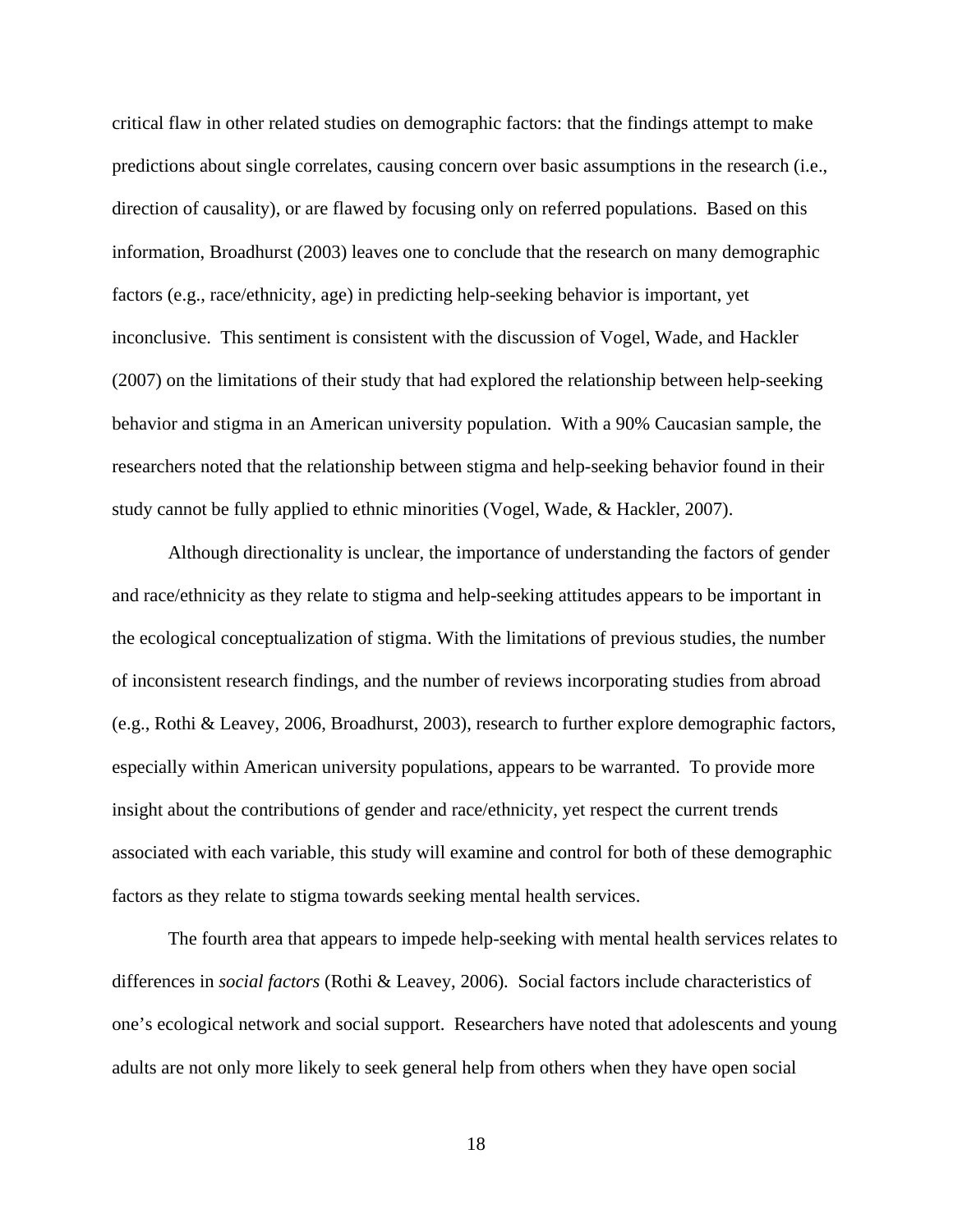critical flaw in other related studies on demographic factors: that the findings attempt to make predictions about single correlates, causing concern over basic assumptions in the research (i.e., direction of causality), or are flawed by focusing only on referred populations. Based on this information, Broadhurst (2003) leaves one to conclude that the research on many demographic factors (e.g., race/ethnicity, age) in predicting help-seeking behavior is important, yet inconclusive. This sentiment is consistent with the discussion of Vogel, Wade, and Hackler (2007) on the limitations of their study that had explored the relationship between help-seeking behavior and stigma in an American university population. With a 90% Caucasian sample, the researchers noted that the relationship between stigma and help-seeking behavior found in their study cannot be fully applied to ethnic minorities (Vogel, Wade, & Hackler, 2007).

Although directionality is unclear, the importance of understanding the factors of gender and race/ethnicity as they relate to stigma and help-seeking attitudes appears to be important in the ecological conceptualization of stigma. With the limitations of previous studies, the number of inconsistent research findings, and the number of reviews incorporating studies from abroad (e.g., Rothi & Leavey, 2006, Broadhurst, 2003), research to further explore demographic factors, especially within American university populations, appears to be warranted. To provide more insight about the contributions of gender and race/ethnicity, yet respect the current trends associated with each variable, this study will examine and control for both of these demographic factors as they relate to stigma towards seeking mental health services.

The fourth area that appears to impede help-seeking with mental health services relates to differences in *social factors* (Rothi & Leavey, 2006). Social factors include characteristics of one's ecological network and social support. Researchers have noted that adolescents and young adults are not only more likely to seek general help from others when they have open social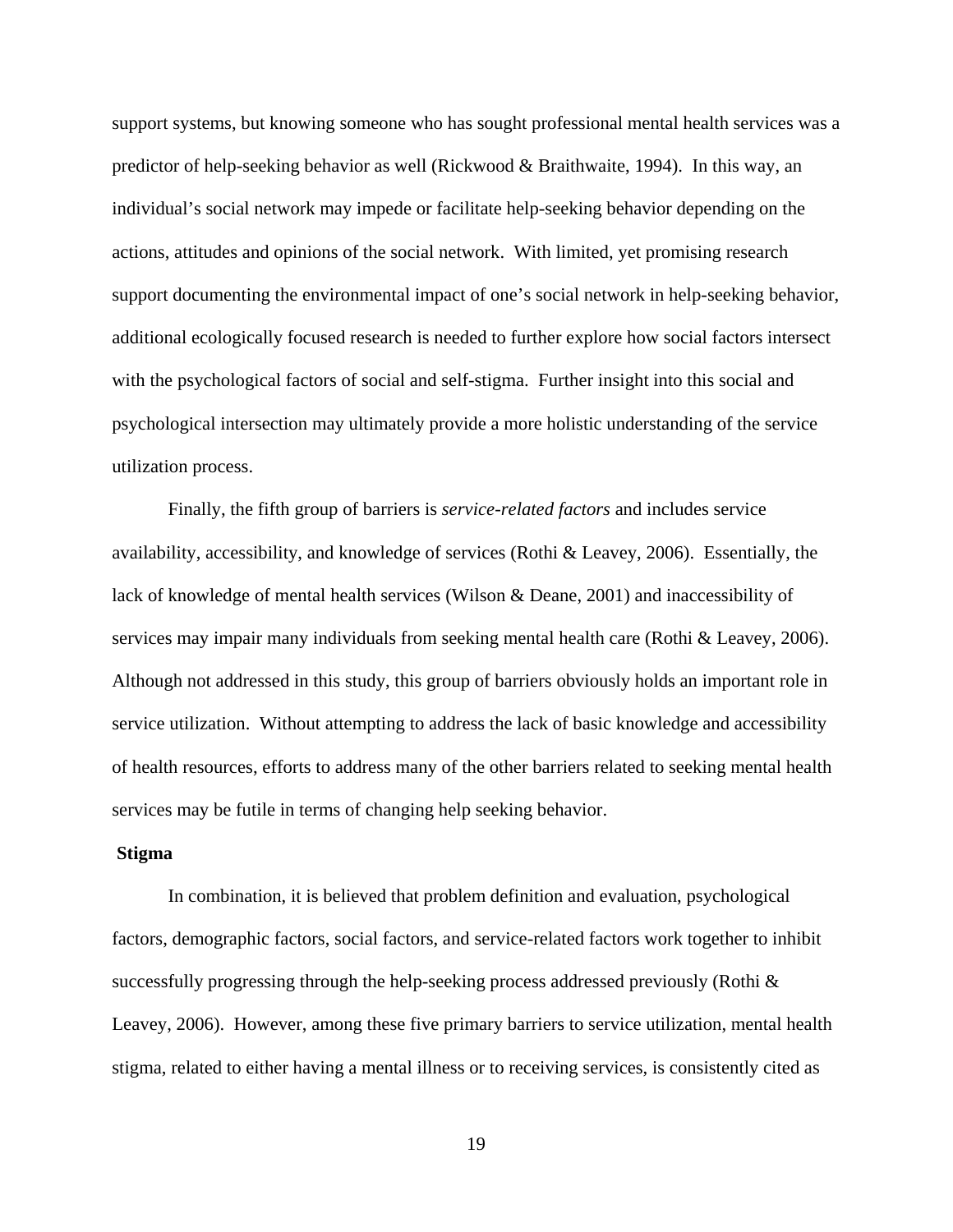support systems, but knowing someone who has sought professional mental health services was a predictor of help-seeking behavior as well (Rickwood & Braithwaite, 1994). In this way, an individual's social network may impede or facilitate help-seeking behavior depending on the actions, attitudes and opinions of the social network. With limited, yet promising research support documenting the environmental impact of one's social network in help-seeking behavior, additional ecologically focused research is needed to further explore how social factors intersect with the psychological factors of social and self-stigma. Further insight into this social and psychological intersection may ultimately provide a more holistic understanding of the service utilization process.

Finally, the fifth group of barriers is *service-related factors* and includes service availability, accessibility, and knowledge of services (Rothi & Leavey, 2006). Essentially, the lack of knowledge of mental health services (Wilson & Deane, 2001) and inaccessibility of services may impair many individuals from seeking mental health care (Rothi & Leavey, 2006). Although not addressed in this study, this group of barriers obviously holds an important role in service utilization. Without attempting to address the lack of basic knowledge and accessibility of health resources, efforts to address many of the other barriers related to seeking mental health services may be futile in terms of changing help seeking behavior.

**Stigma**

In combination, it is believed that problem definition and evaluation, psychological factors, demographic factors, social factors, and service-related factors work together to inhibit successfully progressing through the help-seeking process addressed previously (Rothi & Leavey, 2006). However, among these five primary barriers to service utilization, mental health stigma, related to either having a mental illness or to receiving services, is consistently cited as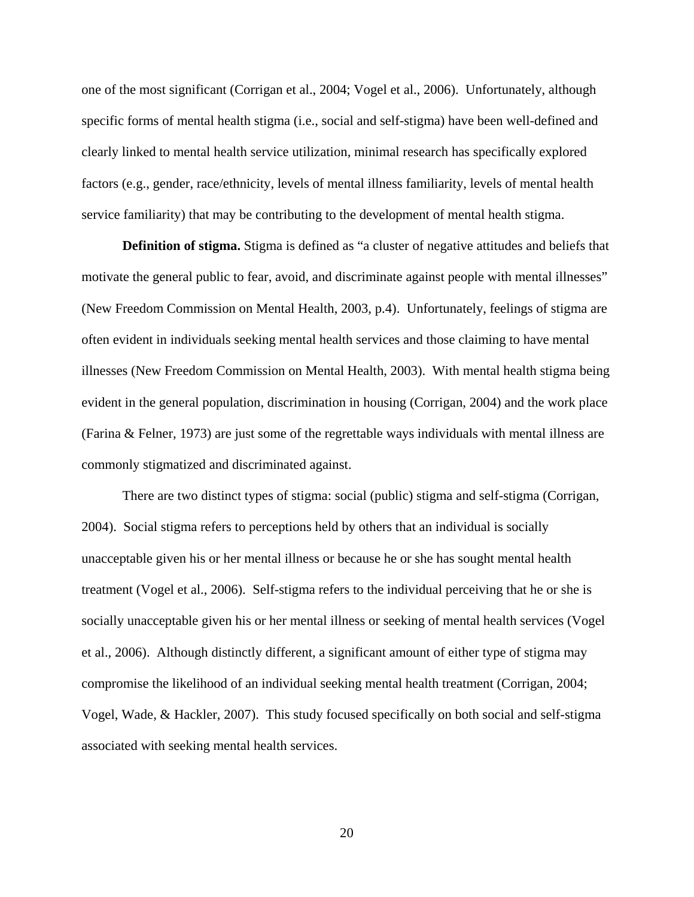one of the most significant (Corrigan et al., 2004; Vogel et al., 2006). Unfortunately, although specific forms of mental health stigma (i.e., social and self-stigma) have been well-defined and clearly linked to mental health service utilization, minimal research has specifically explored factors (e.g., gender, race/ethnicity, levels of mental illness familiarity, levels of mental health service familiarity) that may be contributing to the development of mental health stigma.

**Definition of stigma.** Stigma is defined as "a cluster of negative attitudes and beliefs that motivate the general public to fear, avoid, and discriminate against people with mental illnesses" (New Freedom Commission on Mental Health, 2003, p.4). Unfortunately, feelings of stigma are often evident in individuals seeking mental health services and those claiming to have mental illnesses (New Freedom Commission on Mental Health, 2003). With mental health stigma being evident in the general population, discrimination in housing (Corrigan, 2004) and the work place (Farina & Felner, 1973) are just some of the regrettable ways individuals with mental illness are commonly stigmatized and discriminated against.

There are two distinct types of stigma: social (public) stigma and self-stigma (Corrigan, 2004). Social stigma refers to perceptions held by others that an individual is socially unacceptable given his or her mental illness or because he or she has sought mental health treatment (Vogel et al., 2006). Self-stigma refers to the individual perceiving that he or she is socially unacceptable given his or her mental illness or seeking of mental health services (Vogel et al., 2006). Although distinctly different, a significant amount of either type of stigma may compromise the likelihood of an individual seeking mental health treatment (Corrigan, 2004; Vogel, Wade, & Hackler, 2007). This study focused specifically on both social and self-stigma associated with seeking mental health services.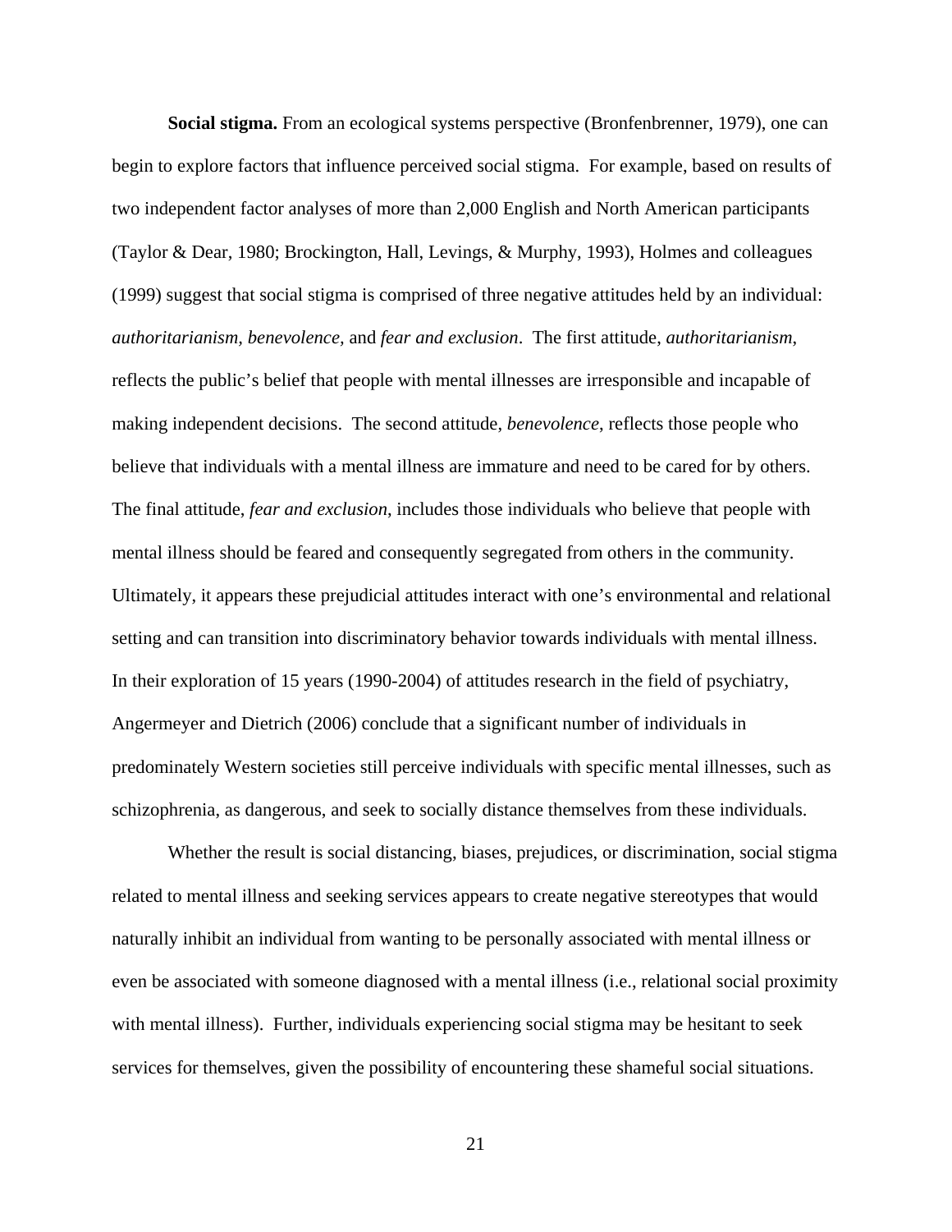**Social stigma.** From an ecological systems perspective (Bronfenbrenner, 1979), one can begin to explore factors that influence perceived social stigma. For example, based on results of two independent factor analyses of more than 2,000 English and North American participants (Taylor & Dear, 1980; Brockington, Hall, Levings, & Murphy, 1993), Holmes and colleagues (1999) suggest that social stigma is comprised of three negative attitudes held by an individual: *authoritarianism*, *benevolence*, and *fear and exclusion*. The first attitude, *authoritarianism*, reflects the public's belief that people with mental illnesses are irresponsible and incapable of making independent decisions. The second attitude, *benevolence*, reflects those people who believe that individuals with a mental illness are immature and need to be cared for by others. The final attitude, *fear and exclusion*, includes those individuals who believe that people with mental illness should be feared and consequently segregated from others in the community. Ultimately, it appears these prejudicial attitudes interact with one's environmental and relational setting and can transition into discriminatory behavior towards individuals with mental illness. In their exploration of 15 years (1990-2004) of attitudes research in the field of psychiatry, Angermeyer and Dietrich (2006) conclude that a significant number of individuals in predominately Western societies still perceive individuals with specific mental illnesses, such as schizophrenia, as dangerous, and seek to socially distance themselves from these individuals.

Whether the result is social distancing, biases, prejudices, or discrimination, social stigma related to mental illness and seeking services appears to create negative stereotypes that would naturally inhibit an individual from wanting to be personally associated with mental illness or even be associated with someone diagnosed with a mental illness (i.e., relational social proximity with mental illness). Further, individuals experiencing social stigma may be hesitant to seek services for themselves, given the possibility of encountering these shameful social situations.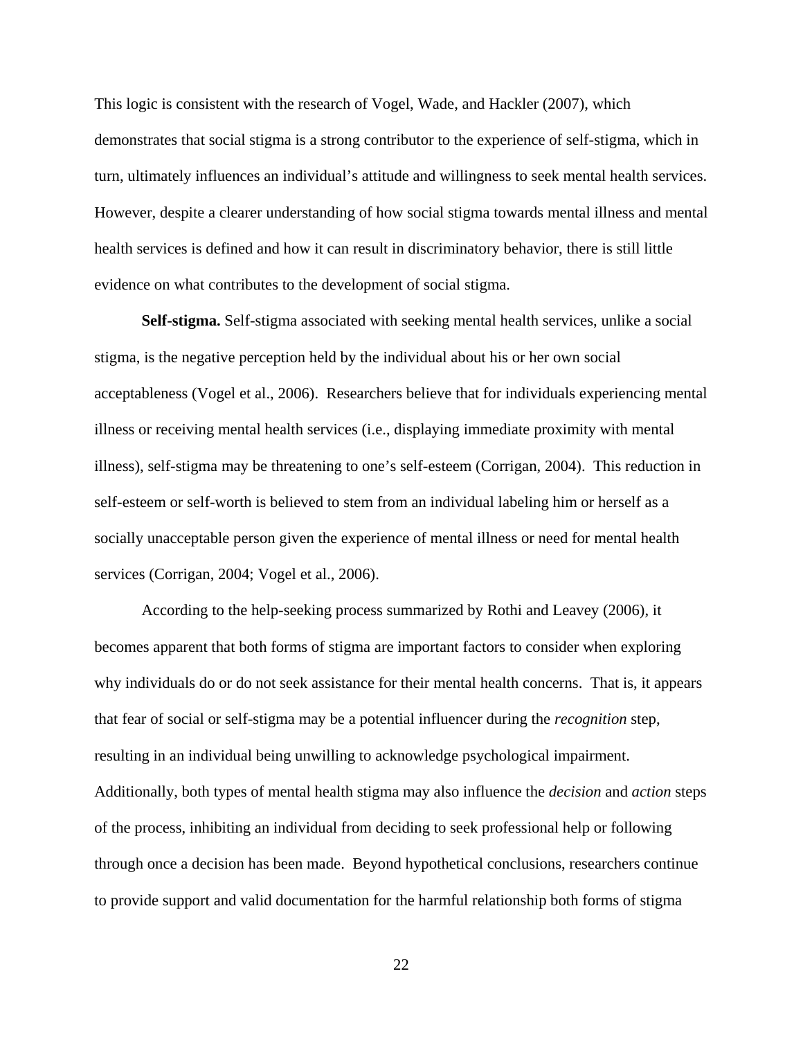This logic is consistent with the research of Vogel, Wade, and Hackler (2007), which demonstrates that social stigma is a strong contributor to the experience of self-stigma, which in turn, ultimately influences an individual's attitude and willingness to seek mental health services. However, despite a clearer understanding of how social stigma towards mental illness and mental health services is defined and how it can result in discriminatory behavior, there is still little evidence on what contributes to the development of social stigma.

**Self-stigma.** Self-stigma associated with seeking mental health services, unlike a social stigma, is the negative perception held by the individual about his or her own social acceptableness (Vogel et al., 2006). Researchers believe that for individuals experiencing mental illness or receiving mental health services (i.e., displaying immediate proximity with mental illness), self-stigma may be threatening to one's self-esteem (Corrigan, 2004). This reduction in self-esteem or self-worth is believed to stem from an individual labeling him or herself as a socially unacceptable person given the experience of mental illness or need for mental health services (Corrigan, 2004; Vogel et al., 2006).

According to the help-seeking process summarized by Rothi and Leavey (2006), it becomes apparent that both forms of stigma are important factors to consider when exploring why individuals do or do not seek assistance for their mental health concerns. That is, it appears that fear of social or self-stigma may be a potential influencer during the *recognition* step, resulting in an individual being unwilling to acknowledge psychological impairment. Additionally, both types of mental health stigma may also influence the *decision* and *action* steps of the process, inhibiting an individual from deciding to seek professional help or following through once a decision has been made. Beyond hypothetical conclusions, researchers continue to provide support and valid documentation for the harmful relationship both forms of stigma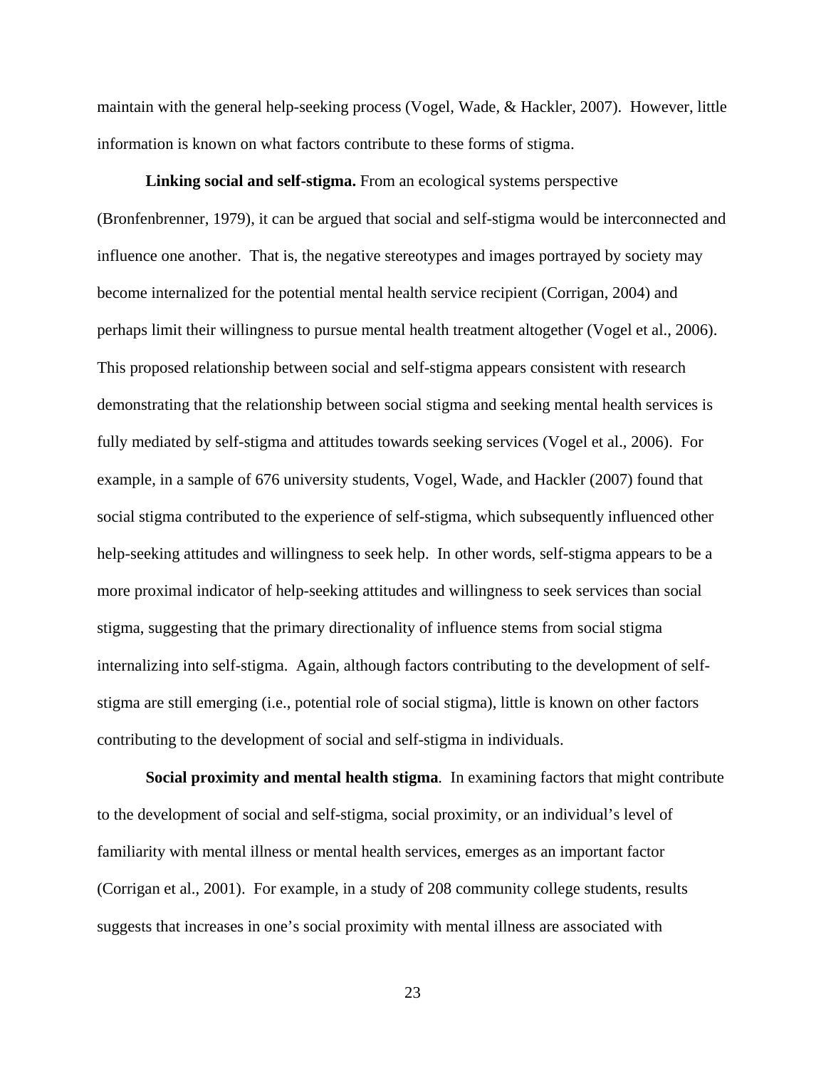maintain with the general help-seeking process (Vogel, Wade, & Hackler, 2007). However, little information is known on what factors contribute to these forms of stigma.

**Linking social and self-stigma.** From an ecological systems perspective (Bronfenbrenner, 1979), it can be argued that social and self-stigma would be interconnected and influence one another. That is, the negative stereotypes and images portrayed by society may become internalized for the potential mental health service recipient (Corrigan, 2004) and perhaps limit their willingness to pursue mental health treatment altogether (Vogel et al., 2006). This proposed relationship between social and self-stigma appears consistent with research demonstrating that the relationship between social stigma and seeking mental health services is fully mediated by self-stigma and attitudes towards seeking services (Vogel et al., 2006). For example, in a sample of 676 university students, Vogel, Wade, and Hackler (2007) found that social stigma contributed to the experience of self-stigma, which subsequently influenced other help-seeking attitudes and willingness to seek help. In other words, self-stigma appears to be a more proximal indicator of help-seeking attitudes and willingness to seek services than social stigma, suggesting that the primary directionality of influence stems from social stigma internalizing into self-stigma. Again, although factors contributing to the development of self-stigma are still emerging (i.e., potential role of social stigma), little is known on other factors contributing to the development of social and self-stigma in individuals.

**Social proximity and mental health stigma**. In examining factors that might contribute to the development of social and self-stigma, social proximity, or an individual's level of familiarity with mental illness or mental health services, emerges as an important factor (Corrigan et al., 2001). For example, in a study of 208 community college students, results suggests that increases in one's social proximity with mental illness are associated with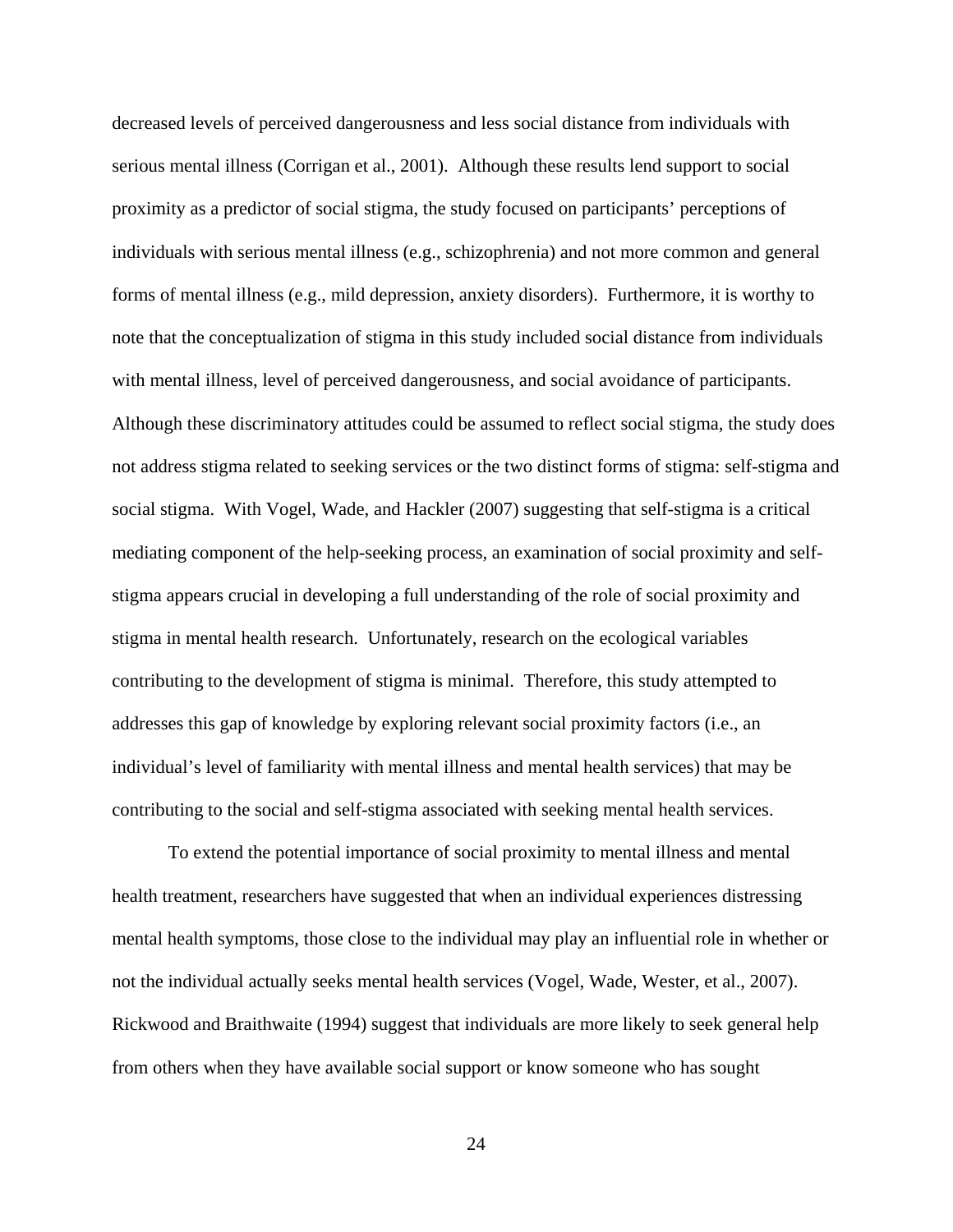decreased levels of perceived dangerousness and less social distance from individuals with serious mental illness (Corrigan et al., 2001). Although these results lend support to social proximity as a predictor of social stigma, the study focused on participants' perceptions of individuals with serious mental illness (e.g., schizophrenia) and not more common and general forms of mental illness (e.g., mild depression, anxiety disorders). Furthermore, it is worthy to note that the conceptualization of stigma in this study included social distance from individuals with mental illness, level of perceived dangerousness, and social avoidance of participants. Although these discriminatory attitudes could be assumed to reflect social stigma, the study does not address stigma related to seeking services or the two distinct forms of stigma: self-stigma and social stigma. With Vogel, Wade, and Hackler (2007) suggesting that self-stigma is a critical mediating component of the help-seeking process, an examination of social proximity and self-stigma appears crucial in developing a full understanding of the role of social proximity and stigma in mental health research. Unfortunately, research on the ecological variables contributing to the development of stigma is minimal. Therefore, this study attempted to addresses this gap of knowledge by exploring relevant social proximity factors (i.e., an individual's level of familiarity with mental illness and mental health services) that may be contributing to the social and self-stigma associated with seeking mental health services.

To extend the potential importance of social proximity to mental illness and mental health treatment, researchers have suggested that when an individual experiences distressing mental health symptoms, those close to the individual may play an influential role in whether or not the individual actually seeks mental health services (Vogel, Wade, Wester, et al., 2007). Rickwood and Braithwaite (1994) suggest that individuals are more likely to seek general help from others when they have available social support or know someone who has sought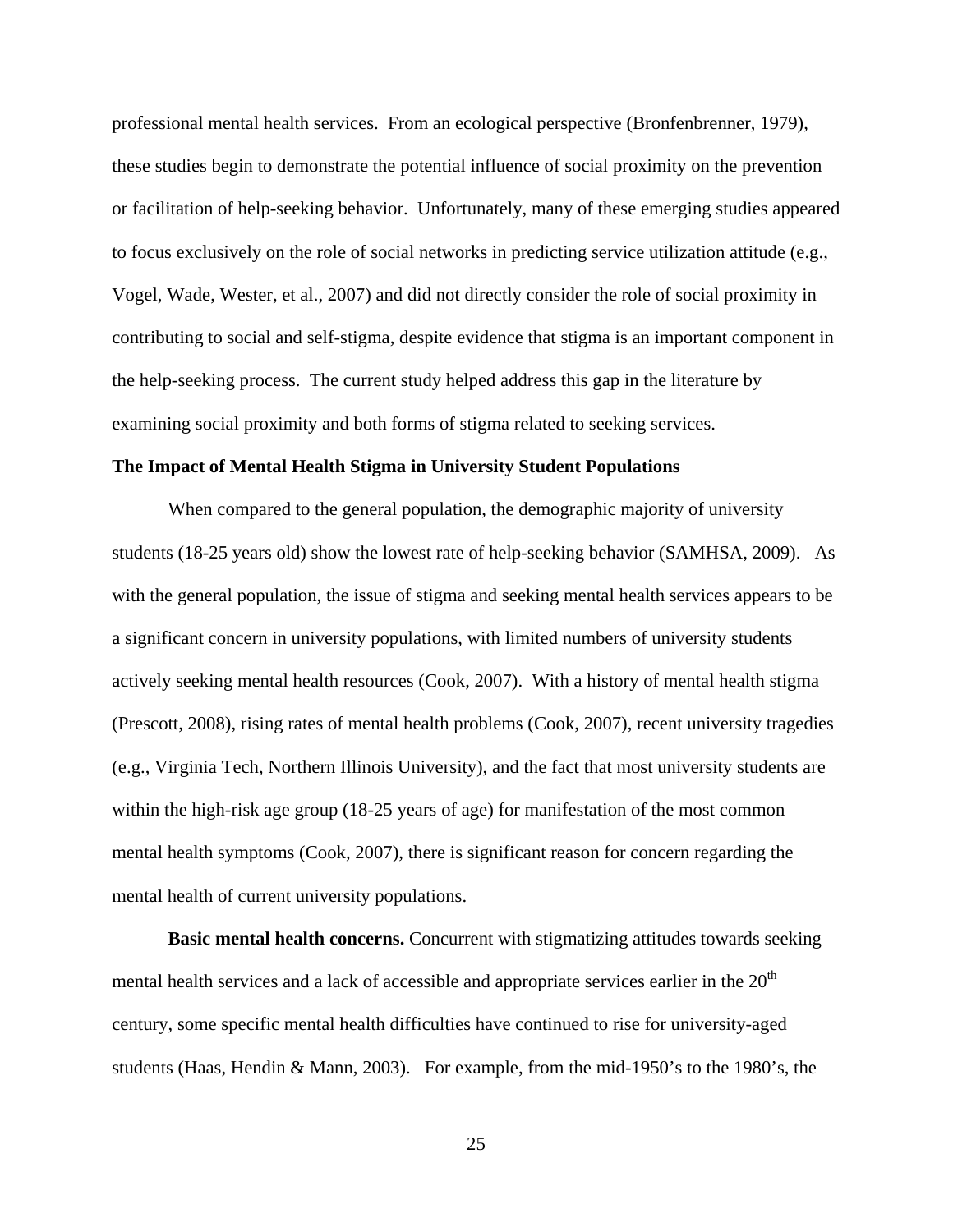professional mental health services. From an ecological perspective (Bronfenbrenner, 1979), these studies begin to demonstrate the potential influence of social proximity on the prevention or facilitation of help-seeking behavior. Unfortunately, many of these emerging studies appeared to focus exclusively on the role of social networks in predicting service utilization attitude (e.g., Vogel, Wade, Wester, et al., 2007) and did not directly consider the role of social proximity in contributing to social and self-stigma, despite evidence that stigma is an important component in the help-seeking process. The current study helped address this gap in the literature by examining social proximity and both forms of stigma related to seeking services.

## The Impact of Mental Health Stigma in University Student Populations

When compared to the general population, the demographic majority of university students (18-25 years old) show the lowest rate of help-seeking behavior (SAMHSA, 2009). As with the general population, the issue of stigma and seeking mental health services appears to be a significant concern in university populations, with limited numbers of university students actively seeking mental health resources (Cook, 2007). With a history of mental health stigma (Prescott, 2008), rising rates of mental health problems (Cook, 2007), recent university tragedies (e.g., Virginia Tech, Northern Illinois University), and the fact that most university students are within the high-risk age group (18-25 years of age) for manifestation of the most common mental health symptoms (Cook, 2007), there is significant reason for concern regarding the mental health of current university populations.

**Basic mental health concerns.** Concurrent with stigmatizing attitudes towards seeking mental health services and a lack of accessible and appropriate services earlier in the 20th century, some specific mental health difficulties have continued to rise for university-aged students (Haas, Hendin & Mann, 2003). For example, from the mid-1950's to the 1980's, the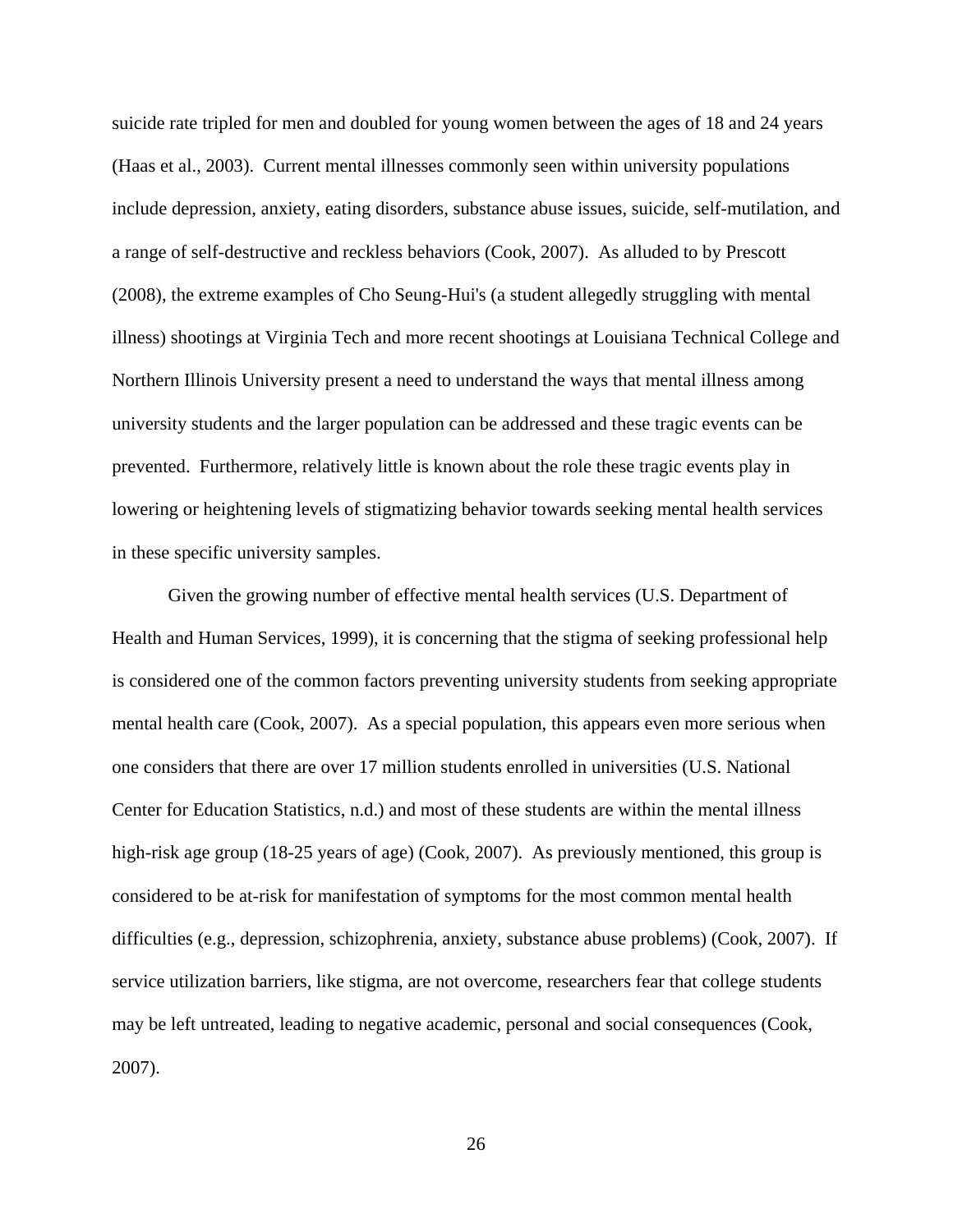suicide rate tripled for men and doubled for young women between the ages of 18 and 24 years (Haas et al., 2003). Current mental illnesses commonly seen within university populations include depression, anxiety, eating disorders, substance abuse issues, suicide, self-mutilation, and a range of self-destructive and reckless behaviors (Cook, 2007). As alluded to by Prescott (2008), the extreme examples of Cho Seung-Hui's (a student allegedly struggling with mental illness) shootings at Virginia Tech and more recent shootings at Louisiana Technical College and Northern Illinois University present a need to understand the ways that mental illness among university students and the larger population can be addressed and these tragic events can be prevented. Furthermore, relatively little is known about the role these tragic events play in lowering or heightening levels of stigmatizing behavior towards seeking mental health services in these specific university samples.

Given the growing number of effective mental health services (U.S. Department of Health and Human Services, 1999), it is concerning that the stigma of seeking professional help is considered one of the common factors preventing university students from seeking appropriate mental health care (Cook, 2007). As a special population, this appears even more serious when one considers that there are over 17 million students enrolled in universities (U.S. National Center for Education Statistics, n.d.) and most of these students are within the mental illness high-risk age group (18-25 years of age) (Cook, 2007). As previously mentioned, this group is considered to be at-risk for manifestation of symptoms for the most common mental health difficulties (e.g., depression, schizophrenia, anxiety, substance abuse problems) (Cook, 2007). If service utilization barriers, like stigma, are not overcome, researchers fear that college students may be left untreated, leading to negative academic, personal and social consequences (Cook, 2007).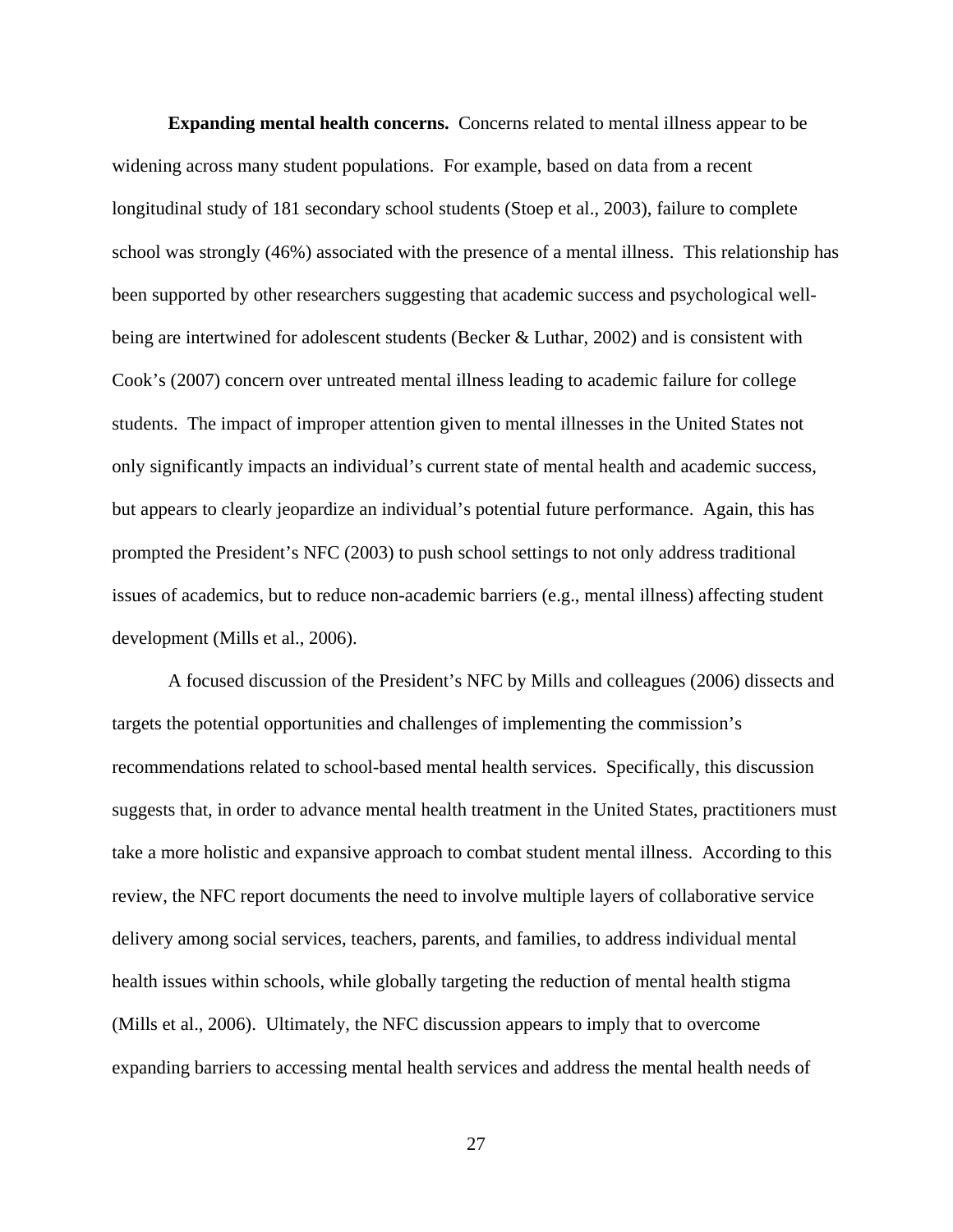**Expanding mental health concerns.** Concerns related to mental illness appear to be widening across many student populations. For example, based on data from a recent longitudinal study of 181 secondary school students (Stoep et al., 2003), failure to complete school was strongly (46%) associated with the presence of a mental illness. This relationship has been supported by other researchers suggesting that academic success and psychological well-being are intertwined for adolescent students (Becker & Luthar, 2002) and is consistent with Cook's (2007) concern over untreated mental illness leading to academic failure for college students. The impact of improper attention given to mental illnesses in the United States not only significantly impacts an individual's current state of mental health and academic success, but appears to clearly jeopardize an individual's potential future performance. Again, this has prompted the President's NFC (2003) to push school settings to not only address traditional issues of academics, but to reduce non-academic barriers (e.g., mental illness) affecting student development (Mills et al., 2006).

A focused discussion of the President's NFC by Mills and colleagues (2006) dissects and targets the potential opportunities and challenges of implementing the commission's recommendations related to school-based mental health services. Specifically, this discussion suggests that, in order to advance mental health treatment in the United States, practitioners must take a more holistic and expansive approach to combat student mental illness. According to this review, the NFC report documents the need to involve multiple layers of collaborative service delivery among social services, teachers, parents, and families, to address individual mental health issues within schools, while globally targeting the reduction of mental health stigma (Mills et al., 2006). Ultimately, the NFC discussion appears to imply that to overcome expanding barriers to accessing mental health services and address the mental health needs of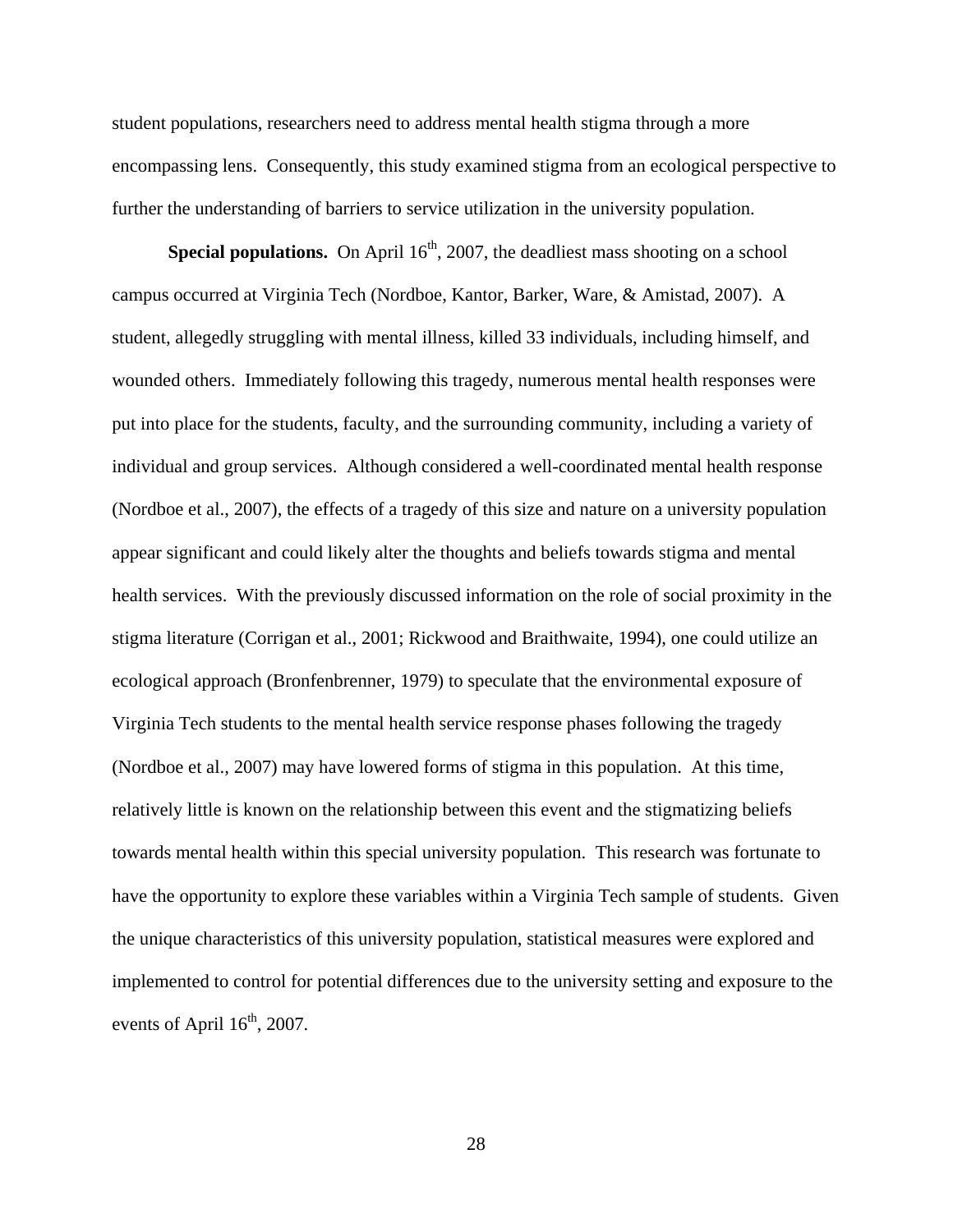student populations, researchers need to address mental health stigma through a more encompassing lens. Consequently, this study examined stigma from an ecological perspective to further the understanding of barriers to service utilization in the university population.

**Special populations.** On April 16th, 2007, the deadliest mass shooting on a school campus occurred at Virginia Tech (Nordboe, Kantor, Barker, Ware, & Amistad, 2007). A student, allegedly struggling with mental illness, killed 33 individuals, including himself, and wounded others. Immediately following this tragedy, numerous mental health responses were put into place for the students, faculty, and the surrounding community, including a variety of individual and group services. Although considered a well-coordinated mental health response (Nordboe et al., 2007), the effects of a tragedy of this size and nature on a university population appear significant and could likely alter the thoughts and beliefs towards stigma and mental health services. With the previously discussed information on the role of social proximity in the stigma literature (Corrigan et al., 2001; Rickwood and Braithwaite, 1994), one could utilize an ecological approach (Bronfenbrenner, 1979) to speculate that the environmental exposure of Virginia Tech students to the mental health service response phases following the tragedy (Nordboe et al., 2007) may have lowered forms of stigma in this population. At this time, relatively little is known on the relationship between this event and the stigmatizing beliefs towards mental health within this special university population. This research was fortunate to have the opportunity to explore these variables within a Virginia Tech sample of students. Given the unique characteristics of this university population, statistical measures were explored and implemented to control for potential differences due to the university setting and exposure to the events of April 16th, 2007.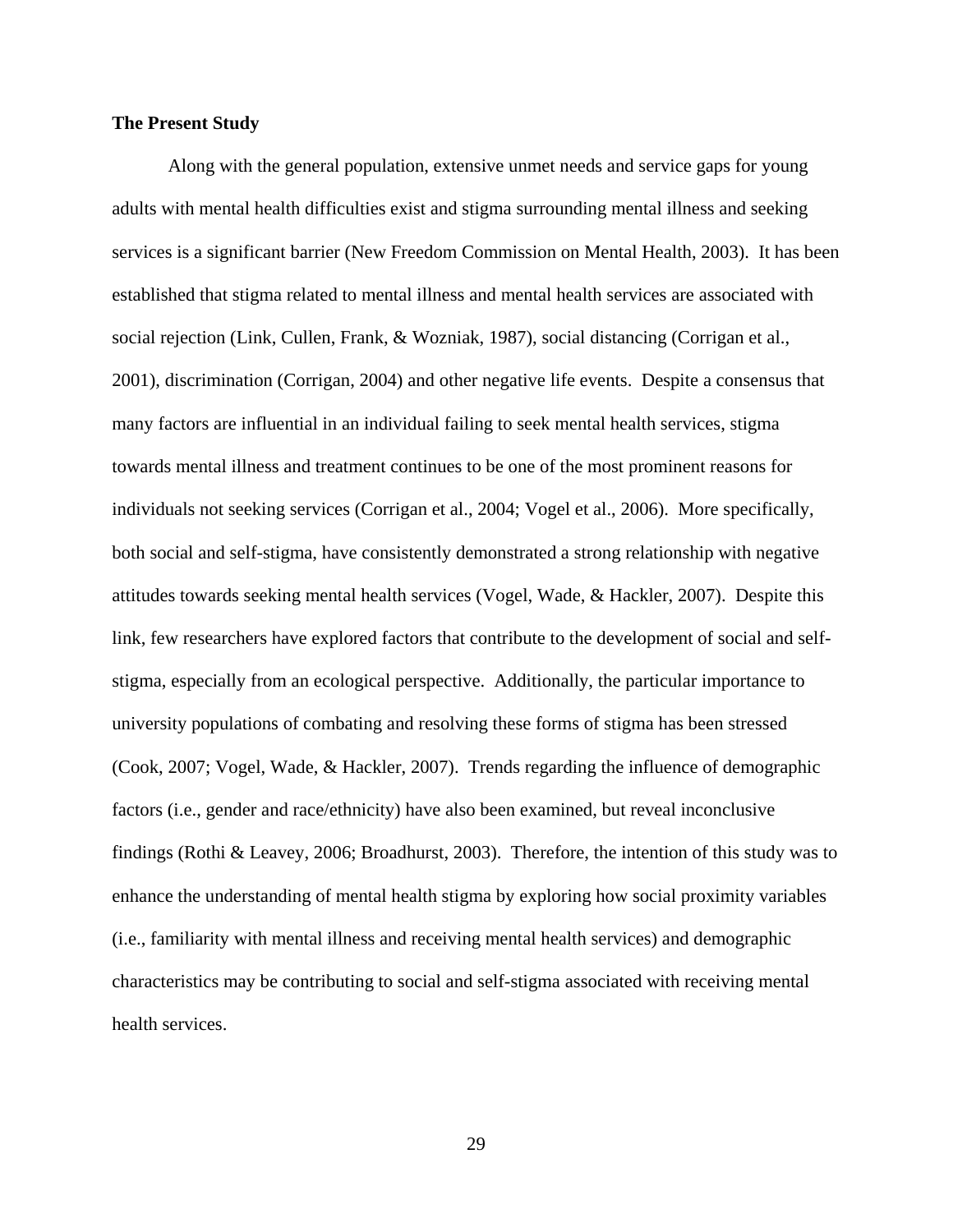**The Present Study**

Along with the general population, extensive unmet needs and service gaps for young adults with mental health difficulties exist and stigma surrounding mental illness and seeking services is a significant barrier (New Freedom Commission on Mental Health, 2003). It has been established that stigma related to mental illness and mental health services are associated with social rejection (Link, Cullen, Frank, & Wozniak, 1987), social distancing (Corrigan et al., 2001), discrimination (Corrigan, 2004) and other negative life events. Despite a consensus that many factors are influential in an individual failing to seek mental health services, stigma towards mental illness and treatment continues to be one of the most prominent reasons for individuals not seeking services (Corrigan et al., 2004; Vogel et al., 2006). More specifically, both social and self-stigma, have consistently demonstrated a strong relationship with negative attitudes towards seeking mental health services (Vogel, Wade, & Hackler, 2007). Despite this link, few researchers have explored factors that contribute to the development of social and self-stigma, especially from an ecological perspective. Additionally, the particular importance to university populations of combating and resolving these forms of stigma has been stressed (Cook, 2007; Vogel, Wade, & Hackler, 2007). Trends regarding the influence of demographic factors (i.e., gender and race/ethnicity) have also been examined, but reveal inconclusive findings (Rothi & Leavey, 2006; Broadhurst, 2003). Therefore, the intention of this study was to enhance the understanding of mental health stigma by exploring how social proximity variables (i.e., familiarity with mental illness and receiving mental health services) and demographic characteristics may be contributing to social and self-stigma associated with receiving mental health services.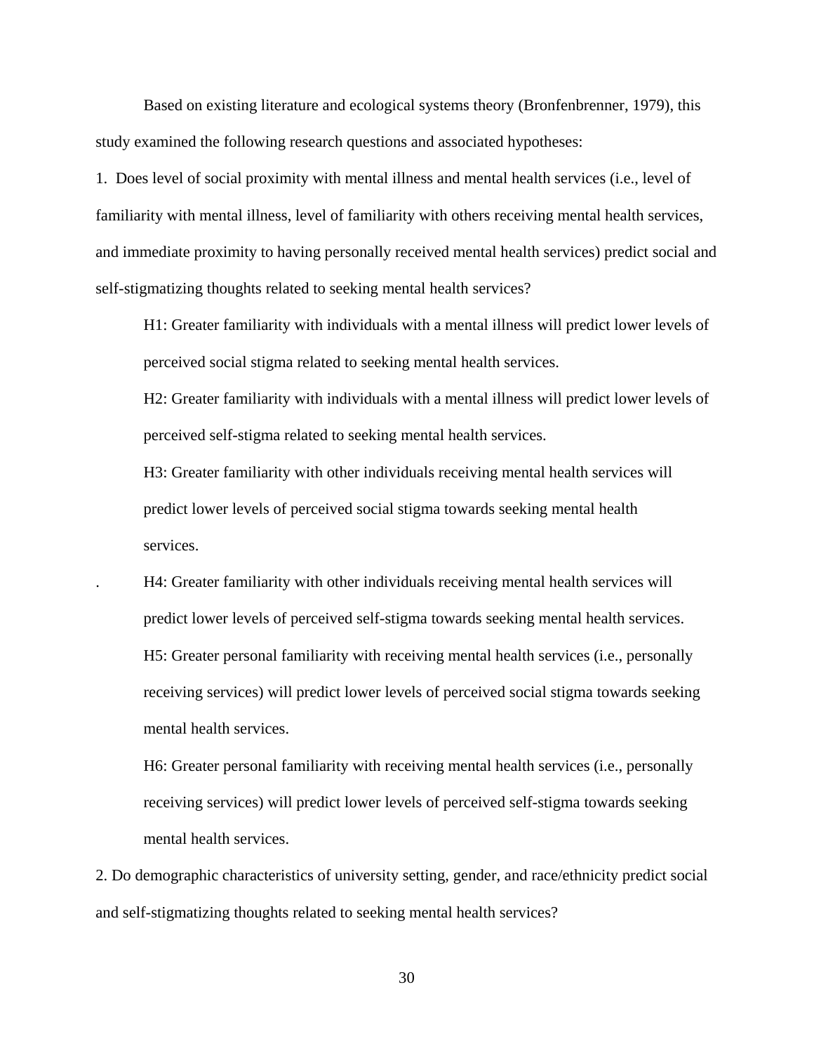Based on existing literature and ecological systems theory (Bronfenbrenner, 1979), this study examined the following research questions and associated hypotheses:

1. Does level of social proximity with mental illness and mental health services (i.e., level of familiarity with mental illness, level of familiarity with others receiving mental health services, and immediate proximity to having personally received mental health services) predict social and self-stigmatizing thoughts related to seeking mental health services?

   H1: Greater familiarity with individuals with a mental illness will predict lower levels of perceived social stigma related to seeking mental health services.

   H2: Greater familiarity with individuals with a mental illness will predict lower levels of perceived self-stigma related to seeking mental health services.

   H3: Greater familiarity with other individuals receiving mental health services will predict lower levels of perceived social stigma towards seeking mental health services.

   H4: Greater familiarity with other individuals receiving mental health services will predict lower levels of perceived self-stigma towards seeking mental health services.

   H5: Greater personal familiarity with receiving mental health services (i.e., personally receiving services) will predict lower levels of perceived social stigma towards seeking mental health services.

   H6: Greater personal familiarity with receiving mental health services (i.e., personally receiving services) will predict lower levels of perceived self-stigma towards seeking mental health services.

2. Do demographic characteristics of university setting, gender, and race/ethnicity predict social and self-stigmatizing thoughts related to seeking mental health services?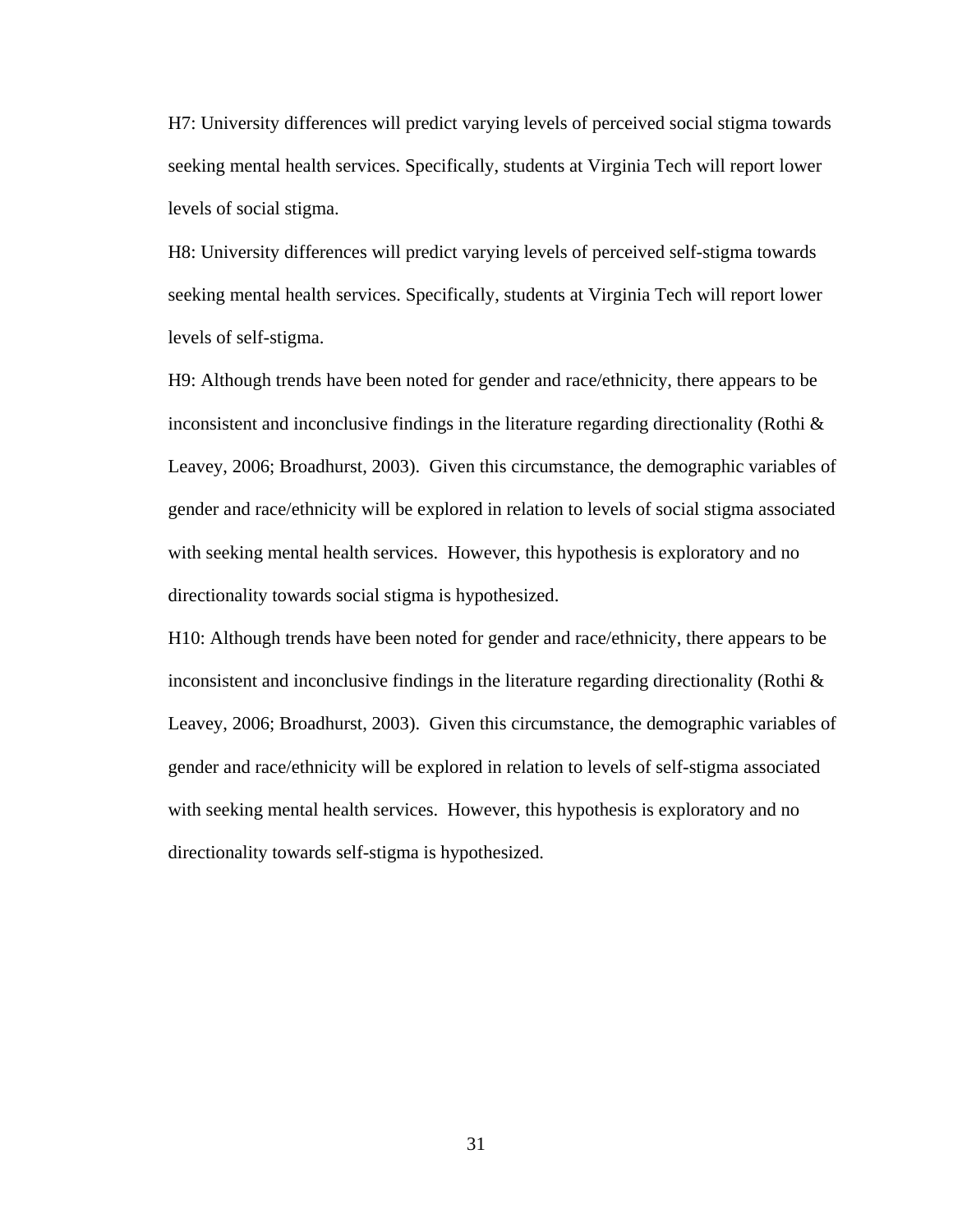H7: University differences will predict varying levels of perceived social stigma towards seeking mental health services. Specifically, students at Virginia Tech will report lower levels of social stigma.

H8: University differences will predict varying levels of perceived self-stigma towards seeking mental health services. Specifically, students at Virginia Tech will report lower levels of self-stigma.

H9: Although trends have been noted for gender and race/ethnicity, there appears to be inconsistent and inconclusive findings in the literature regarding directionality (Rothi & Leavey, 2006; Broadhurst, 2003). Given this circumstance, the demographic variables of gender and race/ethnicity will be explored in relation to levels of social stigma associated with seeking mental health services. However, this hypothesis is exploratory and no directionality towards social stigma is hypothesized.

H10: Although trends have been noted for gender and race/ethnicity, there appears to be inconsistent and inconclusive findings in the literature regarding directionality (Rothi & Leavey, 2006; Broadhurst, 2003). Given this circumstance, the demographic variables of gender and race/ethnicity will be explored in relation to levels of self-stigma associated with seeking mental health services. However, this hypothesis is exploratory and no directionality towards self-stigma is hypothesized.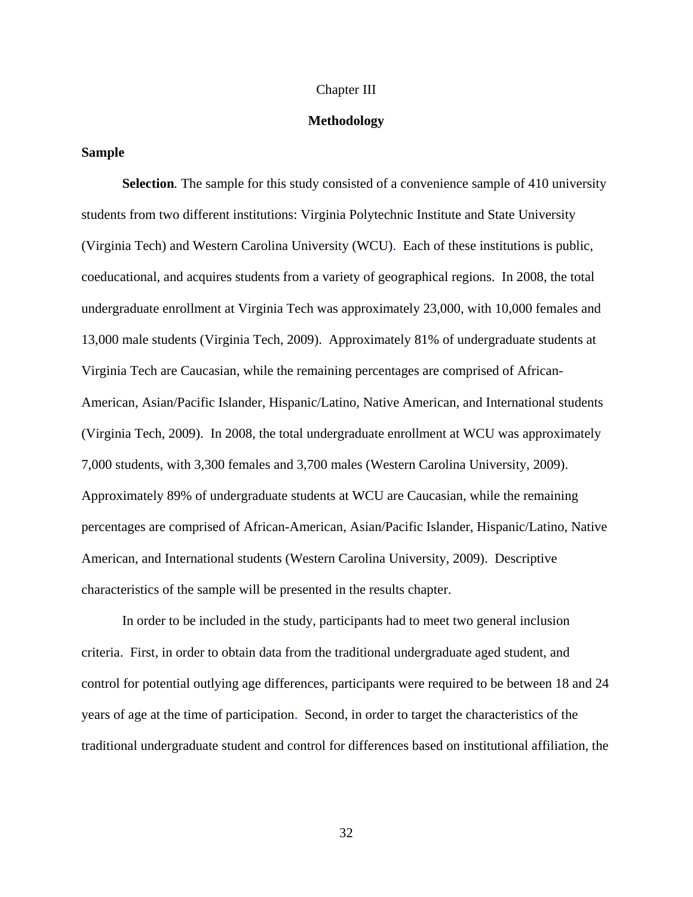Chapter III

# Methodology

## Sample

**Selection***.* The sample for this study consisted of a convenience sample of 410 university students from two different institutions: Virginia Polytechnic Institute and State University (Virginia Tech) and Western Carolina University (WCU). Each of these institutions is public, coeducational, and acquires students from a variety of geographical regions. In 2008, the total undergraduate enrollment at Virginia Tech was approximately 23,000, with 10,000 females and 13,000 male students (Virginia Tech, 2009). Approximately 81% of undergraduate students at Virginia Tech are Caucasian, while the remaining percentages are comprised of African-American, Asian/Pacific Islander, Hispanic/Latino, Native American, and International students (Virginia Tech, 2009). In 2008, the total undergraduate enrollment at WCU was approximately 7,000 students, with 3,300 females and 3,700 males (Western Carolina University, 2009). Approximately 89% of undergraduate students at WCU are Caucasian, while the remaining percentages are comprised of African-American, Asian/Pacific Islander, Hispanic/Latino, Native American, and International students (Western Carolina University, 2009). Descriptive characteristics of the sample will be presented in the results chapter.

In order to be included in the study, participants had to meet two general inclusion criteria. First, in order to obtain data from the traditional undergraduate aged student, and control for potential outlying age differences, participants were required to be between 18 and 24 years of age at the time of participation. Second, in order to target the characteristics of the traditional undergraduate student and control for differences based on institutional affiliation, the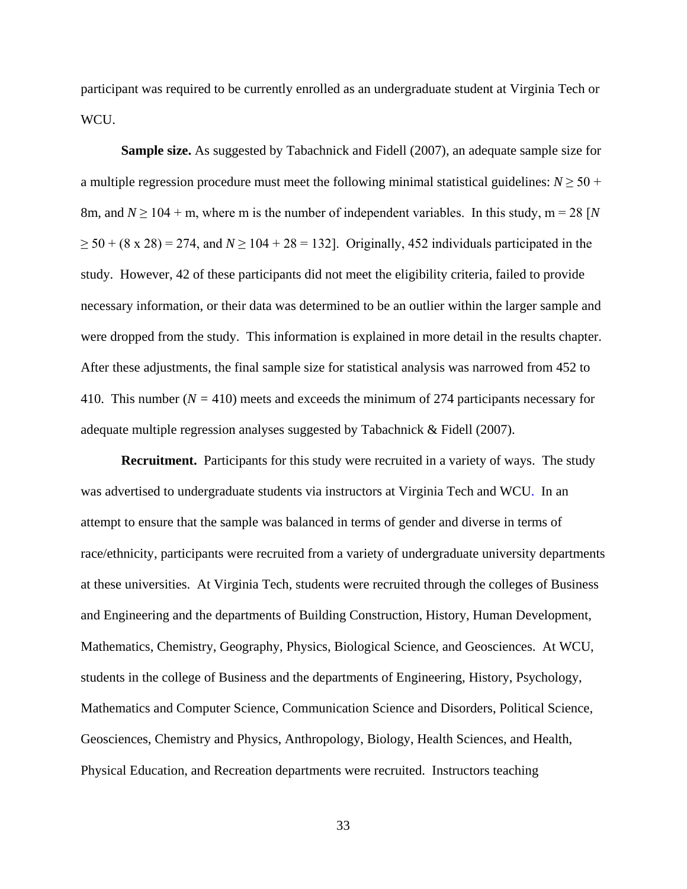participant was required to be currently enrolled as an undergraduate student at Virginia Tech or WCU.

**Sample size.** As suggested by Tabachnick and Fidell (2007), an adequate sample size for a multiple regression procedure must meet the following minimal statistical guidelines: $N \geq 50 + 8m$, and $N \geq 104 + m$, where m is the number of independent variables. In this study, m = 28 [$N \geq 50 + (8 \times 28) = 274$, and $N \geq 104 + 28 = 132$]. Originally, 452 individuals participated in the study. However, 42 of these participants did not meet the eligibility criteria, failed to provide necessary information, or their data was determined to be an outlier within the larger sample and were dropped from the study. This information is explained in more detail in the results chapter. After these adjustments, the final sample size for statistical analysis was narrowed from 452 to 410. This number ($N = 410$) meets and exceeds the minimum of 274 participants necessary for adequate multiple regression analyses suggested by Tabachnick & Fidell (2007).

**Recruitment.** Participants for this study were recruited in a variety of ways. The study was advertised to undergraduate students via instructors at Virginia Tech and WCU. In an attempt to ensure that the sample was balanced in terms of gender and diverse in terms of race/ethnicity, participants were recruited from a variety of undergraduate university departments at these universities. At Virginia Tech, students were recruited through the colleges of Business and Engineering and the departments of Building Construction, History, Human Development, Mathematics, Chemistry, Geography, Physics, Biological Science, and Geosciences. At WCU, students in the college of Business and the departments of Engineering, History, Psychology, Mathematics and Computer Science, Communication Science and Disorders, Political Science, Geosciences, Chemistry and Physics, Anthropology, Biology, Health Sciences, and Health, Physical Education, and Recreation departments were recruited. Instructors teaching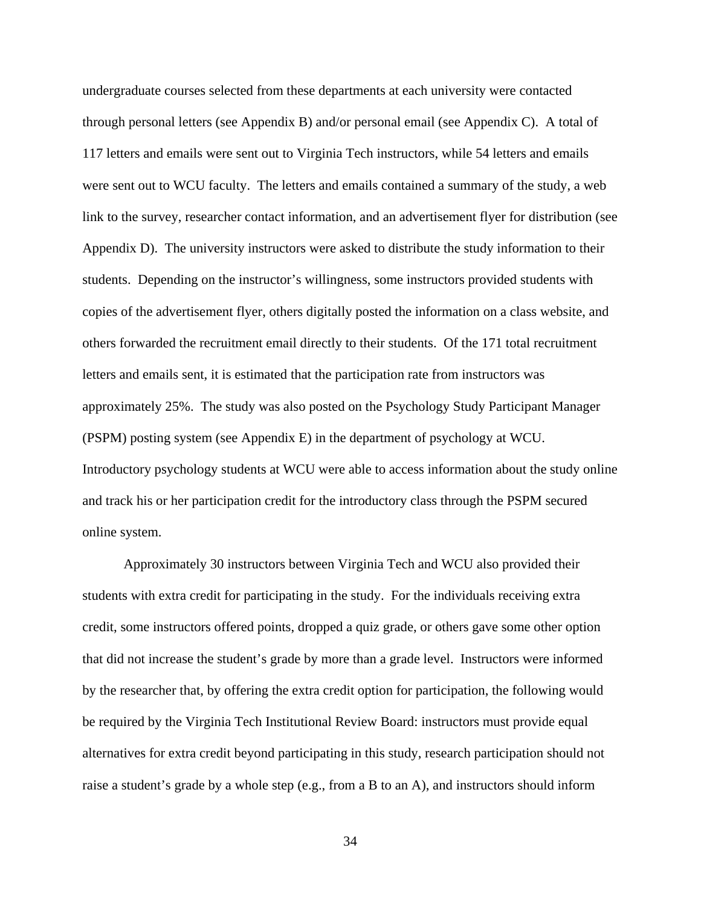undergraduate courses selected from these departments at each university were contacted through personal letters (see Appendix B) and/or personal email (see Appendix C). A total of 117 letters and emails were sent out to Virginia Tech instructors, while 54 letters and emails were sent out to WCU faculty. The letters and emails contained a summary of the study, a web link to the survey, researcher contact information, and an advertisement flyer for distribution (see Appendix D). The university instructors were asked to distribute the study information to their students. Depending on the instructor's willingness, some instructors provided students with copies of the advertisement flyer, others digitally posted the information on a class website, and others forwarded the recruitment email directly to their students. Of the 171 total recruitment letters and emails sent, it is estimated that the participation rate from instructors was approximately 25%. The study was also posted on the Psychology Study Participant Manager (PSPM) posting system (see Appendix E) in the department of psychology at WCU. Introductory psychology students at WCU were able to access information about the study online and track his or her participation credit for the introductory class through the PSPM secured online system.

Approximately 30 instructors between Virginia Tech and WCU also provided their students with extra credit for participating in the study. For the individuals receiving extra credit, some instructors offered points, dropped a quiz grade, or others gave some other option that did not increase the student's grade by more than a grade level. Instructors were informed by the researcher that, by offering the extra credit option for participation, the following would be required by the Virginia Tech Institutional Review Board: instructors must provide equal alternatives for extra credit beyond participating in this study, research participation should not raise a student's grade by a whole step (e.g., from a B to an A), and instructors should inform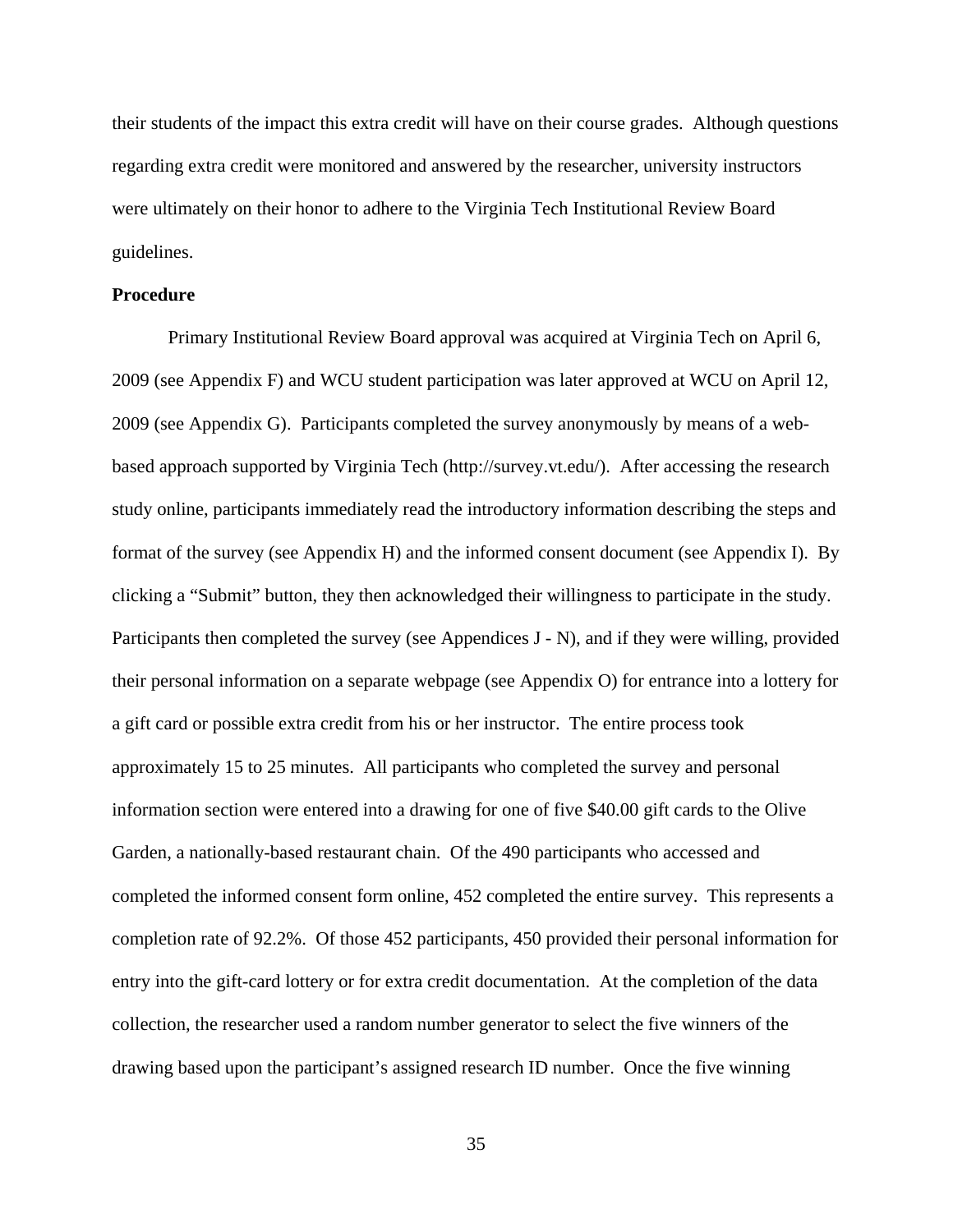their students of the impact this extra credit will have on their course grades. Although questions regarding extra credit were monitored and answered by the researcher, university instructors were ultimately on their honor to adhere to the Virginia Tech Institutional Review Board guidelines.

**Procedure**

Primary Institutional Review Board approval was acquired at Virginia Tech on April 6, 2009 (see Appendix F) and WCU student participation was later approved at WCU on April 12, 2009 (see Appendix G). Participants completed the survey anonymously by means of a web-based approach supported by Virginia Tech (http://survey.vt.edu/). After accessing the research study online, participants immediately read the introductory information describing the steps and format of the survey (see Appendix H) and the informed consent document (see Appendix I). By clicking a "Submit" button, they then acknowledged their willingness to participate in the study. Participants then completed the survey (see Appendices J - N), and if they were willing, provided their personal information on a separate webpage (see Appendix O) for entrance into a lottery for a gift card or possible extra credit from his or her instructor. The entire process took approximately 15 to 25 minutes. All participants who completed the survey and personal information section were entered into a drawing for one of five $40.00 gift cards to the Olive Garden, a nationally-based restaurant chain. Of the 490 participants who accessed and completed the informed consent form online, 452 completed the entire survey. This represents a completion rate of 92.2%. Of those 452 participants, 450 provided their personal information for entry into the gift-card lottery or for extra credit documentation. At the completion of the data collection, the researcher used a random number generator to select the five winners of the drawing based upon the participant's assigned research ID number. Once the five winning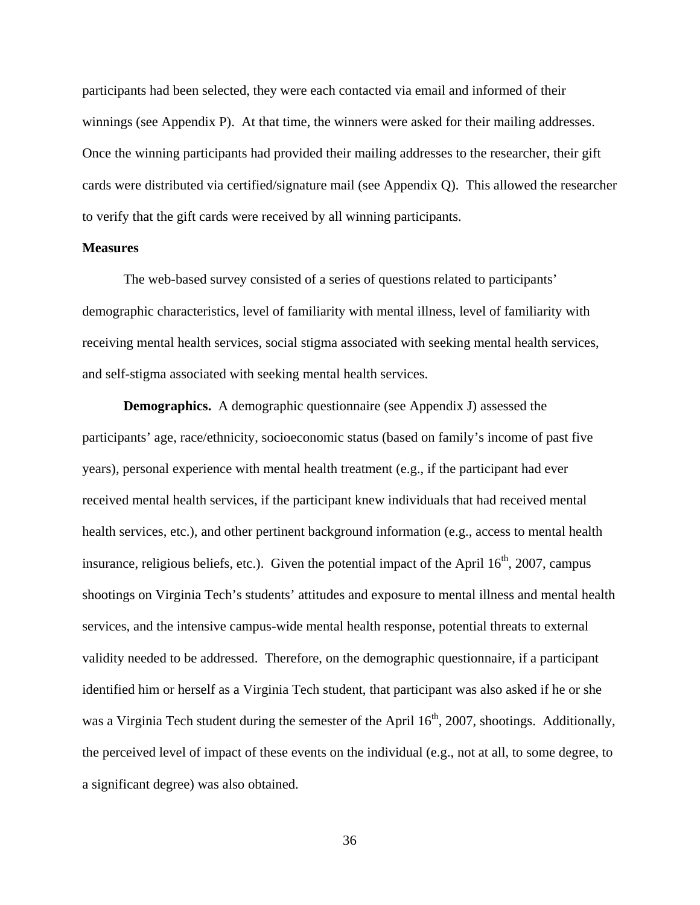participants had been selected, they were each contacted via email and informed of their winnings (see Appendix P). At that time, the winners were asked for their mailing addresses. Once the winning participants had provided their mailing addresses to the researcher, their gift cards were distributed via certified/signature mail (see Appendix Q). This allowed the researcher to verify that the gift cards were received by all winning participants.

**Measures**

The web-based survey consisted of a series of questions related to participants' demographic characteristics, level of familiarity with mental illness, level of familiarity with receiving mental health services, social stigma associated with seeking mental health services, and self-stigma associated with seeking mental health services.

**Demographics.** A demographic questionnaire (see Appendix J) assessed the participants' age, race/ethnicity, socioeconomic status (based on family's income of past five years), personal experience with mental health treatment (e.g., if the participant had ever received mental health services, if the participant knew individuals that had received mental health services, etc.), and other pertinent background information (e.g., access to mental health insurance, religious beliefs, etc.). Given the potential impact of the April 16th, 2007, campus shootings on Virginia Tech's students' attitudes and exposure to mental illness and mental health services, and the intensive campus-wide mental health response, potential threats to external validity needed to be addressed. Therefore, on the demographic questionnaire, if a participant identified him or herself as a Virginia Tech student, that participant was also asked if he or she was a Virginia Tech student during the semester of the April 16th, 2007, shootings. Additionally, the perceived level of impact of these events on the individual (e.g., not at all, to some degree, to a significant degree) was also obtained.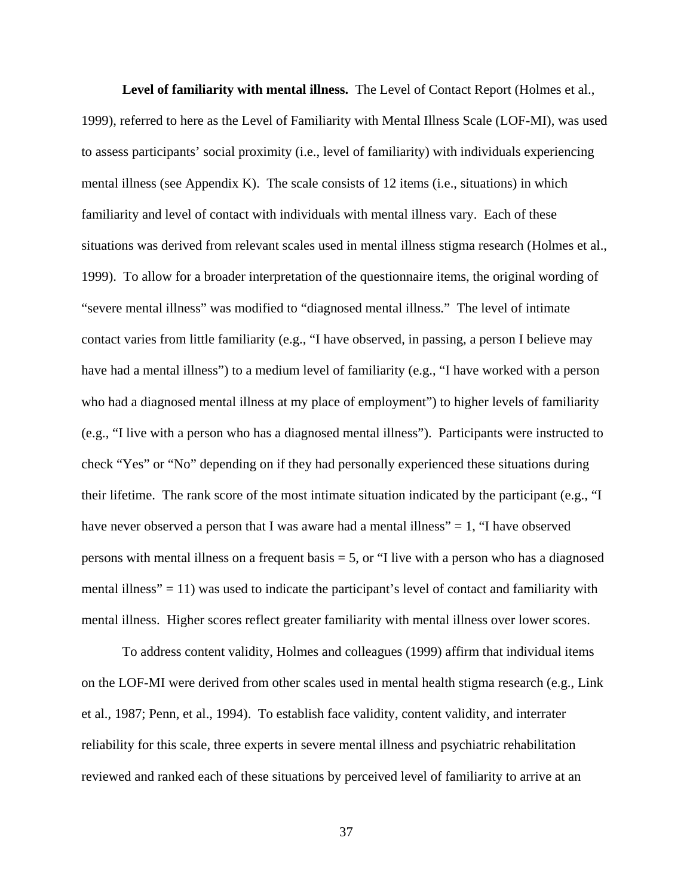**Level of familiarity with mental illness.** The Level of Contact Report (Holmes et al., 1999), referred to here as the Level of Familiarity with Mental Illness Scale (LOF-MI), was used to assess participants' social proximity (i.e., level of familiarity) with individuals experiencing mental illness (see Appendix K). The scale consists of 12 items (i.e., situations) in which familiarity and level of contact with individuals with mental illness vary. Each of these situations was derived from relevant scales used in mental illness stigma research (Holmes et al., 1999). To allow for a broader interpretation of the questionnaire items, the original wording of "severe mental illness" was modified to "diagnosed mental illness." The level of intimate contact varies from little familiarity (e.g., "I have observed, in passing, a person I believe may have had a mental illness") to a medium level of familiarity (e.g., "I have worked with a person who had a diagnosed mental illness at my place of employment") to higher levels of familiarity (e.g., "I live with a person who has a diagnosed mental illness"). Participants were instructed to check "Yes" or "No" depending on if they had personally experienced these situations during their lifetime. The rank score of the most intimate situation indicated by the participant (e.g., "I have never observed a person that I was aware had a mental illness" = 1, "I have observed persons with mental illness on a frequent basis = 5, or "I live with a person who has a diagnosed mental illness" = 11) was used to indicate the participant's level of contact and familiarity with mental illness. Higher scores reflect greater familiarity with mental illness over lower scores.

To address content validity, Holmes and colleagues (1999) affirm that individual items on the LOF-MI were derived from other scales used in mental health stigma research (e.g., Link et al., 1987; Penn, et al., 1994). To establish face validity, content validity, and interrater reliability for this scale, three experts in severe mental illness and psychiatric rehabilitation reviewed and ranked each of these situations by perceived level of familiarity to arrive at an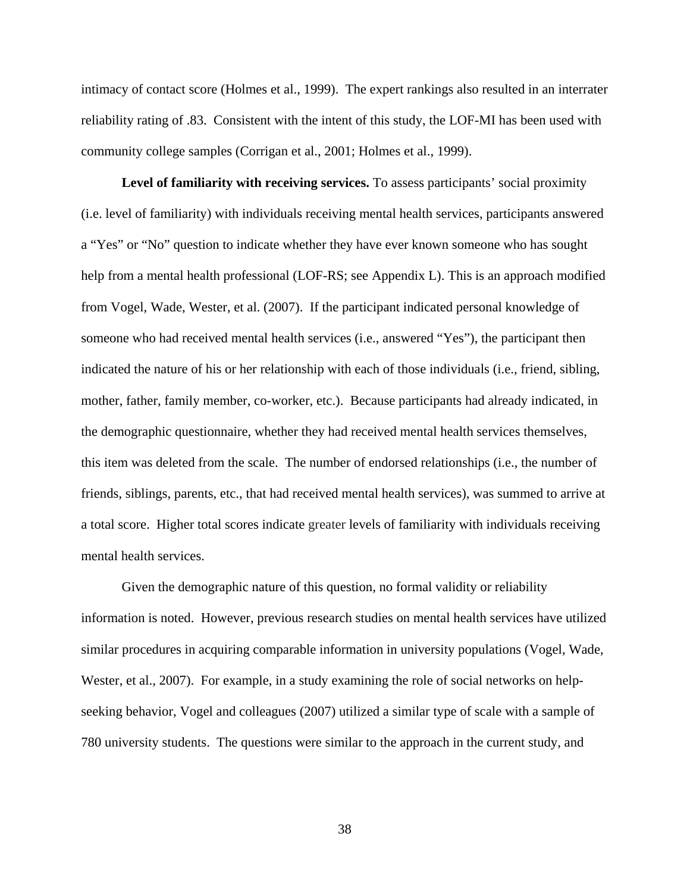intimacy of contact score (Holmes et al., 1999). The expert rankings also resulted in an interrater reliability rating of .83. Consistent with the intent of this study, the LOF-MI has been used with community college samples (Corrigan et al., 2001; Holmes et al., 1999).

**Level of familiarity with receiving services.** To assess participants' social proximity (i.e. level of familiarity) with individuals receiving mental health services, participants answered a "Yes" or "No" question to indicate whether they have ever known someone who has sought help from a mental health professional (LOF-RS; see Appendix L). This is an approach modified from Vogel, Wade, Wester, et al. (2007). If the participant indicated personal knowledge of someone who had received mental health services (i.e., answered "Yes"), the participant then indicated the nature of his or her relationship with each of those individuals (i.e., friend, sibling, mother, father, family member, co-worker, etc.). Because participants had already indicated, in the demographic questionnaire, whether they had received mental health services themselves, this item was deleted from the scale. The number of endorsed relationships (i.e., the number of friends, siblings, parents, etc., that had received mental health services), was summed to arrive at a total score. Higher total scores indicate greater levels of familiarity with individuals receiving mental health services.

Given the demographic nature of this question, no formal validity or reliability information is noted. However, previous research studies on mental health services have utilized similar procedures in acquiring comparable information in university populations (Vogel, Wade, Wester, et al., 2007). For example, in a study examining the role of social networks on help-seeking behavior, Vogel and colleagues (2007) utilized a similar type of scale with a sample of 780 university students. The questions were similar to the approach in the current study, and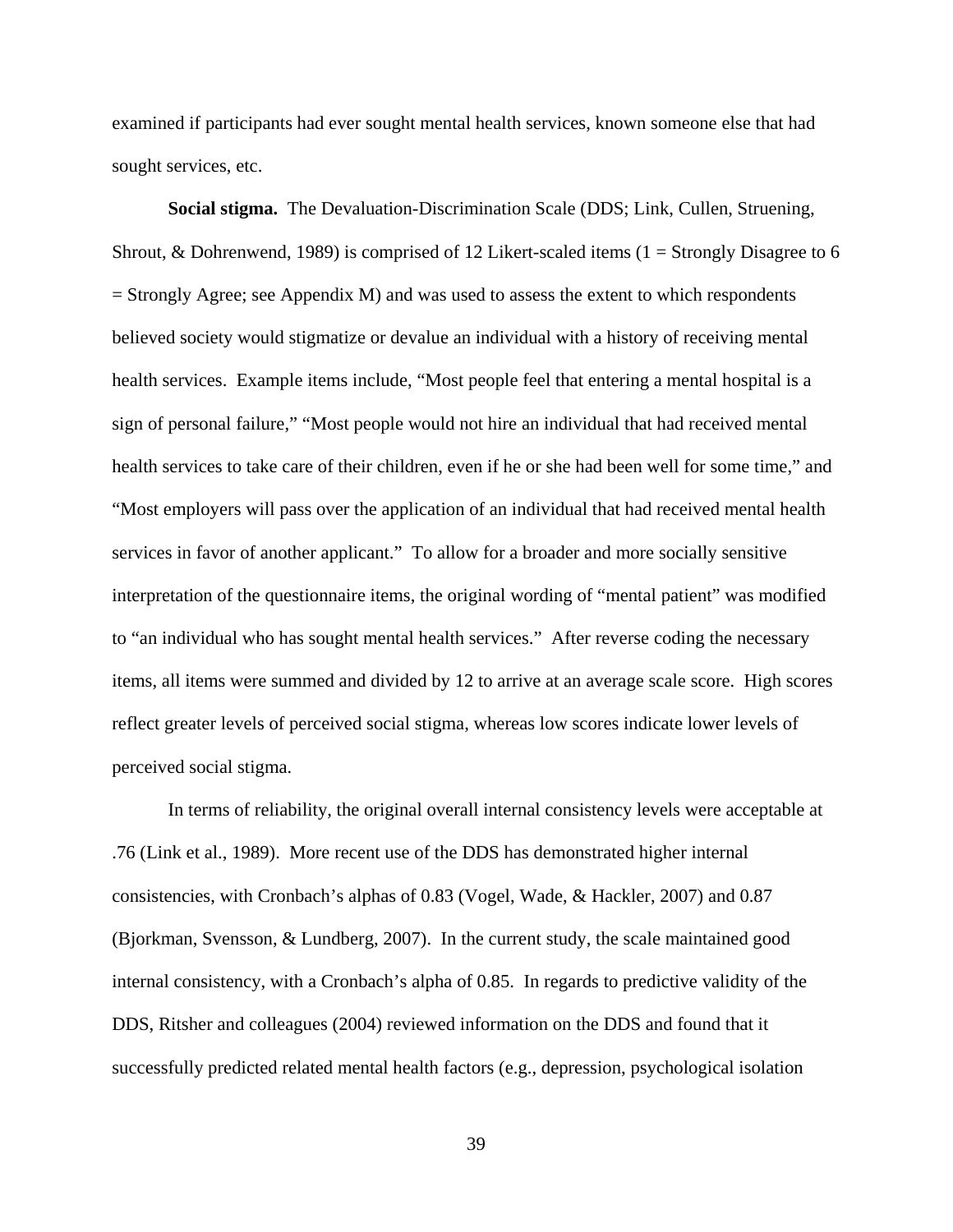examined if participants had ever sought mental health services, known someone else that had sought services, etc.

**Social stigma.** The Devaluation-Discrimination Scale (DDS; Link, Cullen, Struening, Shrout, & Dohrenwend, 1989) is comprised of 12 Likert-scaled items (1 = Strongly Disagree to 6 = Strongly Agree; see Appendix M) and was used to assess the extent to which respondents believed society would stigmatize or devalue an individual with a history of receiving mental health services. Example items include, "Most people feel that entering a mental hospital is a sign of personal failure," "Most people would not hire an individual that had received mental health services to take care of their children, even if he or she had been well for some time," and "Most employers will pass over the application of an individual that had received mental health services in favor of another applicant." To allow for a broader and more socially sensitive interpretation of the questionnaire items, the original wording of "mental patient" was modified to "an individual who has sought mental health services." After reverse coding the necessary items, all items were summed and divided by 12 to arrive at an average scale score. High scores reflect greater levels of perceived social stigma, whereas low scores indicate lower levels of perceived social stigma.

In terms of reliability, the original overall internal consistency levels were acceptable at .76 (Link et al., 1989). More recent use of the DDS has demonstrated higher internal consistencies, with Cronbach's alphas of 0.83 (Vogel, Wade, & Hackler, 2007) and 0.87 (Bjorkman, Svensson, & Lundberg, 2007). In the current study, the scale maintained good internal consistency, with a Cronbach's alpha of 0.85. In regards to predictive validity of the DDS, Ritsher and colleagues (2004) reviewed information on the DDS and found that it successfully predicted related mental health factors (e.g., depression, psychological isolation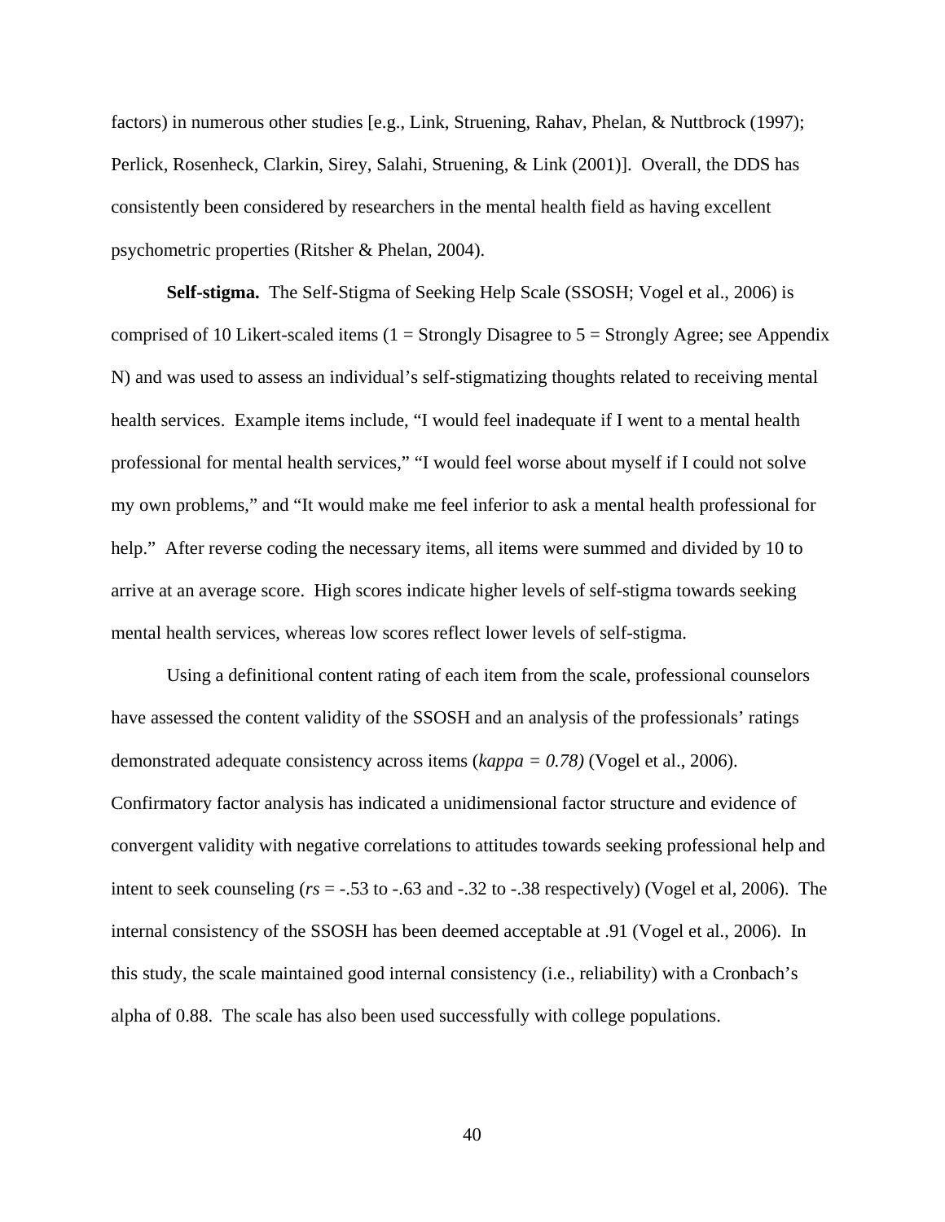factors) in numerous other studies [e.g., Link, Struening, Rahav, Phelan, & Nuttbrock (1997); Perlick, Rosenheck, Clarkin, Sirey, Salahi, Struening, & Link (2001)]. Overall, the DDS has consistently been considered by researchers in the mental health field as having excellent psychometric properties (Ritsher & Phelan, 2004).

**Self-stigma.** The Self-Stigma of Seeking Help Scale (SSOSH; Vogel et al., 2006) is comprised of 10 Likert-scaled items (1 = Strongly Disagree to 5 = Strongly Agree; see Appendix N) and was used to assess an individual's self-stigmatizing thoughts related to receiving mental health services. Example items include, "I would feel inadequate if I went to a mental health professional for mental health services," "I would feel worse about myself if I could not solve my own problems," and "It would make me feel inferior to ask a mental health professional for help." After reverse coding the necessary items, all items were summed and divided by 10 to arrive at an average score. High scores indicate higher levels of self-stigma towards seeking mental health services, whereas low scores reflect lower levels of self-stigma.

Using a definitional content rating of each item from the scale, professional counselors have assessed the content validity of the SSOSH and an analysis of the professionals' ratings demonstrated adequate consistency across items (*kappa = 0.78)* (Vogel et al., 2006). Confirmatory factor analysis has indicated a unidimensional factor structure and evidence of convergent validity with negative correlations to attitudes towards seeking professional help and intent to seek counseling (*rs* = -.53 to -.63 and -.32 to -.38 respectively) (Vogel et al, 2006). The internal consistency of the SSOSH has been deemed acceptable at .91 (Vogel et al., 2006). In this study, the scale maintained good internal consistency (i.e., reliability) with a Cronbach's alpha of 0.88. The scale has also been used successfully with college populations.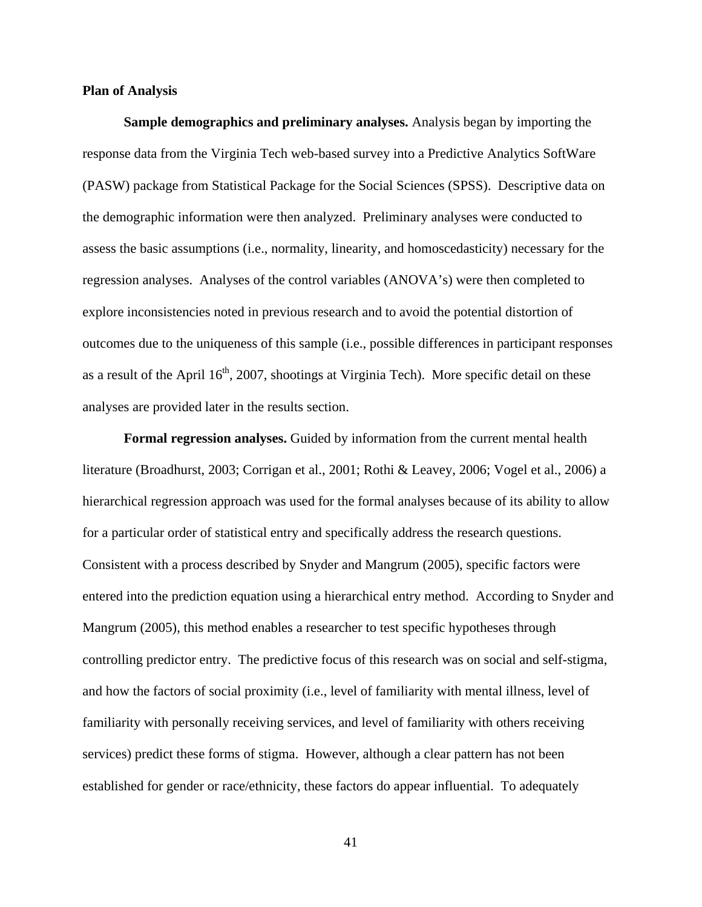**Plan of Analysis**

**Sample demographics and preliminary analyses.** Analysis began by importing the response data from the Virginia Tech web-based survey into a Predictive Analytics SoftWare (PASW) package from Statistical Package for the Social Sciences (SPSS). Descriptive data on the demographic information were then analyzed. Preliminary analyses were conducted to assess the basic assumptions (i.e., normality, linearity, and homoscedasticity) necessary for the regression analyses. Analyses of the control variables (ANOVA's) were then completed to explore inconsistencies noted in previous research and to avoid the potential distortion of outcomes due to the uniqueness of this sample (i.e., possible differences in participant responses as a result of the April 16th, 2007, shootings at Virginia Tech). More specific detail on these analyses are provided later in the results section.

**Formal regression analyses.** Guided by information from the current mental health literature (Broadhurst, 2003; Corrigan et al., 2001; Rothi & Leavey, 2006; Vogel et al., 2006) a hierarchical regression approach was used for the formal analyses because of its ability to allow for a particular order of statistical entry and specifically address the research questions. Consistent with a process described by Snyder and Mangrum (2005), specific factors were entered into the prediction equation using a hierarchical entry method. According to Snyder and Mangrum (2005), this method enables a researcher to test specific hypotheses through controlling predictor entry. The predictive focus of this research was on social and self-stigma, and how the factors of social proximity (i.e., level of familiarity with mental illness, level of familiarity with personally receiving services, and level of familiarity with others receiving services) predict these forms of stigma. However, although a clear pattern has not been established for gender or race/ethnicity, these factors do appear influential. To adequately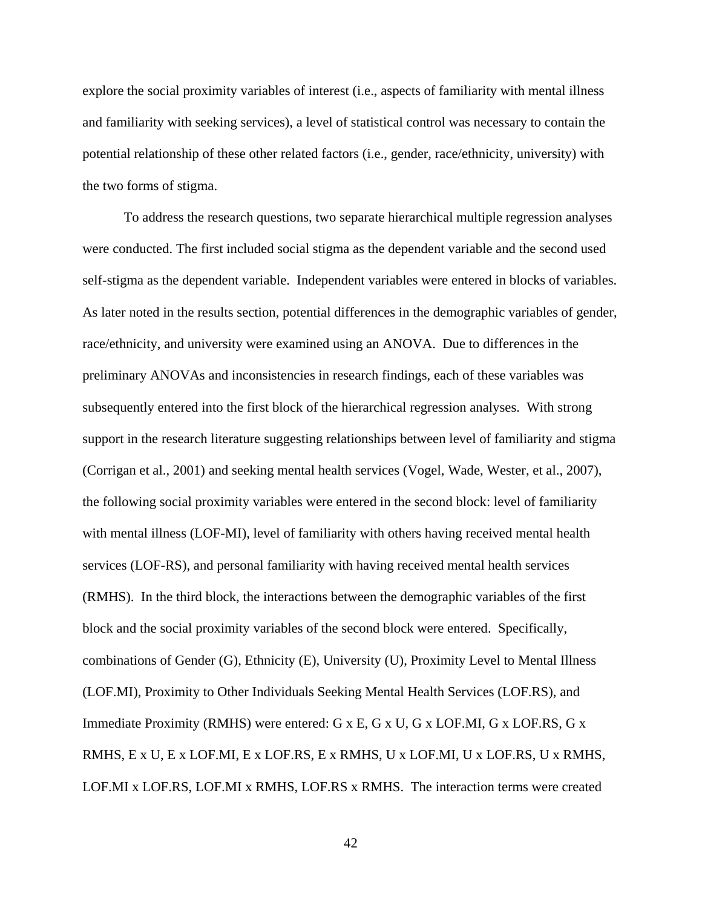explore the social proximity variables of interest (i.e., aspects of familiarity with mental illness and familiarity with seeking services), a level of statistical control was necessary to contain the potential relationship of these other related factors (i.e., gender, race/ethnicity, university) with the two forms of stigma.

To address the research questions, two separate hierarchical multiple regression analyses were conducted. The first included social stigma as the dependent variable and the second used self-stigma as the dependent variable. Independent variables were entered in blocks of variables. As later noted in the results section, potential differences in the demographic variables of gender, race/ethnicity, and university were examined using an ANOVA. Due to differences in the preliminary ANOVAs and inconsistencies in research findings, each of these variables was subsequently entered into the first block of the hierarchical regression analyses. With strong support in the research literature suggesting relationships between level of familiarity and stigma (Corrigan et al., 2001) and seeking mental health services (Vogel, Wade, Wester, et al., 2007), the following social proximity variables were entered in the second block: level of familiarity with mental illness (LOF-MI), level of familiarity with others having received mental health services (LOF-RS), and personal familiarity with having received mental health services (RMHS). In the third block, the interactions between the demographic variables of the first block and the social proximity variables of the second block were entered. Specifically, combinations of Gender (G), Ethnicity (E), University (U), Proximity Level to Mental Illness (LOF.MI), Proximity to Other Individuals Seeking Mental Health Services (LOF.RS), and Immediate Proximity (RMHS) were entered: G x E, G x U, G x LOF.MI, G x LOF.RS, G x RMHS, E x U, E x LOF.MI, E x LOF.RS, E x RMHS, U x LOF.MI, U x LOF.RS, U x RMHS, LOF.MI x LOF.RS, LOF.MI x RMHS, LOF.RS x RMHS. The interaction terms were created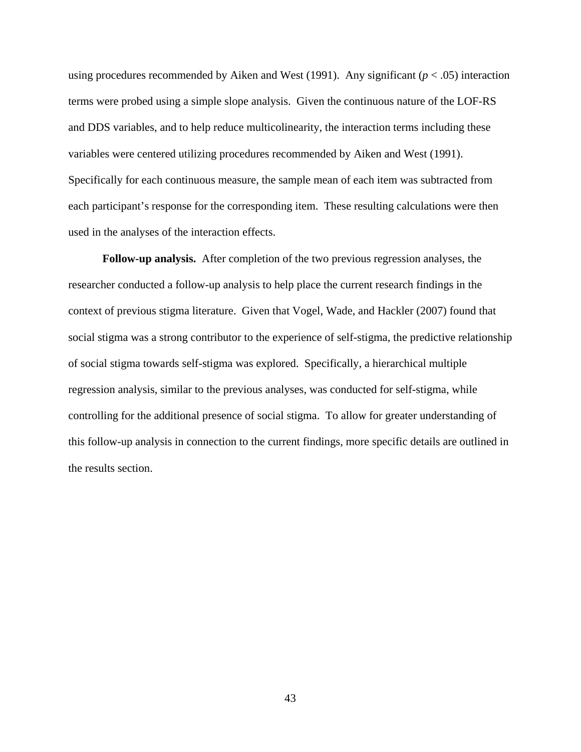using procedures recommended by Aiken and West (1991). Any significant ($p < .05$) interaction terms were probed using a simple slope analysis. Given the continuous nature of the LOF-RS and DDS variables, and to help reduce multicolinearity, the interaction terms including these variables were centered utilizing procedures recommended by Aiken and West (1991). Specifically for each continuous measure, the sample mean of each item was subtracted from each participant's response for the corresponding item. These resulting calculations were then used in the analyses of the interaction effects.

**Follow-up analysis.** After completion of the two previous regression analyses, the researcher conducted a follow-up analysis to help place the current research findings in the context of previous stigma literature. Given that Vogel, Wade, and Hackler (2007) found that social stigma was a strong contributor to the experience of self-stigma, the predictive relationship of social stigma towards self-stigma was explored. Specifically, a hierarchical multiple regression analysis, similar to the previous analyses, was conducted for self-stigma, while controlling for the additional presence of social stigma. To allow for greater understanding of this follow-up analysis in connection to the current findings, more specific details are outlined in the results section.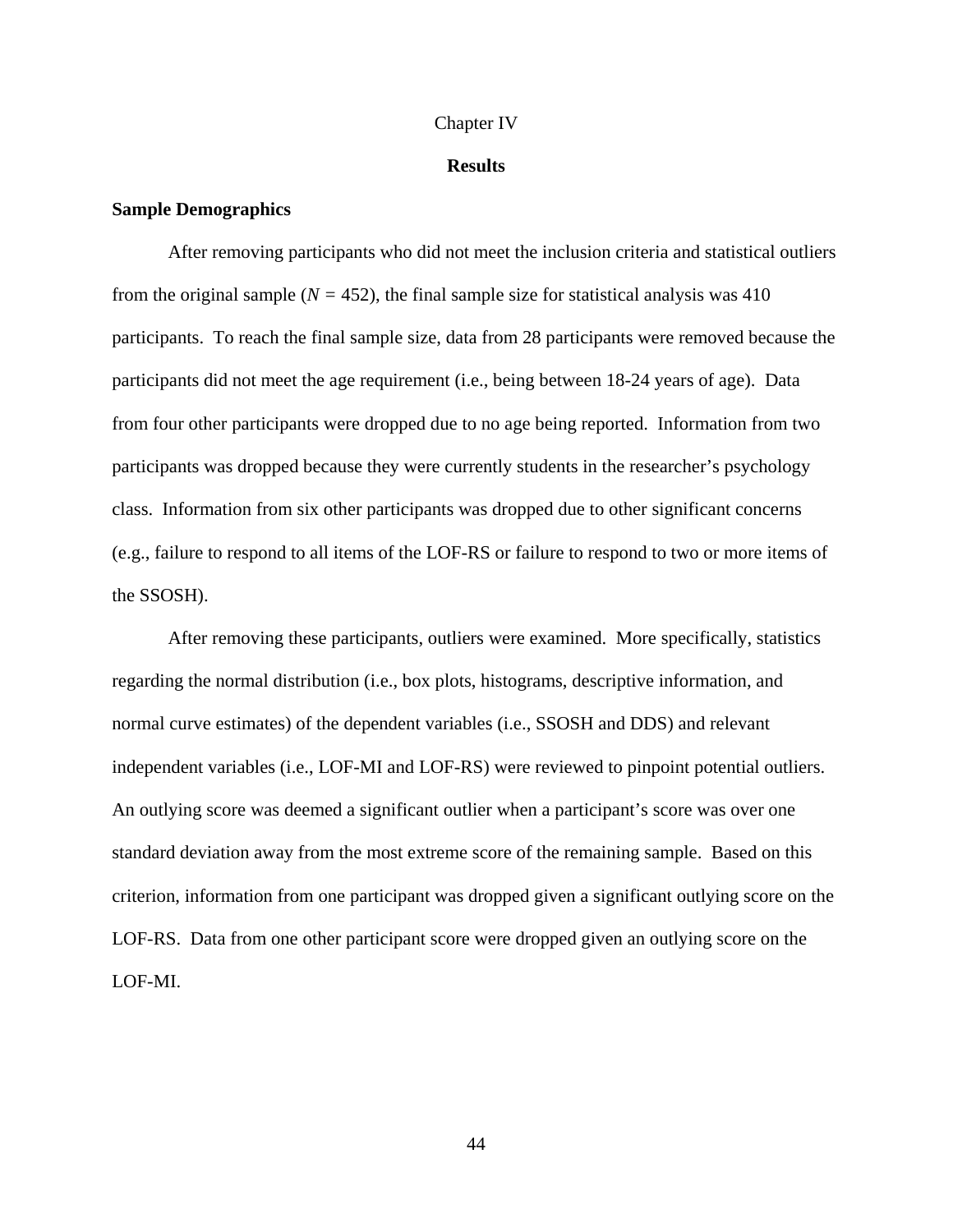# Chapter IV

## Results

### Sample Demographics

After removing participants who did not meet the inclusion criteria and statistical outliers from the original sample ($N$ = 452), the final sample size for statistical analysis was 410 participants. To reach the final sample size, data from 28 participants were removed because the participants did not meet the age requirement (i.e., being between 18-24 years of age). Data from four other participants were dropped due to no age being reported. Information from two participants was dropped because they were currently students in the researcher's psychology class. Information from six other participants was dropped due to other significant concerns (e.g., failure to respond to all items of the LOF-RS or failure to respond to two or more items of the SSOSH).

After removing these participants, outliers were examined. More specifically, statistics regarding the normal distribution (i.e., box plots, histograms, descriptive information, and normal curve estimates) of the dependent variables (i.e., SSOSH and DDS) and relevant independent variables (i.e., LOF-MI and LOF-RS) were reviewed to pinpoint potential outliers. An outlying score was deemed a significant outlier when a participant's score was over one standard deviation away from the most extreme score of the remaining sample. Based on this criterion, information from one participant was dropped given a significant outlying score on the LOF-RS. Data from one other participant score were dropped given an outlying score on the LOF-MI.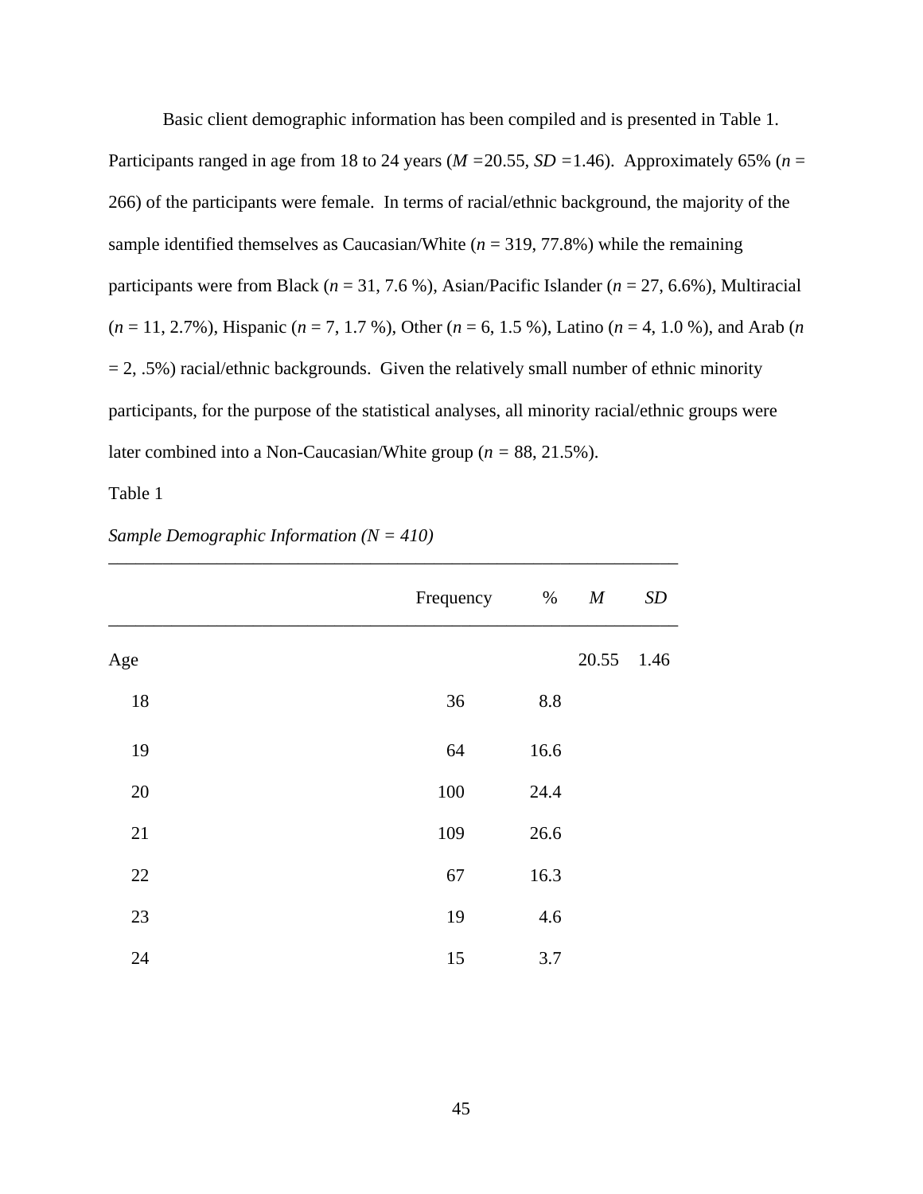Basic client demographic information has been compiled and is presented in Table 1. Participants ranged in age from 18 to 24 years (*M* =20.55, *SD* =1.46). Approximately 65% (*n* = 266) of the participants were female. In terms of racial/ethnic background, the majority of the sample identified themselves as Caucasian/White (*n* = 319, 77.8%) while the remaining participants were from Black (*n* = 31, 7.6 %), Asian/Pacific Islander (*n* = 27, 6.6%), Multiracial (*n* = 11, 2.7%), Hispanic (*n* = 7, 1.7 %), Other (*n* = 6, 1.5 %), Latino (*n* = 4, 1.0 %), and Arab (*n* = 2, .5%) racial/ethnic backgrounds. Given the relatively small number of ethnic minority participants, for the purpose of the statistical analyses, all minority racial/ethnic groups were later combined into a Non-Caucasian/White group (*n* = 88, 21.5%).

Table 1

*Sample Demographic Information (N = 410)*

| | Frequency | % | *M* | *SD* |
|---|---|---|---|---|
| Age | | | 20.55 | 1.46 |
| 18 | 36 | 8.8 | | |
| 19 | 64 | 16.6 | | |
| 20 | 100 | 24.4 | | |
| 21 | 109 | 26.6 | | |
| 22 | 67 | 16.3 | | |
| 23 | 19 | 4.6 | | |
| 24 | 15 | 3.7 | | |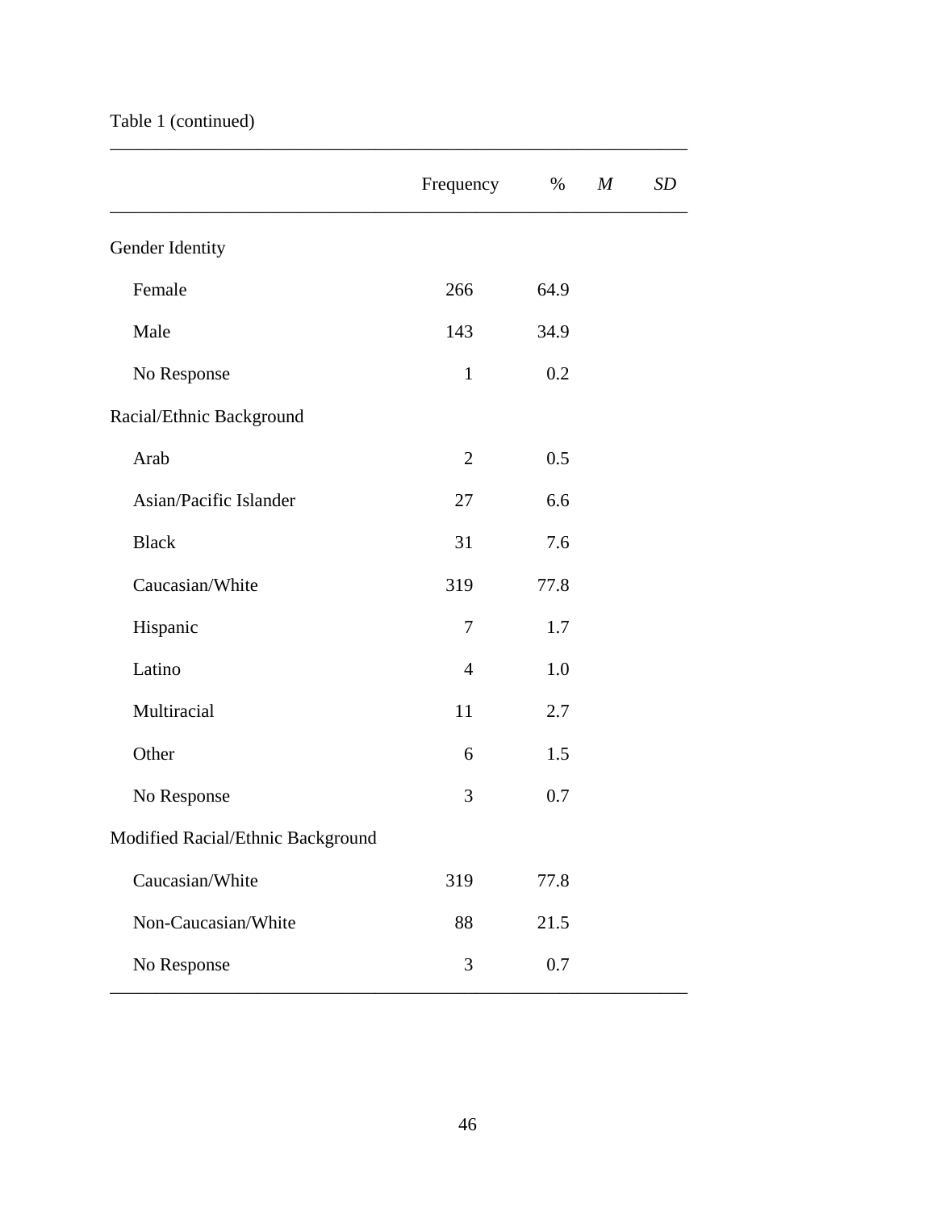Table 1 (continued)

| | Frequency | % | *M* | *SD* |
|---|---|---|---|---|
| Gender Identity | | | | |
| Female | 266 | 64.9 | | |
| Male | 143 | 34.9 | | |
| No Response | 1 | 0.2 | | |
| Racial/Ethnic Background | | | | |
| Arab | 2 | 0.5 | | |
| Asian/Pacific Islander | 27 | 6.6 | | |
| Black | 31 | 7.6 | | |
| Caucasian/White | 319 | 77.8 | | |
| Hispanic | 7 | 1.7 | | |
| Latino | 4 | 1.0 | | |
| Multiracial | 11 | 2.7 | | |
| Other | 6 | 1.5 | | |
| No Response | 3 | 0.7 | | |
| Modified Racial/Ethnic Background | | | | |
| Caucasian/White | 319 | 77.8 | | |
| Non-Caucasian/White | 88 | 21.5 | | |
| No Response | 3 | 0.7 | | |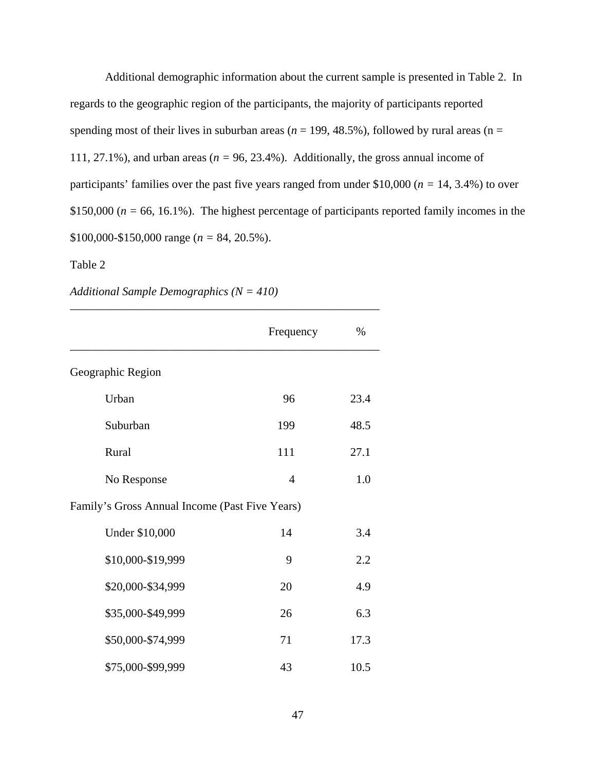Additional demographic information about the current sample is presented in Table 2. In regards to the geographic region of the participants, the majority of participants reported spending most of their lives in suburban areas (*n* = 199, 48.5%), followed by rural areas (n = 111, 27.1%), and urban areas (*n* = 96, 23.4%). Additionally, the gross annual income of participants' families over the past five years ranged from under $10,000 (*n* = 14, 3.4%) to over $150,000 (*n* = 66, 16.1%). The highest percentage of participants reported family incomes in the $100,000-$150,000 range (*n* = 84, 20.5%).

Table 2

*Additional Sample Demographics (N = 410)*

| | Frequency | % |
|---|---|---|
| Geographic Region | | |
| Urban | 96 | 23.4 |
| Suburban | 199 | 48.5 |
| Rural | 111 | 27.1 |
| No Response | 4 | 1.0 |
| Family's Gross Annual Income (Past Five Years) | | |
| Under $10,000 | 14 | 3.4 |
| $10,000-$19,999 | 9 | 2.2 |
| $20,000-$34,999 | 20 | 4.9 |
| $35,000-$49,999 | 26 | 6.3 |
| $50,000-$74,999 | 71 | 17.3 |
| $75,000-$99,999 | 43 | 10.5 |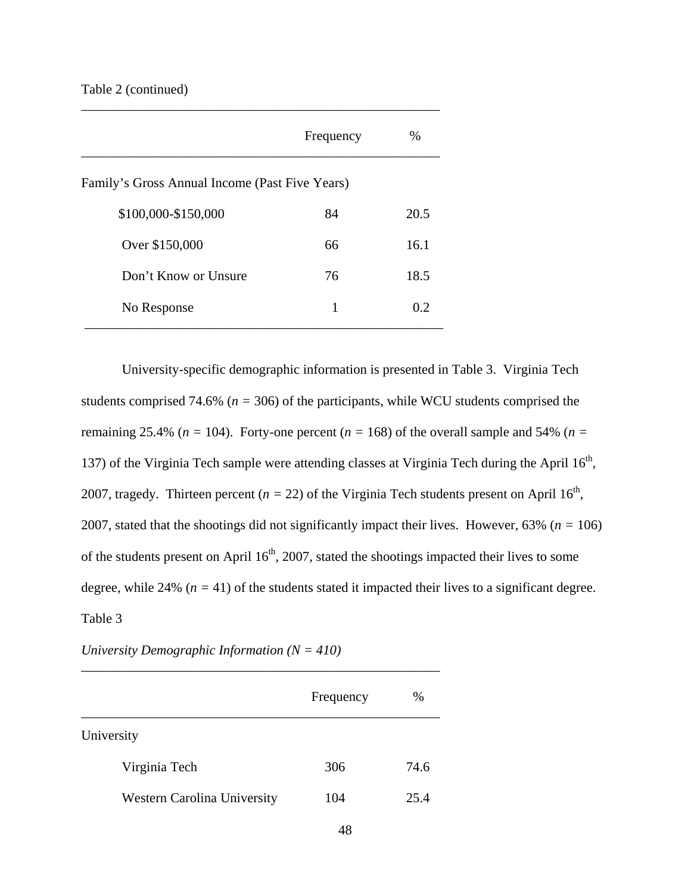Table 2 (continued)

| | Frequency | % |
|---|---|---|
| Family's Gross Annual Income (Past Five Years) | | |
| $100,000-$150,000 | 84 | 20.5 |
| Over $150,000 | 66 | 16.1 |
| Don't Know or Unsure | 76 | 18.5 |
| No Response | 1 | 0.2 |

University-specific demographic information is presented in Table 3. Virginia Tech students comprised 74.6% (*n* = 306) of the participants, while WCU students comprised the remaining 25.4% (*n* = 104). Forty-one percent (*n* = 168) of the overall sample and 54% (*n* = 137) of the Virginia Tech sample were attending classes at Virginia Tech during the April 16th, 2007, tragedy. Thirteen percent (*n* = 22) of the Virginia Tech students present on April 16th, 2007, stated that the shootings did not significantly impact their lives. However, 63% (*n* = 106) of the students present on April 16th, 2007, stated the shootings impacted their lives to some degree, while 24% (*n* = 41) of the students stated it impacted their lives to a significant degree.

Table 3

*University Demographic Information (N = 410)*

| | Frequency | % |
|---|---|---|
| University | | |
| Virginia Tech | 306 | 74.6 |
| Western Carolina University | 104 | 25.4 |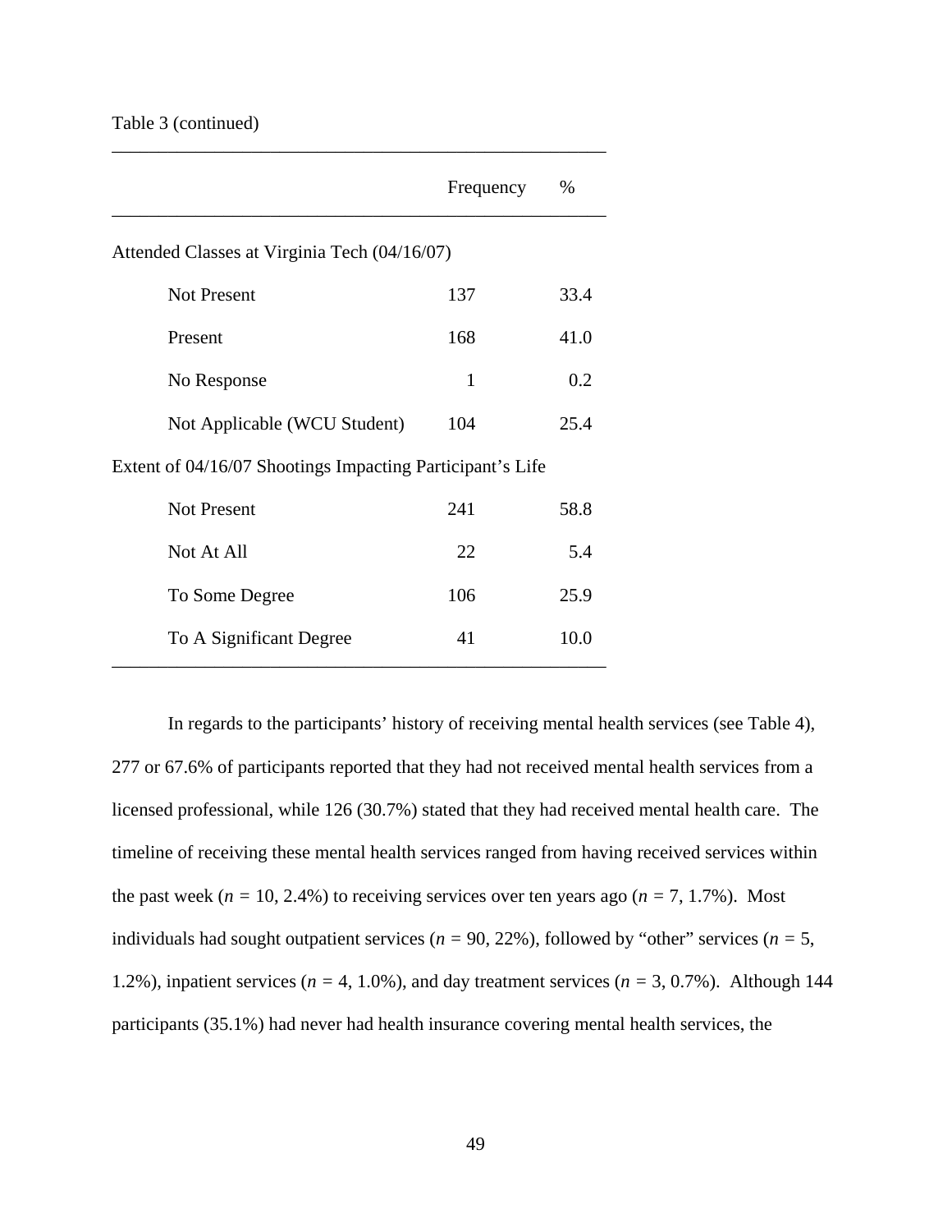Table 3 (continued)

| | Frequency | % |
|---|---|---|
| Attended Classes at Virginia Tech (04/16/07) | | |
| Not Present | 137 | 33.4 |
| Present | 168 | 41.0 |
| No Response | 1 | 0.2 |
| Not Applicable (WCU Student) | 104 | 25.4 |
| Extent of 04/16/07 Shootings Impacting Participant's Life | | |
| Not Present | 241 | 58.8 |
| Not At All | 22 | 5.4 |
| To Some Degree | 106 | 25.9 |
| To A Significant Degree | 41 | 10.0 |

In regards to the participants' history of receiving mental health services (see Table 4), 277 or 67.6% of participants reported that they had not received mental health services from a licensed professional, while 126 (30.7%) stated that they had received mental health care. The timeline of receiving these mental health services ranged from having received services within the past week ($n$ = 10, 2.4%) to receiving services over ten years ago ($n$ = 7, 1.7%). Most individuals had sought outpatient services ($n$ = 90, 22%), followed by "other" services ($n$ = 5, 1.2%), inpatient services ($n$ = 4, 1.0%), and day treatment services ($n$ = 3, 0.7%). Although 144 participants (35.1%) had never had health insurance covering mental health services, the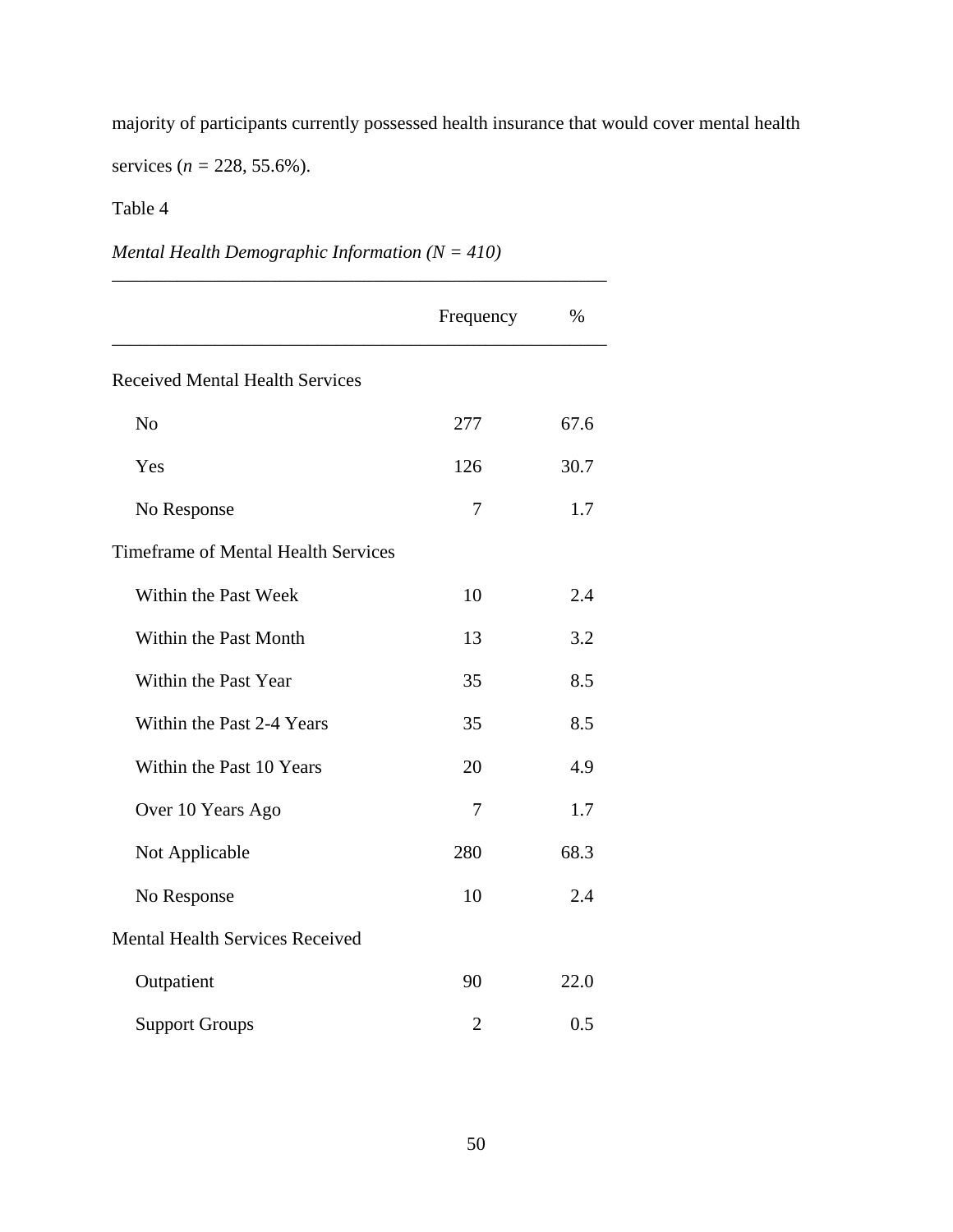majority of participants currently possessed health insurance that would cover mental health services (*n* = 228, 55.6%).

Table 4

*Mental Health Demographic Information (N = 410)*

| | Frequency | % |
|---|---|---|
| Received Mental Health Services | | |
| No | 277 | 67.6 |
| Yes | 126 | 30.7 |
| No Response | 7 | 1.7 |
| Timeframe of Mental Health Services | | |
| Within the Past Week | 10 | 2.4 |
| Within the Past Month | 13 | 3.2 |
| Within the Past Year | 35 | 8.5 |
| Within the Past 2-4 Years | 35 | 8.5 |
| Within the Past 10 Years | 20 | 4.9 |
| Over 10 Years Ago | 7 | 1.7 |
| Not Applicable | 280 | 68.3 |
| No Response | 10 | 2.4 |
| Mental Health Services Received | | |
| Outpatient | 90 | 22.0 |
| Support Groups | 2 | 0.5 |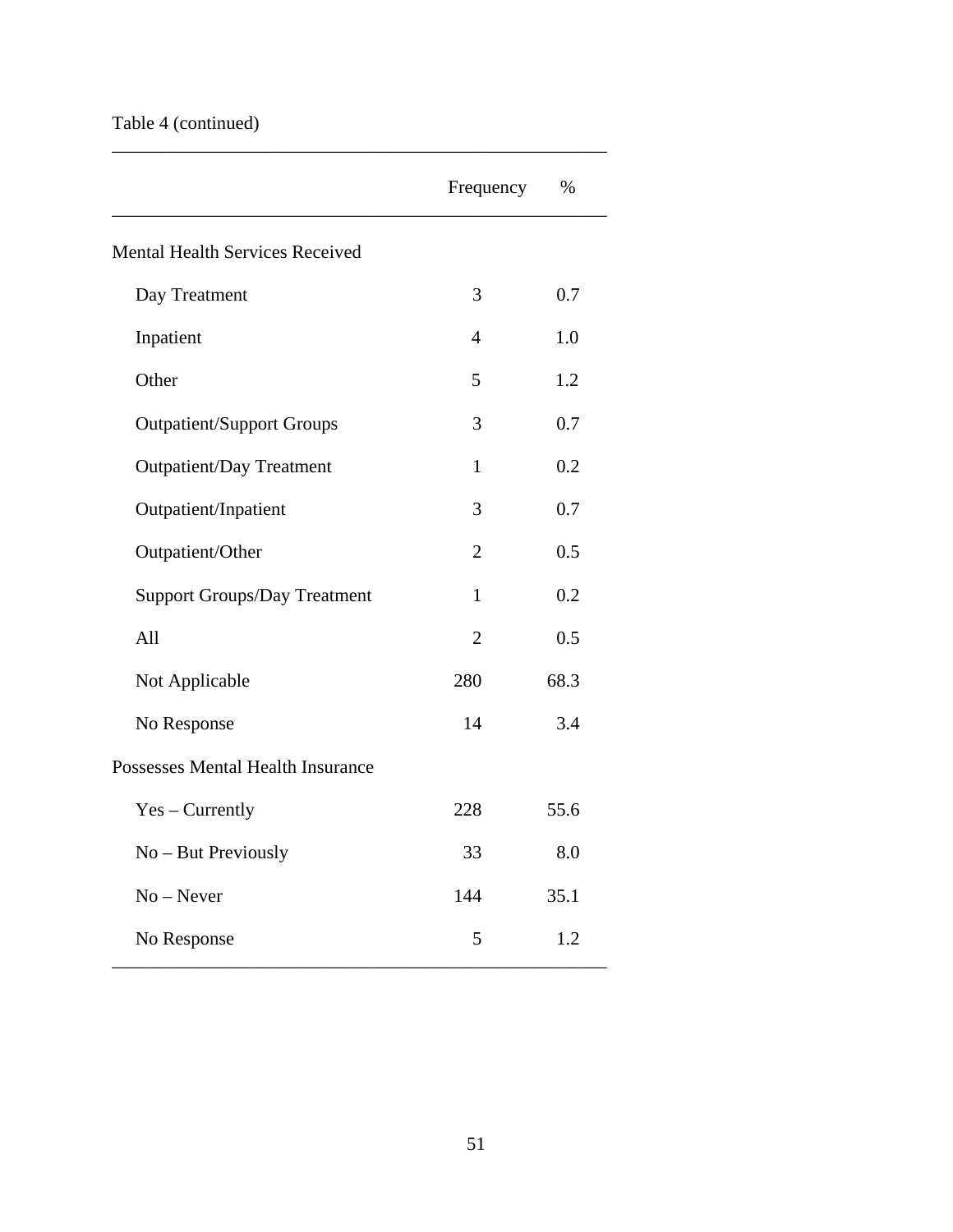Table 4 (continued)

| | Frequency | % |
|---|---|---|
| Mental Health Services Received | | |
| Day Treatment | 3 | 0.7 |
| Inpatient | 4 | 1.0 |
| Other | 5 | 1.2 |
| Outpatient/Support Groups | 3 | 0.7 |
| Outpatient/Day Treatment | 1 | 0.2 |
| Outpatient/Inpatient | 3 | 0.7 |
| Outpatient/Other | 2 | 0.5 |
| Support Groups/Day Treatment | 1 | 0.2 |
| All | 2 | 0.5 |
| Not Applicable | 280 | 68.3 |
| No Response | 14 | 3.4 |
| Possesses Mental Health Insurance | | |
| Yes – Currently | 228 | 55.6 |
| No – But Previously | 33 | 8.0 |
| No – Never | 144 | 35.1 |
| No Response | 5 | 1.2 |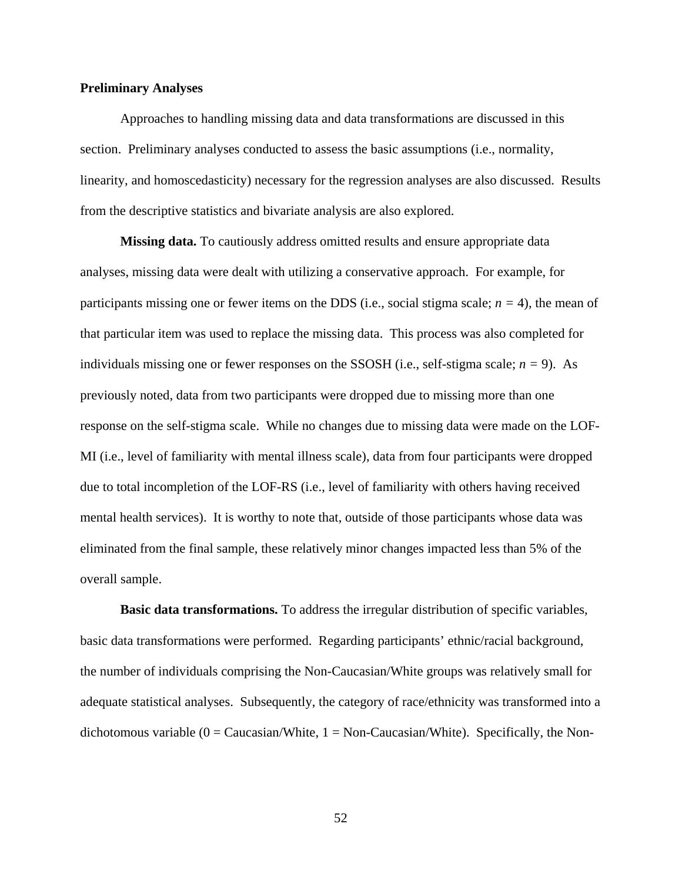## Preliminary Analyses

Approaches to handling missing data and data transformations are discussed in this section. Preliminary analyses conducted to assess the basic assumptions (i.e., normality, linearity, and homoscedasticity) necessary for the regression analyses are also discussed. Results from the descriptive statistics and bivariate analysis are also explored.

**Missing data.** To cautiously address omitted results and ensure appropriate data analyses, missing data were dealt with utilizing a conservative approach. For example, for participants missing one or fewer items on the DDS (i.e., social stigma scale; $n = 4$), the mean of that particular item was used to replace the missing data. This process was also completed for individuals missing one or fewer responses on the SSOSH (i.e., self-stigma scale; $n = 9$). As previously noted, data from two participants were dropped due to missing more than one response on the self-stigma scale. While no changes due to missing data were made on the LOF-MI (i.e., level of familiarity with mental illness scale), data from four participants were dropped due to total incompletion of the LOF-RS (i.e., level of familiarity with others having received mental health services). It is worthy to note that, outside of those participants whose data was eliminated from the final sample, these relatively minor changes impacted less than 5% of the overall sample.

**Basic data transformations.** To address the irregular distribution of specific variables, basic data transformations were performed. Regarding participants' ethnic/racial background, the number of individuals comprising the Non-Caucasian/White groups was relatively small for adequate statistical analyses. Subsequently, the category of race/ethnicity was transformed into a dichotomous variable (0 = Caucasian/White, 1 = Non-Caucasian/White). Specifically, the Non-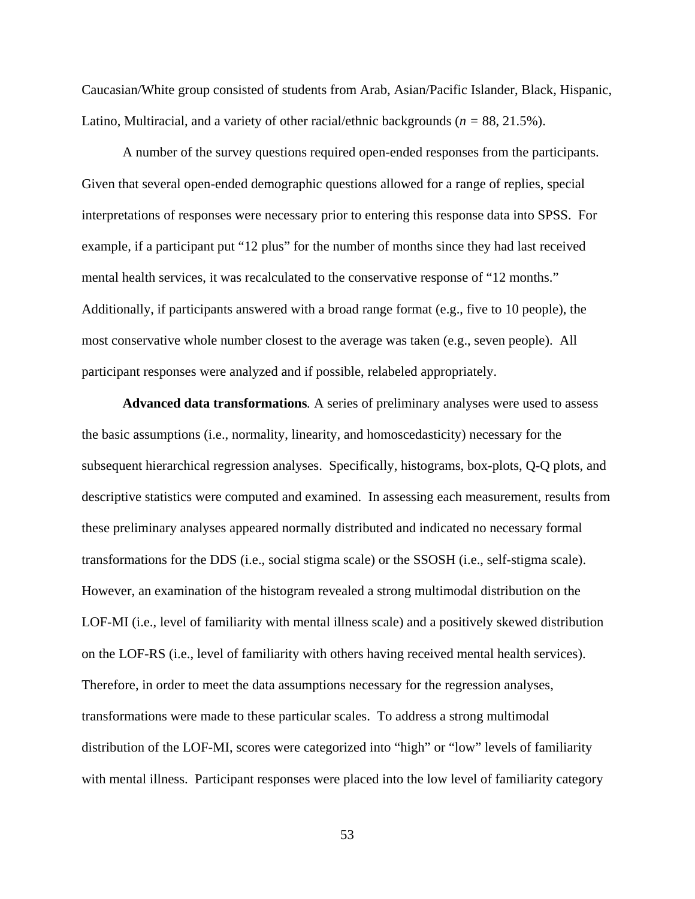Caucasian/White group consisted of students from Arab, Asian/Pacific Islander, Black, Hispanic, Latino, Multiracial, and a variety of other racial/ethnic backgrounds (*n* = 88, 21.5%).

A number of the survey questions required open-ended responses from the participants. Given that several open-ended demographic questions allowed for a range of replies, special interpretations of responses were necessary prior to entering this response data into SPSS. For example, if a participant put "12 plus" for the number of months since they had last received mental health services, it was recalculated to the conservative response of "12 months." Additionally, if participants answered with a broad range format (e.g., five to 10 people), the most conservative whole number closest to the average was taken (e.g., seven people). All participant responses were analyzed and if possible, relabeled appropriately.

**Advanced data transformations***.* A series of preliminary analyses were used to assess the basic assumptions (i.e., normality, linearity, and homoscedasticity) necessary for the subsequent hierarchical regression analyses. Specifically, histograms, box-plots, Q-Q plots, and descriptive statistics were computed and examined. In assessing each measurement, results from these preliminary analyses appeared normally distributed and indicated no necessary formal transformations for the DDS (i.e., social stigma scale) or the SSOSH (i.e., self-stigma scale). However, an examination of the histogram revealed a strong multimodal distribution on the LOF-MI (i.e., level of familiarity with mental illness scale) and a positively skewed distribution on the LOF-RS (i.e., level of familiarity with others having received mental health services). Therefore, in order to meet the data assumptions necessary for the regression analyses, transformations were made to these particular scales. To address a strong multimodal distribution of the LOF-MI, scores were categorized into "high" or "low" levels of familiarity with mental illness. Participant responses were placed into the low level of familiarity category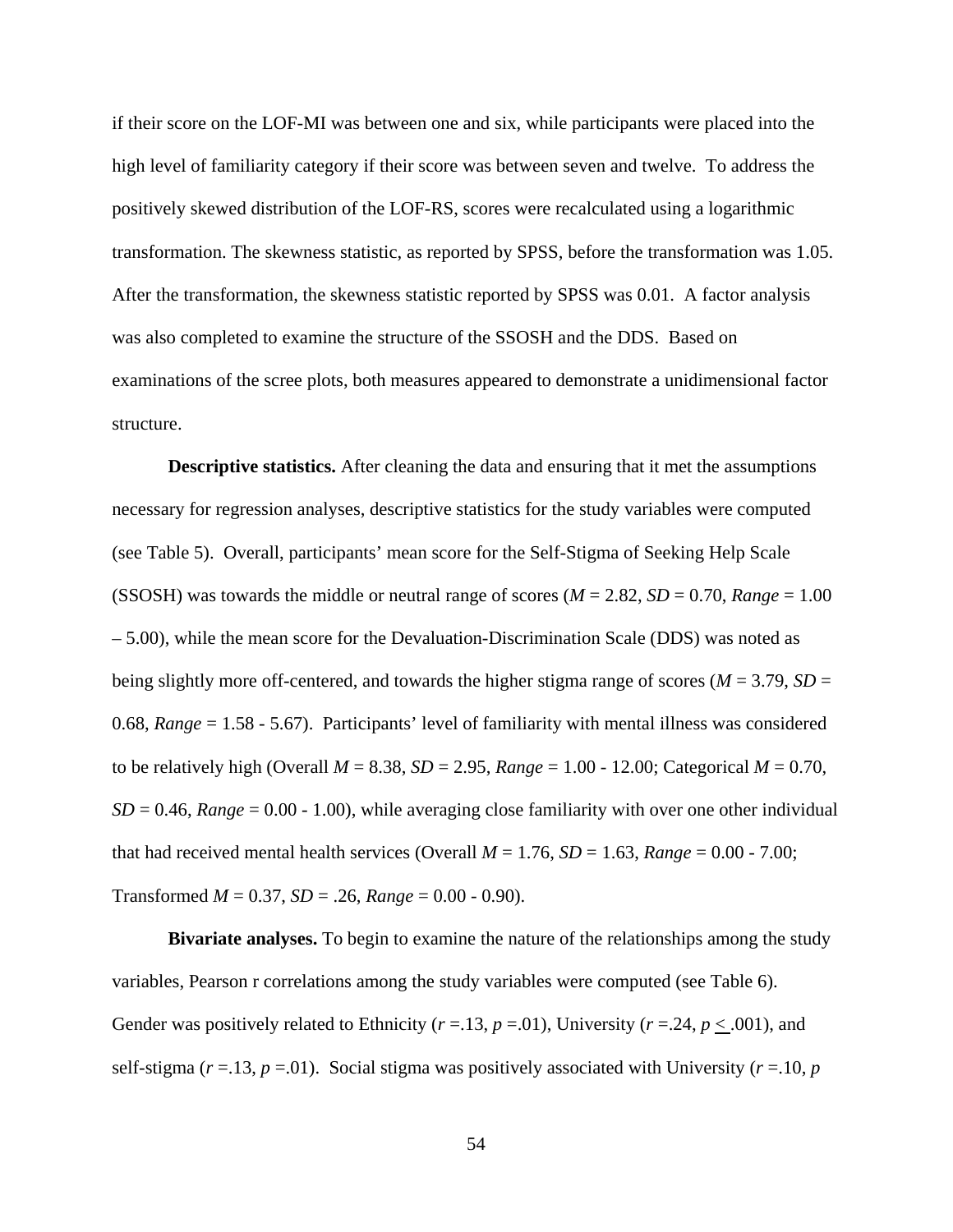if their score on the LOF-MI was between one and six, while participants were placed into the high level of familiarity category if their score was between seven and twelve. To address the positively skewed distribution of the LOF-RS, scores were recalculated using a logarithmic transformation. The skewness statistic, as reported by SPSS, before the transformation was 1.05. After the transformation, the skewness statistic reported by SPSS was 0.01. A factor analysis was also completed to examine the structure of the SSOSH and the DDS. Based on examinations of the scree plots, both measures appeared to demonstrate a unidimensional factor structure.

**Descriptive statistics.** After cleaning the data and ensuring that it met the assumptions necessary for regression analyses, descriptive statistics for the study variables were computed (see Table 5). Overall, participants' mean score for the Self-Stigma of Seeking Help Scale (SSOSH) was towards the middle or neutral range of scores ($M$ = 2.82, $SD$ = 0.70, *Range* = 1.00 – 5.00), while the mean score for the Devaluation-Discrimination Scale (DDS) was noted as being slightly more off-centered, and towards the higher stigma range of scores ($M$ = 3.79, $SD$ = 0.68, *Range* = 1.58 - 5.67). Participants' level of familiarity with mental illness was considered to be relatively high (Overall $M$ = 8.38, $SD$ = 2.95, *Range* = 1.00 - 12.00; Categorical $M$ = 0.70, $SD$ = 0.46, *Range* = 0.00 - 1.00), while averaging close familiarity with over one other individual that had received mental health services (Overall $M$ = 1.76, $SD$ = 1.63, *Range* = 0.00 - 7.00; Transformed $M$ = 0.37, $SD$ = .26, *Range* = 0.00 - 0.90).

**Bivariate analyses.** To begin to examine the nature of the relationships among the study variables, Pearson r correlations among the study variables were computed (see Table 6). Gender was positively related to Ethnicity ($r$ =.13, $p$ =.01), University ($r$ =.24, $p \leq .001$), and self-stigma ($r$ =.13, $p$ =.01). Social stigma was positively associated with University ($r$ =.10, $p$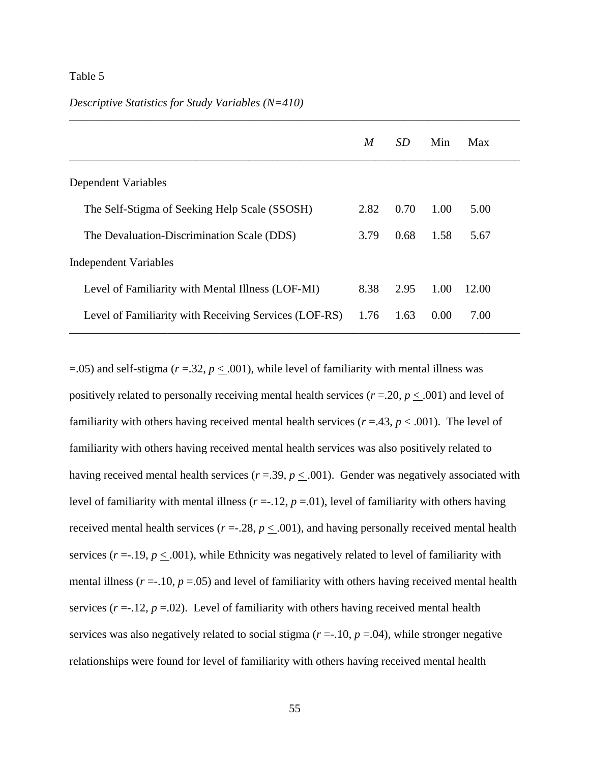Table 5

*Descriptive Statistics for Study Variables (N=410)*

| | *M* | *SD* | Min | Max |
|---|---|---|---|---|
| Dependent Variables | | | | |
| The Self-Stigma of Seeking Help Scale (SSOSH) | 2.82 | 0.70 | 1.00 | 5.00 |
| The Devaluation-Discrimination Scale (DDS) | 3.79 | 0.68 | 1.58 | 5.67 |
| Independent Variables | | | | |
| Level of Familiarity with Mental Illness (LOF-MI) | 8.38 | 2.95 | 1.00 | 12.00 |
| Level of Familiarity with Receiving Services (LOF-RS) | 1.76 | 1.63 | 0.00 | 7.00 |

=.05) and self-stigma ($r$ =.32, $p \leq$ .001), while level of familiarity with mental illness was positively related to personally receiving mental health services ($r$ =.20, $p \leq$ .001) and level of familiarity with others having received mental health services ($r$ =.43, $p \leq$ .001). The level of familiarity with others having received mental health services was also positively related to having received mental health services ($r$ =.39, $p \leq$ .001). Gender was negatively associated with level of familiarity with mental illness ($r$ =-.12, $p$ =.01), level of familiarity with others having received mental health services ($r$ =-.28, $p \leq$ .001), and having personally received mental health services ($r$ =-.19, $p \leq$ .001), while Ethnicity was negatively related to level of familiarity with mental illness ($r$ =-.10, $p$ =.05) and level of familiarity with others having received mental health services ($r$ =-.12, $p$ =.02). Level of familiarity with others having received mental health services was also negatively related to social stigma ($r$ =-.10, $p$ =.04), while stronger negative relationships were found for level of familiarity with others having received mental health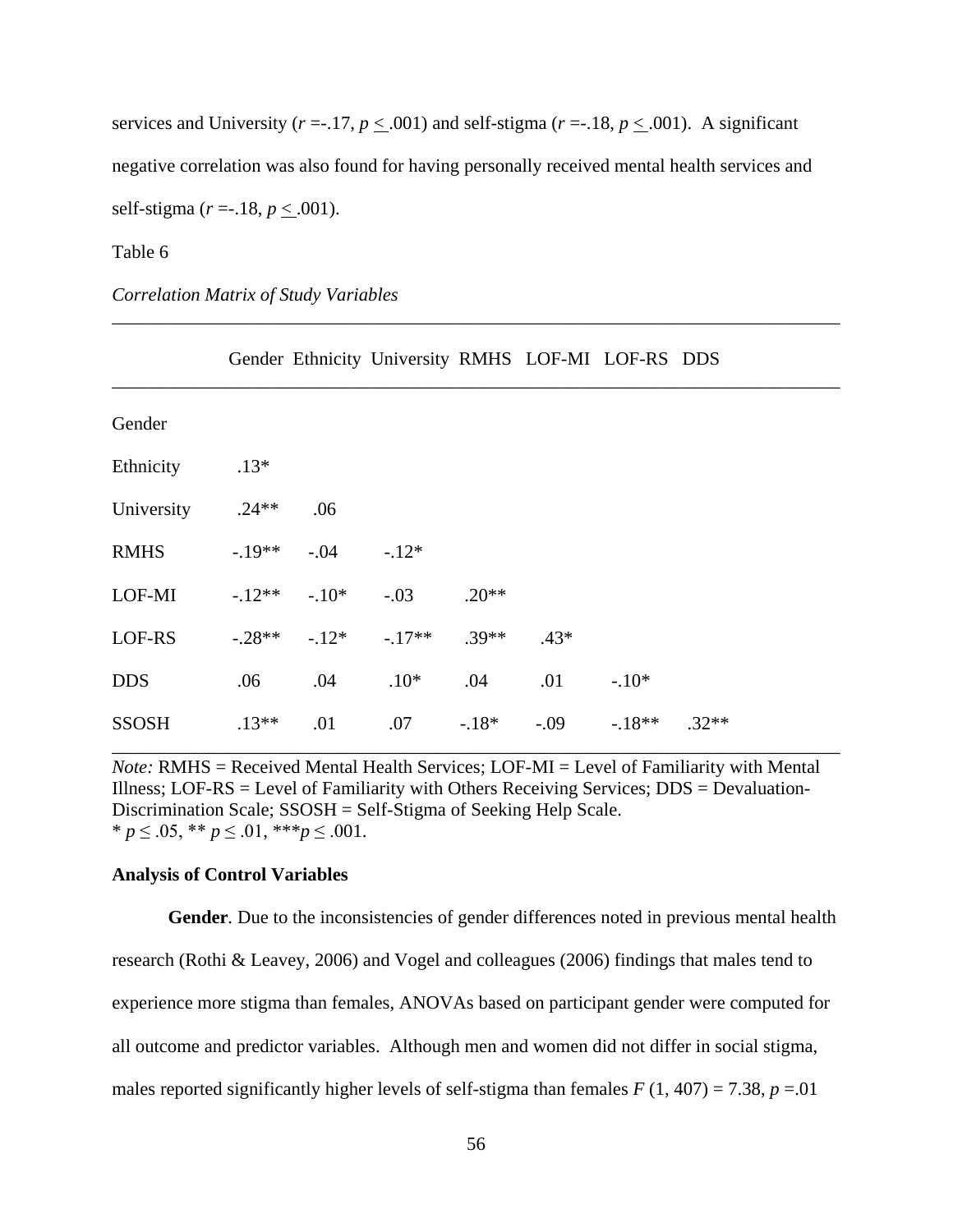services and University ($r$ =-.17, $p \leq .001$) and self-stigma ($r$ =-.18, $p \leq .001$). A significant negative correlation was also found for having personally received mental health services and self-stigma ($r$ =-.18, $p \leq .001$).

Table 6

*Correlation Matrix of Study Variables*

| | Gender | Ethnicity | University | RMHS | LOF-MI | LOF-RS | DDS |
|---|---|---|---|---|---|---|---|
| Gender | | | | | | | |
| Ethnicity | .13* | | | | | | |
| University | .24** | .06 | | | | | |
| RMHS | -.19** | -.04 | -.12* | | | | |
| LOF-MI | -.12** | -.10* | -.03 | .20** | | | |
| LOF-RS | -.28** | -.12* | -.17** | .39** | .43* | | |
| DDS | .06 | .04 | .10* | .04 | .01 | -.10* | |
| SSOSH | .13** | .01 | .07 | -.18* | -.09 | -.18** | .32** |

*Note:* RMHS = Received Mental Health Services; LOF-MI = Level of Familiarity with Mental Illness; LOF-RS = Level of Familiarity with Others Receiving Services; DDS = Devaluation-Discrimination Scale; SSOSH = Self-Stigma of Seeking Help Scale.
* $p \leq .05$, ** $p \leq .01$, *** $p \leq .001$.

**Analysis of Control Variables**

**Gender**. Due to the inconsistencies of gender differences noted in previous mental health research (Rothi & Leavey, 2006) and Vogel and colleagues (2006) findings that males tend to experience more stigma than females, ANOVAs based on participant gender were computed for all outcome and predictor variables. Although men and women did not differ in social stigma, males reported significantly higher levels of self-stigma than females $F$ (1, 407) = 7.38, $p$ =.01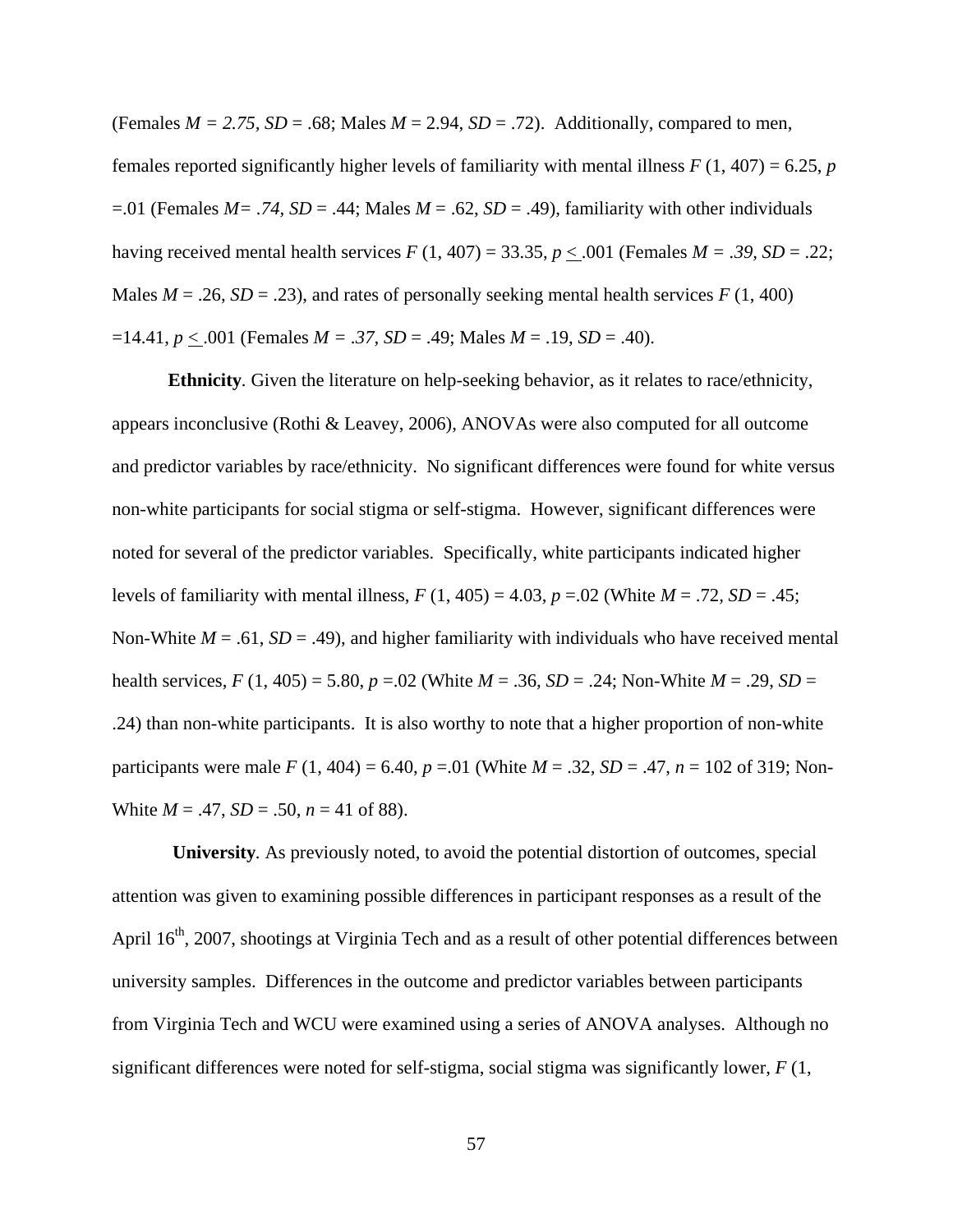(Females $M = 2.75$, $SD = .68$; Males $M = 2.94$, $SD = .72$). Additionally, compared to men, females reported significantly higher levels of familiarity with mental illness $F(1, 407) = 6.25$, $p = .01$ (Females $M = .74$, $SD = .44$; Males $M = .62$, $SD = .49$), familiarity with other individuals having received mental health services $F(1, 407) = 33.35$, $p \leq .001$ (Females $M = .39$, $SD = .22$; Males $M = .26$, $SD = .23$), and rates of personally seeking mental health services $F(1, 400) = 14.41$, $p \leq .001$ (Females $M = .37$, $SD = .49$; Males $M = .19$, $SD = .40$).

**Ethnicity**. Given the literature on help-seeking behavior, as it relates to race/ethnicity, appears inconclusive (Rothi & Leavey, 2006), ANOVAs were also computed for all outcome and predictor variables by race/ethnicity. No significant differences were found for white versus non-white participants for social stigma or self-stigma. However, significant differences were noted for several of the predictor variables. Specifically, white participants indicated higher levels of familiarity with mental illness, $F(1, 405) = 4.03$, $p = .02$ (White $M = .72$, $SD = .45$; Non-White $M = .61$, $SD = .49$), and higher familiarity with individuals who have received mental health services, $F(1, 405) = 5.80$, $p = .02$ (White $M = .36$, $SD = .24$; Non-White $M = .29$, $SD = .24$) than non-white participants. It is also worthy to note that a higher proportion of non-white participants were male $F(1, 404) = 6.40$, $p = .01$ (White $M = .32$, $SD = .47$, $n = 102$ of 319; Non-White $M = .47$, $SD = .50$, $n = 41$ of 88).

**University**. As previously noted, to avoid the potential distortion of outcomes, special attention was given to examining possible differences in participant responses as a result of the April 16th, 2007, shootings at Virginia Tech and as a result of other potential differences between university samples. Differences in the outcome and predictor variables between participants from Virginia Tech and WCU were examined using a series of ANOVA analyses. Although no significant differences were noted for self-stigma, social stigma was significantly lower, $F$ (1,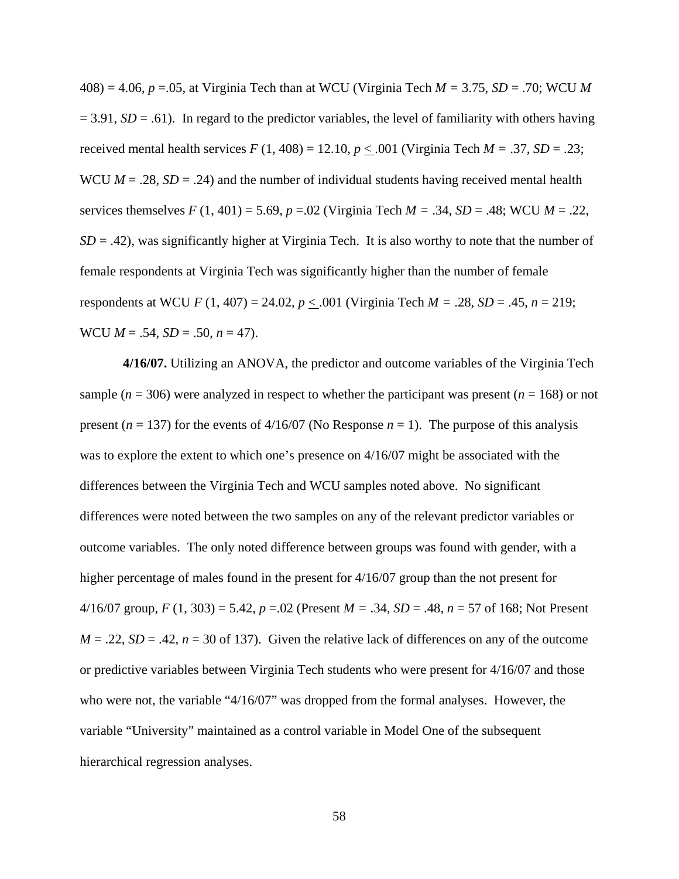408) = 4.06, $p$ =.05, at Virginia Tech than at WCU (Virginia Tech $M$ = 3.75, $SD$ = .70; WCU $M$ = 3.91, $SD$ = .61). In regard to the predictor variables, the level of familiarity with others having received mental health services $F$ (1, 408) = 12.10, $p \leq$ .001 (Virginia Tech $M$ = .37, $SD$ = .23; WCU $M$ = .28, $SD$ = .24) and the number of individual students having received mental health services themselves $F$ (1, 401) = 5.69, $p$ =.02 (Virginia Tech $M$ = .34, $SD$ = .48; WCU $M$ = .22, $SD$ = .42), was significantly higher at Virginia Tech. It is also worthy to note that the number of female respondents at Virginia Tech was significantly higher than the number of female respondents at WCU $F$ (1, 407) = 24.02, $p \leq$ .001 (Virginia Tech $M$ = .28, $SD$ = .45, $n$ = 219; WCU $M$ = .54, $SD$ = .50, $n$ = 47).

**4/16/07.** Utilizing an ANOVA, the predictor and outcome variables of the Virginia Tech sample ($n$ = 306) were analyzed in respect to whether the participant was present ($n$ = 168) or not present ($n$ = 137) for the events of 4/16/07 (No Response $n$ = 1). The purpose of this analysis was to explore the extent to which one's presence on 4/16/07 might be associated with the differences between the Virginia Tech and WCU samples noted above. No significant differences were noted between the two samples on any of the relevant predictor variables or outcome variables. The only noted difference between groups was found with gender, with a higher percentage of males found in the present for 4/16/07 group than the not present for 4/16/07 group, $F$ (1, 303) = 5.42, $p$ =.02 (Present $M$ = .34, $SD$ = .48, $n$ = 57 of 168; Not Present $M$ = .22, $SD$ = .42, $n$ = 30 of 137). Given the relative lack of differences on any of the outcome or predictive variables between Virginia Tech students who were present for 4/16/07 and those who were not, the variable "4/16/07" was dropped from the formal analyses. However, the variable "University" maintained as a control variable in Model One of the subsequent hierarchical regression analyses.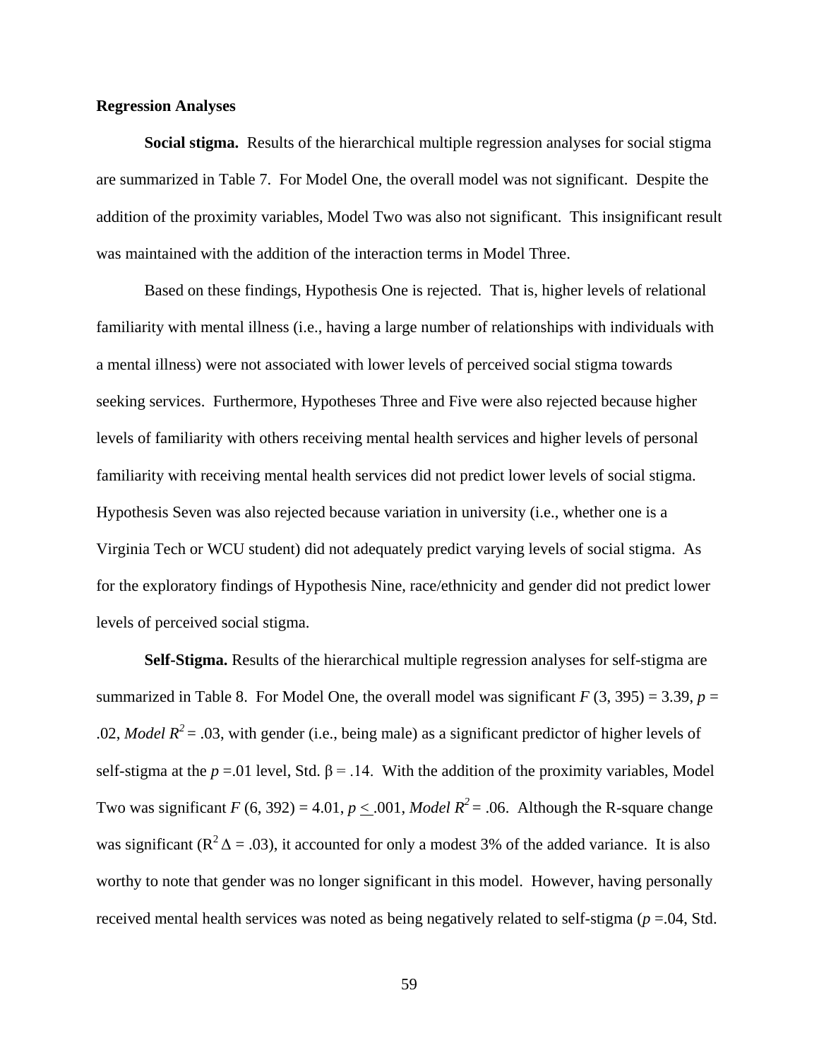**Regression Analyses**

**Social stigma.** Results of the hierarchical multiple regression analyses for social stigma are summarized in Table 7. For Model One, the overall model was not significant. Despite the addition of the proximity variables, Model Two was also not significant. This insignificant result was maintained with the addition of the interaction terms in Model Three.

Based on these findings, Hypothesis One is rejected. That is, higher levels of relational familiarity with mental illness (i.e., having a large number of relationships with individuals with a mental illness) were not associated with lower levels of perceived social stigma towards seeking services. Furthermore, Hypotheses Three and Five were also rejected because higher levels of familiarity with others receiving mental health services and higher levels of personal familiarity with receiving mental health services did not predict lower levels of social stigma. Hypothesis Seven was also rejected because variation in university (i.e., whether one is a Virginia Tech or WCU student) did not adequately predict varying levels of social stigma. As for the exploratory findings of Hypothesis Nine, race/ethnicity and gender did not predict lower levels of perceived social stigma.

**Self-Stigma.** Results of the hierarchical multiple regression analyses for self-stigma are summarized in Table 8. For Model One, the overall model was significant $F$ (3, 395) = 3.39, $p$ = .02, *Model* $R^2$ = .03, with gender (i.e., being male) as a significant predictor of higher levels of self-stigma at the $p$ =.01 level, Std. β = .14. With the addition of the proximity variables, Model Two was significant $F$ (6, 392) = 4.01, $p \leq .001$, *Model* $R^2$ = .06. Although the R-square change was significant ($R^2 \Delta$ = .03), it accounted for only a modest 3% of the added variance. It is also worthy to note that gender was no longer significant in this model. However, having personally received mental health services was noted as being negatively related to self-stigma ($p$ =.04, Std.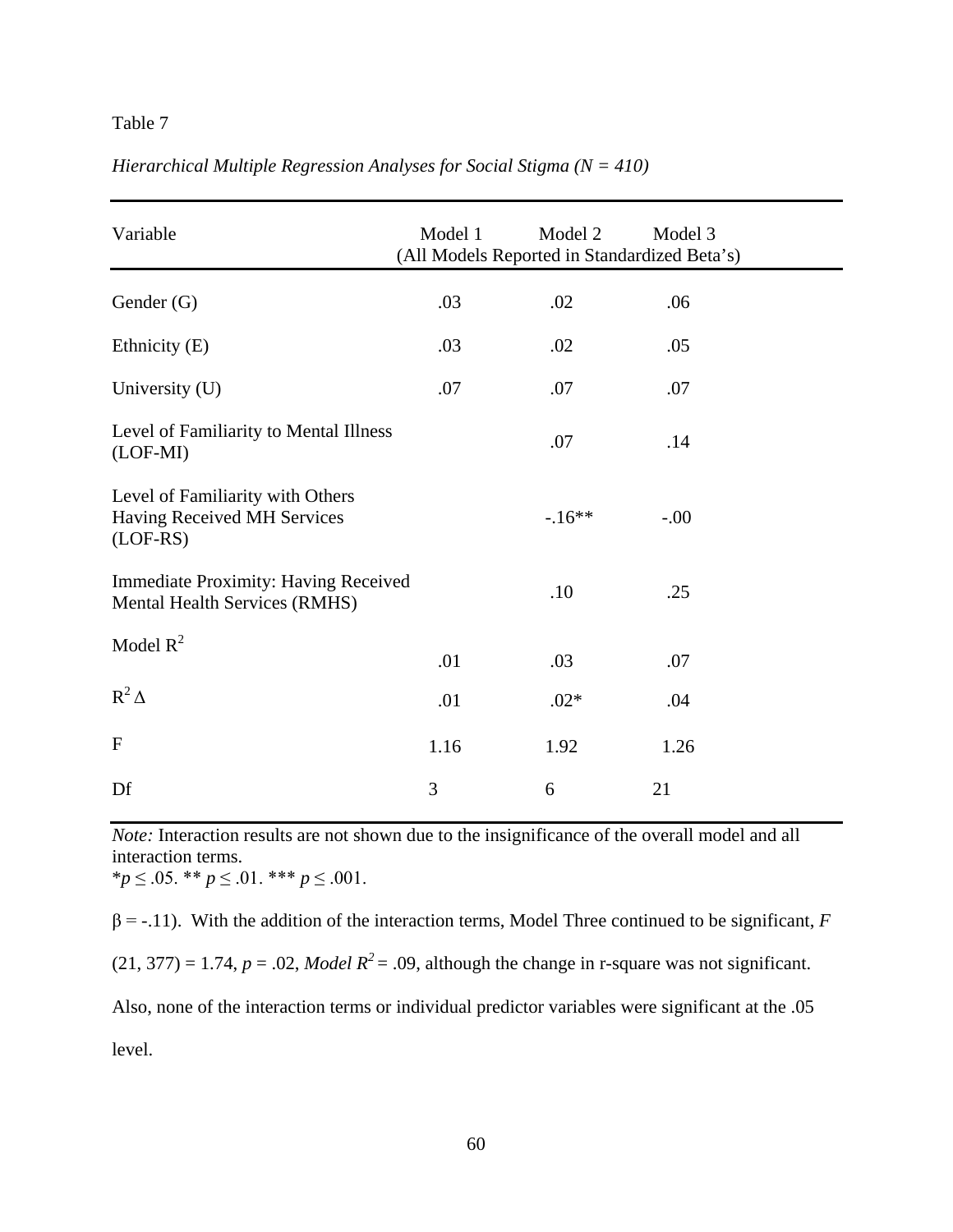Table 7

*Hierarchical Multiple Regression Analyses for Social Stigma (N = 410)*

| Variable | Model 1 | Model 2 | Model 3 |
|---|---|---|---|
| | (All Models Reported in Standardized Beta's) | | |
| Gender (G) | .03 | .02 | .06 |
| Ethnicity (E) | .03 | .02 | .05 |
| University (U) | .07 | .07 | .07 |
| Level of Familiarity to Mental Illness (LOF-MI) | | .07 | .14 |
| Level of Familiarity with Others Having Received MH Services (LOF-RS) | | -.16** | -.00 |
| Immediate Proximity: Having Received Mental Health Services (RMHS) | | .10 | .25 |
| Model $R^2$ | .01 | .03 | .07 |
| $R^2 \Delta$ | .01 | .02* | .04 |
| F | 1.16 | 1.92 | 1.26 |
| Df | 3 | 6 | 21 |

*Note:* Interaction results are not shown due to the insignificance of the overall model and all interaction terms.
*$p \leq .05$. ** $p \leq .01$. *** $p \leq .001$.

$\beta = -.11$). With the addition of the interaction terms, Model Three continued to be significant, $F$ $(21, 377) = 1.74$, $p = .02$, *Model* $R^2 = .09$, although the change in r-square was not significant. Also, none of the interaction terms or individual predictor variables were significant at the .05 level.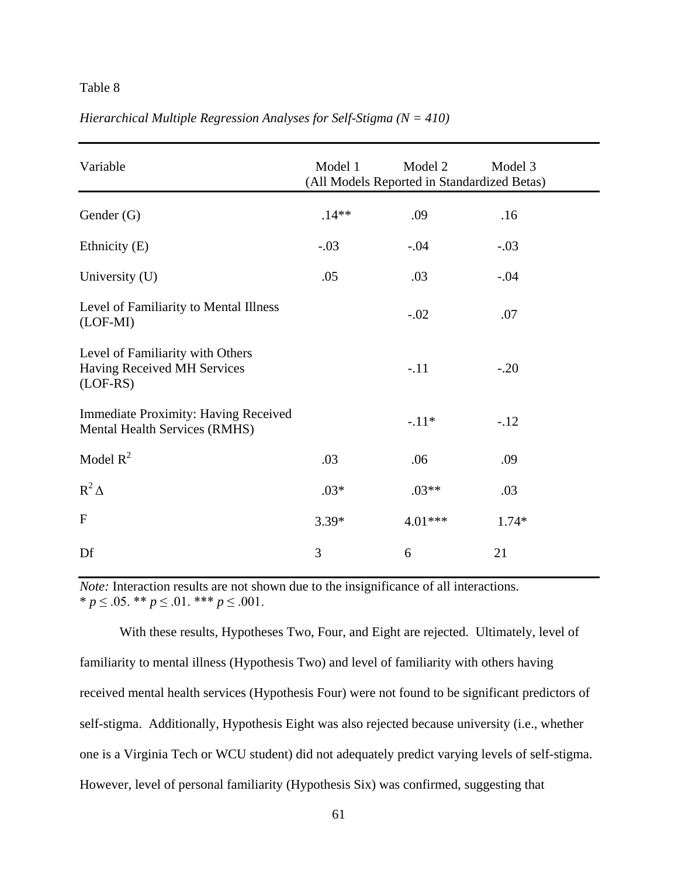Table 8

*Hierarchical Multiple Regression Analyses for Self-Stigma (N = 410)*

| Variable | Model 1 | Model 2 | Model 3 |
|---|---|---|---|
| | (All Models Reported in Standardized Betas) | | |
| Gender (G) | .14** | .09 | .16 |
| Ethnicity (E) | -.03 | -.04 | -.03 |
| University (U) | .05 | .03 | -.04 |
| Level of Familiarity to Mental Illness (LOF-MI) | | -.02 | .07 |
| Level of Familiarity with Others Having Received MH Services (LOF-RS) | | -.11 | -.20 |
| Immediate Proximity: Having Received Mental Health Services (RMHS) | | -.11* | -.12 |
| Model $R^2$ | .03 | .06 | .09 |
| $R^2 \Delta$ | .03* | .03** | .03 |
| F | 3.39* | 4.01*** | 1.74* |
| Df | 3 | 6 | 21 |

*Note:* Interaction results are not shown due to the insignificance of all interactions.
* $p \leq .05$. ** $p \leq .01$. *** $p \leq .001$.

With these results, Hypotheses Two, Four, and Eight are rejected. Ultimately, level of familiarity to mental illness (Hypothesis Two) and level of familiarity with others having received mental health services (Hypothesis Four) were not found to be significant predictors of self-stigma. Additionally, Hypothesis Eight was also rejected because university (i.e., whether one is a Virginia Tech or WCU student) did not adequately predict varying levels of self-stigma. However, level of personal familiarity (Hypothesis Six) was confirmed, suggesting that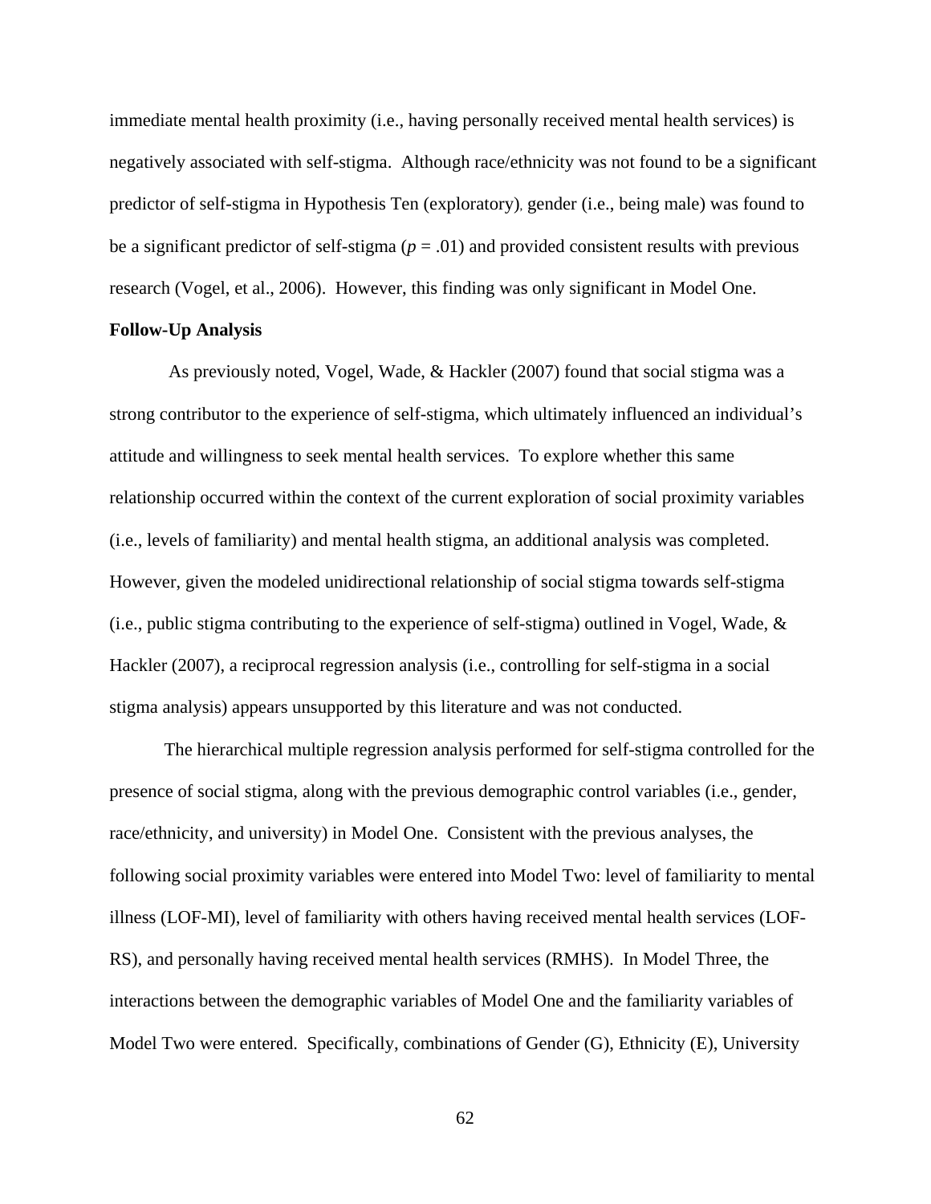immediate mental health proximity (i.e., having personally received mental health services) is negatively associated with self-stigma. Although race/ethnicity was not found to be a significant predictor of self-stigma in Hypothesis Ten (exploratory), gender (i.e., being male) was found to be a significant predictor of self-stigma ($p$ = .01) and provided consistent results with previous research (Vogel, et al., 2006). However, this finding was only significant in Model One.

**Follow-Up Analysis**

As previously noted, Vogel, Wade, & Hackler (2007) found that social stigma was a strong contributor to the experience of self-stigma, which ultimately influenced an individual's attitude and willingness to seek mental health services. To explore whether this same relationship occurred within the context of the current exploration of social proximity variables (i.e., levels of familiarity) and mental health stigma, an additional analysis was completed. However, given the modeled unidirectional relationship of social stigma towards self-stigma (i.e., public stigma contributing to the experience of self-stigma) outlined in Vogel, Wade, & Hackler (2007), a reciprocal regression analysis (i.e., controlling for self-stigma in a social stigma analysis) appears unsupported by this literature and was not conducted.

The hierarchical multiple regression analysis performed for self-stigma controlled for the presence of social stigma, along with the previous demographic control variables (i.e., gender, race/ethnicity, and university) in Model One. Consistent with the previous analyses, the following social proximity variables were entered into Model Two: level of familiarity to mental illness (LOF-MI), level of familiarity with others having received mental health services (LOF-RS), and personally having received mental health services (RMHS). In Model Three, the interactions between the demographic variables of Model One and the familiarity variables of Model Two were entered. Specifically, combinations of Gender (G), Ethnicity (E), University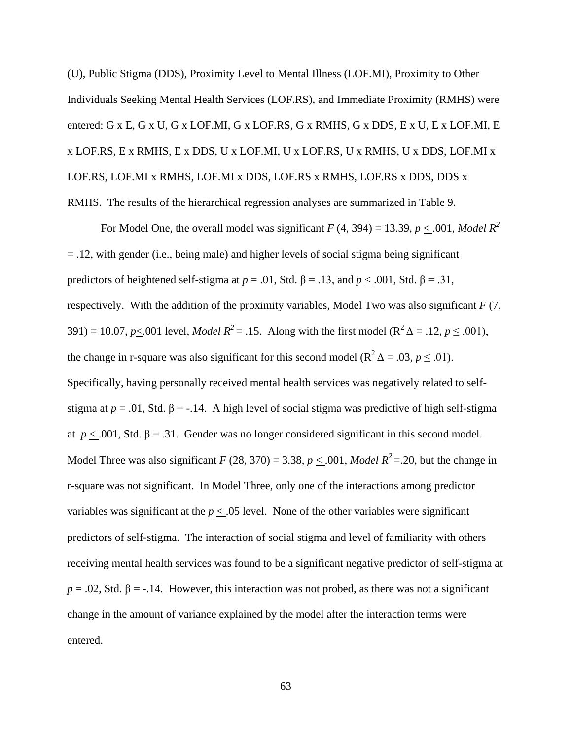(U), Public Stigma (DDS), Proximity Level to Mental Illness (LOF.MI), Proximity to Other Individuals Seeking Mental Health Services (LOF.RS), and Immediate Proximity (RMHS) were entered: G x E, G x U, G x LOF.MI, G x LOF.RS, G x RMHS, G x DDS, E x U, E x LOF.MI, E x LOF.RS, E x RMHS, E x DDS, U x LOF.MI, U x LOF.RS, U x RMHS, U x DDS, LOF.MI x LOF.RS, LOF.MI x RMHS, LOF.MI x DDS, LOF.RS x RMHS, LOF.RS x DDS, DDS x RMHS. The results of the hierarchical regression analyses are summarized in Table 9.

For Model One, the overall model was significant $F$ (4, 394) = 13.39, $p \leq .001$, *Model* $R^2$ = .12, with gender (i.e., being male) and higher levels of social stigma being significant predictors of heightened self-stigma at $p$ = .01, Std. β = .13, and $p \leq .001$, Std. β = .31, respectively. With the addition of the proximity variables, Model Two was also significant $F$ (7, 391) = 10.07, $p \leq .001$ level, *Model* $R^2$ = .15. Along with the first model ($R^2\,\Delta$ = .12, $p \leq .001$), the change in r-square was also significant for this second model ($R^2\,\Delta$ = .03, $p \leq .01$). Specifically, having personally received mental health services was negatively related to self-stigma at $p$ = .01, Std. β = -.14. A high level of social stigma was predictive of high self-stigma at $p \leq .001$, Std. β = .31. Gender was no longer considered significant in this second model. Model Three was also significant $F$ (28, 370) = 3.38, $p \leq .001$, *Model* $R^2$ =.20, but the change in r-square was not significant. In Model Three, only one of the interactions among predictor variables was significant at the $p \leq .05$ level. None of the other variables were significant predictors of self-stigma. The interaction of social stigma and level of familiarity with others receiving mental health services was found to be a significant negative predictor of self-stigma at $p$ = .02, Std. β = -.14. However, this interaction was not probed, as there was not a significant change in the amount of variance explained by the model after the interaction terms were entered.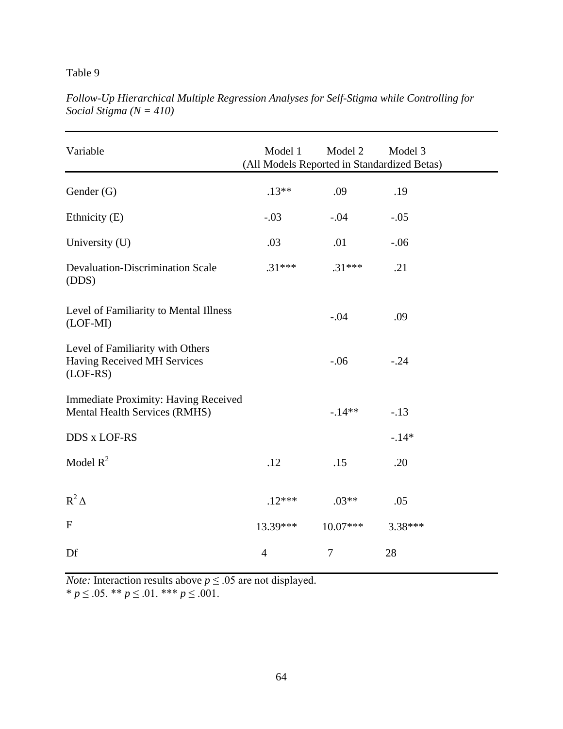Table 9

*Follow-Up Hierarchical Multiple Regression Analyses for Self-Stigma while Controlling for Social Stigma (N = 410)*

| Variable | Model 1 | Model 2 | Model 3 |
|---|---|---|---|
| | (All Models Reported in Standardized Betas) | | |
| Gender (G) | .13** | .09 | .19 |
| Ethnicity (E) | -.03 | -.04 | -.05 |
| University (U) | .03 | .01 | -.06 |
| Devaluation-Discrimination Scale (DDS) | .31*** | .31*** | .21 |
| Level of Familiarity to Mental Illness (LOF-MI) | | -.04 | .09 |
| Level of Familiarity with Others Having Received MH Services (LOF-RS) | | -.06 | -.24 |
| Immediate Proximity: Having Received Mental Health Services (RMHS) | | -.14** | -.13 |
| DDS x LOF-RS | | | -.14* |
| Model $R^2$ | .12 | .15 | .20 |
| $R^2 \Delta$ | .12*** | .03** | .05 |
| F | 13.39*** | 10.07*** | 3.38*** |
| Df | 4 | 7 | 28 |

*Note:* Interaction results above $p \leq .05$ are not displayed.
* $p \leq .05$. ** $p \leq .01$. *** $p \leq .001$.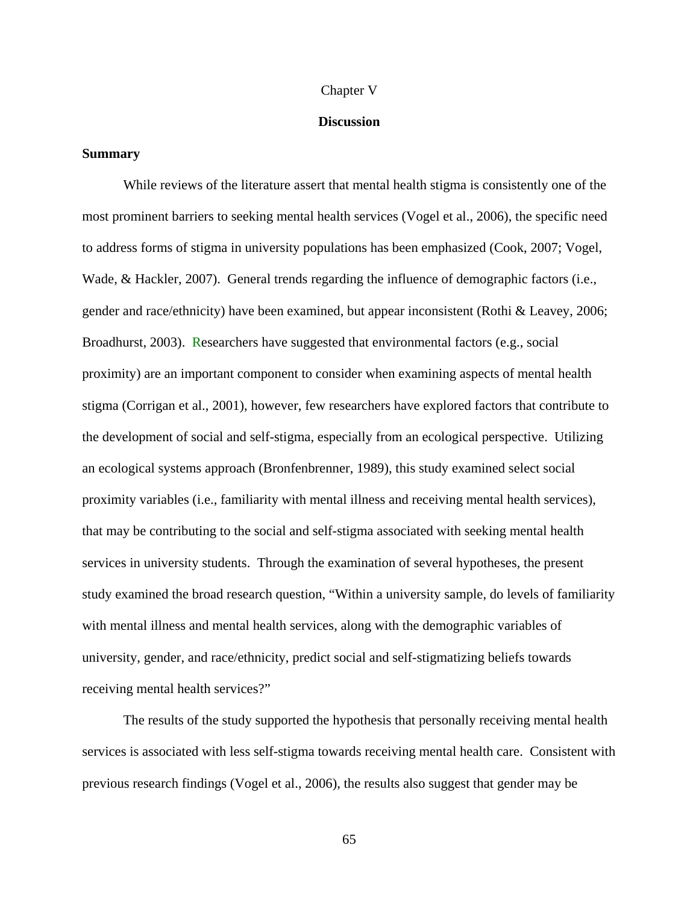# Chapter V

## Discussion

### Summary

While reviews of the literature assert that mental health stigma is consistently one of the most prominent barriers to seeking mental health services (Vogel et al., 2006), the specific need to address forms of stigma in university populations has been emphasized (Cook, 2007; Vogel, Wade, & Hackler, 2007). General trends regarding the influence of demographic factors (i.e., gender and race/ethnicity) have been examined, but appear inconsistent (Rothi & Leavey, 2006; Broadhurst, 2003). Researchers have suggested that environmental factors (e.g., social proximity) are an important component to consider when examining aspects of mental health stigma (Corrigan et al., 2001), however, few researchers have explored factors that contribute to the development of social and self-stigma, especially from an ecological perspective. Utilizing an ecological systems approach (Bronfenbrenner, 1989), this study examined select social proximity variables (i.e., familiarity with mental illness and receiving mental health services), that may be contributing to the social and self-stigma associated with seeking mental health services in university students. Through the examination of several hypotheses, the present study examined the broad research question, "Within a university sample, do levels of familiarity with mental illness and mental health services, along with the demographic variables of university, gender, and race/ethnicity, predict social and self-stigmatizing beliefs towards receiving mental health services?"

The results of the study supported the hypothesis that personally receiving mental health services is associated with less self-stigma towards receiving mental health care. Consistent with previous research findings (Vogel et al., 2006), the results also suggest that gender may be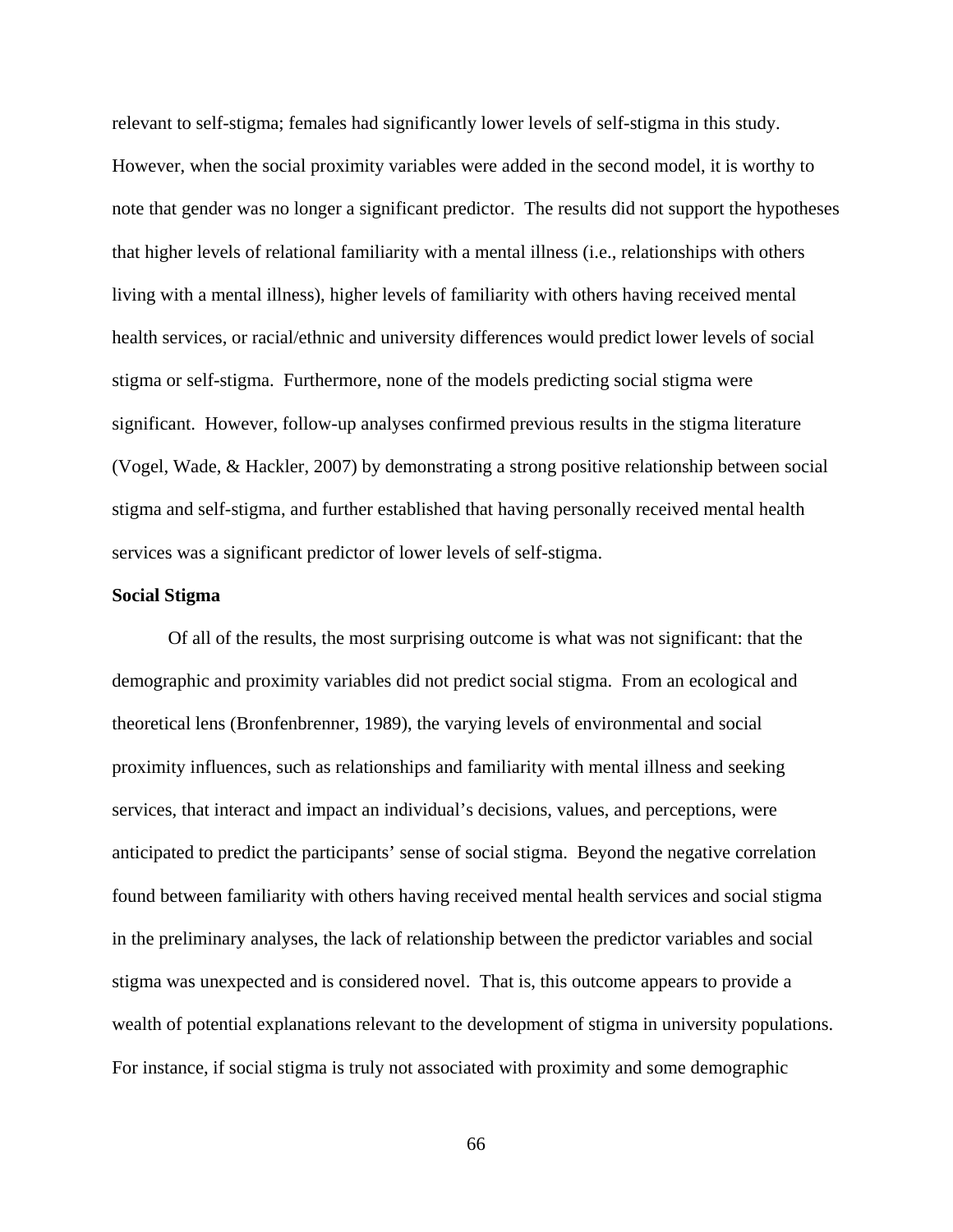relevant to self-stigma; females had significantly lower levels of self-stigma in this study. However, when the social proximity variables were added in the second model, it is worthy to note that gender was no longer a significant predictor. The results did not support the hypotheses that higher levels of relational familiarity with a mental illness (i.e., relationships with others living with a mental illness), higher levels of familiarity with others having received mental health services, or racial/ethnic and university differences would predict lower levels of social stigma or self-stigma. Furthermore, none of the models predicting social stigma were significant. However, follow-up analyses confirmed previous results in the stigma literature (Vogel, Wade, & Hackler, 2007) by demonstrating a strong positive relationship between social stigma and self-stigma, and further established that having personally received mental health services was a significant predictor of lower levels of self-stigma.

**Social Stigma**

Of all of the results, the most surprising outcome is what was not significant: that the demographic and proximity variables did not predict social stigma. From an ecological and theoretical lens (Bronfenbrenner, 1989), the varying levels of environmental and social proximity influences, such as relationships and familiarity with mental illness and seeking services, that interact and impact an individual's decisions, values, and perceptions, were anticipated to predict the participants' sense of social stigma. Beyond the negative correlation found between familiarity with others having received mental health services and social stigma in the preliminary analyses, the lack of relationship between the predictor variables and social stigma was unexpected and is considered novel. That is, this outcome appears to provide a wealth of potential explanations relevant to the development of stigma in university populations. For instance, if social stigma is truly not associated with proximity and some demographic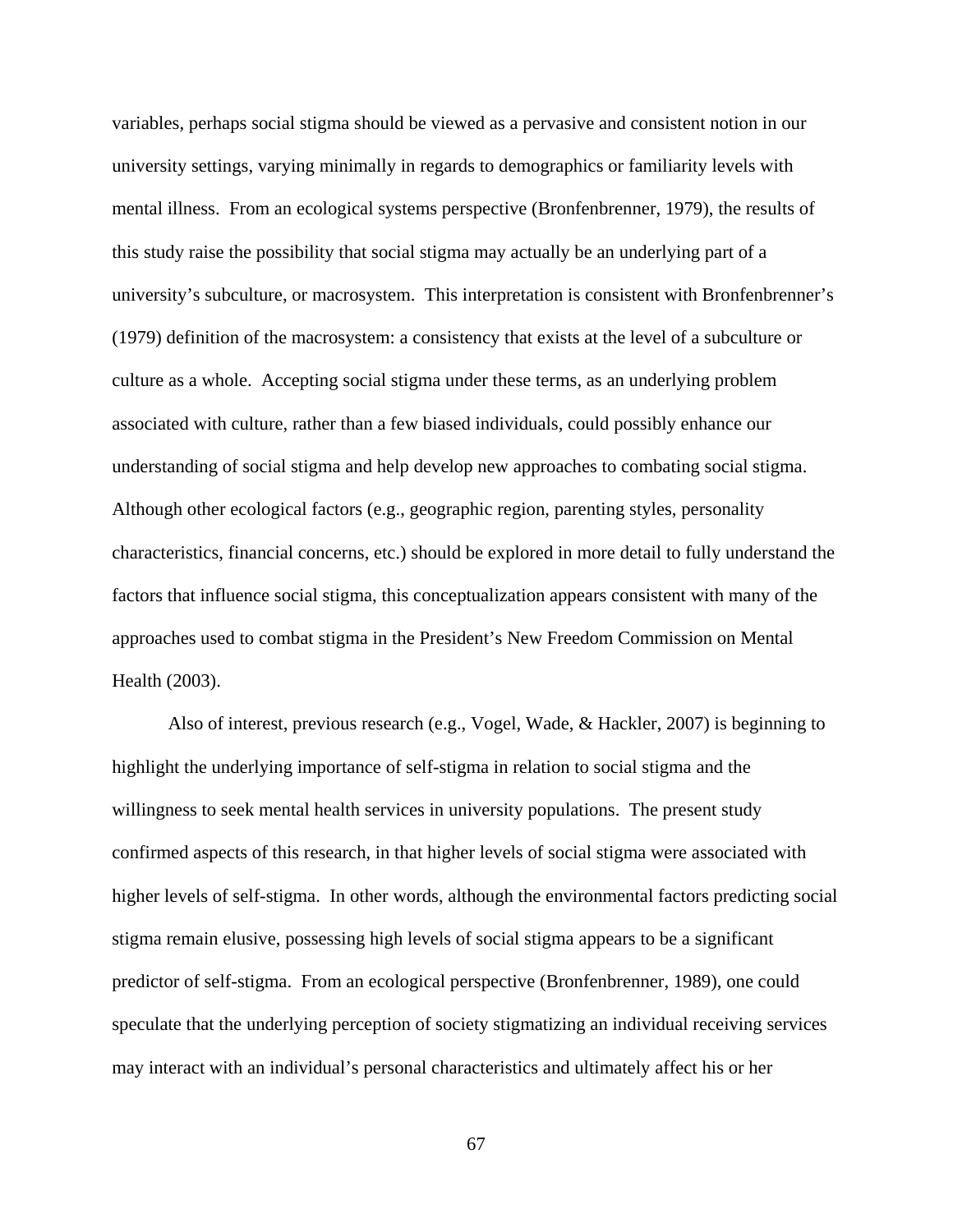variables, perhaps social stigma should be viewed as a pervasive and consistent notion in our university settings, varying minimally in regards to demographics or familiarity levels with mental illness. From an ecological systems perspective (Bronfenbrenner, 1979), the results of this study raise the possibility that social stigma may actually be an underlying part of a university's subculture, or macrosystem. This interpretation is consistent with Bronfenbrenner's (1979) definition of the macrosystem: a consistency that exists at the level of a subculture or culture as a whole. Accepting social stigma under these terms, as an underlying problem associated with culture, rather than a few biased individuals, could possibly enhance our understanding of social stigma and help develop new approaches to combating social stigma. Although other ecological factors (e.g., geographic region, parenting styles, personality characteristics, financial concerns, etc.) should be explored in more detail to fully understand the factors that influence social stigma, this conceptualization appears consistent with many of the approaches used to combat stigma in the President's New Freedom Commission on Mental Health (2003).

Also of interest, previous research (e.g., Vogel, Wade, & Hackler, 2007) is beginning to highlight the underlying importance of self-stigma in relation to social stigma and the willingness to seek mental health services in university populations. The present study confirmed aspects of this research, in that higher levels of social stigma were associated with higher levels of self-stigma. In other words, although the environmental factors predicting social stigma remain elusive, possessing high levels of social stigma appears to be a significant predictor of self-stigma. From an ecological perspective (Bronfenbrenner, 1989), one could speculate that the underlying perception of society stigmatizing an individual receiving services may interact with an individual's personal characteristics and ultimately affect his or her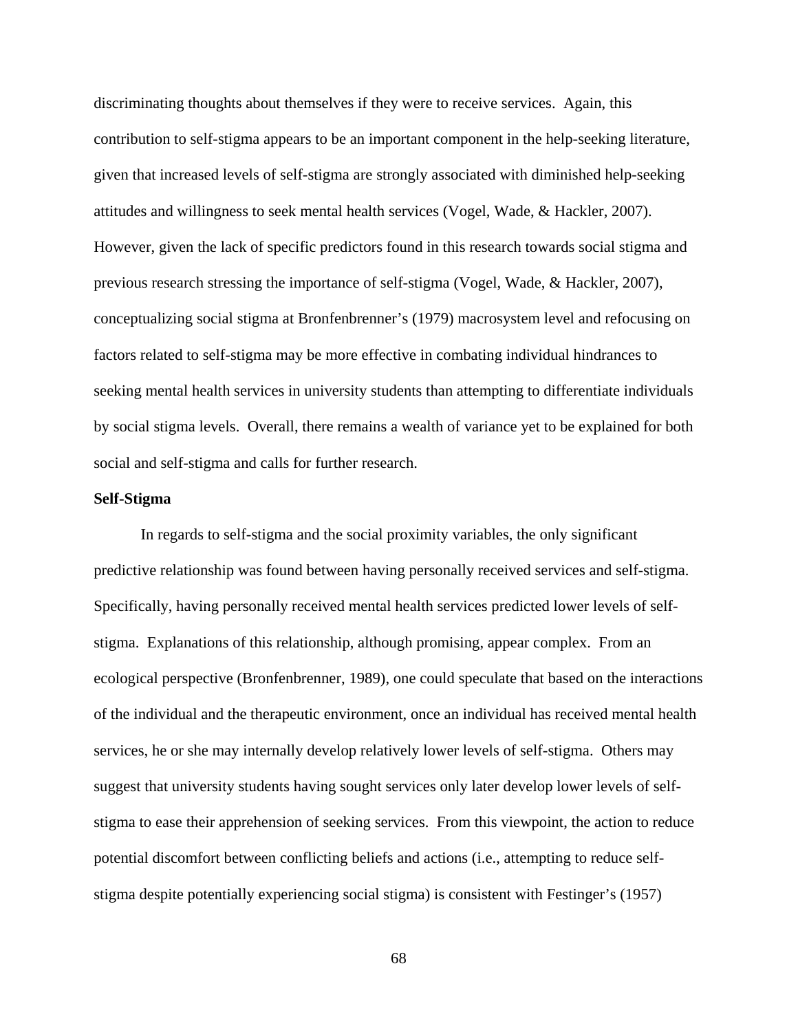discriminating thoughts about themselves if they were to receive services. Again, this contribution to self-stigma appears to be an important component in the help-seeking literature, given that increased levels of self-stigma are strongly associated with diminished help-seeking attitudes and willingness to seek mental health services (Vogel, Wade, & Hackler, 2007). However, given the lack of specific predictors found in this research towards social stigma and previous research stressing the importance of self-stigma (Vogel, Wade, & Hackler, 2007), conceptualizing social stigma at Bronfenbrenner's (1979) macrosystem level and refocusing on factors related to self-stigma may be more effective in combating individual hindrances to seeking mental health services in university students than attempting to differentiate individuals by social stigma levels. Overall, there remains a wealth of variance yet to be explained for both social and self-stigma and calls for further research.

**Self-Stigma**

In regards to self-stigma and the social proximity variables, the only significant predictive relationship was found between having personally received services and self-stigma. Specifically, having personally received mental health services predicted lower levels of self-stigma. Explanations of this relationship, although promising, appear complex. From an ecological perspective (Bronfenbrenner, 1989), one could speculate that based on the interactions of the individual and the therapeutic environment, once an individual has received mental health services, he or she may internally develop relatively lower levels of self-stigma. Others may suggest that university students having sought services only later develop lower levels of self-stigma to ease their apprehension of seeking services. From this viewpoint, the action to reduce potential discomfort between conflicting beliefs and actions (i.e., attempting to reduce self-stigma despite potentially experiencing social stigma) is consistent with Festinger's (1957)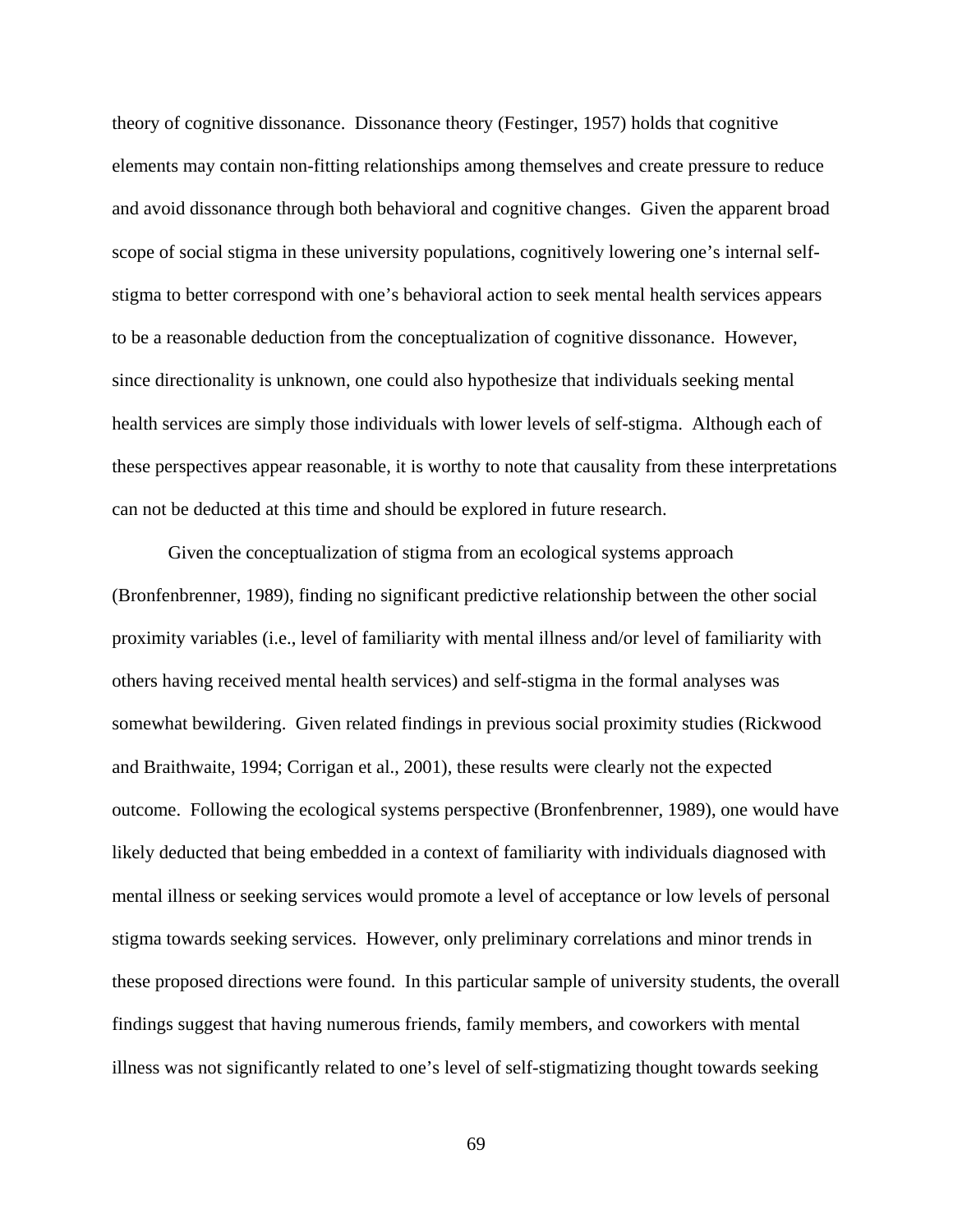theory of cognitive dissonance. Dissonance theory (Festinger, 1957) holds that cognitive elements may contain non-fitting relationships among themselves and create pressure to reduce and avoid dissonance through both behavioral and cognitive changes. Given the apparent broad scope of social stigma in these university populations, cognitively lowering one's internal self-stigma to better correspond with one's behavioral action to seek mental health services appears to be a reasonable deduction from the conceptualization of cognitive dissonance. However, since directionality is unknown, one could also hypothesize that individuals seeking mental health services are simply those individuals with lower levels of self-stigma. Although each of these perspectives appear reasonable, it is worthy to note that causality from these interpretations can not be deducted at this time and should be explored in future research.

Given the conceptualization of stigma from an ecological systems approach (Bronfenbrenner, 1989), finding no significant predictive relationship between the other social proximity variables (i.e., level of familiarity with mental illness and/or level of familiarity with others having received mental health services) and self-stigma in the formal analyses was somewhat bewildering. Given related findings in previous social proximity studies (Rickwood and Braithwaite, 1994; Corrigan et al., 2001), these results were clearly not the expected outcome. Following the ecological systems perspective (Bronfenbrenner, 1989), one would have likely deducted that being embedded in a context of familiarity with individuals diagnosed with mental illness or seeking services would promote a level of acceptance or low levels of personal stigma towards seeking services. However, only preliminary correlations and minor trends in these proposed directions were found. In this particular sample of university students, the overall findings suggest that having numerous friends, family members, and coworkers with mental illness was not significantly related to one's level of self-stigmatizing thought towards seeking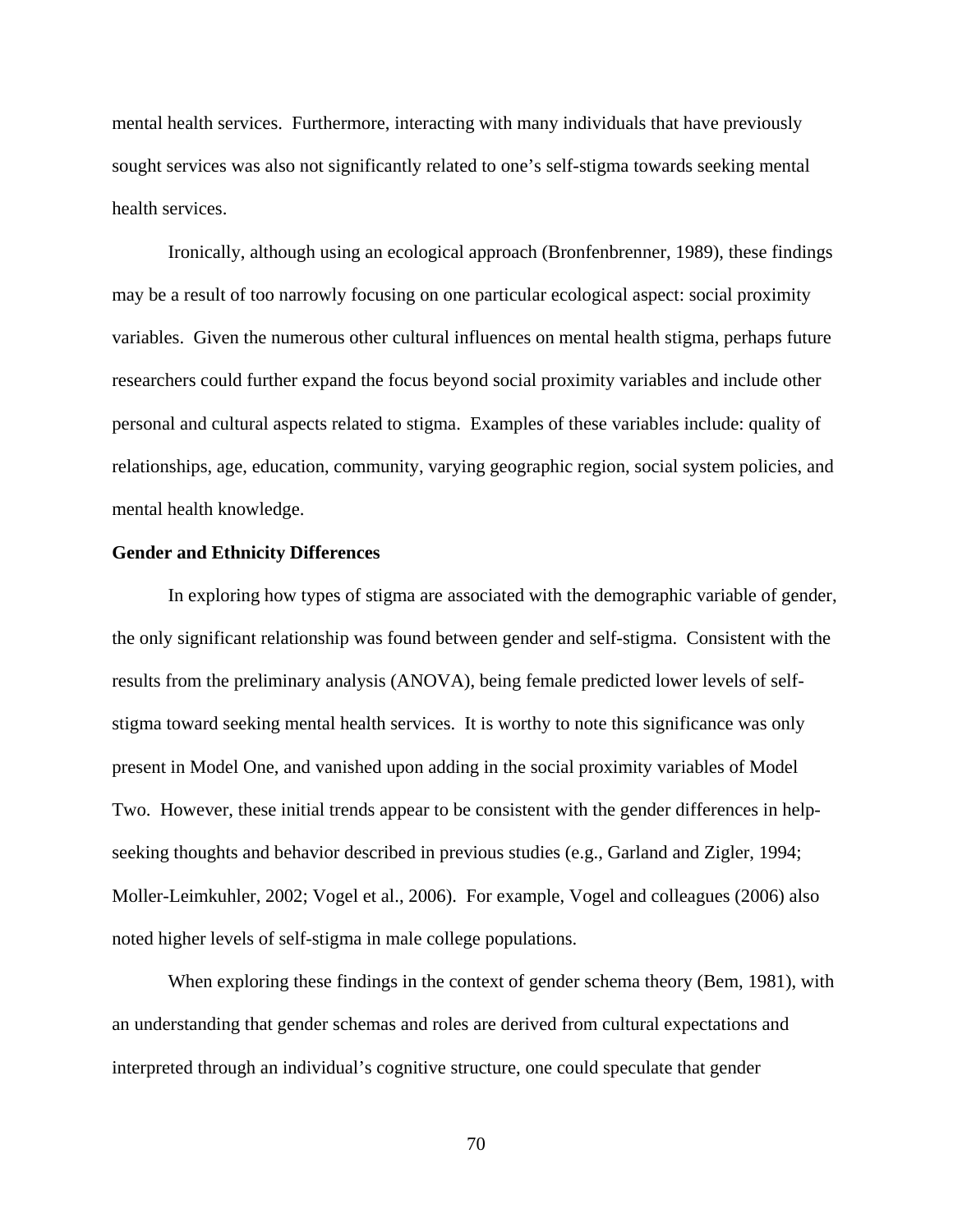mental health services. Furthermore, interacting with many individuals that have previously sought services was also not significantly related to one's self-stigma towards seeking mental health services.

Ironically, although using an ecological approach (Bronfenbrenner, 1989), these findings may be a result of too narrowly focusing on one particular ecological aspect: social proximity variables. Given the numerous other cultural influences on mental health stigma, perhaps future researchers could further expand the focus beyond social proximity variables and include other personal and cultural aspects related to stigma. Examples of these variables include: quality of relationships, age, education, community, varying geographic region, social system policies, and mental health knowledge.

**Gender and Ethnicity Differences**

In exploring how types of stigma are associated with the demographic variable of gender, the only significant relationship was found between gender and self-stigma. Consistent with the results from the preliminary analysis (ANOVA), being female predicted lower levels of self-stigma toward seeking mental health services. It is worthy to note this significance was only present in Model One, and vanished upon adding in the social proximity variables of Model Two. However, these initial trends appear to be consistent with the gender differences in help-seeking thoughts and behavior described in previous studies (e.g., Garland and Zigler, 1994; Moller-Leimkuhler, 2002; Vogel et al., 2006). For example, Vogel and colleagues (2006) also noted higher levels of self-stigma in male college populations.

When exploring these findings in the context of gender schema theory (Bem, 1981), with an understanding that gender schemas and roles are derived from cultural expectations and interpreted through an individual's cognitive structure, one could speculate that gender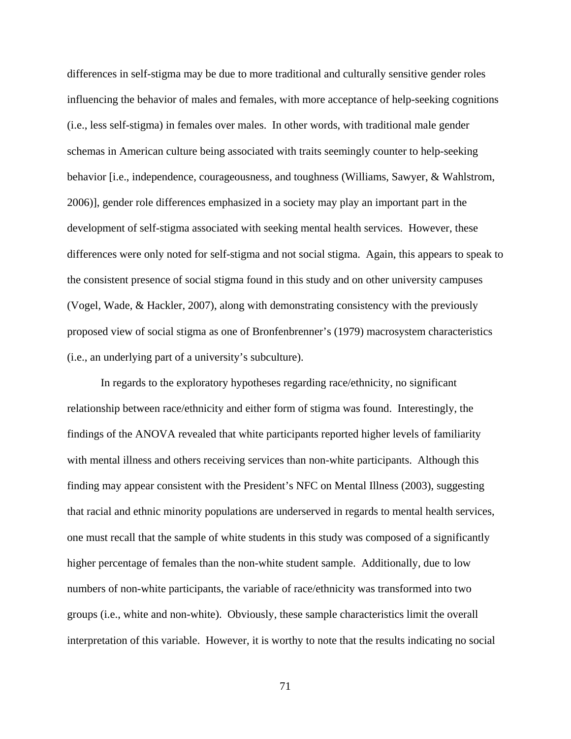differences in self-stigma may be due to more traditional and culturally sensitive gender roles influencing the behavior of males and females, with more acceptance of help-seeking cognitions (i.e., less self-stigma) in females over males. In other words, with traditional male gender schemas in American culture being associated with traits seemingly counter to help-seeking behavior [i.e., independence, courageousness, and toughness (Williams, Sawyer, & Wahlstrom, 2006)], gender role differences emphasized in a society may play an important part in the development of self-stigma associated with seeking mental health services. However, these differences were only noted for self-stigma and not social stigma. Again, this appears to speak to the consistent presence of social stigma found in this study and on other university campuses (Vogel, Wade, & Hackler, 2007), along with demonstrating consistency with the previously proposed view of social stigma as one of Bronfenbrenner's (1979) macrosystem characteristics (i.e., an underlying part of a university's subculture).

In regards to the exploratory hypotheses regarding race/ethnicity, no significant relationship between race/ethnicity and either form of stigma was found. Interestingly, the findings of the ANOVA revealed that white participants reported higher levels of familiarity with mental illness and others receiving services than non-white participants. Although this finding may appear consistent with the President's NFC on Mental Illness (2003), suggesting that racial and ethnic minority populations are underserved in regards to mental health services, one must recall that the sample of white students in this study was composed of a significantly higher percentage of females than the non-white student sample. Additionally, due to low numbers of non-white participants, the variable of race/ethnicity was transformed into two groups (i.e., white and non-white). Obviously, these sample characteristics limit the overall interpretation of this variable. However, it is worthy to note that the results indicating no social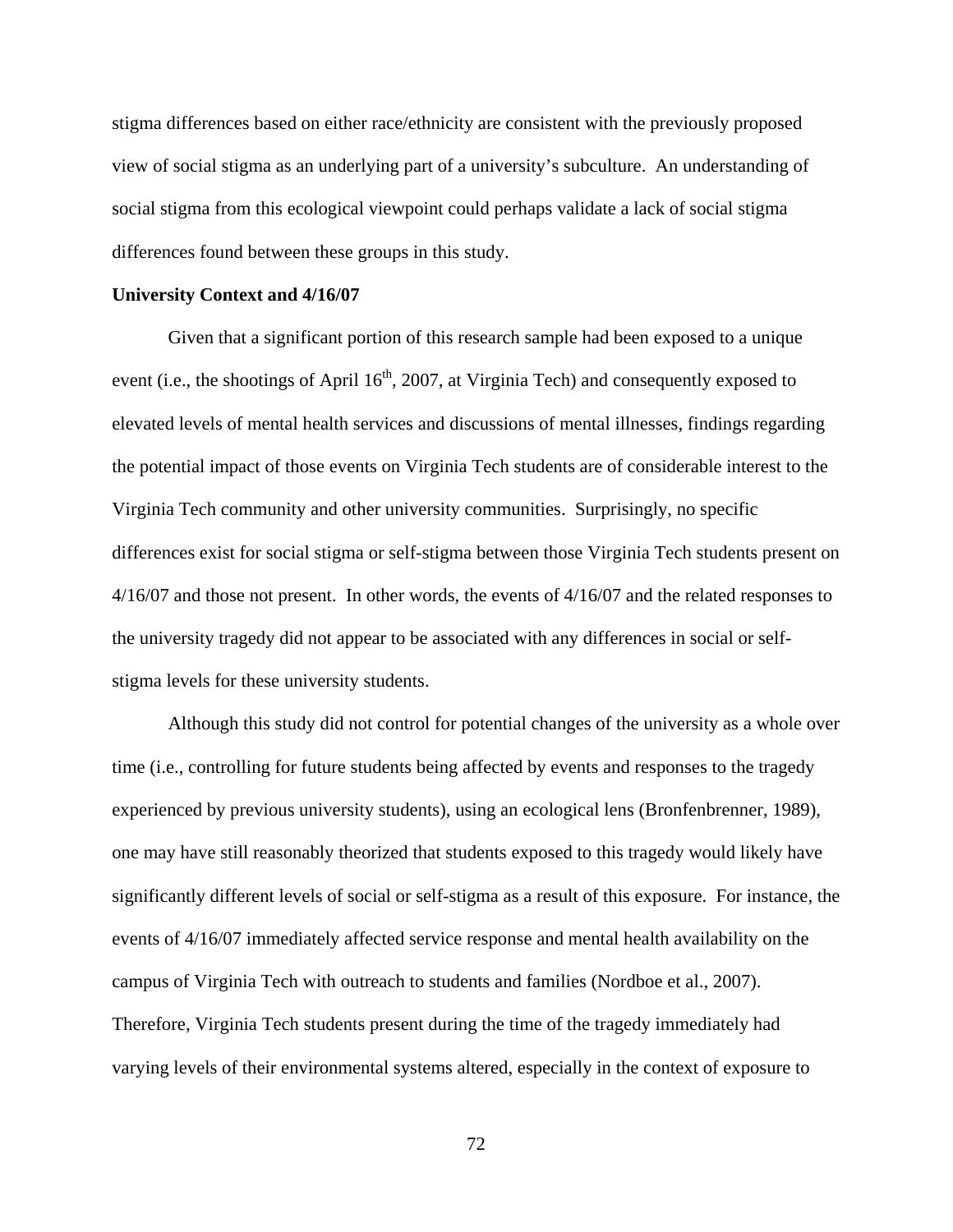stigma differences based on either race/ethnicity are consistent with the previously proposed view of social stigma as an underlying part of a university's subculture. An understanding of social stigma from this ecological viewpoint could perhaps validate a lack of social stigma differences found between these groups in this study.

**University Context and 4/16/07**

Given that a significant portion of this research sample had been exposed to a unique event (i.e., the shootings of April 16th, 2007, at Virginia Tech) and consequently exposed to elevated levels of mental health services and discussions of mental illnesses, findings regarding the potential impact of those events on Virginia Tech students are of considerable interest to the Virginia Tech community and other university communities. Surprisingly, no specific differences exist for social stigma or self-stigma between those Virginia Tech students present on 4/16/07 and those not present. In other words, the events of 4/16/07 and the related responses to the university tragedy did not appear to be associated with any differences in social or self-stigma levels for these university students.

Although this study did not control for potential changes of the university as a whole over time (i.e., controlling for future students being affected by events and responses to the tragedy experienced by previous university students), using an ecological lens (Bronfenbrenner, 1989), one may have still reasonably theorized that students exposed to this tragedy would likely have significantly different levels of social or self-stigma as a result of this exposure. For instance, the events of 4/16/07 immediately affected service response and mental health availability on the campus of Virginia Tech with outreach to students and families (Nordboe et al., 2007). Therefore, Virginia Tech students present during the time of the tragedy immediately had varying levels of their environmental systems altered, especially in the context of exposure to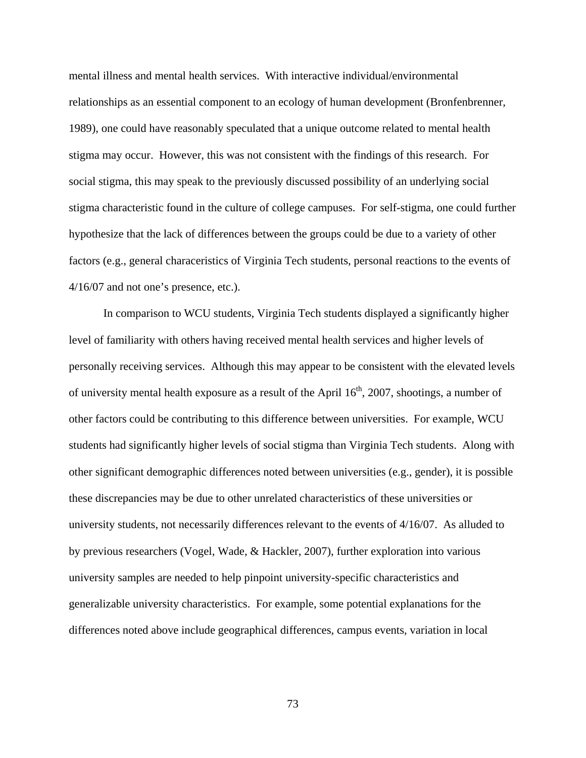mental illness and mental health services. With interactive individual/environmental relationships as an essential component to an ecology of human development (Bronfenbrenner, 1989), one could have reasonably speculated that a unique outcome related to mental health stigma may occur. However, this was not consistent with the findings of this research. For social stigma, this may speak to the previously discussed possibility of an underlying social stigma characteristic found in the culture of college campuses. For self-stigma, one could further hypothesize that the lack of differences between the groups could be due to a variety of other factors (e.g., general characeristics of Virginia Tech students, personal reactions to the events of 4/16/07 and not one's presence, etc.).

In comparison to WCU students, Virginia Tech students displayed a significantly higher level of familiarity with others having received mental health services and higher levels of personally receiving services. Although this may appear to be consistent with the elevated levels of university mental health exposure as a result of the April 16th, 2007, shootings, a number of other factors could be contributing to this difference between universities. For example, WCU students had significantly higher levels of social stigma than Virginia Tech students. Along with other significant demographic differences noted between universities (e.g., gender), it is possible these discrepancies may be due to other unrelated characteristics of these universities or university students, not necessarily differences relevant to the events of 4/16/07. As alluded to by previous researchers (Vogel, Wade, & Hackler, 2007), further exploration into various university samples are needed to help pinpoint university-specific characteristics and generalizable university characteristics. For example, some potential explanations for the differences noted above include geographical differences, campus events, variation in local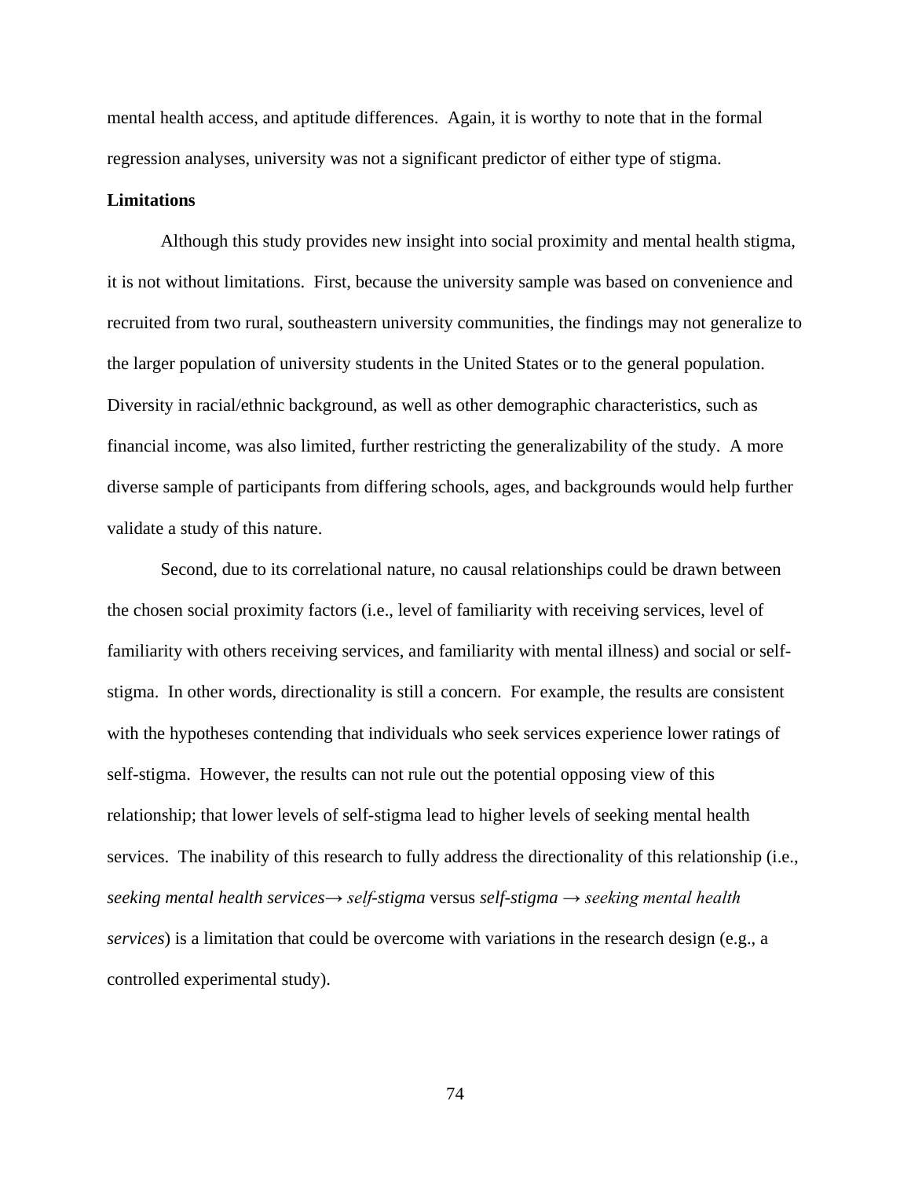mental health access, and aptitude differences. Again, it is worthy to note that in the formal regression analyses, university was not a significant predictor of either type of stigma.

**Limitations**

Although this study provides new insight into social proximity and mental health stigma, it is not without limitations. First, because the university sample was based on convenience and recruited from two rural, southeastern university communities, the findings may not generalize to the larger population of university students in the United States or to the general population. Diversity in racial/ethnic background, as well as other demographic characteristics, such as financial income, was also limited, further restricting the generalizability of the study. A more diverse sample of participants from differing schools, ages, and backgrounds would help further validate a study of this nature.

Second, due to its correlational nature, no causal relationships could be drawn between the chosen social proximity factors (i.e., level of familiarity with receiving services, level of familiarity with others receiving services, and familiarity with mental illness) and social or self-stigma. In other words, directionality is still a concern. For example, the results are consistent with the hypotheses contending that individuals who seek services experience lower ratings of self-stigma. However, the results can not rule out the potential opposing view of this relationship; that lower levels of self-stigma lead to higher levels of seeking mental health services. The inability of this research to fully address the directionality of this relationship (i.e., *seeking mental health services→ self-stigma* versus *self-stigma → seeking mental health services*) is a limitation that could be overcome with variations in the research design (e.g., a controlled experimental study).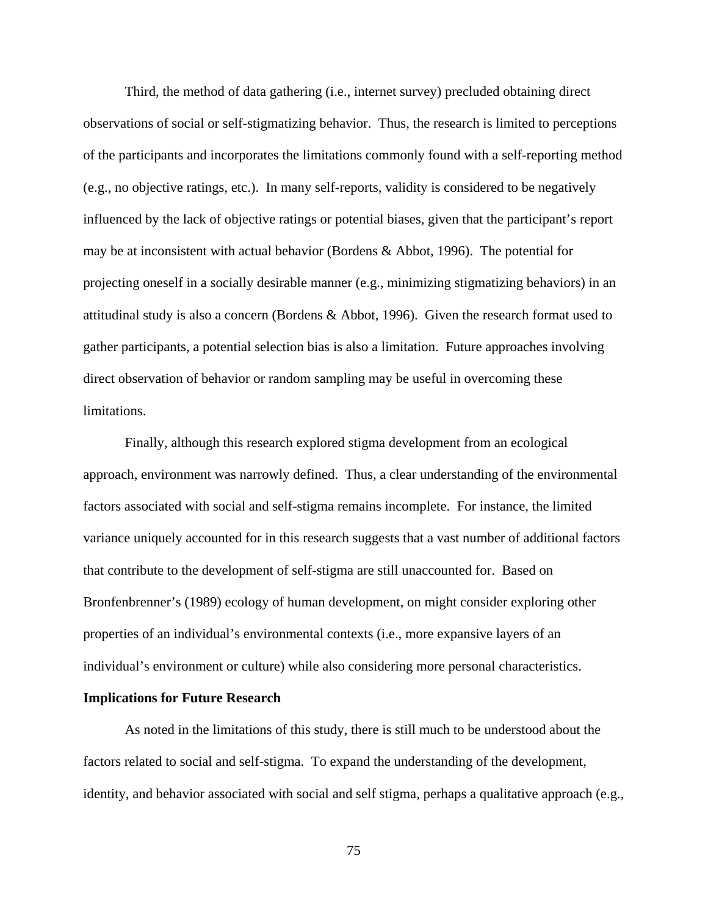Third, the method of data gathering (i.e., internet survey) precluded obtaining direct observations of social or self-stigmatizing behavior. Thus, the research is limited to perceptions of the participants and incorporates the limitations commonly found with a self-reporting method (e.g., no objective ratings, etc.). In many self-reports, validity is considered to be negatively influenced by the lack of objective ratings or potential biases, given that the participant's report may be at inconsistent with actual behavior (Bordens & Abbot, 1996). The potential for projecting oneself in a socially desirable manner (e.g., minimizing stigmatizing behaviors) in an attitudinal study is also a concern (Bordens & Abbot, 1996). Given the research format used to gather participants, a potential selection bias is also a limitation. Future approaches involving direct observation of behavior or random sampling may be useful in overcoming these limitations.

Finally, although this research explored stigma development from an ecological approach, environment was narrowly defined. Thus, a clear understanding of the environmental factors associated with social and self-stigma remains incomplete. For instance, the limited variance uniquely accounted for in this research suggests that a vast number of additional factors that contribute to the development of self-stigma are still unaccounted for. Based on Bronfenbrenner's (1989) ecology of human development, on might consider exploring other properties of an individual's environmental contexts (i.e., more expansive layers of an individual's environment or culture) while also considering more personal characteristics.

**Implications for Future Research**

As noted in the limitations of this study, there is still much to be understood about the factors related to social and self-stigma. To expand the understanding of the development, identity, and behavior associated with social and self stigma, perhaps a qualitative approach (e.g.,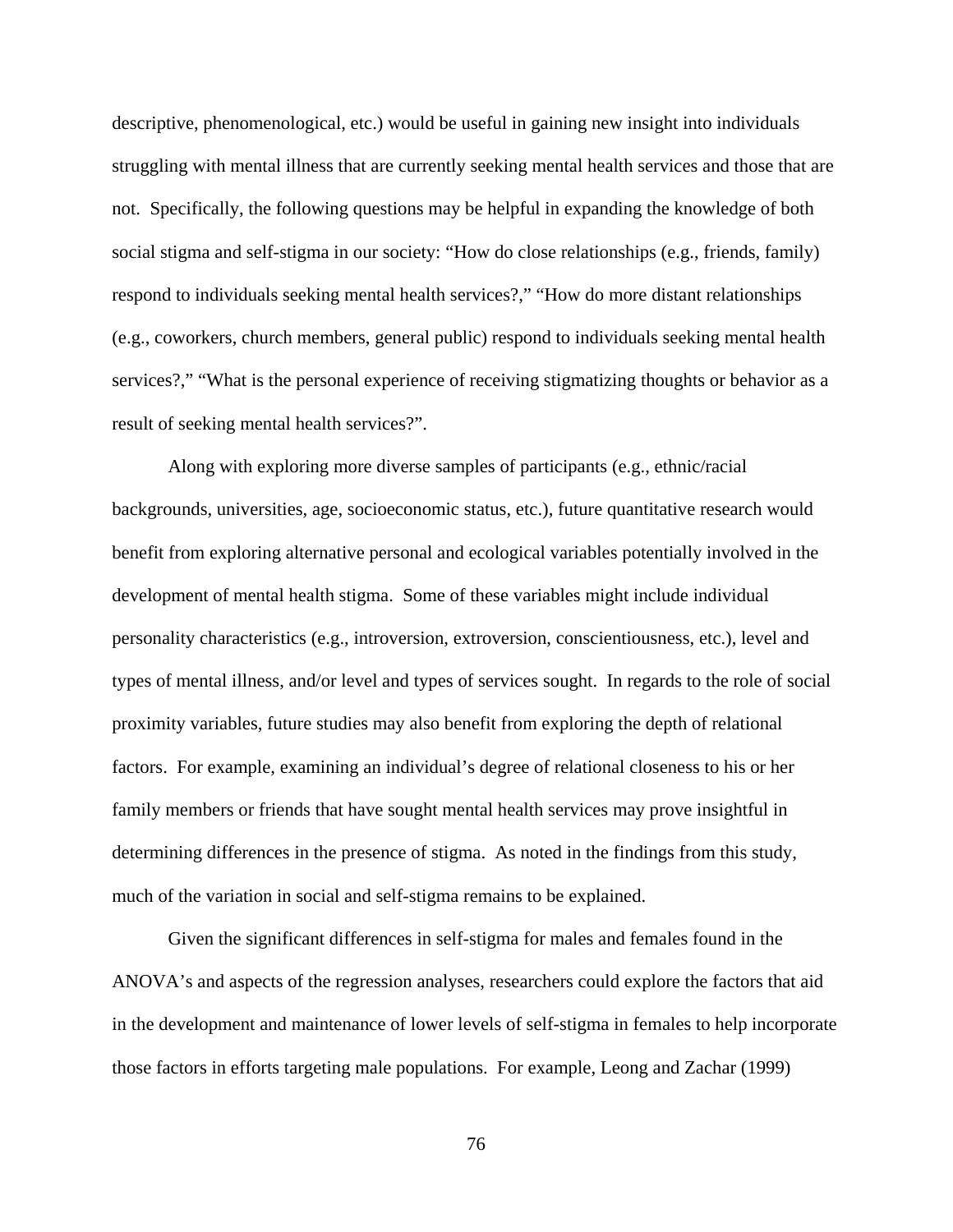descriptive, phenomenological, etc.) would be useful in gaining new insight into individuals struggling with mental illness that are currently seeking mental health services and those that are not. Specifically, the following questions may be helpful in expanding the knowledge of both social stigma and self-stigma in our society: "How do close relationships (e.g., friends, family) respond to individuals seeking mental health services?," "How do more distant relationships (e.g., coworkers, church members, general public) respond to individuals seeking mental health services?," "What is the personal experience of receiving stigmatizing thoughts or behavior as a result of seeking mental health services?".

Along with exploring more diverse samples of participants (e.g., ethnic/racial backgrounds, universities, age, socioeconomic status, etc.), future quantitative research would benefit from exploring alternative personal and ecological variables potentially involved in the development of mental health stigma. Some of these variables might include individual personality characteristics (e.g., introversion, extroversion, conscientiousness, etc.), level and types of mental illness, and/or level and types of services sought. In regards to the role of social proximity variables, future studies may also benefit from exploring the depth of relational factors. For example, examining an individual's degree of relational closeness to his or her family members or friends that have sought mental health services may prove insightful in determining differences in the presence of stigma. As noted in the findings from this study, much of the variation in social and self-stigma remains to be explained.

Given the significant differences in self-stigma for males and females found in the ANOVA's and aspects of the regression analyses, researchers could explore the factors that aid in the development and maintenance of lower levels of self-stigma in females to help incorporate those factors in efforts targeting male populations. For example, Leong and Zachar (1999)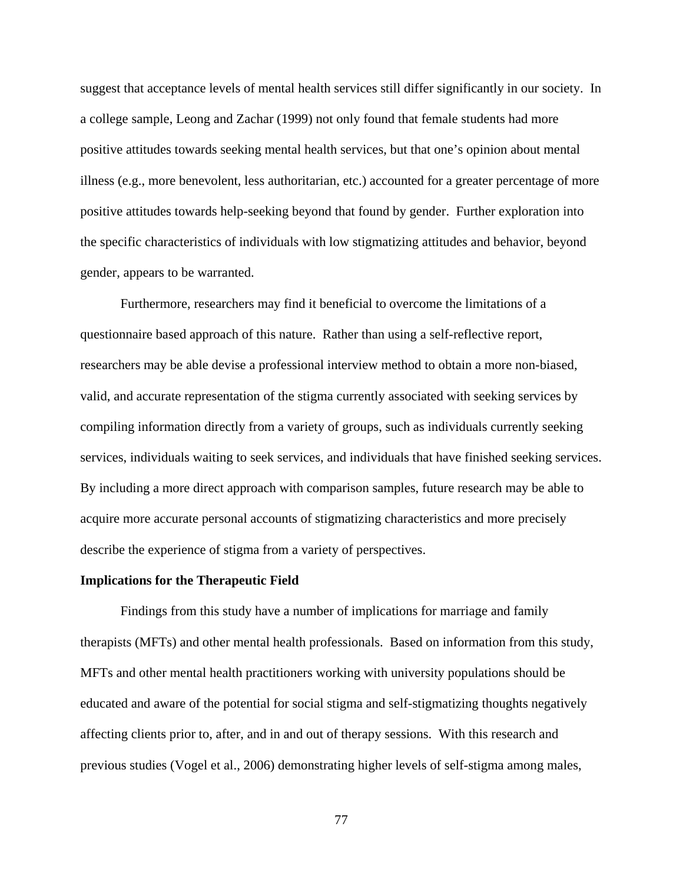suggest that acceptance levels of mental health services still differ significantly in our society. In a college sample, Leong and Zachar (1999) not only found that female students had more positive attitudes towards seeking mental health services, but that one's opinion about mental illness (e.g., more benevolent, less authoritarian, etc.) accounted for a greater percentage of more positive attitudes towards help-seeking beyond that found by gender. Further exploration into the specific characteristics of individuals with low stigmatizing attitudes and behavior, beyond gender, appears to be warranted.

Furthermore, researchers may find it beneficial to overcome the limitations of a questionnaire based approach of this nature. Rather than using a self-reflective report, researchers may be able devise a professional interview method to obtain a more non-biased, valid, and accurate representation of the stigma currently associated with seeking services by compiling information directly from a variety of groups, such as individuals currently seeking services, individuals waiting to seek services, and individuals that have finished seeking services. By including a more direct approach with comparison samples, future research may be able to acquire more accurate personal accounts of stigmatizing characteristics and more precisely describe the experience of stigma from a variety of perspectives.

**Implications for the Therapeutic Field**

Findings from this study have a number of implications for marriage and family therapists (MFTs) and other mental health professionals. Based on information from this study, MFTs and other mental health practitioners working with university populations should be educated and aware of the potential for social stigma and self-stigmatizing thoughts negatively affecting clients prior to, after, and in and out of therapy sessions. With this research and previous studies (Vogel et al., 2006) demonstrating higher levels of self-stigma among males,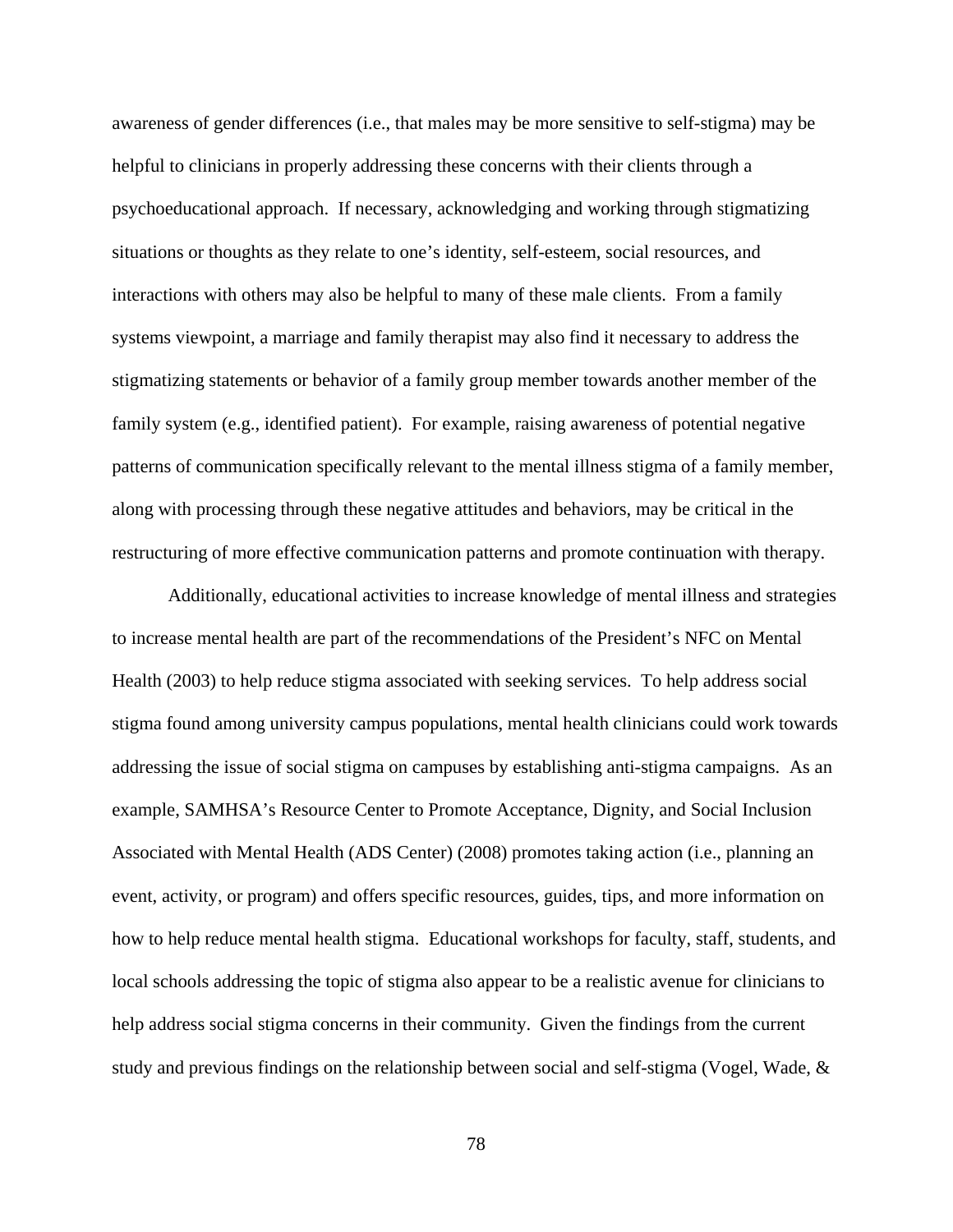awareness of gender differences (i.e., that males may be more sensitive to self-stigma) may be helpful to clinicians in properly addressing these concerns with their clients through a psychoeducational approach. If necessary, acknowledging and working through stigmatizing situations or thoughts as they relate to one's identity, self-esteem, social resources, and interactions with others may also be helpful to many of these male clients. From a family systems viewpoint, a marriage and family therapist may also find it necessary to address the stigmatizing statements or behavior of a family group member towards another member of the family system (e.g., identified patient). For example, raising awareness of potential negative patterns of communication specifically relevant to the mental illness stigma of a family member, along with processing through these negative attitudes and behaviors, may be critical in the restructuring of more effective communication patterns and promote continuation with therapy.

Additionally, educational activities to increase knowledge of mental illness and strategies to increase mental health are part of the recommendations of the President's NFC on Mental Health (2003) to help reduce stigma associated with seeking services. To help address social stigma found among university campus populations, mental health clinicians could work towards addressing the issue of social stigma on campuses by establishing anti-stigma campaigns. As an example, SAMHSA's Resource Center to Promote Acceptance, Dignity, and Social Inclusion Associated with Mental Health (ADS Center) (2008) promotes taking action (i.e., planning an event, activity, or program) and offers specific resources, guides, tips, and more information on how to help reduce mental health stigma. Educational workshops for faculty, staff, students, and local schools addressing the topic of stigma also appear to be a realistic avenue for clinicians to help address social stigma concerns in their community. Given the findings from the current study and previous findings on the relationship between social and self-stigma (Vogel, Wade, &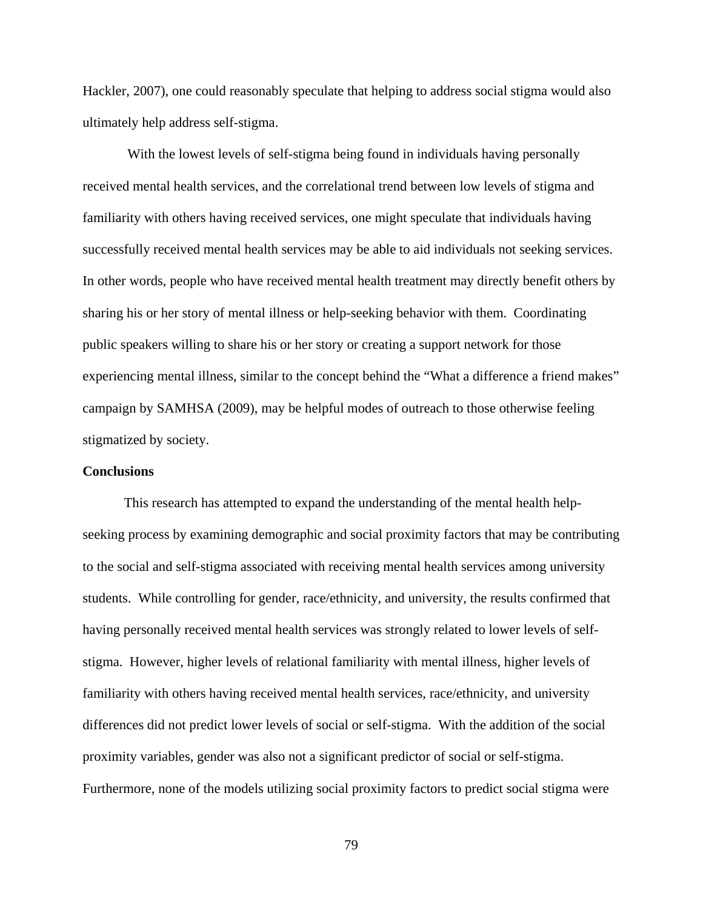Hackler, 2007), one could reasonably speculate that helping to address social stigma would also ultimately help address self-stigma.

With the lowest levels of self-stigma being found in individuals having personally received mental health services, and the correlational trend between low levels of stigma and familiarity with others having received services, one might speculate that individuals having successfully received mental health services may be able to aid individuals not seeking services. In other words, people who have received mental health treatment may directly benefit others by sharing his or her story of mental illness or help-seeking behavior with them. Coordinating public speakers willing to share his or her story or creating a support network for those experiencing mental illness, similar to the concept behind the "What a difference a friend makes" campaign by SAMHSA (2009), may be helpful modes of outreach to those otherwise feeling stigmatized by society.

**Conclusions**

This research has attempted to expand the understanding of the mental health help-seeking process by examining demographic and social proximity factors that may be contributing to the social and self-stigma associated with receiving mental health services among university students. While controlling for gender, race/ethnicity, and university, the results confirmed that having personally received mental health services was strongly related to lower levels of self-stigma. However, higher levels of relational familiarity with mental illness, higher levels of familiarity with others having received mental health services, race/ethnicity, and university differences did not predict lower levels of social or self-stigma. With the addition of the social proximity variables, gender was also not a significant predictor of social or self-stigma. Furthermore, none of the models utilizing social proximity factors to predict social stigma were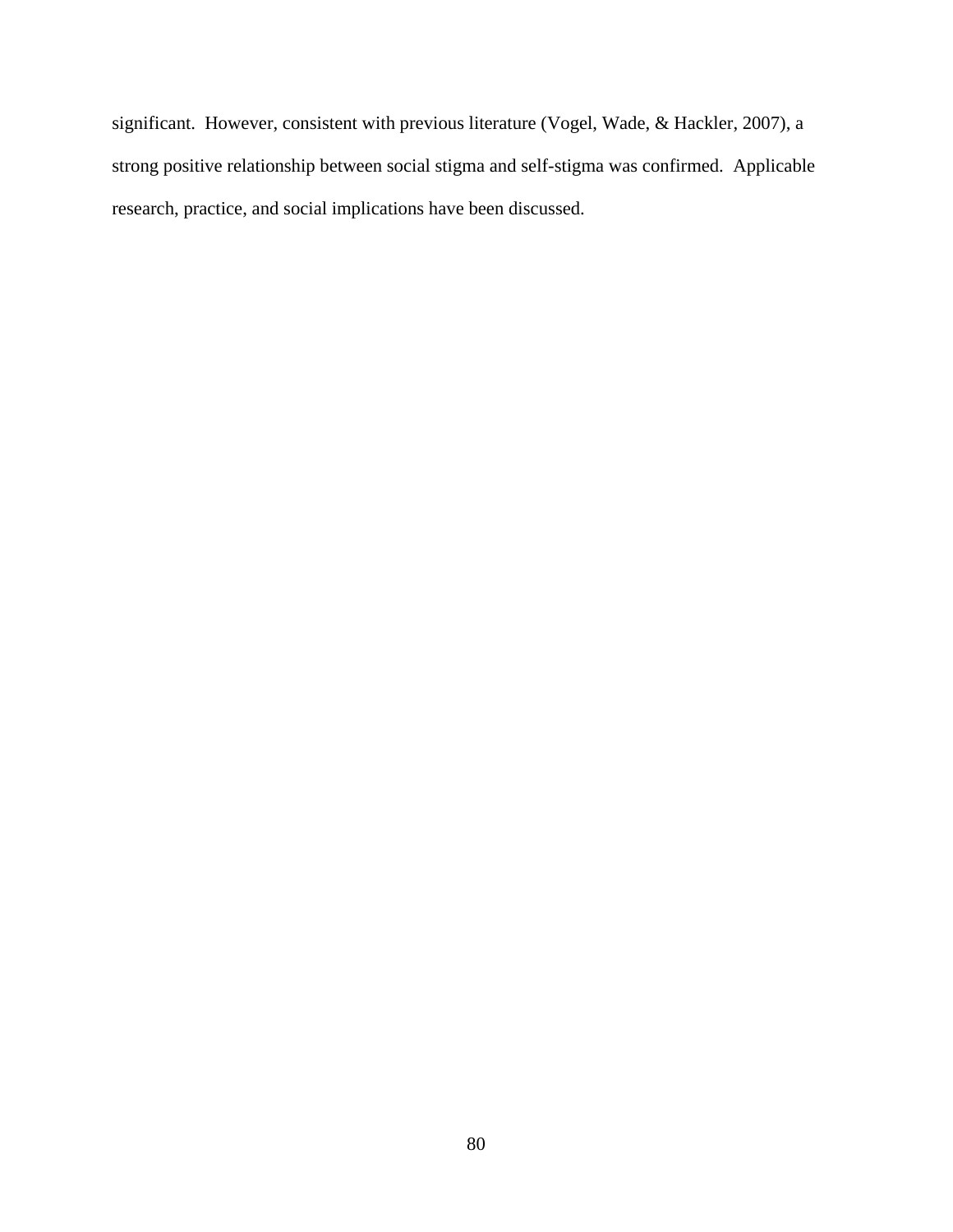significant.  However, consistent with previous literature (Vogel, Wade, & Hackler, 2007), a strong positive relationship between social stigma and self-stigma was confirmed.  Applicable research, practice, and social implications have been discussed.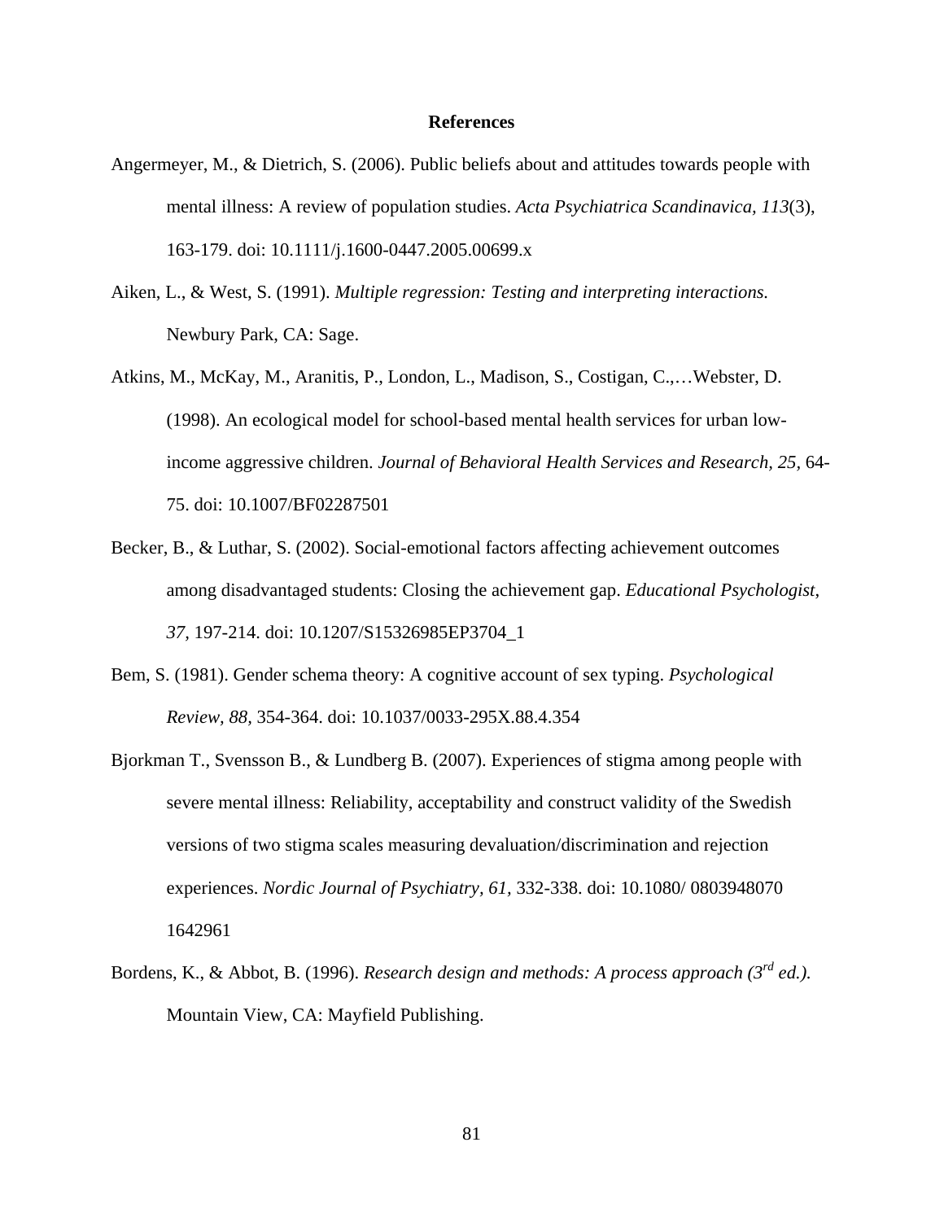# References

Angermeyer, M., & Dietrich, S. (2006). Public beliefs about and attitudes towards people with mental illness: A review of population studies. *Acta Psychiatrica Scandinavica, 113*(3), 163-179. doi: 10.1111/j.1600-0447.2005.00699.x

Aiken, L., & West, S. (1991). *Multiple regression: Testing and interpreting interactions.* Newbury Park, CA: Sage.

Atkins, M., McKay, M., Aranitis, P., London, L., Madison, S., Costigan, C.,…Webster, D. (1998). An ecological model for school-based mental health services for urban low-income aggressive children. *Journal of Behavioral Health Services and Research, 25,* 64-75. doi: 10.1007/BF02287501

Becker, B., & Luthar, S. (2002). Social-emotional factors affecting achievement outcomes among disadvantaged students: Closing the achievement gap. *Educational Psychologist, 37,* 197-214. doi: 10.1207/S15326985EP3704_1

Bem, S. (1981). Gender schema theory: A cognitive account of sex typing. *Psychological Review, 88,* 354-364. doi: 10.1037/0033-295X.88.4.354

Bjorkman T., Svensson B., & Lundberg B. (2007). Experiences of stigma among people with severe mental illness: Reliability, acceptability and construct validity of the Swedish versions of two stigma scales measuring devaluation/discrimination and rejection experiences. *Nordic Journal of Psychiatry, 61,* 332-338. doi: 10.1080/ 0803948070 1642961

Bordens, K., & Abbot, B. (1996). *Research design and methods: A process approach (3rd ed.).* Mountain View, CA: Mayfield Publishing.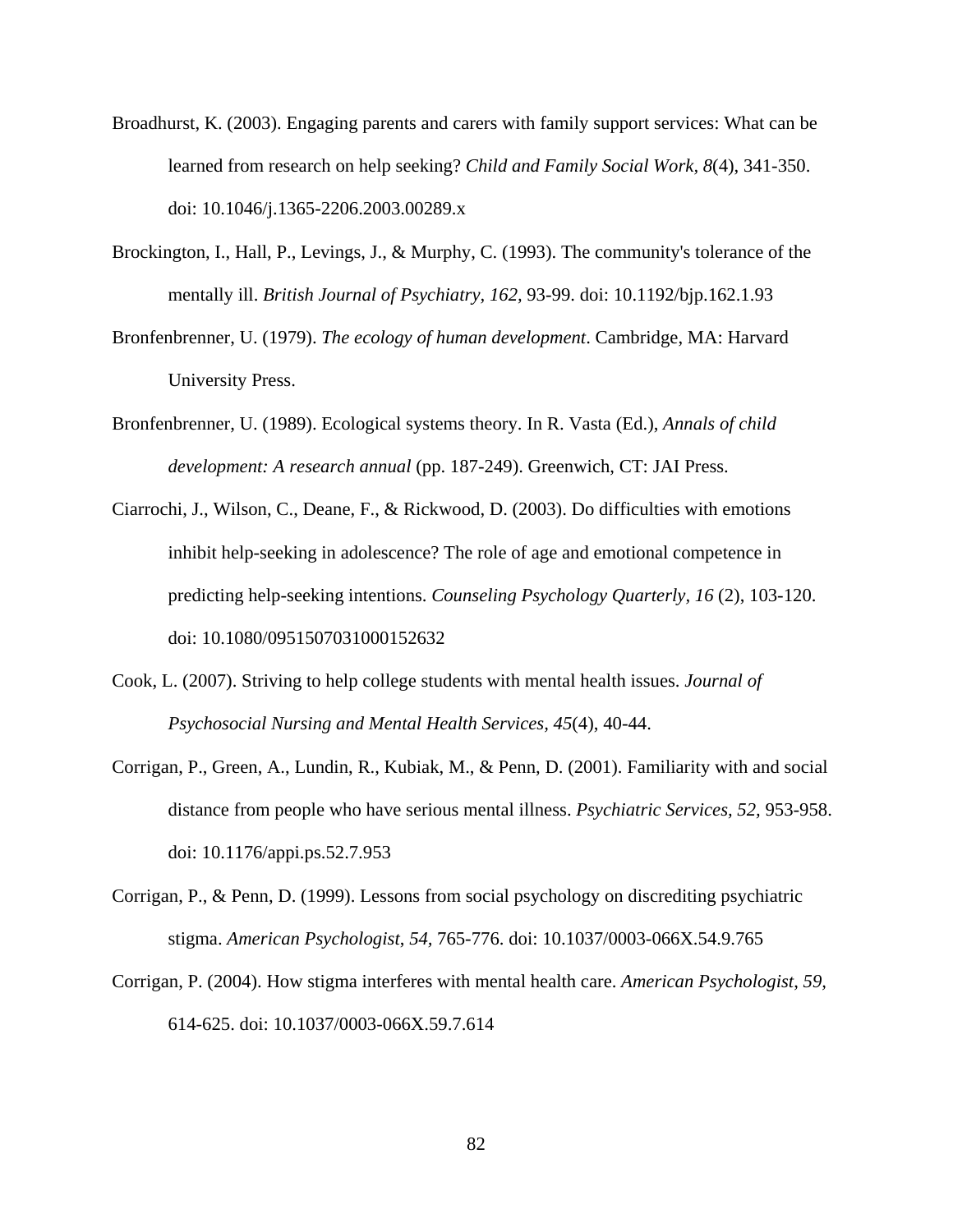Broadhurst, K. (2003). Engaging parents and carers with family support services: What can be learned from research on help seeking? *Child and Family Social Work, 8*(4), 341-350. doi: 10.1046/j.1365-2206.2003.00289.x

Brockington, I., Hall, P., Levings, J., & Murphy, C. (1993). The community's tolerance of the mentally ill. *British Journal of Psychiatry, 162,* 93-99. doi: 10.1192/bjp.162.1.93

Bronfenbrenner, U. (1979). *The ecology of human development*. Cambridge, MA: Harvard University Press.

Bronfenbrenner, U. (1989). Ecological systems theory. In R. Vasta (Ed.), *Annals of child development: A research annual* (pp. 187-249). Greenwich, CT: JAI Press.

Ciarrochi, J., Wilson, C., Deane, F., & Rickwood, D. (2003). Do difficulties with emotions inhibit help-seeking in adolescence? The role of age and emotional competence in predicting help-seeking intentions. *Counseling Psychology Quarterly, 16* (2), 103-120. doi: 10.1080/0951507031000152632

Cook, L. (2007). Striving to help college students with mental health issues. *Journal of Psychosocial Nursing and Mental Health Services, 45*(4), 40-44.

Corrigan, P., Green, A., Lundin, R., Kubiak, M., & Penn, D. (2001). Familiarity with and social distance from people who have serious mental illness. *Psychiatric Services, 52,* 953-958. doi: 10.1176/appi.ps.52.7.953

Corrigan, P., & Penn, D. (1999). Lessons from social psychology on discrediting psychiatric stigma. *American Psychologist*, *54,* 765-776. doi: 10.1037/0003-066X.54.9.765

Corrigan, P. (2004). How stigma interferes with mental health care. *American Psychologist*, *59,* 614-625. doi: 10.1037/0003-066X.59.7.614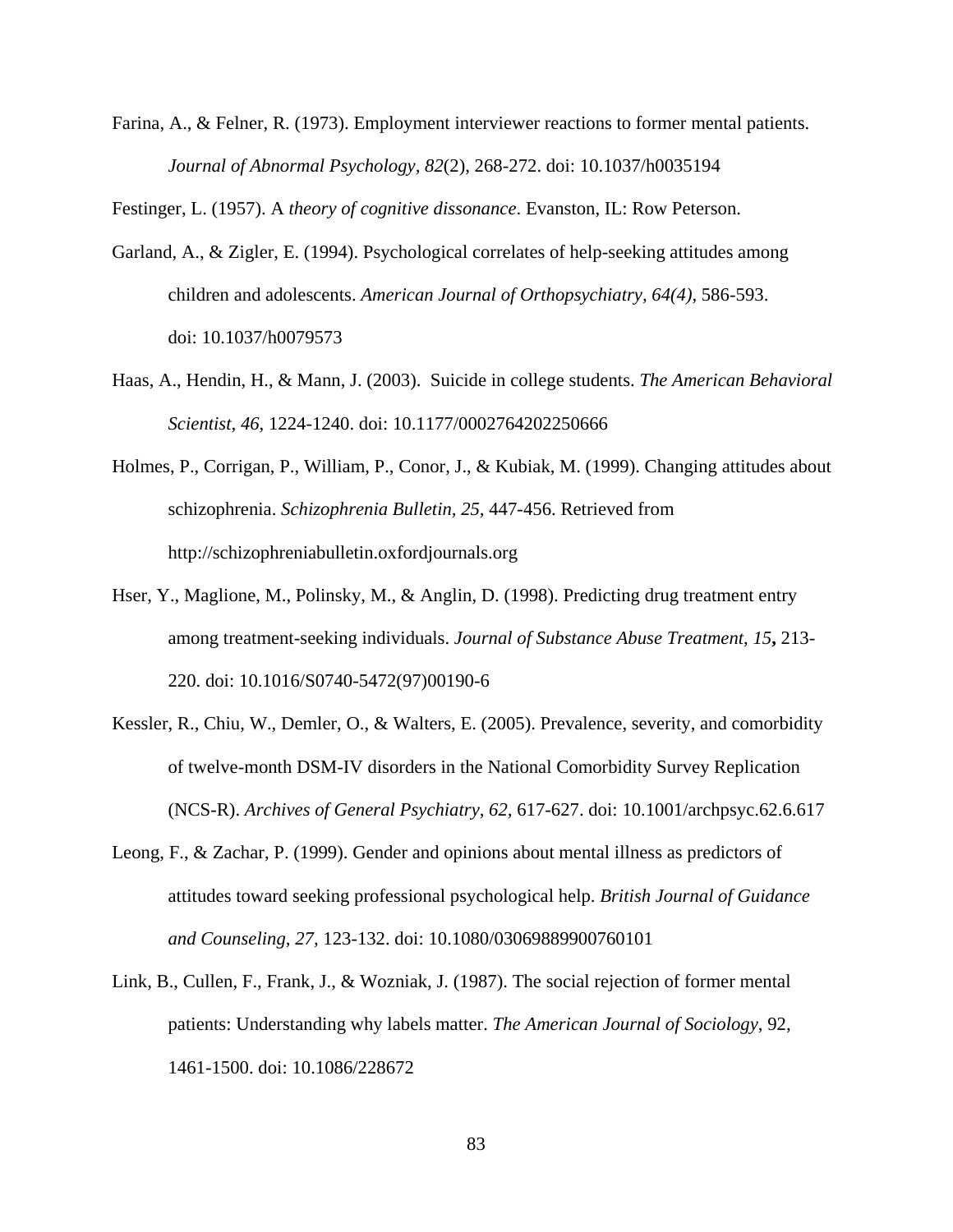Farina, A., & Felner, R. (1973). Employment interviewer reactions to former mental patients. *Journal of Abnormal Psychology, 82*(2), 268-272. doi: 10.1037/h0035194

Festinger, L. (1957). A *theory of cognitive dissonance*. Evanston, IL: Row Peterson.

Garland, A., & Zigler, E. (1994). Psychological correlates of help-seeking attitudes among children and adolescents. *American Journal of Orthopsychiatry, 64(4)*, 586-593. doi: 10.1037/h0079573

Haas, A., Hendin, H., & Mann, J. (2003). Suicide in college students. *The American Behavioral Scientist, 46*, 1224-1240. doi: 10.1177/0002764202250666

Holmes, P., Corrigan, P., William, P., Conor, J., & Kubiak, M. (1999). Changing attitudes about schizophrenia. *Schizophrenia Bulletin, 25,* 447-456. Retrieved from http://schizophreniabulletin.oxfordjournals.org

Hser, Y., Maglione, M., Polinsky, M., & Anglin, D. (1998). Predicting drug treatment entry among treatment-seeking individuals. *Journal of Substance Abuse Treatment*, *15***,** 213-220. doi: 10.1016/S0740-5472(97)00190-6

Kessler, R., Chiu, W., Demler, O., & Walters, E. (2005). Prevalence, severity, and comorbidity of twelve-month DSM-IV disorders in the National Comorbidity Survey Replication (NCS-R). *Archives of General Psychiatry, 62*, 617-627. doi: 10.1001/archpsyc.62.6.617

Leong, F., & Zachar, P. (1999). Gender and opinions about mental illness as predictors of attitudes toward seeking professional psychological help. *British Journal of Guidance and Counseling, 27,* 123-132. doi: 10.1080/03069889900760101

Link, B., Cullen, F., Frank, J., & Wozniak, J. (1987). The social rejection of former mental patients: Understanding why labels matter. *The American Journal of Sociology*, 92, 1461-1500. doi: 10.1086/228672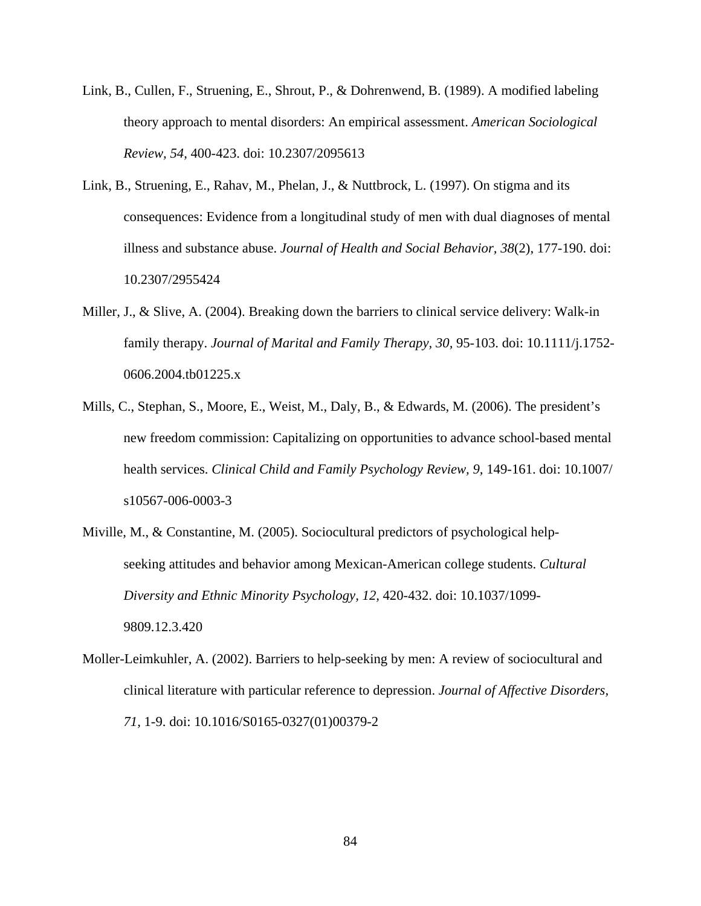Link, B., Cullen, F., Struening, E., Shrout, P., & Dohrenwend, B. (1989). A modified labeling theory approach to mental disorders: An empirical assessment. *American Sociological Review, 54,* 400-423. doi: 10.2307/2095613

Link, B., Struening, E., Rahav, M., Phelan, J., & Nuttbrock, L. (1997). On stigma and its consequences: Evidence from a longitudinal study of men with dual diagnoses of mental illness and substance abuse. *Journal of Health and Social Behavior, 38*(2), 177-190. doi: 10.2307/2955424

Miller, J., & Slive, A. (2004). Breaking down the barriers to clinical service delivery: Walk-in family therapy. *Journal of Marital and Family Therapy, 30,* 95-103. doi: 10.1111/j.1752-0606.2004.tb01225.x

Mills, C., Stephan, S., Moore, E., Weist, M., Daly, B., & Edwards, M. (2006). The president's new freedom commission: Capitalizing on opportunities to advance school-based mental health services. *Clinical Child and Family Psychology Review, 9,* 149-161. doi: 10.1007/s10567-006-0003-3

Miville, M., & Constantine, M. (2005). Sociocultural predictors of psychological help-seeking attitudes and behavior among Mexican-American college students. *Cultural Diversity and Ethnic Minority Psychology, 12,* 420-432. doi: 10.1037/1099-9809.12.3.420

Moller-Leimkuhler, A. (2002). Barriers to help-seeking by men: A review of sociocultural and clinical literature with particular reference to depression. *Journal of Affective Disorders, 71,* 1-9. doi: 10.1016/S0165-0327(01)00379-2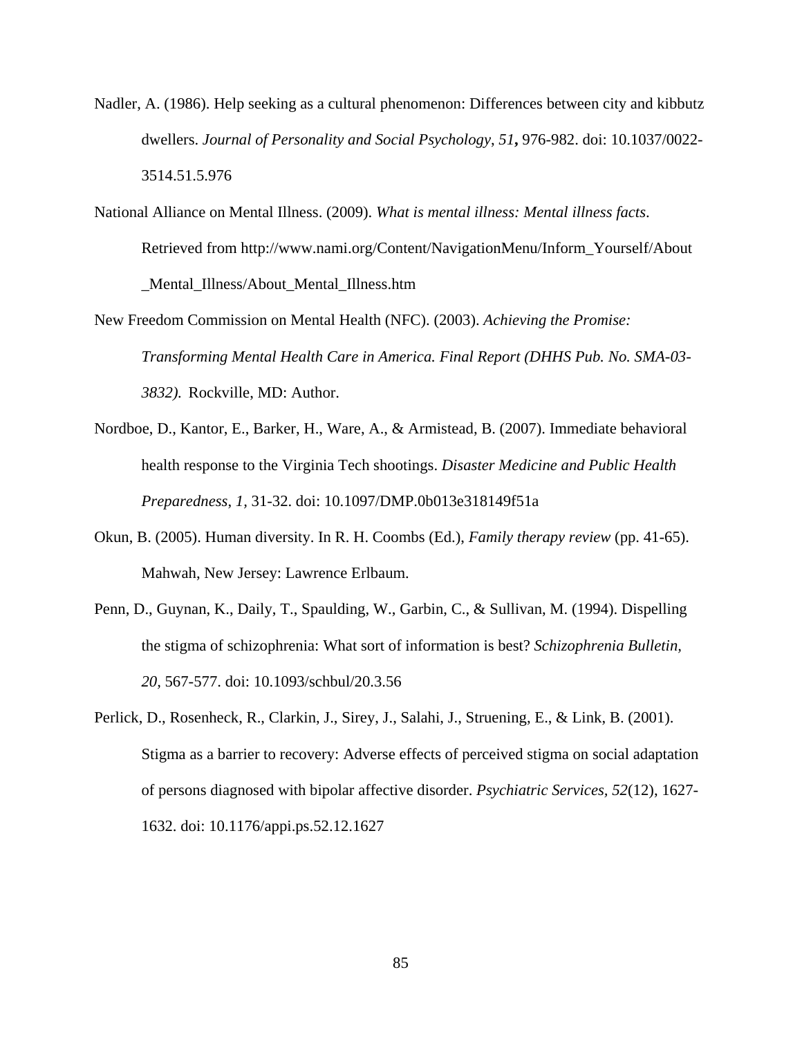Nadler, A. (1986). Help seeking as a cultural phenomenon: Differences between city and kibbutz dwellers. *Journal of Personality and Social Psychology, 51***,** 976-982. doi: 10.1037/0022-3514.51.5.976

National Alliance on Mental Illness. (2009). *What is mental illness: Mental illness facts*. Retrieved from http://www.nami.org/Content/NavigationMenu/Inform_Yourself/About_Mental_Illness/About_Mental_Illness.htm

New Freedom Commission on Mental Health (NFC). (2003). *Achieving the Promise: Transforming Mental Health Care in America. Final Report (DHHS Pub. No. SMA-03-3832).* Rockville, MD: Author.

Nordboe, D., Kantor, E., Barker, H., Ware, A., & Armistead, B. (2007). Immediate behavioral health response to the Virginia Tech shootings. *Disaster Medicine and Public Health Preparedness, 1,* 31-32. doi: 10.1097/DMP.0b013e318149f51a

Okun, B. (2005). Human diversity. In R. H. Coombs (Ed.), *Family therapy review* (pp. 41-65). Mahwah, New Jersey: Lawrence Erlbaum.

Penn, D., Guynan, K., Daily, T., Spaulding, W., Garbin, C., & Sullivan, M. (1994). Dispelling the stigma of schizophrenia: What sort of information is best? *Schizophrenia Bulletin, 20,* 567-577. doi: 10.1093/schbul/20.3.56

Perlick, D., Rosenheck, R., Clarkin, J., Sirey, J., Salahi, J., Struening, E., & Link, B. (2001). Stigma as a barrier to recovery: Adverse effects of perceived stigma on social adaptation of persons diagnosed with bipolar affective disorder. *Psychiatric Services, 52*(12), 1627-1632. doi: 10.1176/appi.ps.52.12.1627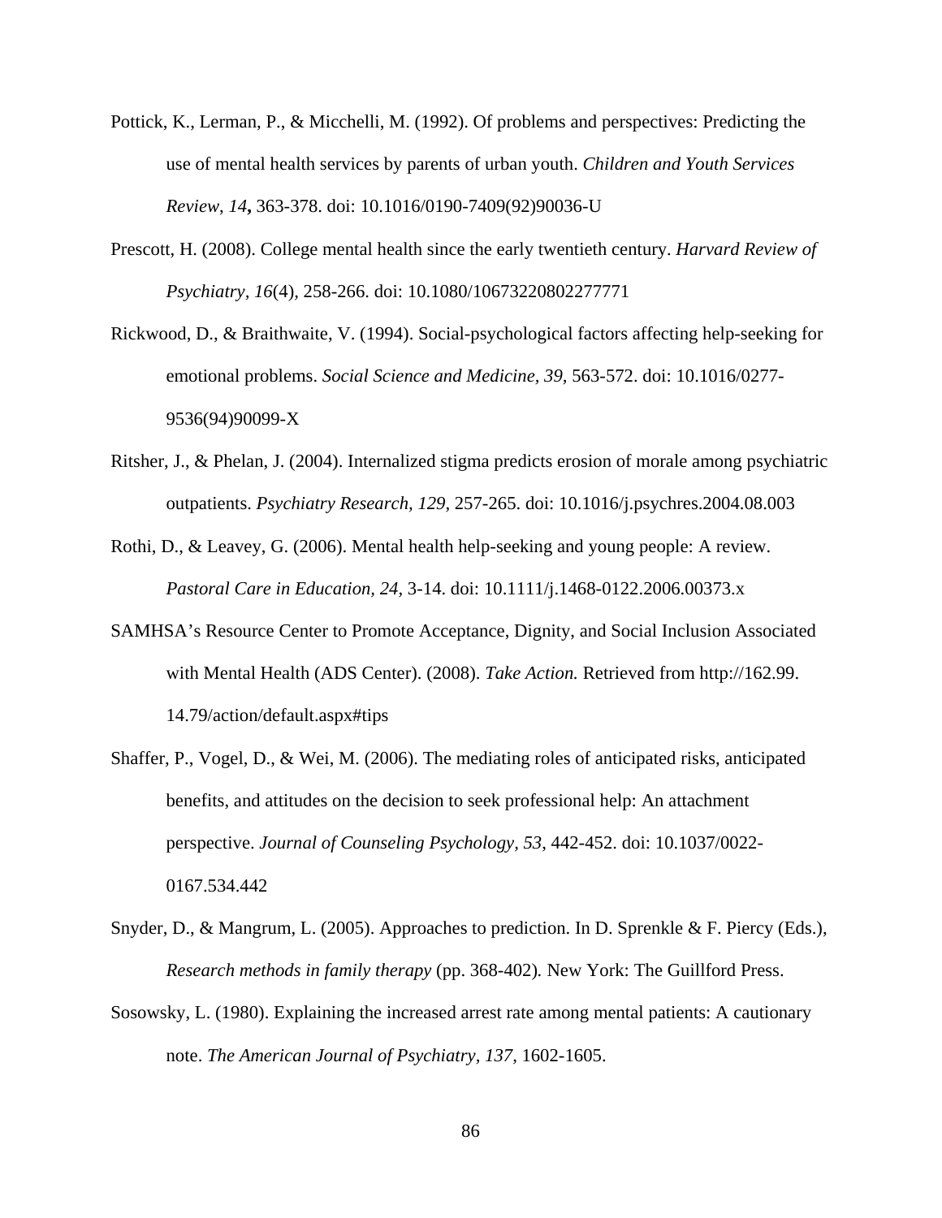Pottick, K., Lerman, P., & Micchelli, M. (1992). Of problems and perspectives: Predicting the use of mental health services by parents of urban youth. *Children and Youth Services Review*, *14***,** 363-378. doi: 10.1016/0190-7409(92)90036-U

Prescott, H. (2008). College mental health since the early twentieth century. *Harvard Review of Psychiatry, 16*(4), 258-266. doi: 10.1080/10673220802277771

Rickwood, D., & Braithwaite, V. (1994). Social-psychological factors affecting help-seeking for emotional problems. *Social Science and Medicine*, *39*, 563-572. doi: 10.1016/0277-9536(94)90099-X

Ritsher, J., & Phelan, J. (2004). Internalized stigma predicts erosion of morale among psychiatric outpatients. *Psychiatry Research*, *129*, 257-265. doi: 10.1016/j.psychres.2004.08.003

Rothi, D., & Leavey, G. (2006). Mental health help-seeking and young people: A review. *Pastoral Care in Education, 24,* 3-14. doi: 10.1111/j.1468-0122.2006.00373.x

SAMHSA's Resource Center to Promote Acceptance, Dignity, and Social Inclusion Associated with Mental Health (ADS Center). (2008). *Take Action.* Retrieved from http://162.99.14.79/action/default.aspx#tips

Shaffer, P., Vogel, D., & Wei, M. (2006). The mediating roles of anticipated risks, anticipated benefits, and attitudes on the decision to seek professional help: An attachment perspective. *Journal of Counseling Psychology, 53*, 442-452. doi: 10.1037/0022-0167.534.442

Snyder, D., & Mangrum, L. (2005). Approaches to prediction. In D. Sprenkle & F. Piercy (Eds.), *Research methods in family therapy* (pp. 368-402)*.* New York: The Guillford Press.

Sosowsky, L. (1980). Explaining the increased arrest rate among mental patients: A cautionary note. *The American Journal of Psychiatry, 137,* 1602-1605.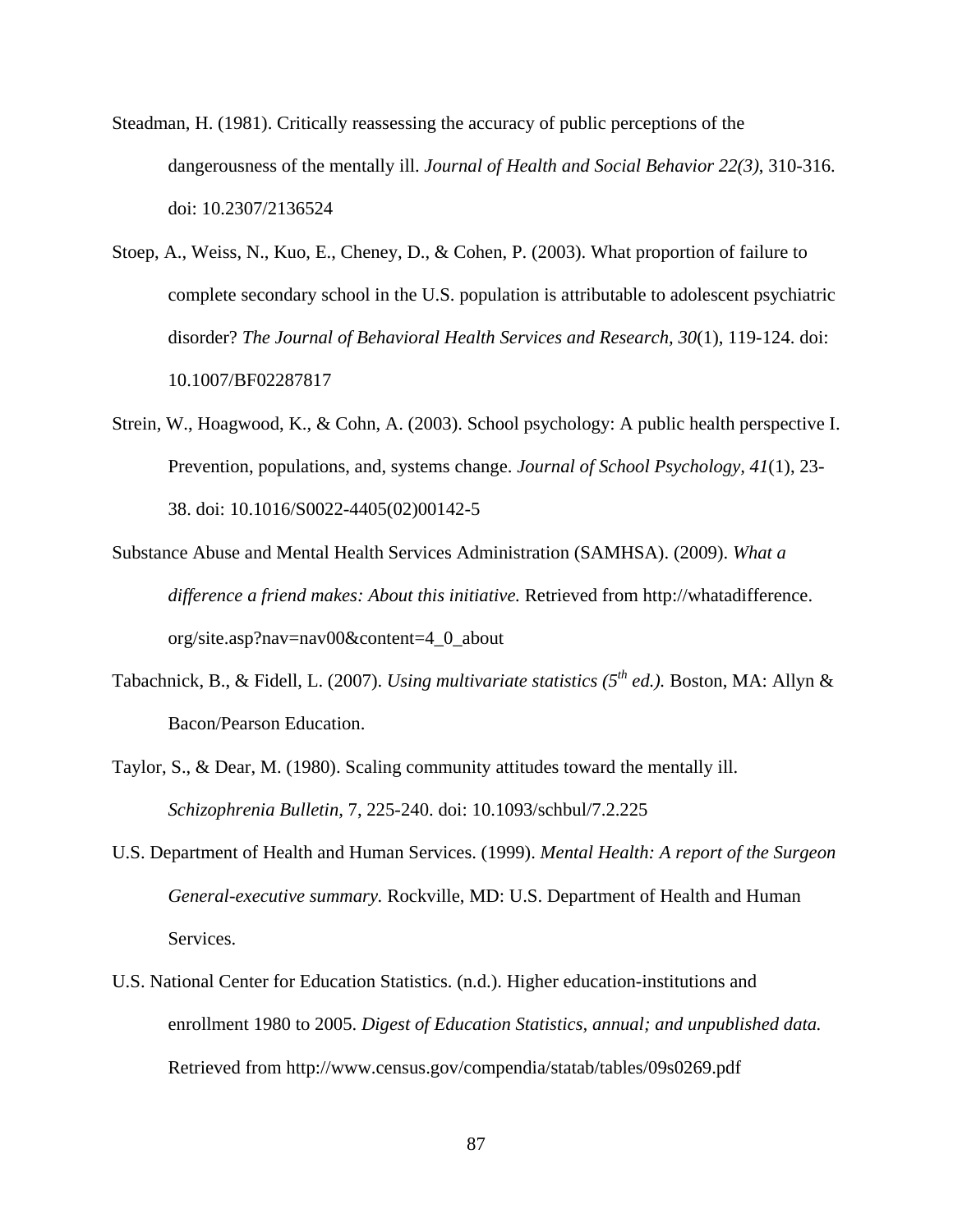Steadman, H. (1981). Critically reassessing the accuracy of public perceptions of the dangerousness of the mentally ill. *Journal of Health and Social Behavior 22(3)*, 310-316. doi: 10.2307/2136524

Stoep, A., Weiss, N., Kuo, E., Cheney, D., & Cohen, P. (2003). What proportion of failure to complete secondary school in the U.S. population is attributable to adolescent psychiatric disorder? *The Journal of Behavioral Health Services and Research, 30*(1), 119-124. doi: 10.1007/BF02287817

Strein, W., Hoagwood, K., & Cohn, A. (2003). School psychology: A public health perspective I. Prevention, populations, and, systems change. *Journal of School Psychology, 41*(1), 23-38. doi: 10.1016/S0022-4405(02)00142-5

Substance Abuse and Mental Health Services Administration (SAMHSA). (2009). *What a difference a friend makes: About this initiative.* Retrieved from http://whatadifference.org/site.asp?nav=nav00&content=4_0_about

Tabachnick, B., & Fidell, L. (2007). *Using multivariate statistics (5th ed.).* Boston, MA: Allyn & Bacon/Pearson Education.

Taylor, S., & Dear, M. (1980). Scaling community attitudes toward the mentally ill. *Schizophrenia Bulletin,* 7, 225-240. doi: 10.1093/schbul/7.2.225

U.S. Department of Health and Human Services. (1999). *Mental Health: A report of the Surgeon General-executive summary.* Rockville, MD: U.S. Department of Health and Human Services.

U.S. National Center for Education Statistics. (n.d.). Higher education-institutions and enrollment 1980 to 2005. *Digest of Education Statistics, annual; and unpublished data.* Retrieved from http://www.census.gov/compendia/statab/tables/09s0269.pdf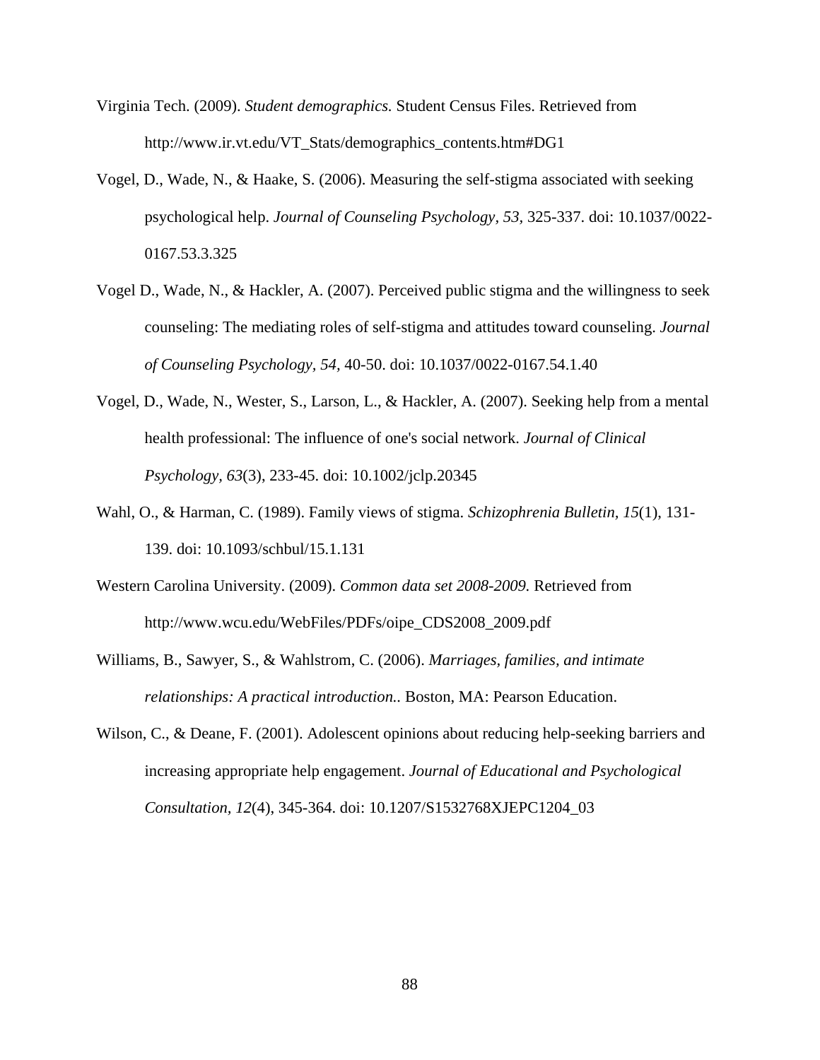Virginia Tech. (2009). *Student demographics.* Student Census Files. Retrieved from http://www.ir.vt.edu/VT_Stats/demographics_contents.htm#DG1

Vogel, D., Wade, N., & Haake, S. (2006). Measuring the self-stigma associated with seeking psychological help. *Journal of Counseling Psychology, 53,* 325-337. doi: 10.1037/0022-0167.53.3.325

Vogel D., Wade, N., & Hackler, A. (2007). Perceived public stigma and the willingness to seek counseling: The mediating roles of self-stigma and attitudes toward counseling. *Journal of Counseling Psychology, 54,* 40-50. doi: 10.1037/0022-0167.54.1.40

Vogel, D., Wade, N., Wester, S., Larson, L., & Hackler, A. (2007). Seeking help from a mental health professional: The influence of one's social network. *Journal of Clinical Psychology, 63*(3), 233-45. doi: 10.1002/jclp.20345

Wahl, O., & Harman, C. (1989). Family views of stigma. *Schizophrenia Bulletin, 15*(1), 131-139. doi: 10.1093/schbul/15.1.131

Western Carolina University. (2009). *Common data set 2008-2009.* Retrieved from http://www.wcu.edu/WebFiles/PDFs/oipe_CDS2008_2009.pdf

Williams, B., Sawyer, S., & Wahlstrom, C. (2006). *Marriages, families, and intimate relationships: A practical introduction..* Boston, MA: Pearson Education.

Wilson, C., & Deane, F. (2001). Adolescent opinions about reducing help-seeking barriers and increasing appropriate help engagement. *Journal of Educational and Psychological Consultation, 12*(4), 345-364. doi: 10.1207/S1532768XJEPC1204_03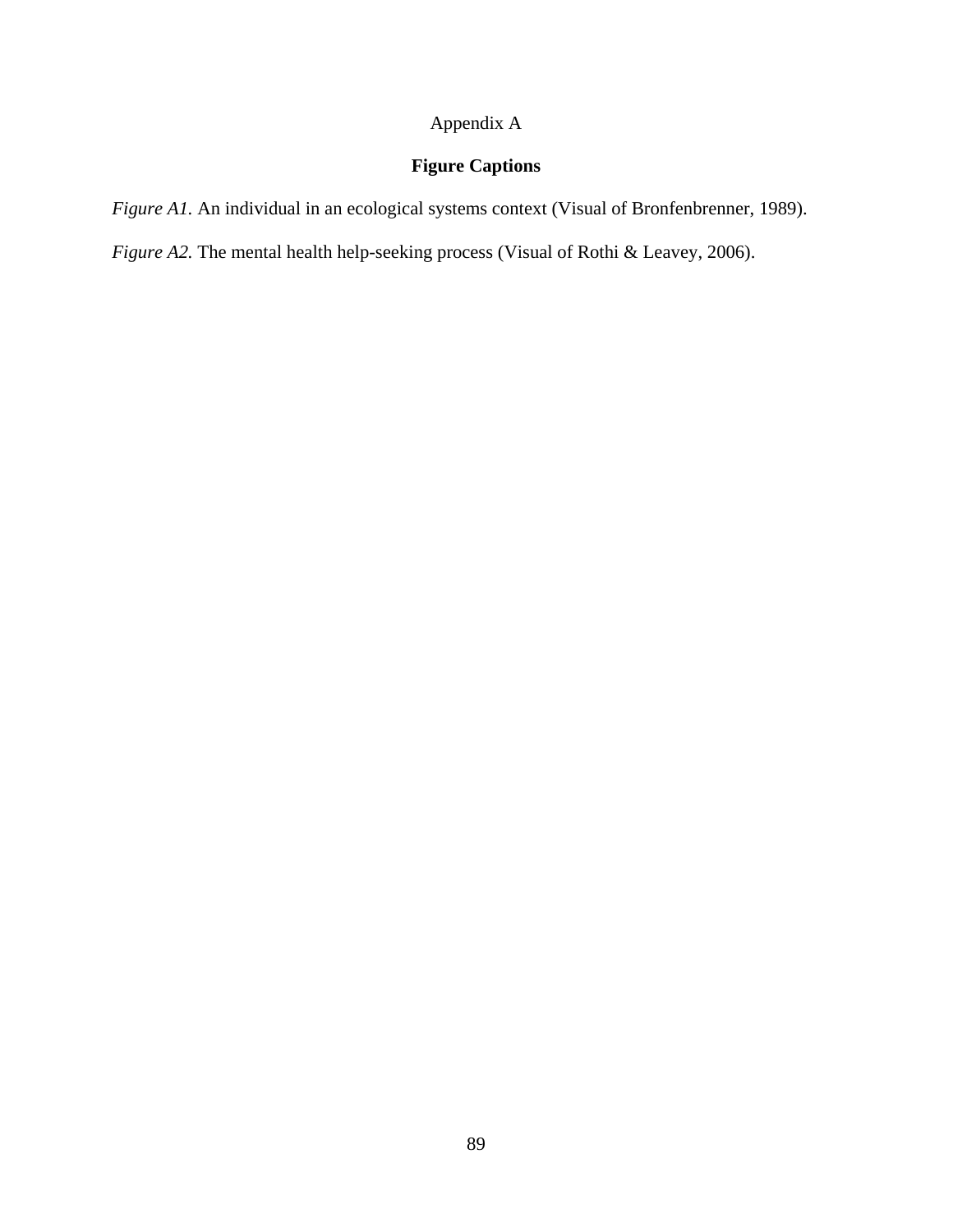# Appendix A

## Figure Captions

*Figure A1.* An individual in an ecological systems context (Visual of Bronfenbrenner, 1989).

*Figure A2.* The mental health help-seeking process (Visual of Rothi & Leavey, 2006).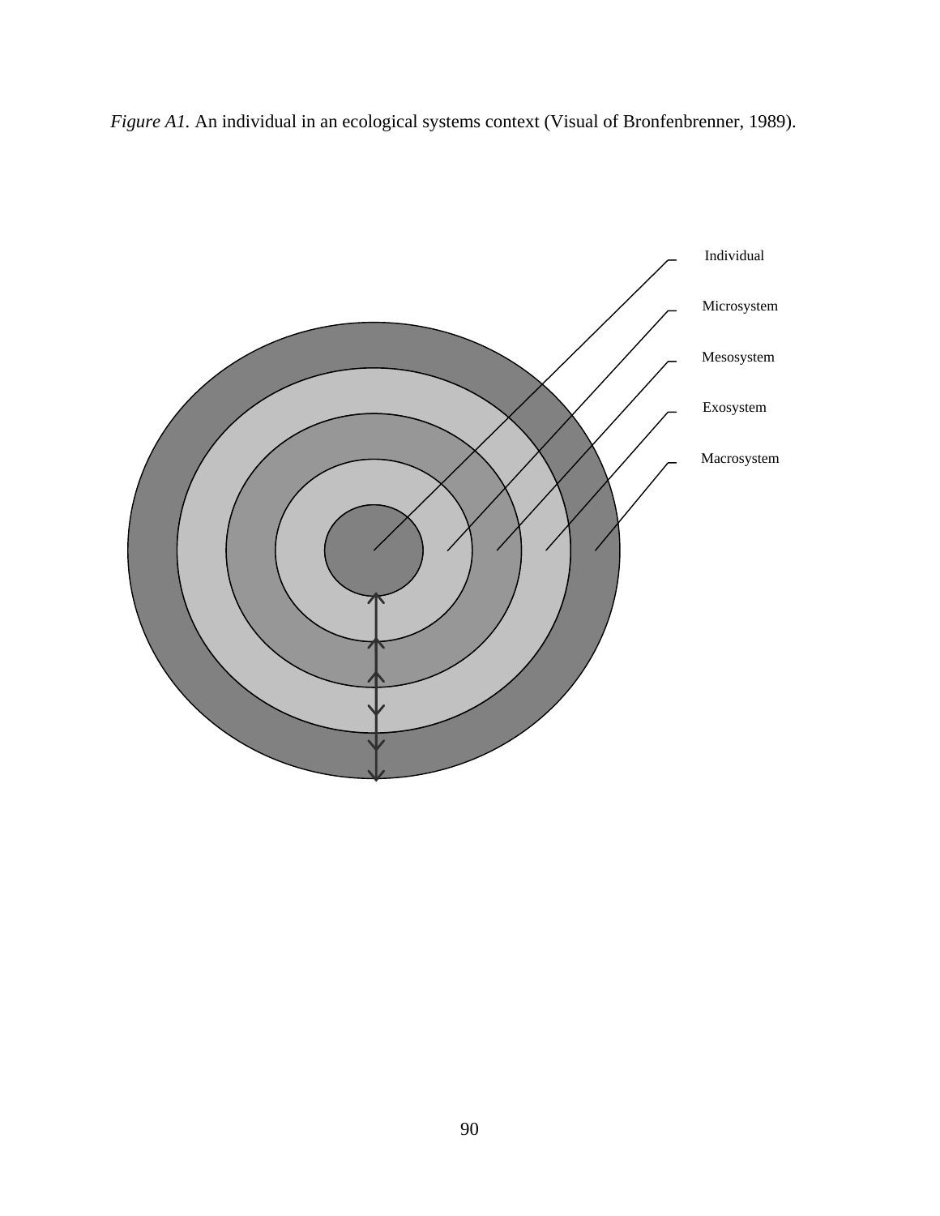*Figure A1.* An individual in an ecological systems context (Visual of Bronfenbrenner, 1989).

Individual

Microsystem

Mesosystem

Exosystem

Macrosystem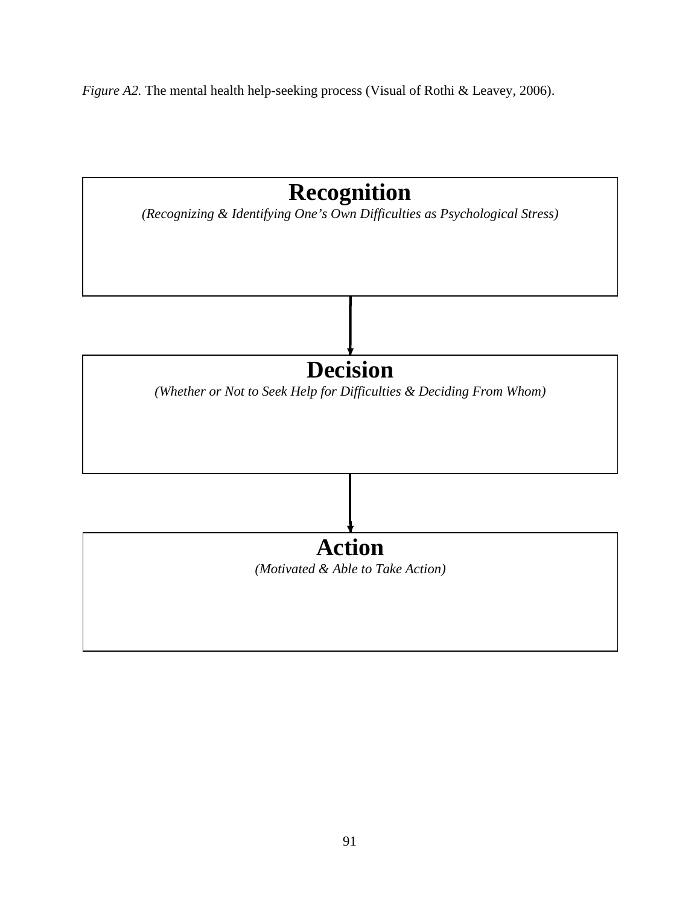*Figure A2.* The mental health help-seeking process (Visual of Rothi & Leavey, 2006).

**Recognition**

*(Recognizing & Identifying One's Own Difficulties as Psychological Stress)*

↓

**Decision**

*(Whether or Not to Seek Help for Difficulties & Deciding From Whom)*

↓

**Action**

*(Motivated & Able to Take Action)*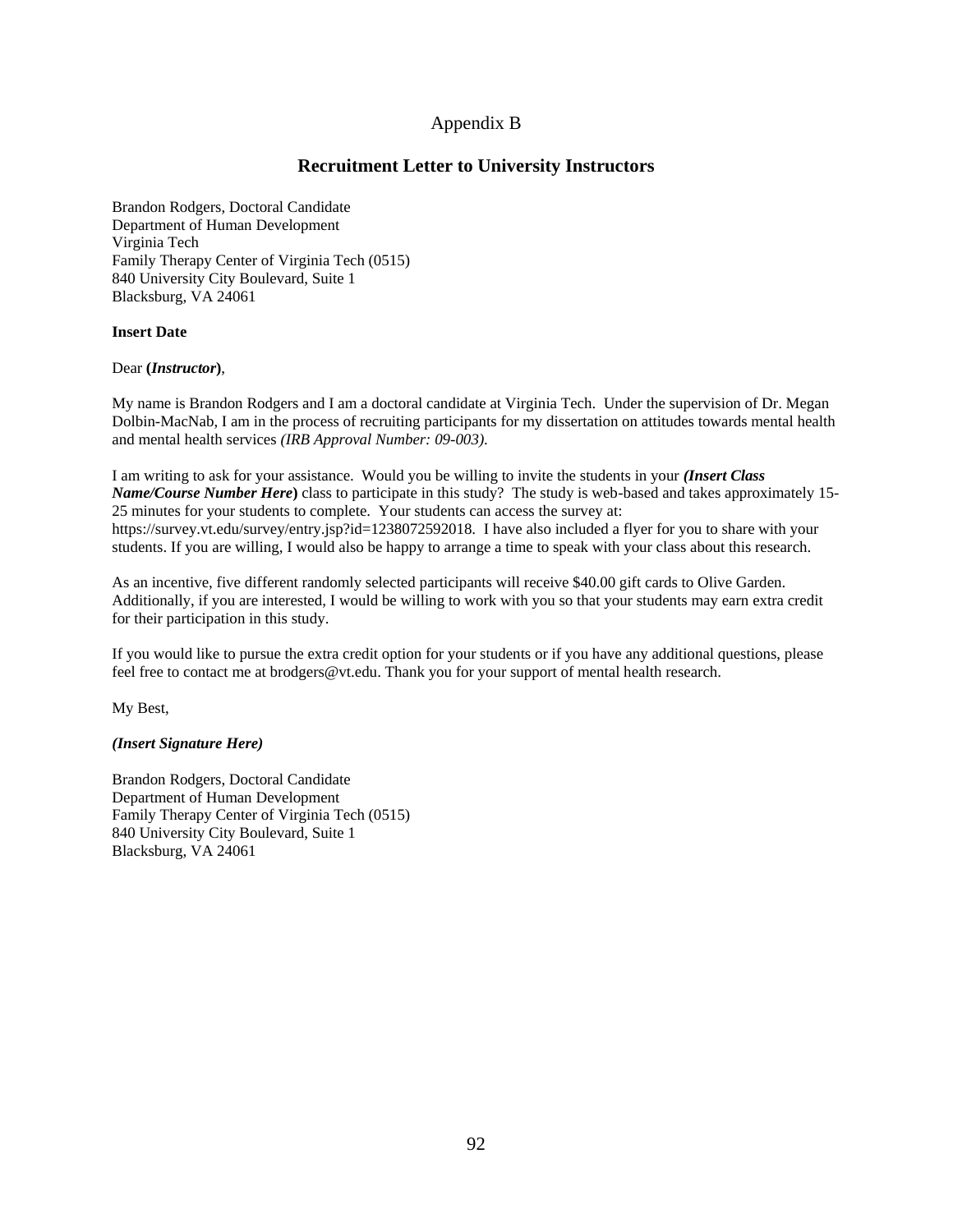Appendix B

## Recruitment Letter to University Instructors

Brandon Rodgers, Doctoral Candidate
Department of Human Development
Virginia Tech
Family Therapy Center of Virginia Tech (0515)
840 University City Boulevard, Suite 1
Blacksburg, VA 24061

**Insert Date**

Dear **(*Instructor*)**,

My name is Brandon Rodgers and I am a doctoral candidate at Virginia Tech. Under the supervision of Dr. Megan Dolbin-MacNab, I am in the process of recruiting participants for my dissertation on attitudes towards mental health and mental health services *(IRB Approval Number: 09-003)*.

I am writing to ask for your assistance. Would you be willing to invite the students in your ***(Insert Class Name/Course Number Here*)** class to participate in this study? The study is web-based and takes approximately 15-25 minutes for your students to complete. Your students can access the survey at: https://survey.vt.edu/survey/entry.jsp?id=1238072592018. I have also included a flyer for you to share with your students. If you are willing, I would also be happy to arrange a time to speak with your class about this research.

As an incentive, five different randomly selected participants will receive $40.00 gift cards to Olive Garden. Additionally, if you are interested, I would be willing to work with you so that your students may earn extra credit for their participation in this study.

If you would like to pursue the extra credit option for your students or if you have any additional questions, please feel free to contact me at brodgers@vt.edu. Thank you for your support of mental health research.

My Best,

***(Insert Signature Here)***

Brandon Rodgers, Doctoral Candidate
Department of Human Development
Family Therapy Center of Virginia Tech (0515)
840 University City Boulevard, Suite 1
Blacksburg, VA 24061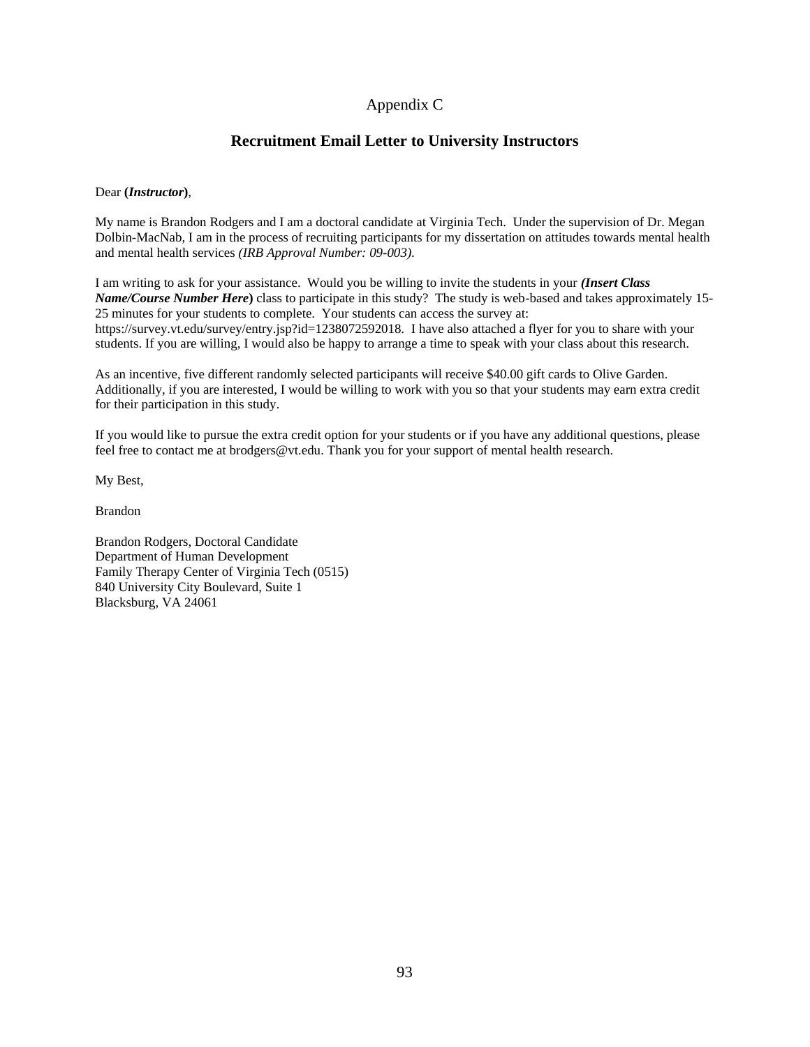Appendix C

## Recruitment Email Letter to University Instructors

Dear **(*Instructor*)**,

My name is Brandon Rodgers and I am a doctoral candidate at Virginia Tech. Under the supervision of Dr. Megan Dolbin-MacNab, I am in the process of recruiting participants for my dissertation on attitudes towards mental health and mental health services *(IRB Approval Number: 09-003).*

I am writing to ask for your assistance. Would you be willing to invite the students in your ***(Insert Class Name/Course Number Here*)** class to participate in this study? The study is web-based and takes approximately 15-25 minutes for your students to complete. Your students can access the survey at: https://survey.vt.edu/survey/entry.jsp?id=1238072592018. I have also attached a flyer for you to share with your students. If you are willing, I would also be happy to arrange a time to speak with your class about this research.

As an incentive, five different randomly selected participants will receive $40.00 gift cards to Olive Garden. Additionally, if you are interested, I would be willing to work with you so that your students may earn extra credit for their participation in this study.

If you would like to pursue the extra credit option for your students or if you have any additional questions, please feel free to contact me at brodgers@vt.edu. Thank you for your support of mental health research.

My Best,

Brandon

Brandon Rodgers, Doctoral Candidate
Department of Human Development
Family Therapy Center of Virginia Tech (0515)
840 University City Boulevard, Suite 1
Blacksburg, VA 24061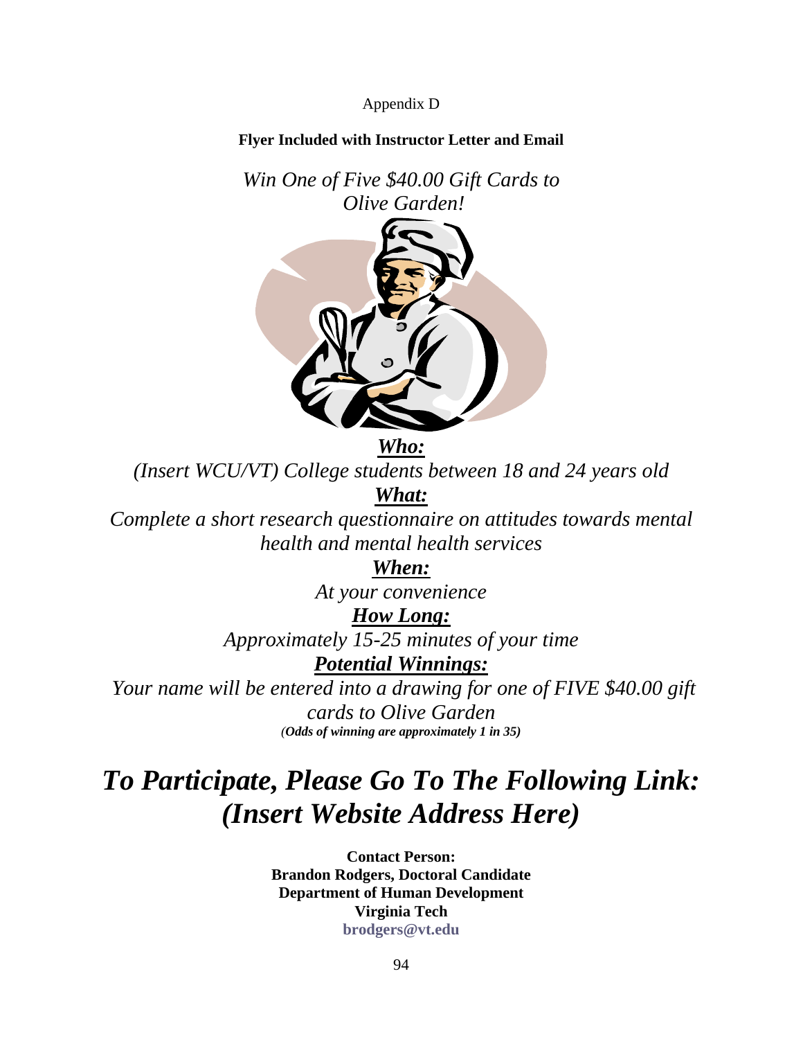Appendix D

**Flyer Included with Instructor Letter and Email**

*Win One of Five $40.00 Gift Cards to Olive Garden!*

***Who:***

*(Insert WCU/VT) College students between 18 and 24 years old*

***What:***

*Complete a short research questionnaire on attitudes towards mental health and mental health services*

***When:***

*At your convenience*

***How Long:***

*Approximately 15-25 minutes of your time*

***Potential Winnings:***

*Your name will be entered into a drawing for one of FIVE $40.00 gift cards to Olive Garden*

*(**Odds of winning are approximately 1 in 35)***

# *To Participate, Please Go To The Following Link: (Insert Website Address Here)*

**Contact Person:**
**Brandon Rodgers, Doctoral Candidate**
**Department of Human Development**
**Virginia Tech**
**brodgers@vt.edu**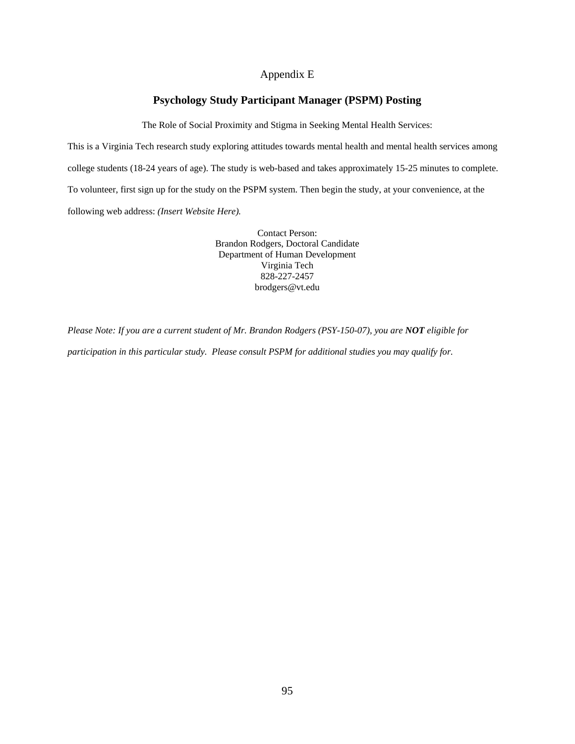# Appendix E

## Psychology Study Participant Manager (PSPM) Posting

The Role of Social Proximity and Stigma in Seeking Mental Health Services:

This is a Virginia Tech research study exploring attitudes towards mental health and mental health services among college students (18-24 years of age). The study is web-based and takes approximately 15-25 minutes to complete. To volunteer, first sign up for the study on the PSPM system. Then begin the study, at your convenience, at the following web address: *(Insert Website Here).*

Contact Person:
Brandon Rodgers, Doctoral Candidate
Department of Human Development
Virginia Tech
828-227-2457
brodgers@vt.edu

*Please Note: If you are a current student of Mr. Brandon Rodgers (PSY-150-07), you are **NOT** eligible for participation in this particular study. Please consult PSPM for additional studies you may qualify for.*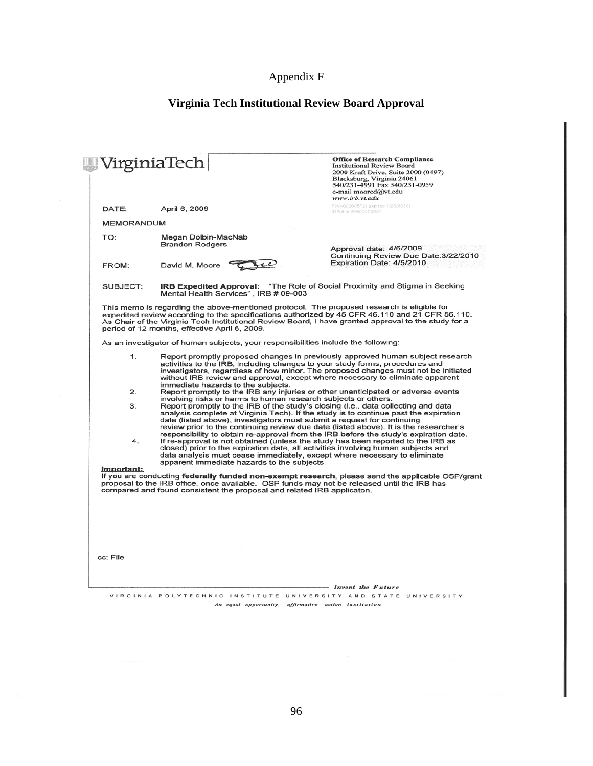Appendix F

## Virginia Tech Institutional Review Board Approval

VirginiaTech

**Office of Research Compliance**
Institutional Review Board
2000 Kraft Drive, Suite 2000 (0497)
Blacksburg, Virginia 24061
540/231-4991 Fax 540/231-0959
e-mail moored@vt.edu
*www.irb.vt.edu*
FWA00000572( expires 1/20/2010)
IRB # is IRB00000667

DATE: April 6, 2009

MEMORANDUM

TO: Megan Dolbin-MacNab
Brandon Rodgers

Approval date: 4/6/2009
Continuing Review Due Date:3/22/2010
Expiration Date: 4/5/2010

FROM: David M. Moore

SUBJECT: **IRB Expedited Approval**: "The Role of Social Proximity and Stigma in Seeking Mental Health Services", IRB # 09-003

This memo is regarding the above-mentioned protocol. The proposed research is eligible for expedited review according to the specifications authorized by 45 CFR 46.110 and 21 CFR 56.110. As Chair of the Virginia Tech Institutional Review Board, I have granted approval to the study for a period of 12 months, effective April 6, 2009.

As an investigator of human subjects, your responsibilities include the following:

1. Report promptly proposed changes in previously approved human subject research activities to the IRB, including changes to your study forms, procedures and investigators, regardless of how minor. The proposed changes must not be initiated without IRB review and approval, except where necessary to eliminate apparent immediate hazards to the subjects.
2. Report promptly to the IRB any injuries or other unanticipated or adverse events involving risks or harms to human research subjects or others.
3. Report promptly to the IRB of the study's closing (i.e., data collecting and data analysis complete at Virginia Tech). If the study is to continue past the expiration date (listed above), investigators must submit a request for continuing review prior to the continuing review due date (listed above). It is the researcher's responsibility to obtain re-approval from the IRB before the study's expiration date.
4. If re-approval is not obtained (unless the study has been reported to the IRB as closed) prior to the expiration date, all activities involving human subjects and data analysis must cease immediately, except where necessary to eliminate apparent immediate hazards to the subjects.

**Important:**
If you are conducting **federally funded non-exempt research**, please send the applicable OSP/grant proposal to the IRB office, once available. OSP funds may not be released until the IRB has compared and found consistent the proposal and related IRB applicaton.

cc: File

*Invent the Future*

VIRGINIA POLYTECHNIC INSTITUTE UNIVERSITY AND STATE UNIVERSITY

*An equal opportunity, affirmative action institution*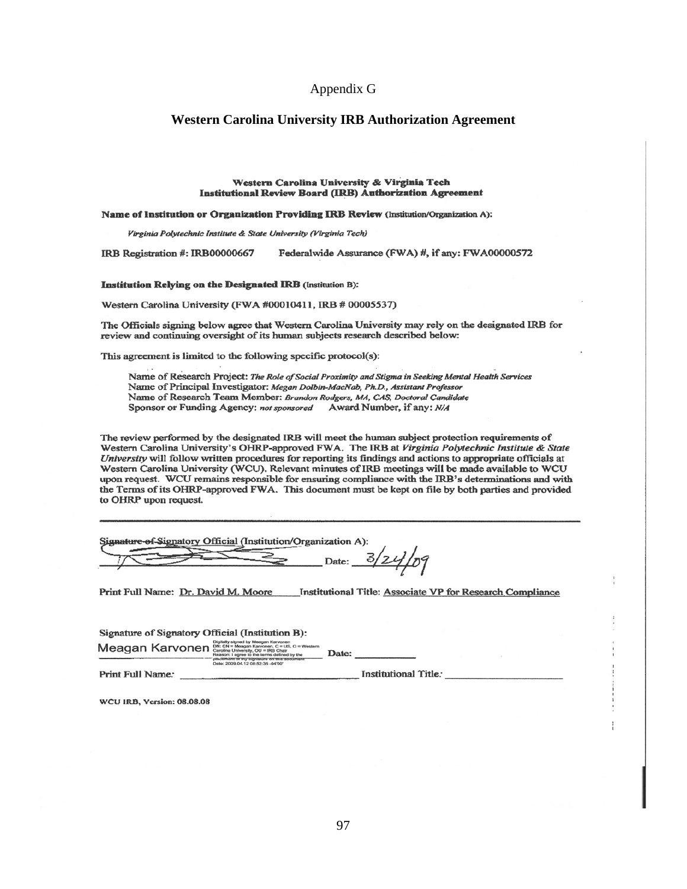Appendix G

## Western Carolina University IRB Authorization Agreement

**Western Carolina University & Virginia Tech**
**Institutional Review Board (IRB) Authorization Agreement**

**Name of Institution or Organization Providing IRB Review** (Institution/Organization A):

*Virginia Polytechnic Institute & State University (Virginia Tech)*

IRB Registration #: IRB00000667 Federalwide Assurance (FWA) #, if any: FWA00000572

**Institution Relying on the Designated IRB** (Institution B):

Western Carolina University (FWA #00010411, IRB # 00005537)

The Officials signing below agree that Western Carolina University may rely on the designated IRB for review and continuing oversight of its human subjects research described below:

This agreement is limited to the following specific protocol(s):

Name of Research Project: *The Role of Social Proximity and Stigma in Seeking Mental Health Services*
Name of Principal Investigator: *Megan Dolbin-MacNab, Ph.D., Assistant Professor*
Name of Research Team Member: *Brandon Rodgers, MA, CAS, Doctoral Candidate*
Sponsor or Funding Agency: *not sponsored* Award Number, if any: *N/A*

The review performed by the designated IRB will meet the human subject protection requirements of Western Carolina University's OHRP-approved FWA. The IRB at *Virginia Polytechnic Institute & State University* will follow written procedures for reporting its findings and actions to appropriate officials at Western Carolina University (WCU). Relevant minutes of IRB meetings will be made available to WCU upon request. WCU remains responsible for ensuring compliance with the IRB's determinations and with the Terms of its OHRP-approved FWA. This document must be kept on file by both parties and provided to OHRP upon request.

---

Signature of Signatory Official (Institution/Organization A): [signature] Date: 3/24/09

Print Full Name: Dr. David M. Moore Institutional Title: Associate VP for Research Compliance

Signature of Signatory Official (Institution B):
Meagan Karvonen (Digitally signed by Meagan Karvonen; DN: CN = Meagan Karvonen, C = US, O = Western Carolina University, OU = IRB Chair; Reason: I agree to the terms defined by the placement of my signature on this document; Date: 2009.04.12 08:52:35 -04'00') Date: ___________

Print Full Name: ______________________ Institutional Title: ______________________

WCU IRB, Version: 08.08.08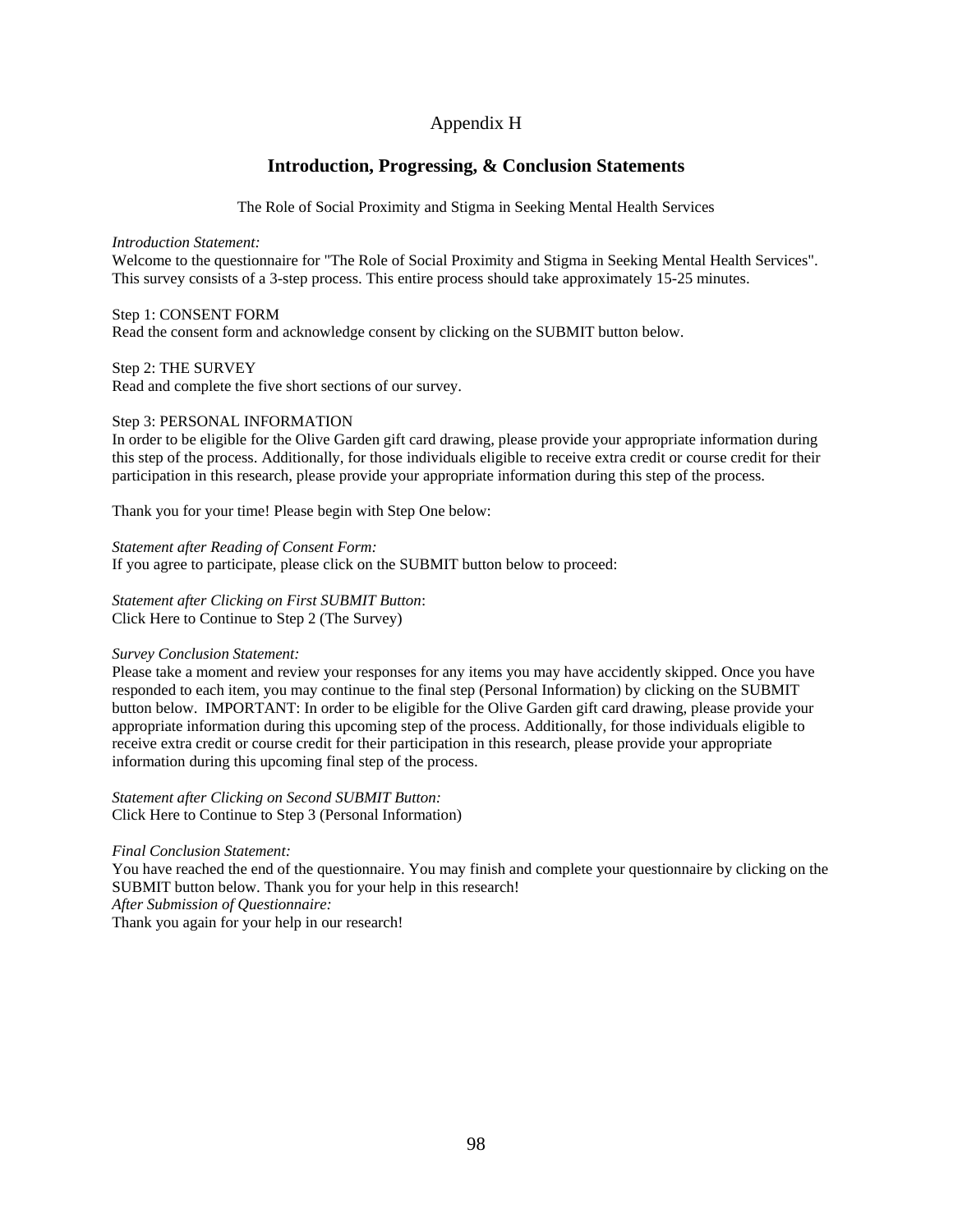# Appendix H

## Introduction, Progressing, & Conclusion Statements

The Role of Social Proximity and Stigma in Seeking Mental Health Services

*Introduction Statement:*
Welcome to the questionnaire for "The Role of Social Proximity and Stigma in Seeking Mental Health Services". This survey consists of a 3-step process. This entire process should take approximately 15-25 minutes.

Step 1: CONSENT FORM
Read the consent form and acknowledge consent by clicking on the SUBMIT button below.

Step 2: THE SURVEY
Read and complete the five short sections of our survey.

Step 3: PERSONAL INFORMATION
In order to be eligible for the Olive Garden gift card drawing, please provide your appropriate information during this step of the process. Additionally, for those individuals eligible to receive extra credit or course credit for their participation in this research, please provide your appropriate information during this step of the process.

Thank you for your time! Please begin with Step One below:

*Statement after Reading of Consent Form:*
If you agree to participate, please click on the SUBMIT button below to proceed:

*Statement after Clicking on First SUBMIT Button*:
Click Here to Continue to Step 2 (The Survey)

*Survey Conclusion Statement:*
Please take a moment and review your responses for any items you may have accidently skipped. Once you have responded to each item, you may continue to the final step (Personal Information) by clicking on the SUBMIT button below. IMPORTANT: In order to be eligible for the Olive Garden gift card drawing, please provide your appropriate information during this upcoming step of the process. Additionally, for those individuals eligible to receive extra credit or course credit for their participation in this research, please provide your appropriate information during this upcoming final step of the process.

*Statement after Clicking on Second SUBMIT Button:*
Click Here to Continue to Step 3 (Personal Information)

*Final Conclusion Statement:*
You have reached the end of the questionnaire. You may finish and complete your questionnaire by clicking on the SUBMIT button below. Thank you for your help in this research!
*After Submission of Questionnaire:*
Thank you again for your help in our research!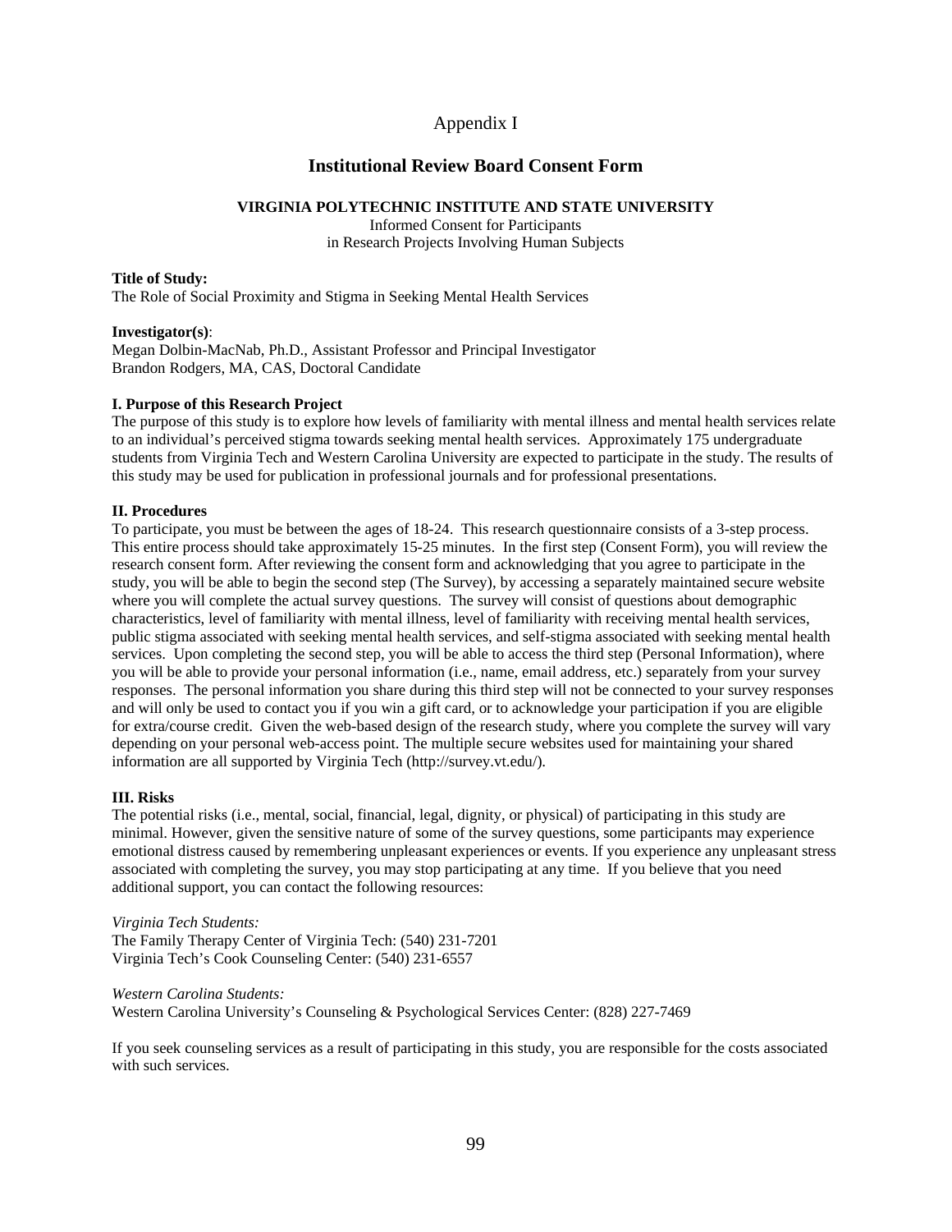# Appendix I

## Institutional Review Board Consent Form

**VIRGINIA POLYTECHNIC INSTITUTE AND STATE UNIVERSITY**
Informed Consent for Participants
in Research Projects Involving Human Subjects

**Title of Study:**
The Role of Social Proximity and Stigma in Seeking Mental Health Services

**Investigator(s)**:
Megan Dolbin-MacNab, Ph.D., Assistant Professor and Principal Investigator
Brandon Rodgers, MA, CAS, Doctoral Candidate

**I. Purpose of this Research Project**
The purpose of this study is to explore how levels of familiarity with mental illness and mental health services relate to an individual's perceived stigma towards seeking mental health services. Approximately 175 undergraduate students from Virginia Tech and Western Carolina University are expected to participate in the study. The results of this study may be used for publication in professional journals and for professional presentations.

**II. Procedures**
To participate, you must be between the ages of 18-24. This research questionnaire consists of a 3-step process. This entire process should take approximately 15-25 minutes. In the first step (Consent Form), you will review the research consent form. After reviewing the consent form and acknowledging that you agree to participate in the study, you will be able to begin the second step (The Survey), by accessing a separately maintained secure website where you will complete the actual survey questions. The survey will consist of questions about demographic characteristics, level of familiarity with mental illness, level of familiarity with receiving mental health services, public stigma associated with seeking mental health services, and self-stigma associated with seeking mental health services. Upon completing the second step, you will be able to access the third step (Personal Information), where you will be able to provide your personal information (i.e., name, email address, etc.) separately from your survey responses. The personal information you share during this third step will not be connected to your survey responses and will only be used to contact you if you win a gift card, or to acknowledge your participation if you are eligible for extra/course credit. Given the web-based design of the research study, where you complete the survey will vary depending on your personal web-access point. The multiple secure websites used for maintaining your shared information are all supported by Virginia Tech (http://survey.vt.edu/).

**III. Risks**
The potential risks (i.e., mental, social, financial, legal, dignity, or physical) of participating in this study are minimal. However, given the sensitive nature of some of the survey questions, some participants may experience emotional distress caused by remembering unpleasant experiences or events. If you experience any unpleasant stress associated with completing the survey, you may stop participating at any time. If you believe that you need additional support, you can contact the following resources:

*Virginia Tech Students:*
The Family Therapy Center of Virginia Tech: (540) 231-7201
Virginia Tech's Cook Counseling Center: (540) 231-6557

*Western Carolina Students:*
Western Carolina University's Counseling & Psychological Services Center: (828) 227-7469

If you seek counseling services as a result of participating in this study, you are responsible for the costs associated with such services.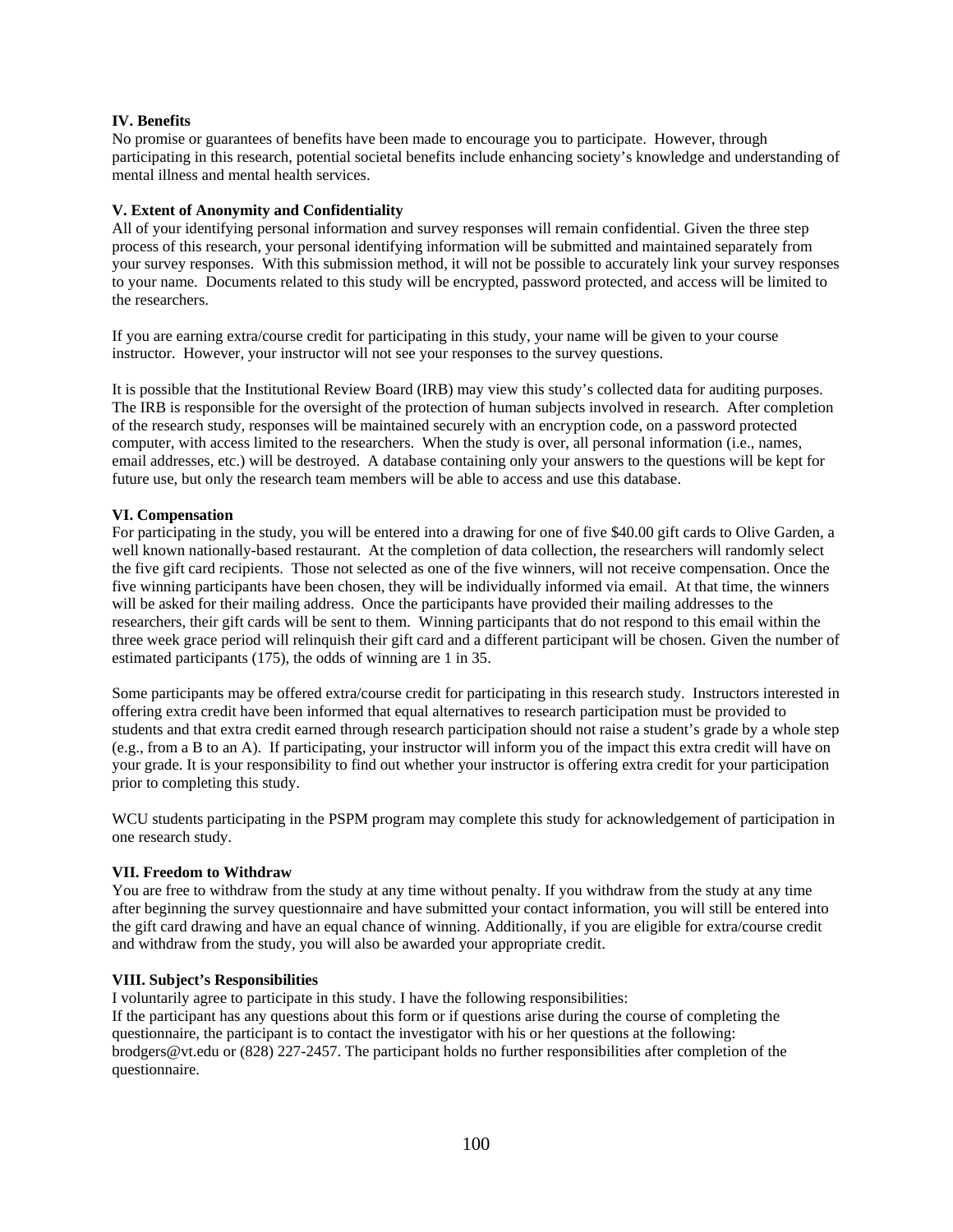**IV. Benefits**

No promise or guarantees of benefits have been made to encourage you to participate. However, through participating in this research, potential societal benefits include enhancing society's knowledge and understanding of mental illness and mental health services.

**V. Extent of Anonymity and Confidentiality**

All of your identifying personal information and survey responses will remain confidential. Given the three step process of this research, your personal identifying information will be submitted and maintained separately from your survey responses. With this submission method, it will not be possible to accurately link your survey responses to your name. Documents related to this study will be encrypted, password protected, and access will be limited to the researchers.

If you are earning extra/course credit for participating in this study, your name will be given to your course instructor. However, your instructor will not see your responses to the survey questions.

It is possible that the Institutional Review Board (IRB) may view this study's collected data for auditing purposes. The IRB is responsible for the oversight of the protection of human subjects involved in research. After completion of the research study, responses will be maintained securely with an encryption code, on a password protected computer, with access limited to the researchers. When the study is over, all personal information (i.e., names, email addresses, etc.) will be destroyed. A database containing only your answers to the questions will be kept for future use, but only the research team members will be able to access and use this database.

**VI. Compensation**

For participating in the study, you will be entered into a drawing for one of five $40.00 gift cards to Olive Garden, a well known nationally-based restaurant. At the completion of data collection, the researchers will randomly select the five gift card recipients. Those not selected as one of the five winners, will not receive compensation. Once the five winning participants have been chosen, they will be individually informed via email. At that time, the winners will be asked for their mailing address. Once the participants have provided their mailing addresses to the researchers, their gift cards will be sent to them. Winning participants that do not respond to this email within the three week grace period will relinquish their gift card and a different participant will be chosen. Given the number of estimated participants (175), the odds of winning are 1 in 35.

Some participants may be offered extra/course credit for participating in this research study. Instructors interested in offering extra credit have been informed that equal alternatives to research participation must be provided to students and that extra credit earned through research participation should not raise a student's grade by a whole step (e.g., from a B to an A). If participating, your instructor will inform you of the impact this extra credit will have on your grade. It is your responsibility to find out whether your instructor is offering extra credit for your participation prior to completing this study.

WCU students participating in the PSPM program may complete this study for acknowledgement of participation in one research study.

**VII. Freedom to Withdraw**

You are free to withdraw from the study at any time without penalty. If you withdraw from the study at any time after beginning the survey questionnaire and have submitted your contact information, you will still be entered into the gift card drawing and have an equal chance of winning. Additionally, if you are eligible for extra/course credit and withdraw from the study, you will also be awarded your appropriate credit.

**VIII. Subject's Responsibilities**

I voluntarily agree to participate in this study. I have the following responsibilities:
If the participant has any questions about this form or if questions arise during the course of completing the questionnaire, the participant is to contact the investigator with his or her questions at the following: brodgers@vt.edu or (828) 227-2457. The participant holds no further responsibilities after completion of the questionnaire.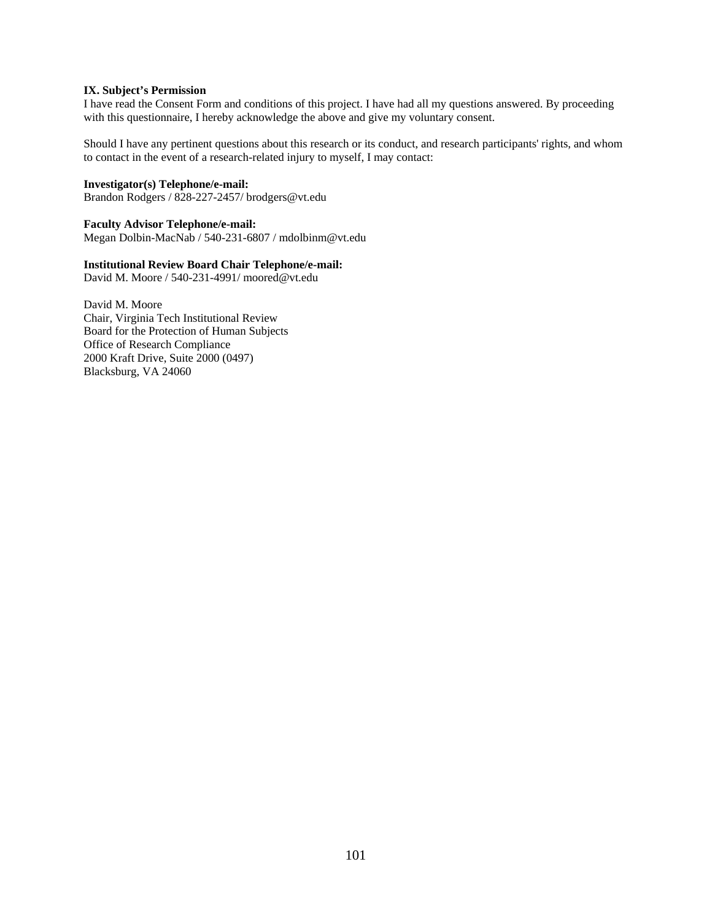**IX. Subject's Permission**

I have read the Consent Form and conditions of this project. I have had all my questions answered. By proceeding with this questionnaire, I hereby acknowledge the above and give my voluntary consent.

Should I have any pertinent questions about this research or its conduct, and research participants' rights, and whom to contact in the event of a research-related injury to myself, I may contact:

**Investigator(s) Telephone/e-mail:**
Brandon Rodgers / 828-227-2457/ brodgers@vt.edu

**Faculty Advisor Telephone/e-mail:**
Megan Dolbin-MacNab / 540-231-6807 / mdolbinm@vt.edu

**Institutional Review Board Chair Telephone/e-mail:**
David M. Moore / 540-231-4991/ moored@vt.edu

David M. Moore
Chair, Virginia Tech Institutional Review
Board for the Protection of Human Subjects
Office of Research Compliance
2000 Kraft Drive, Suite 2000 (0497)
Blacksburg, VA 24060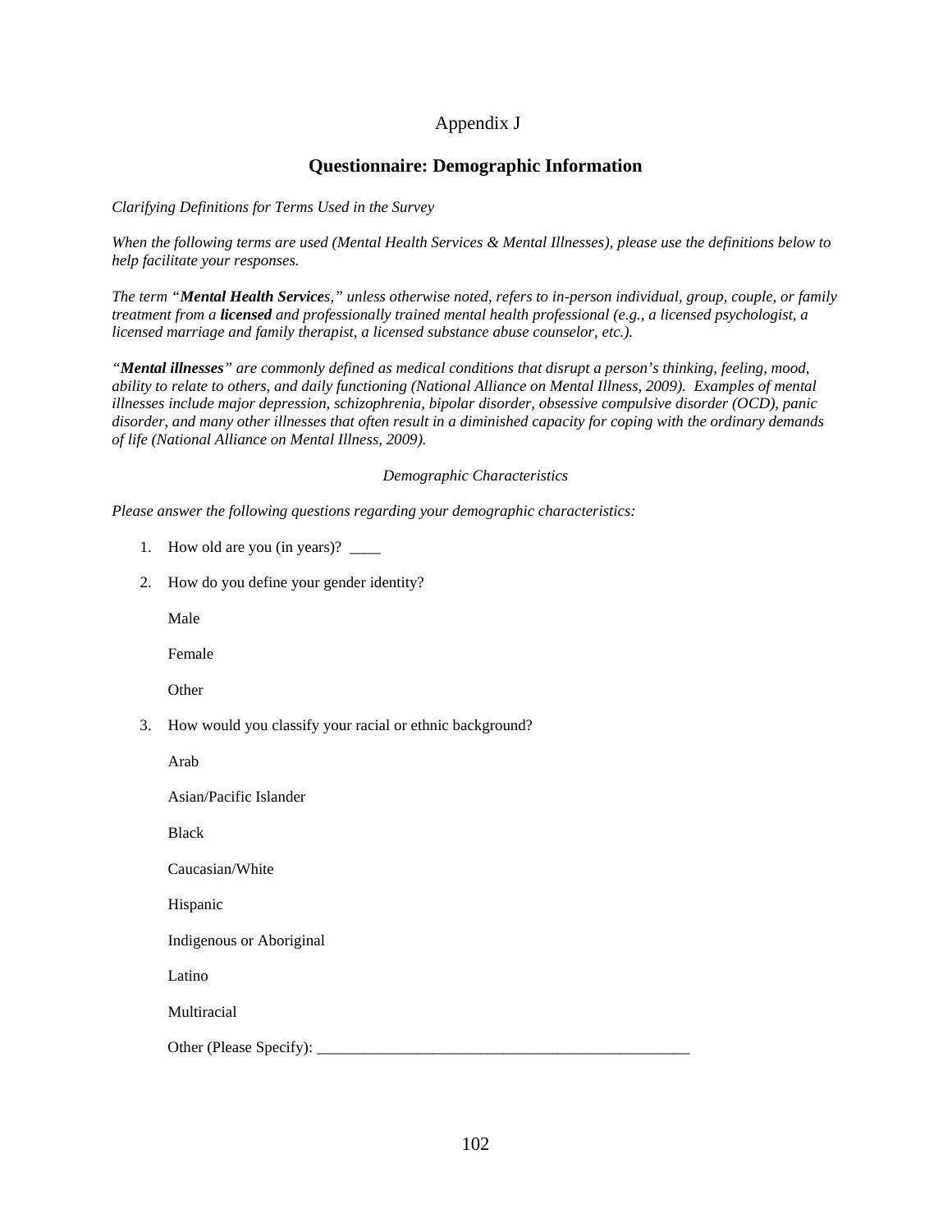Appendix J

## Questionnaire: Demographic Information

*Clarifying Definitions for Terms Used in the Survey*

*When the following terms are used (Mental Health Services & Mental Illnesses), please use the definitions below to help facilitate your responses.*

*The term "**Mental Health Service**s," unless otherwise noted, refers to in-person individual, group, couple, or family treatment from a **licensed** and professionally trained mental health professional (e.g., a licensed psychologist, a licensed marriage and family therapist, a licensed substance abuse counselor, etc.).*

*"**Mental illnesses**" are commonly defined as medical conditions that disrupt a person's thinking, feeling, mood, ability to relate to others, and daily functioning (National Alliance on Mental Illness, 2009). Examples of mental illnesses include major depression, schizophrenia, bipolar disorder, obsessive compulsive disorder (OCD), panic disorder, and many other illnesses that often result in a diminished capacity for coping with the ordinary demands of life (National Alliance on Mental Illness, 2009).*

*Demographic Characteristics*

*Please answer the following questions regarding your demographic characteristics:*

1. How old are you (in years)? ____

2. How do you define your gender identity?

   Male

   Female

   Other

3. How would you classify your racial or ethnic background?

   Arab

   Asian/Pacific Islander

   Black

   Caucasian/White

   Hispanic

   Indigenous or Aboriginal

   Latino

   Multiracial

   Other (Please Specify): _______________________________________________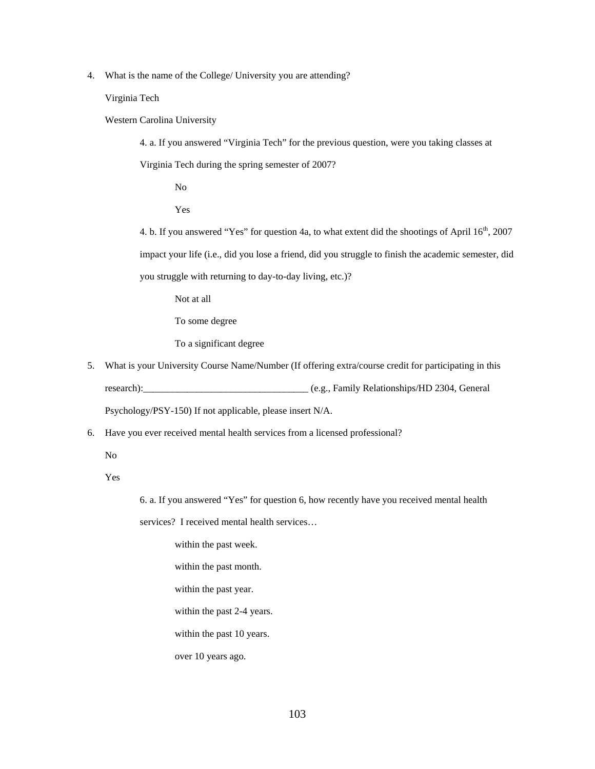4. What is the name of the College/ University you are attending?

   Virginia Tech

   Western Carolina University

   4. a. If you answered "Virginia Tech" for the previous question, were you taking classes at Virginia Tech during the spring semester of 2007?

      No

      Yes

   4. b. If you answered "Yes" for question 4a, to what extent did the shootings of April 16th, 2007 impact your life (i.e., did you lose a friend, did you struggle to finish the academic semester, did you struggle with returning to day-to-day living, etc.)?

      Not at all

      To some degree

      To a significant degree

5. What is your University Course Name/Number (If offering extra/course credit for participating in this research):_________________________________ (e.g., Family Relationships/HD 2304, General Psychology/PSY-150) If not applicable, please insert N/A.

6. Have you ever received mental health services from a licensed professional?

   No

   Yes

   6. a. If you answered "Yes" for question 6, how recently have you received mental health services? I received mental health services…

      within the past week.

      within the past month.

      within the past year.

      within the past 2-4 years.

      within the past 10 years.

      over 10 years ago.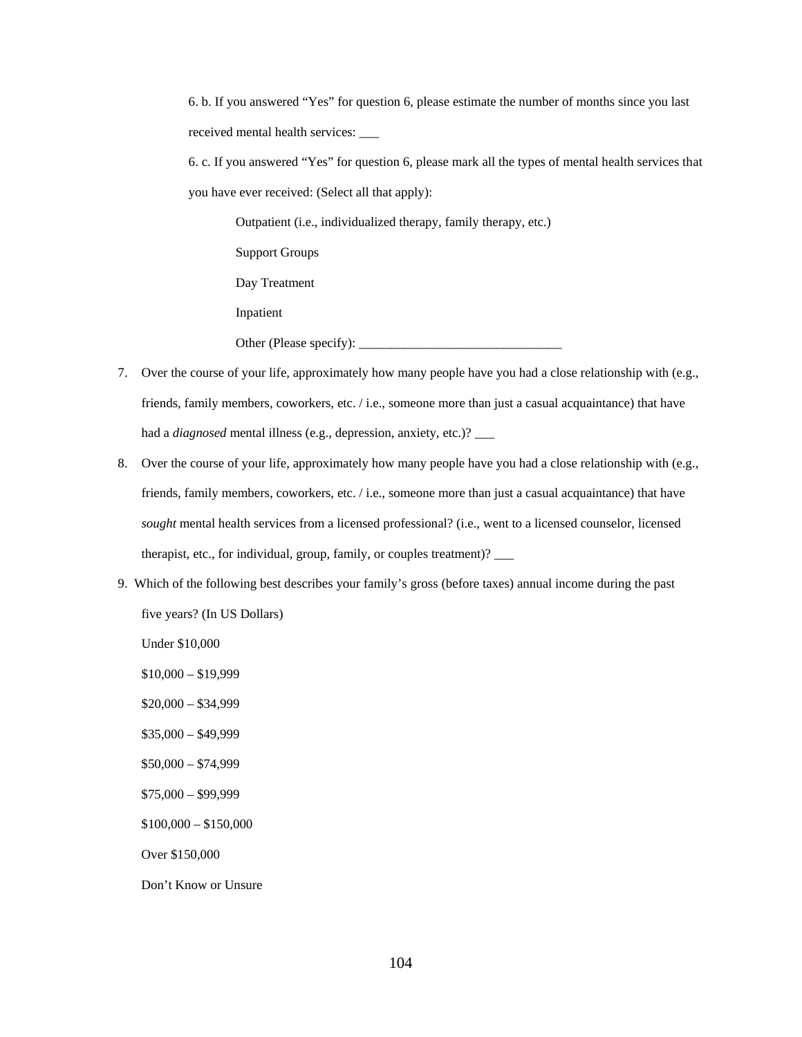6. b. If you answered “Yes” for question 6, please estimate the number of months since you last received mental health services: ___

6. c. If you answered “Yes” for question 6, please mark all the types of mental health services that you have ever received: (Select all that apply):

Outpatient (i.e., individualized therapy, family therapy, etc.)

Support Groups

Day Treatment

Inpatient

Other (Please specify): _______________________________

7. Over the course of your life, approximately how many people have you had a close relationship with (e.g., friends, family members, coworkers, etc. / i.e., someone more than just a casual acquaintance) that have had a *diagnosed* mental illness (e.g., depression, anxiety, etc.)? ___

8. Over the course of your life, approximately how many people have you had a close relationship with (e.g., friends, family members, coworkers, etc. / i.e., someone more than just a casual acquaintance) that have *sought* mental health services from a licensed professional? (i.e., went to a licensed counselor, licensed therapist, etc., for individual, group, family, or couples treatment)? ___

9. Which of the following best describes your family’s gross (before taxes) annual income during the past five years? (In US Dollars)

Under $10,000

$10,000 – $19,999

$20,000 – $34,999

$35,000 – $49,999

$50,000 – $74,999

$75,000 – $99,999

$100,000 – $150,000

Over $150,000

Don’t Know or Unsure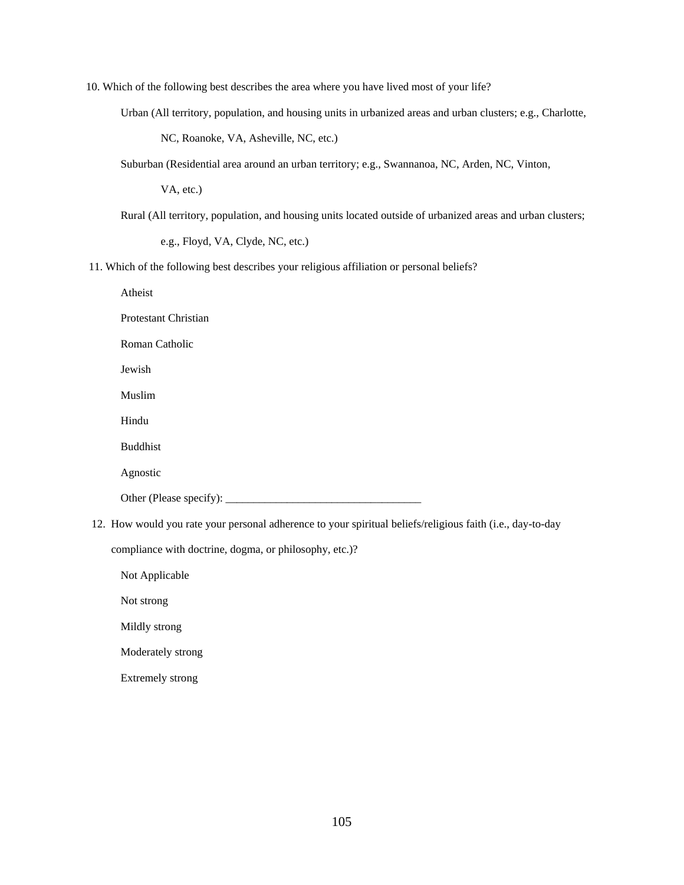10. Which of the following best describes the area where you have lived most of your life?

    Urban (All territory, population, and housing units in urbanized areas and urban clusters; e.g., Charlotte, NC, Roanoke, VA, Asheville, NC, etc.)

    Suburban (Residential area around an urban territory; e.g., Swannanoa, NC, Arden, NC, Vinton, VA, etc.)

    Rural (All territory, population, and housing units located outside of urbanized areas and urban clusters; e.g., Floyd, VA, Clyde, NC, etc.)

11. Which of the following best describes your religious affiliation or personal beliefs?

    Atheist

    Protestant Christian

    Roman Catholic

    Jewish

    Muslim

    Hindu

    Buddhist

    Agnostic

    Other (Please specify): ___________________________________

12. How would you rate your personal adherence to your spiritual beliefs/religious faith (i.e., day-to-day compliance with doctrine, dogma, or philosophy, etc.)?

    Not Applicable

    Not strong

    Mildly strong

    Moderately strong

    Extremely strong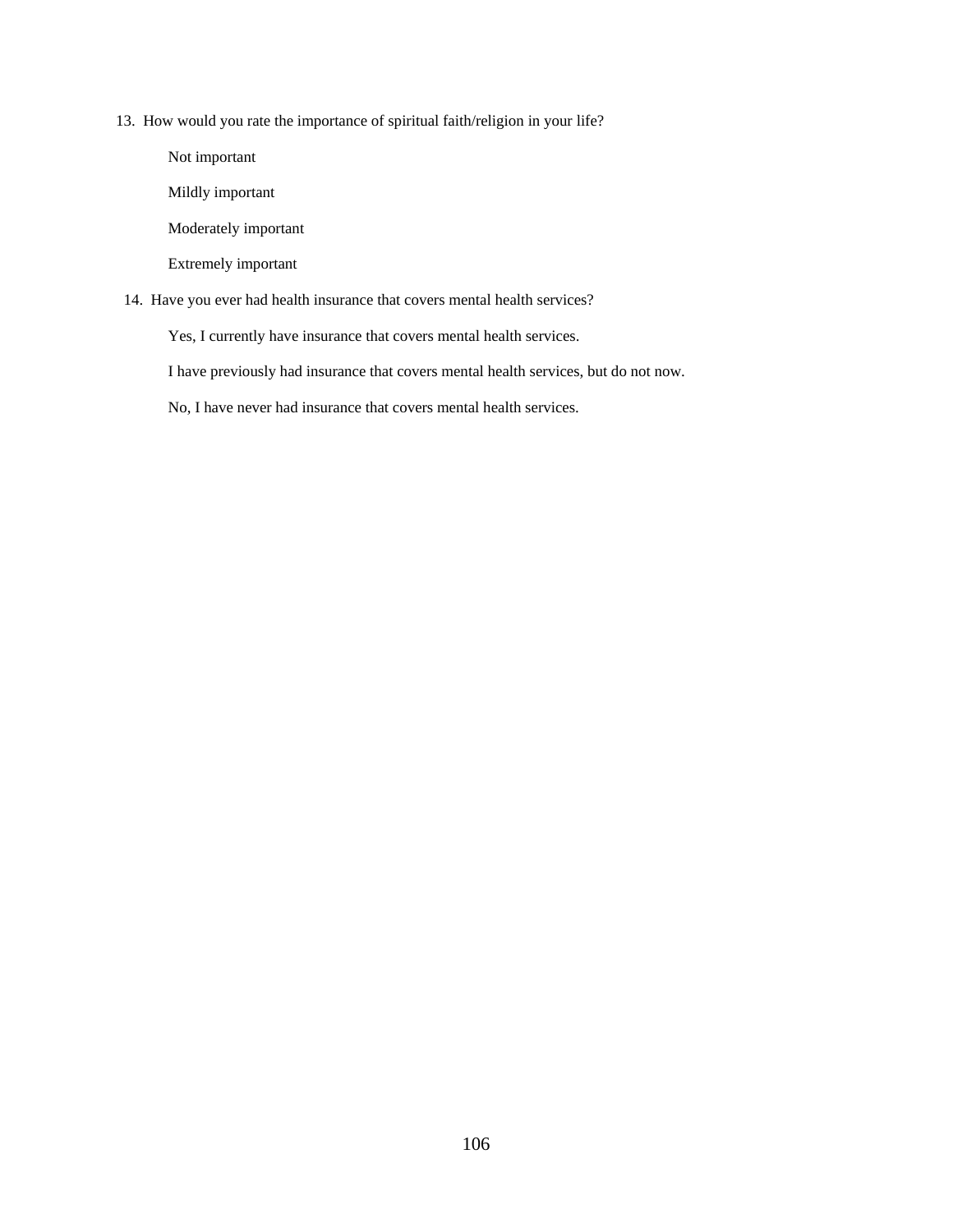13. How would you rate the importance of spiritual faith/religion in your life?

    Not important

    Mildly important

    Moderately important

    Extremely important

14. Have you ever had health insurance that covers mental health services?

    Yes, I currently have insurance that covers mental health services.

    I have previously had insurance that covers mental health services, but do not now.

    No, I have never had insurance that covers mental health services.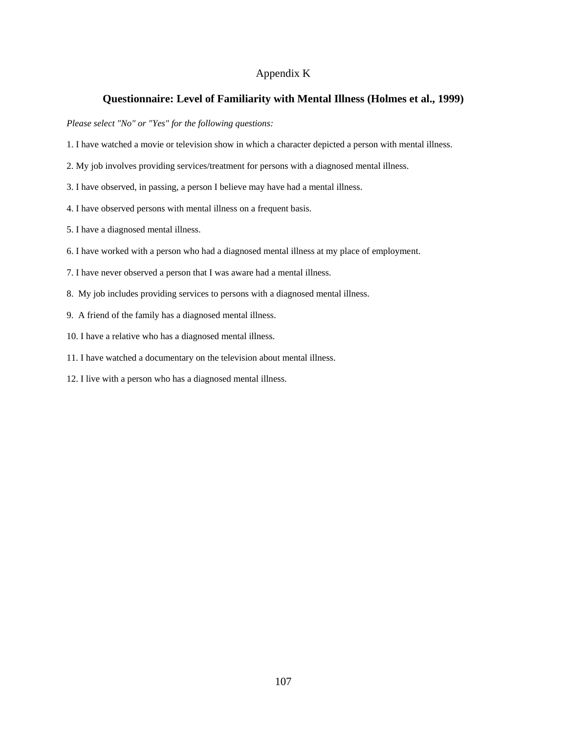Appendix K

## Questionnaire: Level of Familiarity with Mental Illness (Holmes et al., 1999)

*Please select "No" or "Yes" for the following questions:*

1. I have watched a movie or television show in which a character depicted a person with mental illness.

2. My job involves providing services/treatment for persons with a diagnosed mental illness.

3. I have observed, in passing, a person I believe may have had a mental illness.

4. I have observed persons with mental illness on a frequent basis.

5. I have a diagnosed mental illness.

6. I have worked with a person who had a diagnosed mental illness at my place of employment.

7. I have never observed a person that I was aware had a mental illness.

8. My job includes providing services to persons with a diagnosed mental illness.

9. A friend of the family has a diagnosed mental illness.

10. I have a relative who has a diagnosed mental illness.

11. I have watched a documentary on the television about mental illness.

12. I live with a person who has a diagnosed mental illness.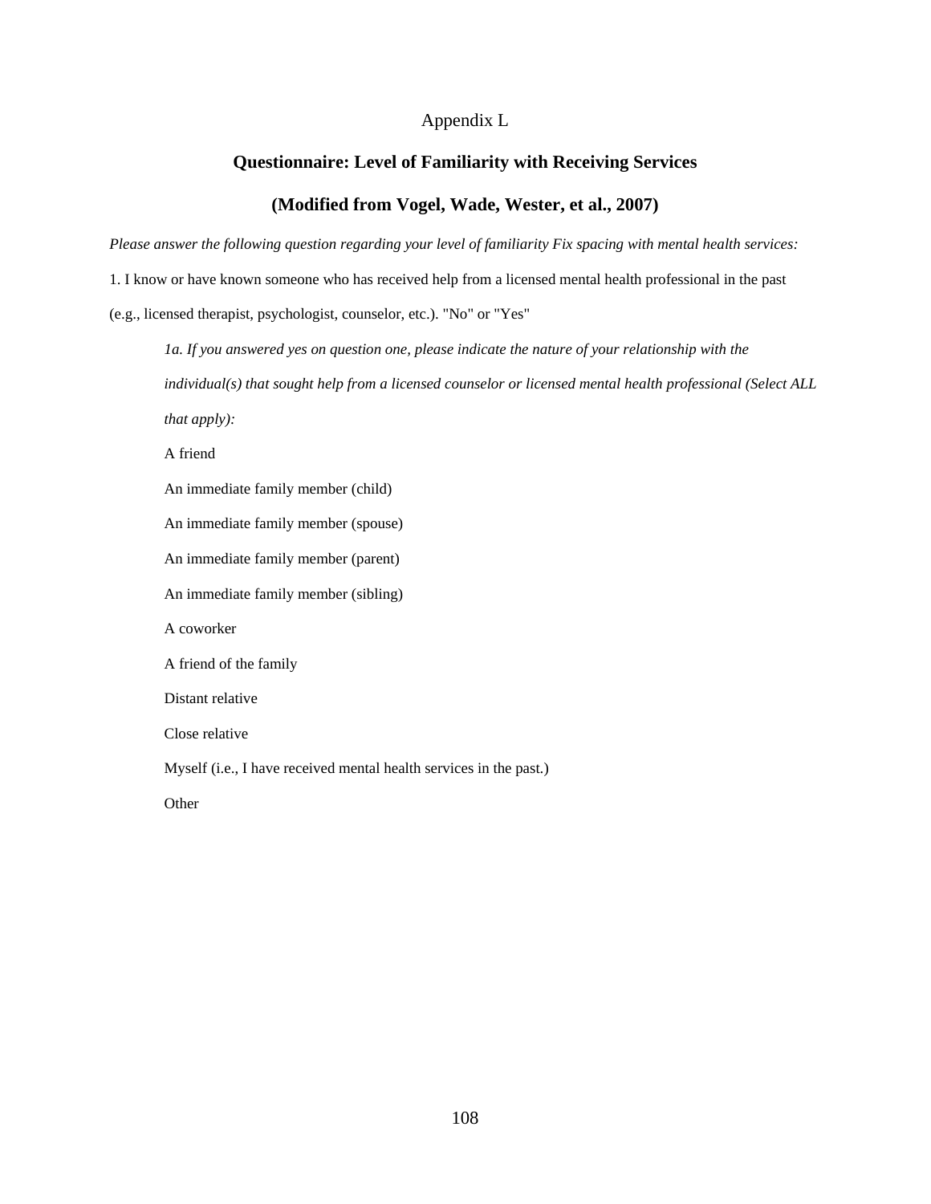Appendix L

## Questionnaire: Level of Familiarity with Receiving Services

## (Modified from Vogel, Wade, Wester, et al., 2007)

*Please answer the following question regarding your level of familiarity Fix spacing with mental health services:*

1. I know or have known someone who has received help from a licensed mental health professional in the past (e.g., licensed therapist, psychologist, counselor, etc.). "No" or "Yes"

*1a. If you answered yes on question one, please indicate the nature of your relationship with the individual(s) that sought help from a licensed counselor or licensed mental health professional (Select ALL that apply):*

A friend

An immediate family member (child)

An immediate family member (spouse)

An immediate family member (parent)

An immediate family member (sibling)

A coworker

A friend of the family

Distant relative

Close relative

Myself (i.e., I have received mental health services in the past.)

Other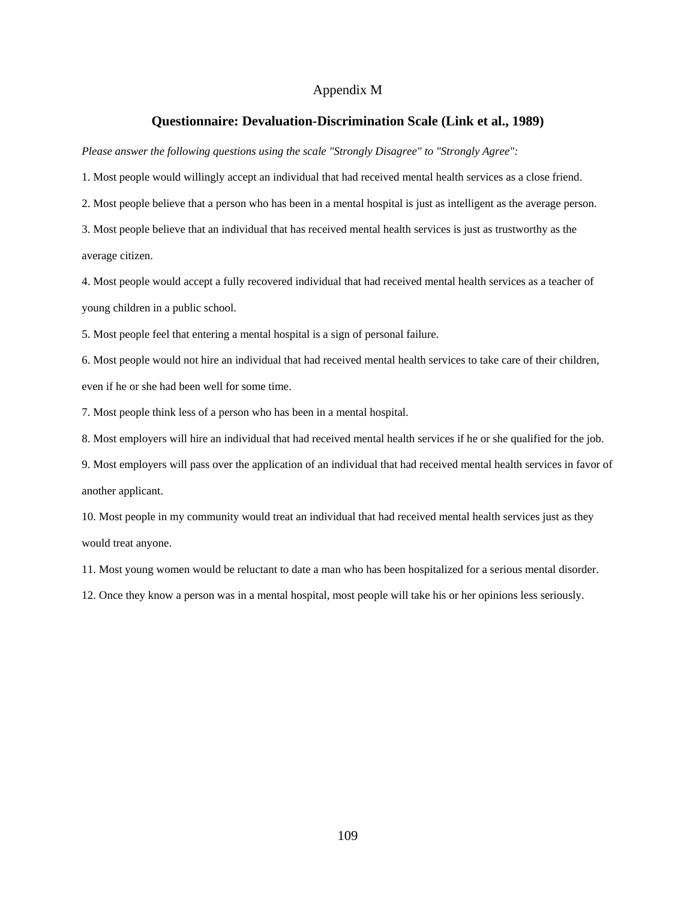Appendix M

## Questionnaire: Devaluation-Discrimination Scale (Link et al., 1989)

*Please answer the following questions using the scale "Strongly Disagree" to "Strongly Agree":*

1. Most people would willingly accept an individual that had received mental health services as a close friend.
2. Most people believe that a person who has been in a mental hospital is just as intelligent as the average person.
3. Most people believe that an individual that has received mental health services is just as trustworthy as the average citizen.
4. Most people would accept a fully recovered individual that had received mental health services as a teacher of young children in a public school.
5. Most people feel that entering a mental hospital is a sign of personal failure.
6. Most people would not hire an individual that had received mental health services to take care of their children, even if he or she had been well for some time.
7. Most people think less of a person who has been in a mental hospital.
8. Most employers will hire an individual that had received mental health services if he or she qualified for the job.
9. Most employers will pass over the application of an individual that had received mental health services in favor of another applicant.
10. Most people in my community would treat an individual that had received mental health services just as they would treat anyone.
11. Most young women would be reluctant to date a man who has been hospitalized for a serious mental disorder.
12. Once they know a person was in a mental hospital, most people will take his or her opinions less seriously.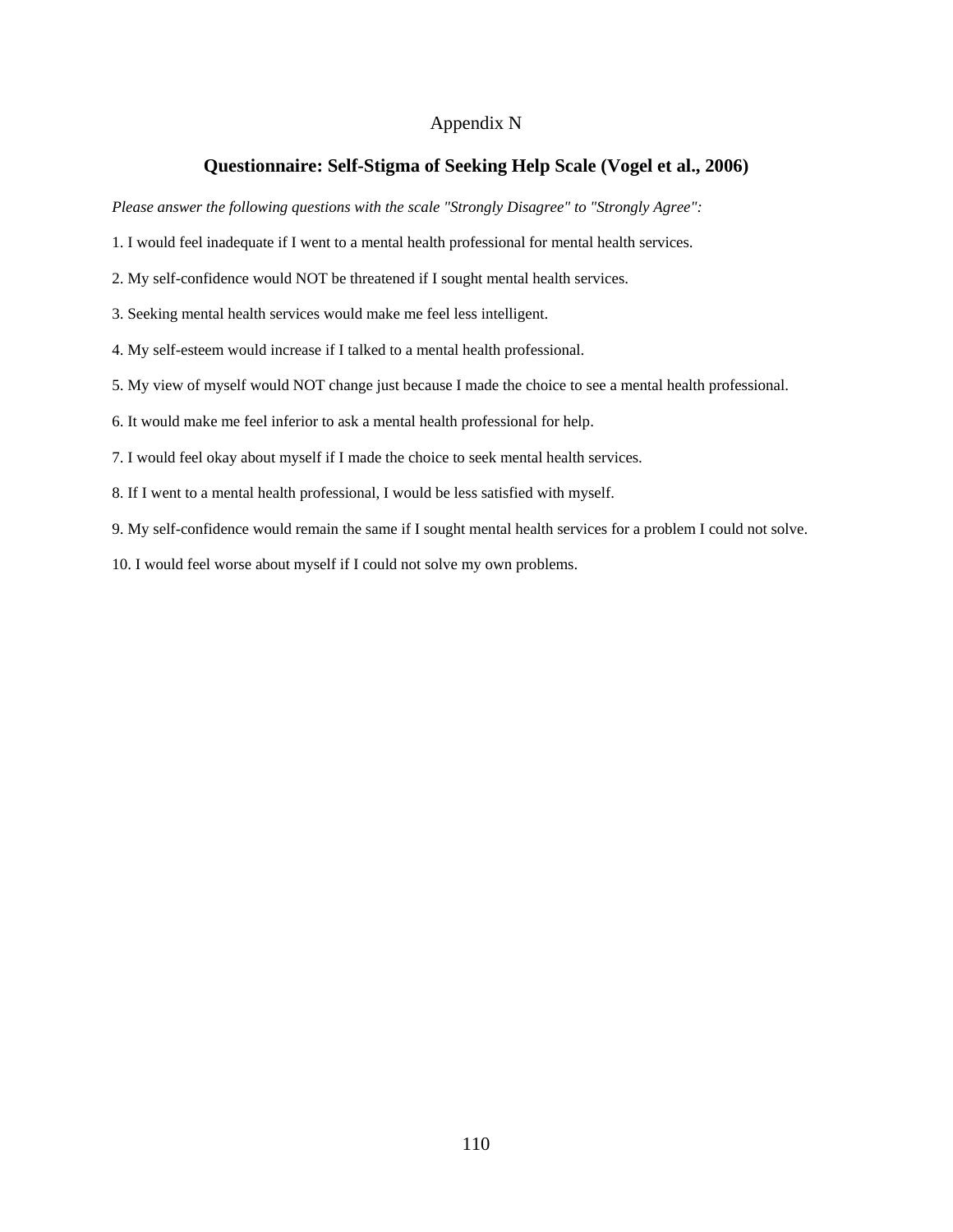# Appendix N

## Questionnaire: Self-Stigma of Seeking Help Scale (Vogel et al., 2006)

*Please answer the following questions with the scale "Strongly Disagree" to "Strongly Agree":*

1. I would feel inadequate if I went to a mental health professional for mental health services.

2. My self-confidence would NOT be threatened if I sought mental health services.

3. Seeking mental health services would make me feel less intelligent.

4. My self-esteem would increase if I talked to a mental health professional.

5. My view of myself would NOT change just because I made the choice to see a mental health professional.

6. It would make me feel inferior to ask a mental health professional for help.

7. I would feel okay about myself if I made the choice to seek mental health services.

8. If I went to a mental health professional, I would be less satisfied with myself.

9. My self-confidence would remain the same if I sought mental health services for a problem I could not solve.

10. I would feel worse about myself if I could not solve my own problems.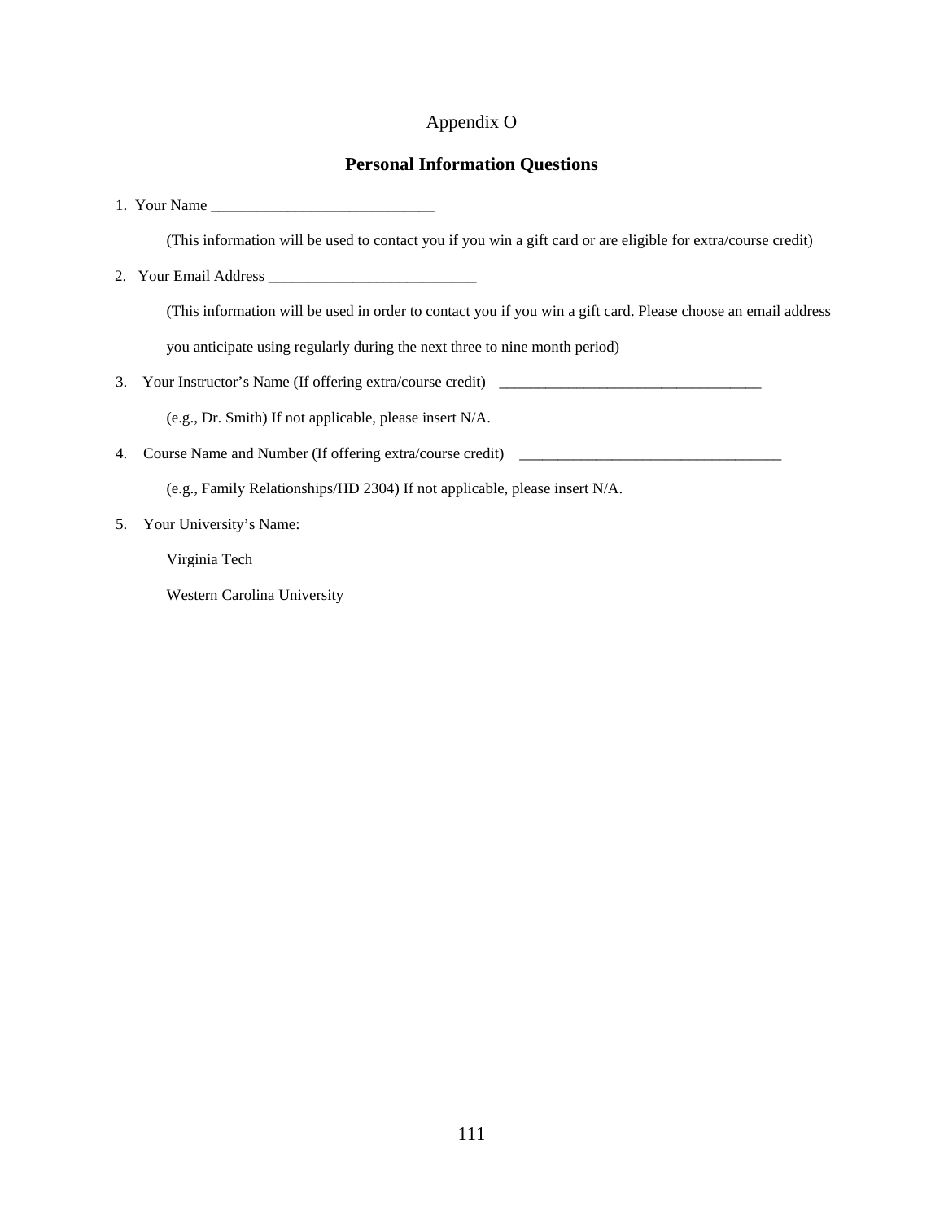Appendix O

## Personal Information Questions

1. Your Name _____________________________

   (This information will be used to contact you if you win a gift card or are eligible for extra/course credit)

2. Your Email Address ___________________________

   (This information will be used in order to contact you if you win a gift card. Please choose an email address you anticipate using regularly during the next three to nine month period)

3. Your Instructor's Name (If offering extra/course credit) ___________________________________

   (e.g., Dr. Smith) If not applicable, please insert N/A.

4. Course Name and Number (If offering extra/course credit) ___________________________________

   (e.g., Family Relationships/HD 2304) If not applicable, please insert N/A.

5. Your University's Name:

   Virginia Tech

   Western Carolina University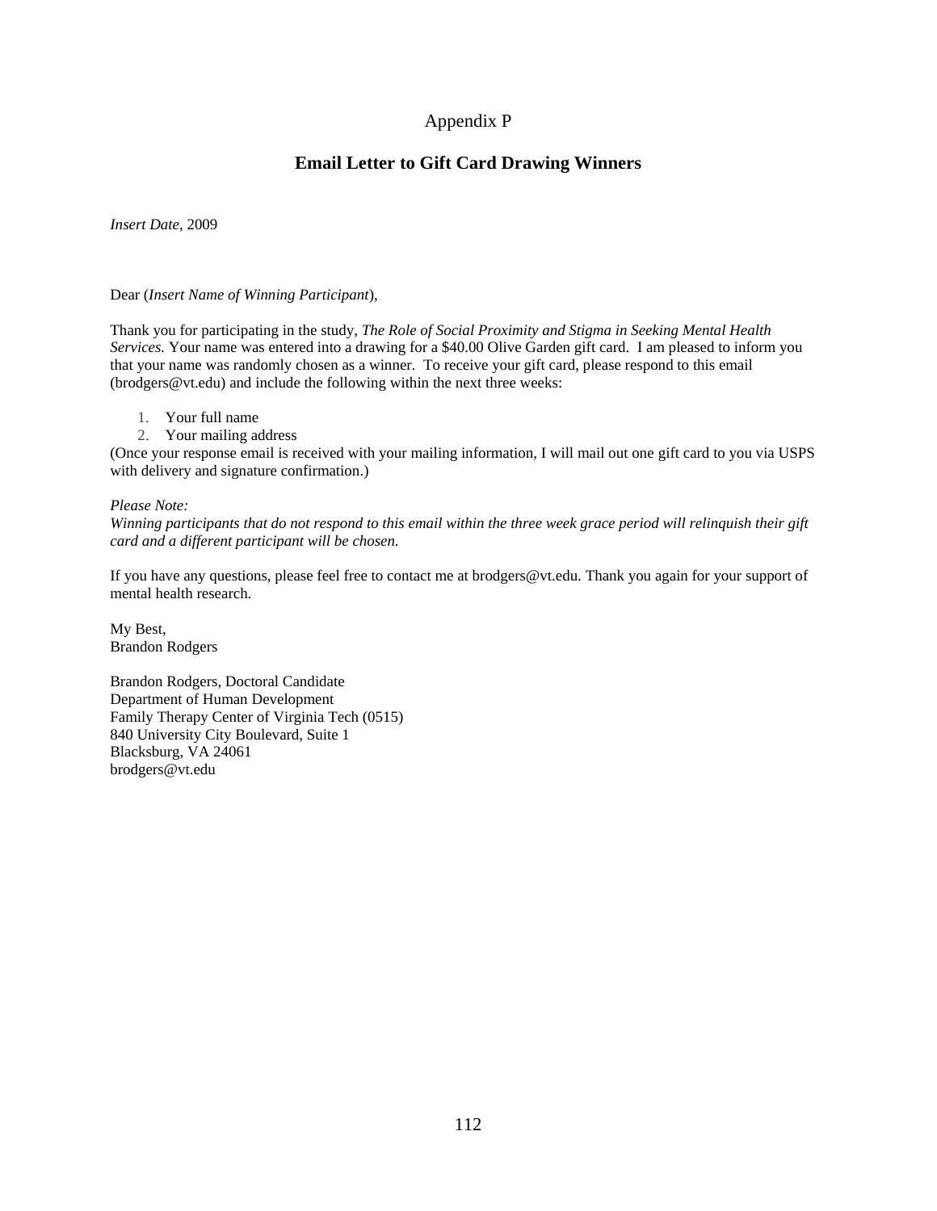Appendix P

## Email Letter to Gift Card Drawing Winners

*Insert Date*, 2009

Dear (*Insert Name of Winning Participant*),

Thank you for participating in the study, *The Role of Social Proximity and Stigma in Seeking Mental Health Services.* Your name was entered into a drawing for a $40.00 Olive Garden gift card. I am pleased to inform you that your name was randomly chosen as a winner. To receive your gift card, please respond to this email (brodgers@vt.edu) and include the following within the next three weeks:

1. Your full name
2. Your mailing address

(Once your response email is received with your mailing information, I will mail out one gift card to you via USPS with delivery and signature confirmation.)

*Please Note:*
*Winning participants that do not respond to this email within the three week grace period will relinquish their gift card and a different participant will be chosen.*

If you have any questions, please feel free to contact me at brodgers@vt.edu. Thank you again for your support of mental health research.

My Best,
Brandon Rodgers

Brandon Rodgers, Doctoral Candidate
Department of Human Development
Family Therapy Center of Virginia Tech (0515)
840 University City Boulevard, Suite 1
Blacksburg, VA 24061
brodgers@vt.edu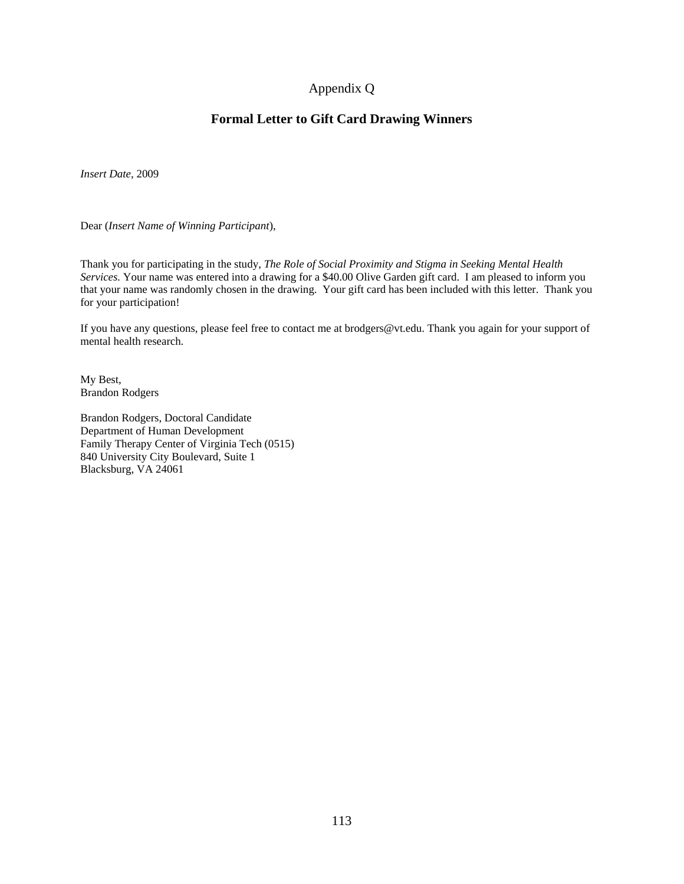Appendix Q

## Formal Letter to Gift Card Drawing Winners

*Insert Date*, 2009

Dear (*Insert Name of Winning Participant*),

Thank you for participating in the study, *The Role of Social Proximity and Stigma in Seeking Mental Health Services.* Your name was entered into a drawing for a $40.00 Olive Garden gift card. I am pleased to inform you that your name was randomly chosen in the drawing. Your gift card has been included with this letter. Thank you for your participation!

If you have any questions, please feel free to contact me at brodgers@vt.edu. Thank you again for your support of mental health research.

My Best,
Brandon Rodgers

Brandon Rodgers, Doctoral Candidate
Department of Human Development
Family Therapy Center of Virginia Tech (0515)
840 University City Boulevard, Suite 1
Blacksburg, VA 24061